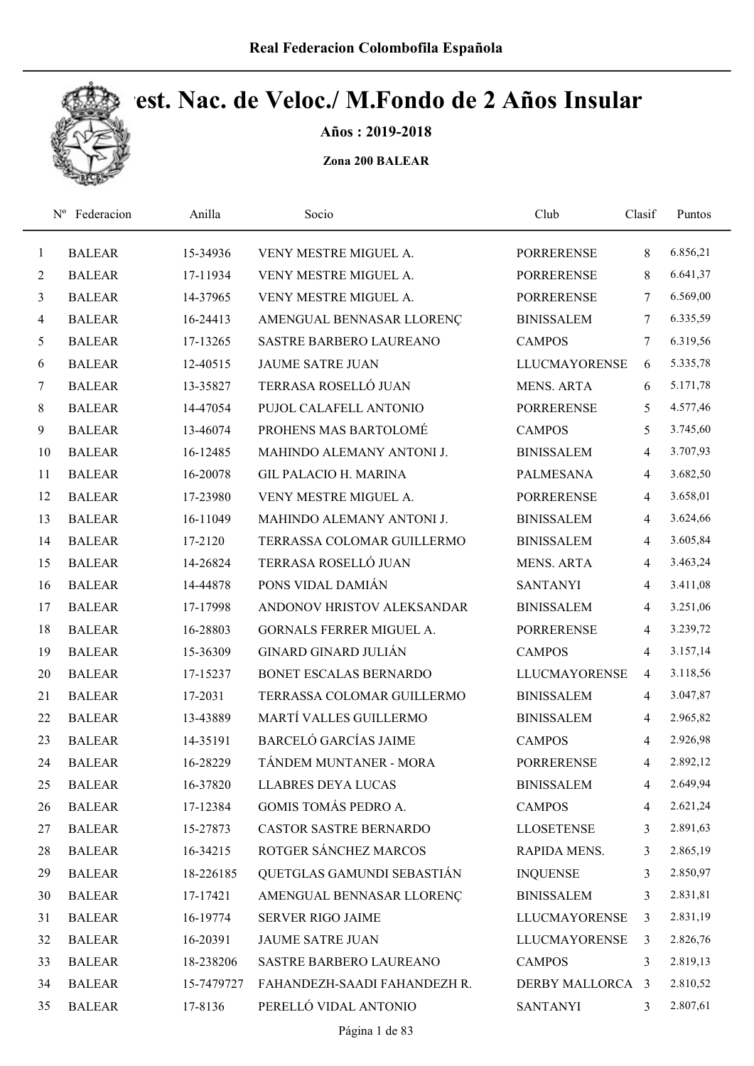Real Federacion Colombofila Española

# Camp. Nac. de Veloc./ M.Fondo de 2 Años Insular

**Años : 2019-2018**

**Zona 200 BALEAR**

| Nº | Federacion | Anilla | Socio | Club | Clasif | Puntos |
|---|---|---|---|---|---|---|
| 1 | BALEAR | 15-34936 | VENY MESTRE MIGUEL A. | PORRERENSE | 8 | 6.856,21 |
| 2 | BALEAR | 17-11934 | VENY MESTRE MIGUEL A. | PORRERENSE | 8 | 6.641,37 |
| 3 | BALEAR | 14-37965 | VENY MESTRE MIGUEL A. | PORRERENSE | 7 | 6.569,00 |
| 4 | BALEAR | 16-24413 | AMENGUAL BENNASAR LLORENÇ | BINISSALEM | 7 | 6.335,59 |
| 5 | BALEAR | 17-13265 | SASTRE BARBERO LAUREANO | CAMPOS | 7 | 6.319,56 |
| 6 | BALEAR | 12-40515 | JAUME SATRE JUAN | LLUCMAYORENSE | 6 | 5.335,78 |
| 7 | BALEAR | 13-35827 | TERRASA ROSELLÓ JUAN | MENS. ARTA | 6 | 5.171,78 |
| 8 | BALEAR | 14-47054 | PUJOL CALAFELL ANTONIO | PORRERENSE | 5 | 4.577,46 |
| 9 | BALEAR | 13-46074 | PROHENS MAS BARTOLOMÉ | CAMPOS | 5 | 3.745,60 |
| 10 | BALEAR | 16-12485 | MAHINDO ALEMANY ANTONI J. | BINISSALEM | 4 | 3.707,93 |
| 11 | BALEAR | 16-20078 | GIL PALACIO H. MARINA | PALMESANA | 4 | 3.682,50 |
| 12 | BALEAR | 17-23980 | VENY MESTRE MIGUEL A. | PORRERENSE | 4 | 3.658,01 |
| 13 | BALEAR | 16-11049 | MAHINDO ALEMANY ANTONI J. | BINISSALEM | 4 | 3.624,66 |
| 14 | BALEAR | 17-2120 | TERRASSA COLOMAR GUILLERMO | BINISSALEM | 4 | 3.605,84 |
| 15 | BALEAR | 14-26824 | TERRASA ROSELLÓ JUAN | MENS. ARTA | 4 | 3.463,24 |
| 16 | BALEAR | 14-44878 | PONS VIDAL DAMIÁN | SANTANYI | 4 | 3.411,08 |
| 17 | BALEAR | 17-17998 | ANDONOV HRISTOV ALEKSANDAR | BINISSALEM | 4 | 3.251,06 |
| 18 | BALEAR | 16-28803 | GORNALS FERRER MIGUEL A. | PORRERENSE | 4 | 3.239,72 |
| 19 | BALEAR | 15-36309 | GINARD GINARD JULIÁN | CAMPOS | 4 | 3.157,14 |
| 20 | BALEAR | 17-15237 | BONET ESCALAS BERNARDO | LLUCMAYORENSE | 4 | 3.118,56 |
| 21 | BALEAR | 17-2031 | TERRASSA COLOMAR GUILLERMO | BINISSALEM | 4 | 3.047,87 |
| 22 | BALEAR | 13-43889 | MARTÍ VALLES GUILLERMO | BINISSALEM | 4 | 2.965,82 |
| 23 | BALEAR | 14-35191 | BARCELÓ GARCÍAS JAIME | CAMPOS | 4 | 2.926,98 |
| 24 | BALEAR | 16-28229 | TÁNDEM MUNTANER - MORA | PORRERENSE | 4 | 2.892,12 |
| 25 | BALEAR | 16-37820 | LLABRES DEYA LUCAS | BINISSALEM | 4 | 2.649,94 |
| 26 | BALEAR | 17-12384 | GOMIS TOMÁS PEDRO A. | CAMPOS | 4 | 2.621,24 |
| 27 | BALEAR | 15-27873 | CASTOR SASTRE BERNARDO | LLOSETENSE | 3 | 2.891,63 |
| 28 | BALEAR | 16-34215 | ROTGER SÁNCHEZ MARCOS | RAPIDA MENS. | 3 | 2.865,19 |
| 29 | BALEAR | 18-226185 | QUETGLAS GAMUNDI SEBASTIÁN | INQUENSE | 3 | 2.850,97 |
| 30 | BALEAR | 17-17421 | AMENGUAL BENNASAR LLORENÇ | BINISSALEM | 3 | 2.831,81 |
| 31 | BALEAR | 16-19774 | SERVER RIGO JAIME | LLUCMAYORENSE | 3 | 2.831,19 |
| 32 | BALEAR | 16-20391 | JAUME SATRE JUAN | LLUCMAYORENSE | 3 | 2.826,76 |
| 33 | BALEAR | 18-238206 | SASTRE BARBERO LAUREANO | CAMPOS | 3 | 2.819,13 |
| 34 | BALEAR | 15-7479727 | FAHANDEZH-SAADI FAHANDEZH R. | DERBY MALLORCA | 3 | 2.810,52 |
| 35 | BALEAR | 17-8136 | PERELLÓ VIDAL ANTONIO | SANTANYI | 3 | 2.807,61 |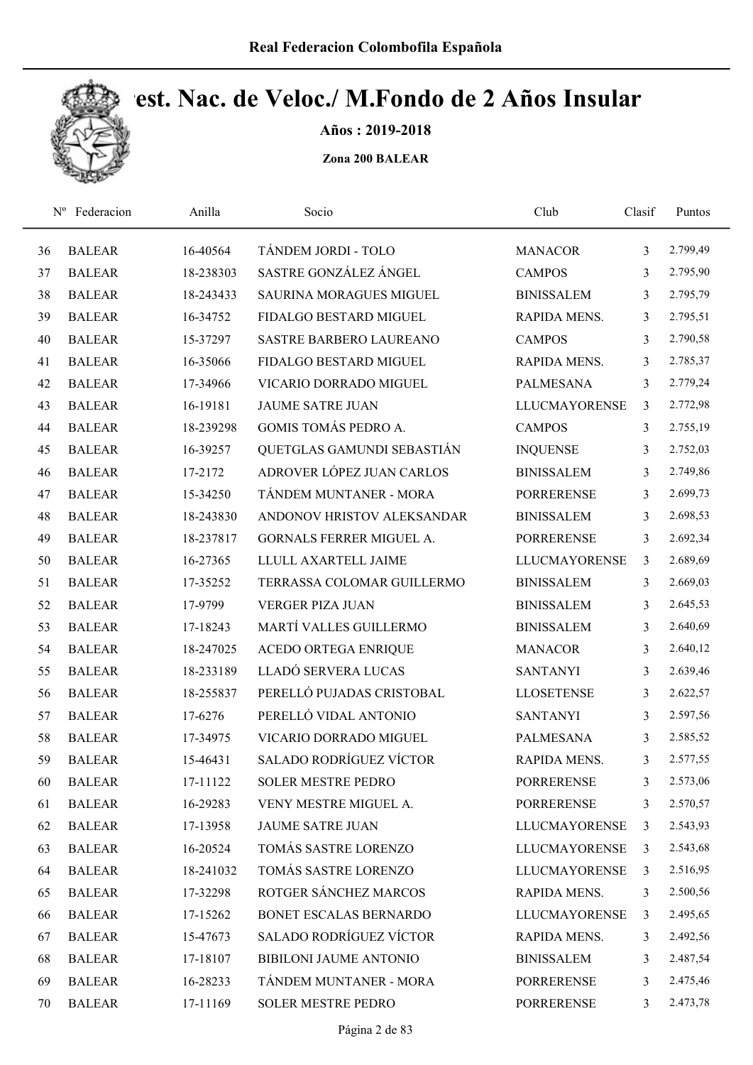# Real Federacion Colombofila Española

## Cest. Nac. de Veloc./ M.Fondo de 2 Años Insular

**Años : 2019-2018**

**Zona 200 BALEAR**

| Nº | Federacion | Anilla | Socio | Club | Clasif | Puntos |
|---|---|---|---|---|---|---|
| 36 | BALEAR | 16-40564 | TÁNDEM JORDI - TOLO | MANACOR | 3 | 2.799,49 |
| 37 | BALEAR | 18-238303 | SASTRE GONZÁLEZ ÁNGEL | CAMPOS | 3 | 2.795,90 |
| 38 | BALEAR | 18-243433 | SAURINA MORAGUES MIGUEL | BINISSALEM | 3 | 2.795,79 |
| 39 | BALEAR | 16-34752 | FIDALGO BESTARD MIGUEL | RAPIDA MENS. | 3 | 2.795,51 |
| 40 | BALEAR | 15-37297 | SASTRE BARBERO LAUREANO | CAMPOS | 3 | 2.790,58 |
| 41 | BALEAR | 16-35066 | FIDALGO BESTARD MIGUEL | RAPIDA MENS. | 3 | 2.785,37 |
| 42 | BALEAR | 17-34966 | VICARIO DORRADO MIGUEL | PALMESANA | 3 | 2.779,24 |
| 43 | BALEAR | 16-19181 | JAUME SATRE JUAN | LLUCMAYORENSE | 3 | 2.772,98 |
| 44 | BALEAR | 18-239298 | GOMIS TOMÁS PEDRO A. | CAMPOS | 3 | 2.755,19 |
| 45 | BALEAR | 16-39257 | QUETGLAS GAMUNDI SEBASTIÁN | INQUENSE | 3 | 2.752,03 |
| 46 | BALEAR | 17-2172 | ADROVER LÓPEZ JUAN CARLOS | BINISSALEM | 3 | 2.749,86 |
| 47 | BALEAR | 15-34250 | TÁNDEM MUNTANER - MORA | PORRERENSE | 3 | 2.699,73 |
| 48 | BALEAR | 18-243830 | ANDONOV HRISTOV ALEKSANDAR | BINISSALEM | 3 | 2.698,53 |
| 49 | BALEAR | 18-237817 | GORNALS FERRER MIGUEL A. | PORRERENSE | 3 | 2.692,34 |
| 50 | BALEAR | 16-27365 | LLULL AXARTELL JAIME | LLUCMAYORENSE | 3 | 2.689,69 |
| 51 | BALEAR | 17-35252 | TERRASSA COLOMAR GUILLERMO | BINISSALEM | 3 | 2.669,03 |
| 52 | BALEAR | 17-9799 | VERGER PIZA JUAN | BINISSALEM | 3 | 2.645,53 |
| 53 | BALEAR | 17-18243 | MARTÍ VALLES GUILLERMO | BINISSALEM | 3 | 2.640,69 |
| 54 | BALEAR | 18-247025 | ACEDO ORTEGA ENRIQUE | MANACOR | 3 | 2.640,12 |
| 55 | BALEAR | 18-233189 | LLADÓ SERVERA LUCAS | SANTANYI | 3 | 2.639,46 |
| 56 | BALEAR | 18-255837 | PERELLÓ PUJADAS CRISTOBAL | LLOSETENSE | 3 | 2.622,57 |
| 57 | BALEAR | 17-6276 | PERELLÓ VIDAL ANTONIO | SANTANYI | 3 | 2.597,56 |
| 58 | BALEAR | 17-34975 | VICARIO DORRADO MIGUEL | PALMESANA | 3 | 2.585,52 |
| 59 | BALEAR | 15-46431 | SALADO RODRÍGUEZ VÍCTOR | RAPIDA MENS. | 3 | 2.577,55 |
| 60 | BALEAR | 17-11122 | SOLER MESTRE PEDRO | PORRERENSE | 3 | 2.573,06 |
| 61 | BALEAR | 16-29283 | VENY MESTRE MIGUEL A. | PORRERENSE | 3 | 2.570,57 |
| 62 | BALEAR | 17-13958 | JAUME SATRE JUAN | LLUCMAYORENSE | 3 | 2.543,93 |
| 63 | BALEAR | 16-20524 | TOMÁS SASTRE LORENZO | LLUCMAYORENSE | 3 | 2.543,68 |
| 64 | BALEAR | 18-241032 | TOMÁS SASTRE LORENZO | LLUCMAYORENSE | 3 | 2.516,95 |
| 65 | BALEAR | 17-32298 | ROTGER SÁNCHEZ MARCOS | RAPIDA MENS. | 3 | 2.500,56 |
| 66 | BALEAR | 17-15262 | BONET ESCALAS BERNARDO | LLUCMAYORENSE | 3 | 2.495,65 |
| 67 | BALEAR | 15-47673 | SALADO RODRÍGUEZ VÍCTOR | RAPIDA MENS. | 3 | 2.492,56 |
| 68 | BALEAR | 17-18107 | BIBILONI JAUME ANTONIO | BINISSALEM | 3 | 2.487,54 |
| 69 | BALEAR | 16-28233 | TÁNDEM MUNTANER - MORA | PORRERENSE | 3 | 2.475,46 |
| 70 | BALEAR | 17-11169 | SOLER MESTRE PEDRO | PORRERENSE | 3 | 2.473,78 |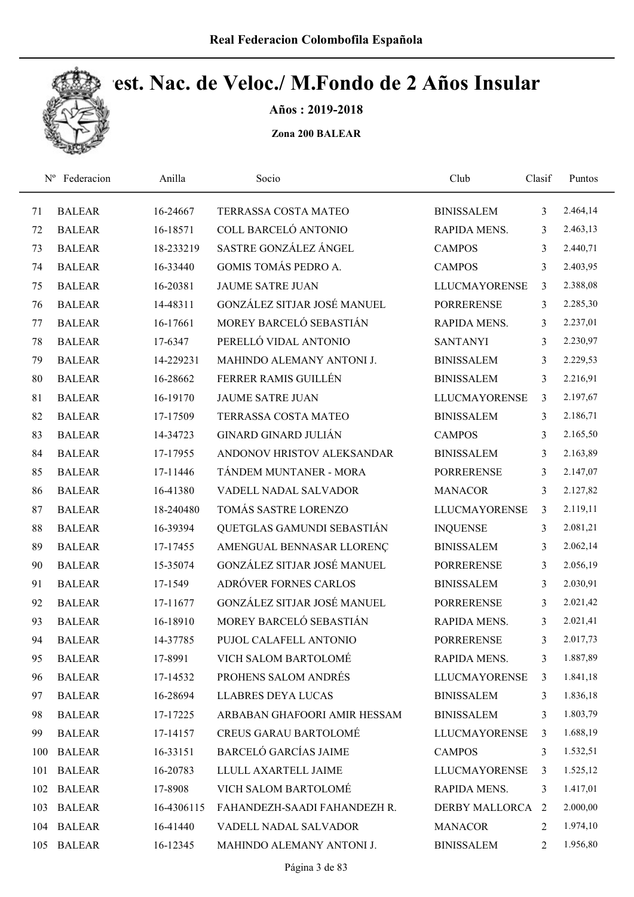# Cest. Nac. de Veloc./ M.Fondo de 2 Años Insular

**Años : 2019-2018**

**Zona 200 BALEAR**

| Nº | Federacion | Anilla | Socio | Club | Clasif | Puntos |
|---|---|---|---|---|---|---|
| 71 | BALEAR | 16-24667 | TERRASSA COSTA MATEO | BINISSALEM | 3 | 2.464,14 |
| 72 | BALEAR | 16-18571 | COLL BARCELÓ ANTONIO | RAPIDA MENS. | 3 | 2.463,13 |
| 73 | BALEAR | 18-233219 | SASTRE GONZÁLEZ ÁNGEL | CAMPOS | 3 | 2.440,71 |
| 74 | BALEAR | 16-33440 | GOMIS TOMÁS PEDRO A. | CAMPOS | 3 | 2.403,95 |
| 75 | BALEAR | 16-20381 | JAUME SATRE JUAN | LLUCMAYORENSE | 3 | 2.388,08 |
| 76 | BALEAR | 14-48311 | GONZÁLEZ SITJAR JOSÉ MANUEL | PORRERENSE | 3 | 2.285,30 |
| 77 | BALEAR | 16-17661 | MOREY BARCELÓ SEBASTIÁN | RAPIDA MENS. | 3 | 2.237,01 |
| 78 | BALEAR | 17-6347 | PERELLÓ VIDAL ANTONIO | SANTANYI | 3 | 2.230,97 |
| 79 | BALEAR | 14-229231 | MAHINDO ALEMANY ANTONI J. | BINISSALEM | 3 | 2.229,53 |
| 80 | BALEAR | 16-28662 | FERRER RAMIS GUILLÉN | BINISSALEM | 3 | 2.216,91 |
| 81 | BALEAR | 16-19170 | JAUME SATRE JUAN | LLUCMAYORENSE | 3 | 2.197,67 |
| 82 | BALEAR | 17-17509 | TERRASSA COSTA MATEO | BINISSALEM | 3 | 2.186,71 |
| 83 | BALEAR | 14-34723 | GINARD GINARD JULIÁN | CAMPOS | 3 | 2.165,50 |
| 84 | BALEAR | 17-17955 | ANDONOV HRISTOV ALEKSANDAR | BINISSALEM | 3 | 2.163,89 |
| 85 | BALEAR | 17-11446 | TÁNDEM MUNTANER - MORA | PORRERENSE | 3 | 2.147,07 |
| 86 | BALEAR | 16-41380 | VADELL NADAL SALVADOR | MANACOR | 3 | 2.127,82 |
| 87 | BALEAR | 18-240480 | TOMÁS SASTRE LORENZO | LLUCMAYORENSE | 3 | 2.119,11 |
| 88 | BALEAR | 16-39394 | QUETGLAS GAMUNDI SEBASTIÁN | INQUENSE | 3 | 2.081,21 |
| 89 | BALEAR | 17-17455 | AMENGUAL BENNASAR LLORENÇ | BINISSALEM | 3 | 2.062,14 |
| 90 | BALEAR | 15-35074 | GONZÁLEZ SITJAR JOSÉ MANUEL | PORRERENSE | 3 | 2.056,19 |
| 91 | BALEAR | 17-1549 | ADRÓVER FORNES CARLOS | BINISSALEM | 3 | 2.030,91 |
| 92 | BALEAR | 17-11677 | GONZÁLEZ SITJAR JOSÉ MANUEL | PORRERENSE | 3 | 2.021,42 |
| 93 | BALEAR | 16-18910 | MOREY BARCELÓ SEBASTIÁN | RAPIDA MENS. | 3 | 2.021,41 |
| 94 | BALEAR | 14-37785 | PUJOL CALAFELL ANTONIO | PORRERENSE | 3 | 2.017,73 |
| 95 | BALEAR | 17-8991 | VICH SALOM BARTOLOMÉ | RAPIDA MENS. | 3 | 1.887,89 |
| 96 | BALEAR | 17-14532 | PROHENS SALOM ANDRÉS | LLUCMAYORENSE | 3 | 1.841,18 |
| 97 | BALEAR | 16-28694 | LLABRES DEYA LUCAS | BINISSALEM | 3 | 1.836,18 |
| 98 | BALEAR | 17-17225 | ARBABAN GHAFOORI AMIR HESSAM | BINISSALEM | 3 | 1.803,79 |
| 99 | BALEAR | 17-14157 | CREUS GARAU BARTOLOMÉ | LLUCMAYORENSE | 3 | 1.688,19 |
| 100 | BALEAR | 16-33151 | BARCELÓ GARCÍAS JAIME | CAMPOS | 3 | 1.532,51 |
| 101 | BALEAR | 16-20783 | LLULL AXARTELL JAIME | LLUCMAYORENSE | 3 | 1.525,12 |
| 102 | BALEAR | 17-8908 | VICH SALOM BARTOLOMÉ | RAPIDA MENS. | 3 | 1.417,01 |
| 103 | BALEAR | 16-4306115 | FAHANDEZH-SAADI FAHANDEZH R. | DERBY MALLORCA | 2 | 2.000,00 |
| 104 | BALEAR | 16-41440 | VADELL NADAL SALVADOR | MANACOR | 2 | 1.974,10 |
| 105 | BALEAR | 16-12345 | MAHINDO ALEMANY ANTONI J. | BINISSALEM | 2 | 1.956,80 |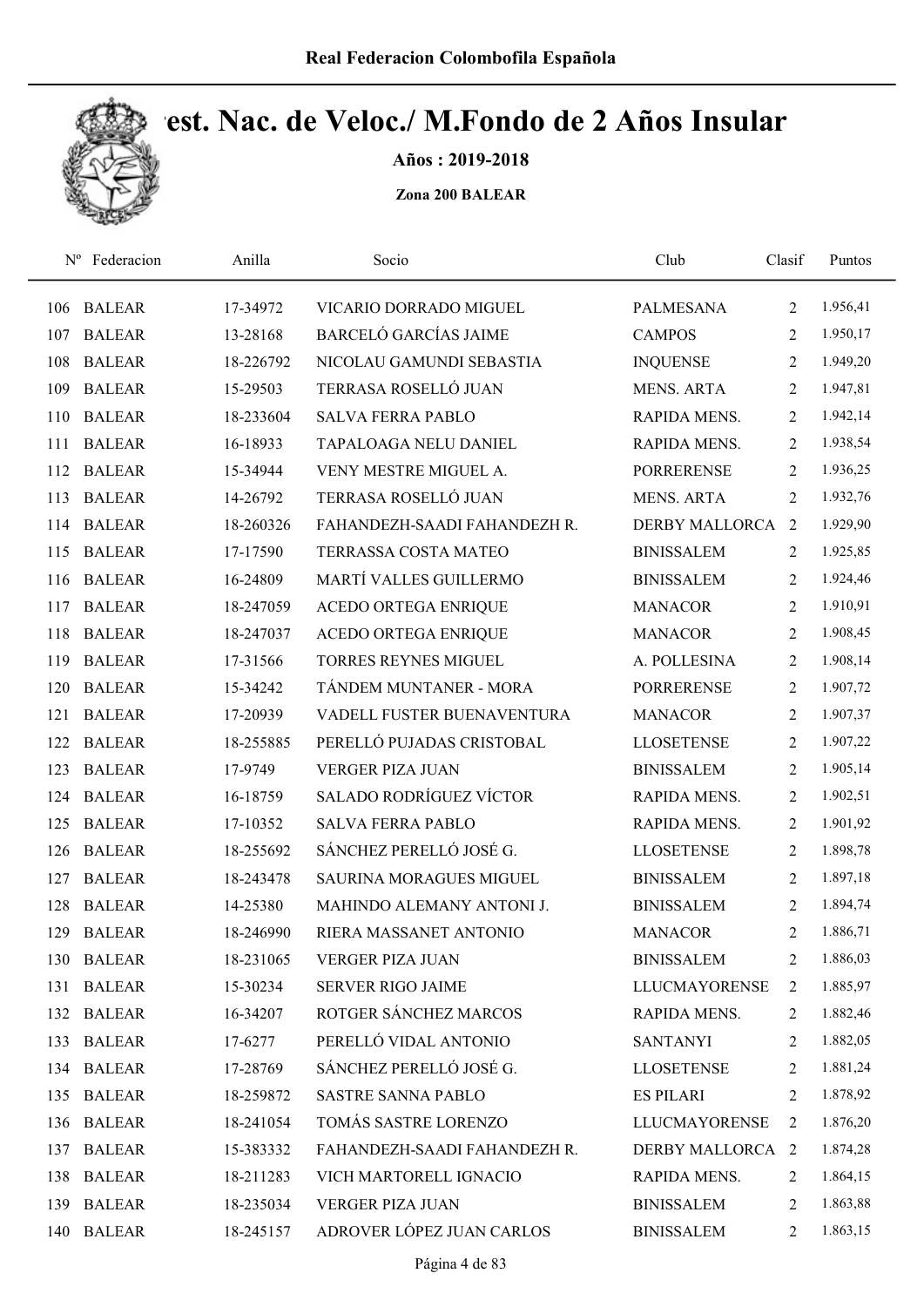# Real Federacion Colombofila Española

## Cest. Nac. de Veloc./ M.Fondo de 2 Años Insular

**Años : 2019-2018**

**Zona 200 BALEAR**

| Nº | Federacion | Anilla | Socio | Club | Clasif | Puntos |
|---|---|---|---|---|---|---|
| 106 | BALEAR | 17-34972 | VICARIO DORRADO MIGUEL | PALMESANA | 2 | 1.956,41 |
| 107 | BALEAR | 13-28168 | BARCELÓ GARCÍAS JAIME | CAMPOS | 2 | 1.950,17 |
| 108 | BALEAR | 18-226792 | NICOLAU GAMUNDI SEBASTIA | INQUENSE | 2 | 1.949,20 |
| 109 | BALEAR | 15-29503 | TERRASA ROSELLÓ JUAN | MENS. ARTA | 2 | 1.947,81 |
| 110 | BALEAR | 18-233604 | SALVA FERRA PABLO | RAPIDA MENS. | 2 | 1.942,14 |
| 111 | BALEAR | 16-18933 | TAPALOAGA NELU DANIEL | RAPIDA MENS. | 2 | 1.938,54 |
| 112 | BALEAR | 15-34944 | VENY MESTRE MIGUEL A. | PORRERENSE | 2 | 1.936,25 |
| 113 | BALEAR | 14-26792 | TERRASA ROSELLÓ JUAN | MENS. ARTA | 2 | 1.932,76 |
| 114 | BALEAR | 18-260326 | FAHANDEZH-SAADI FAHANDEZH R. | DERBY MALLORCA | 2 | 1.929,90 |
| 115 | BALEAR | 17-17590 | TERRASSA COSTA MATEO | BINISSALEM | 2 | 1.925,85 |
| 116 | BALEAR | 16-24809 | MARTÍ VALLES GUILLERMO | BINISSALEM | 2 | 1.924,46 |
| 117 | BALEAR | 18-247059 | ACEDO ORTEGA ENRIQUE | MANACOR | 2 | 1.910,91 |
| 118 | BALEAR | 18-247037 | ACEDO ORTEGA ENRIQUE | MANACOR | 2 | 1.908,45 |
| 119 | BALEAR | 17-31566 | TORRES REYNES MIGUEL | A. POLLESINA | 2 | 1.908,14 |
| 120 | BALEAR | 15-34242 | TÁNDEM MUNTANER - MORA | PORRERENSE | 2 | 1.907,72 |
| 121 | BALEAR | 17-20939 | VADELL FUSTER BUENAVENTURA | MANACOR | 2 | 1.907,37 |
| 122 | BALEAR | 18-255885 | PERELLÓ PUJADAS CRISTOBAL | LLOSETENSE | 2 | 1.907,22 |
| 123 | BALEAR | 17-9749 | VERGER PIZA JUAN | BINISSALEM | 2 | 1.905,14 |
| 124 | BALEAR | 16-18759 | SALADO RODRÍGUEZ VÍCTOR | RAPIDA MENS. | 2 | 1.902,51 |
| 125 | BALEAR | 17-10352 | SALVA FERRA PABLO | RAPIDA MENS. | 2 | 1.901,92 |
| 126 | BALEAR | 18-255692 | SÁNCHEZ PERELLÓ JOSÉ G. | LLOSETENSE | 2 | 1.898,78 |
| 127 | BALEAR | 18-243478 | SAURINA MORAGUES MIGUEL | BINISSALEM | 2 | 1.897,18 |
| 128 | BALEAR | 14-25380 | MAHINDO ALEMANY ANTONI J. | BINISSALEM | 2 | 1.894,74 |
| 129 | BALEAR | 18-246990 | RIERA MASSANET ANTONIO | MANACOR | 2 | 1.886,71 |
| 130 | BALEAR | 18-231065 | VERGER PIZA JUAN | BINISSALEM | 2 | 1.886,03 |
| 131 | BALEAR | 15-30234 | SERVER RIGO JAIME | LLUCMAYORENSE | 2 | 1.885,97 |
| 132 | BALEAR | 16-34207 | ROTGER SÁNCHEZ MARCOS | RAPIDA MENS. | 2 | 1.882,46 |
| 133 | BALEAR | 17-6277 | PERELLÓ VIDAL ANTONIO | SANTANYI | 2 | 1.882,05 |
| 134 | BALEAR | 17-28769 | SÁNCHEZ PERELLÓ JOSÉ G. | LLOSETENSE | 2 | 1.881,24 |
| 135 | BALEAR | 18-259872 | SASTRE SANNA PABLO | ES PILARI | 2 | 1.878,92 |
| 136 | BALEAR | 18-241054 | TOMÁS SASTRE LORENZO | LLUCMAYORENSE | 2 | 1.876,20 |
| 137 | BALEAR | 15-383332 | FAHANDEZH-SAADI FAHANDEZH R. | DERBY MALLORCA | 2 | 1.874,28 |
| 138 | BALEAR | 18-211283 | VICH MARTORELL IGNACIO | RAPIDA MENS. | 2 | 1.864,15 |
| 139 | BALEAR | 18-235034 | VERGER PIZA JUAN | BINISSALEM | 2 | 1.863,88 |
| 140 | BALEAR | 18-245157 | ADROVER LÓPEZ JUAN CARLOS | BINISSALEM | 2 | 1.863,15 |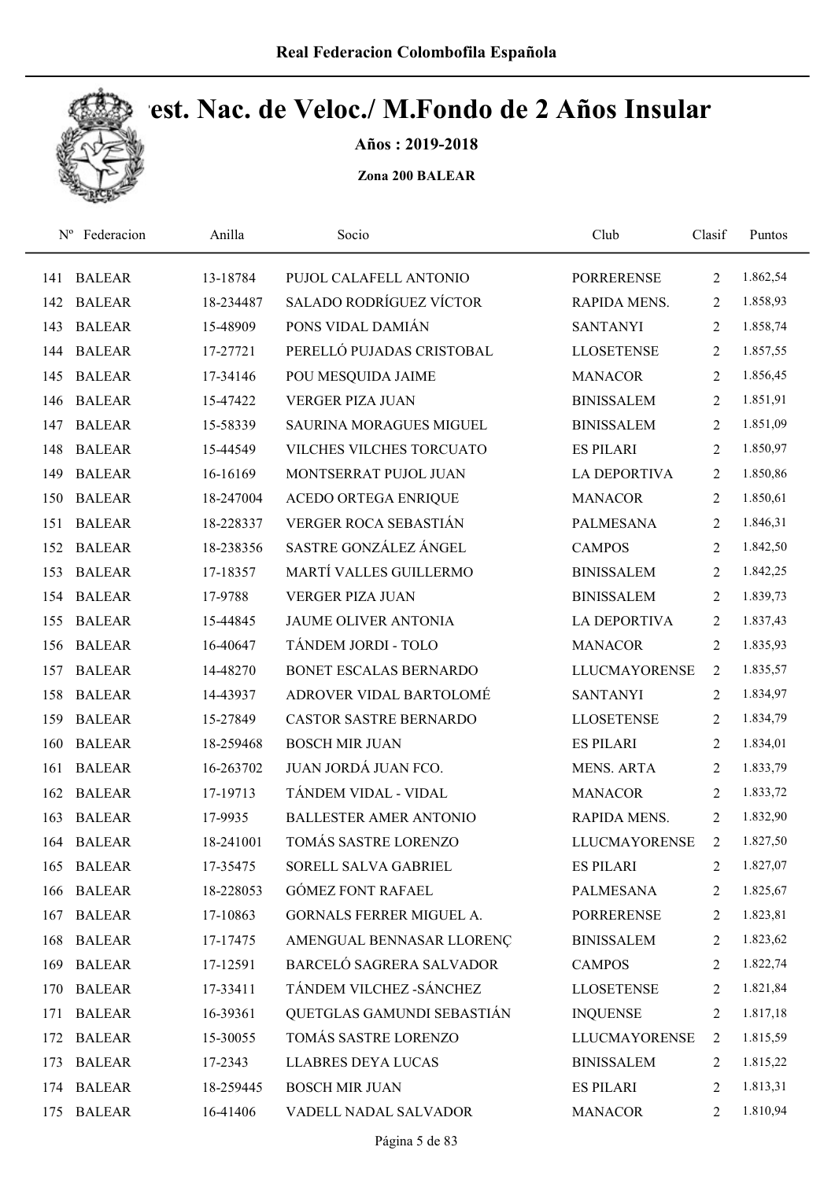Real Federacion Colombofila Española

# Camp. Nac. de Veloc./ M.Fondo de 2 Años Insular

**Años : 2019-2018**

**Zona 200 BALEAR**

| Nº | Federacion | Anilla | Socio | Club | Clasif | Puntos |
|---|---|---|---|---|---|---|
| 141 | BALEAR | 13-18784 | PUJOL CALAFELL ANTONIO | PORRERENSE | 2 | 1.862,54 |
| 142 | BALEAR | 18-234487 | SALADO RODRÍGUEZ VÍCTOR | RAPIDA MENS. | 2 | 1.858,93 |
| 143 | BALEAR | 15-48909 | PONS VIDAL DAMIÁN | SANTANYI | 2 | 1.858,74 |
| 144 | BALEAR | 17-27721 | PERELLÓ PUJADAS CRISTOBAL | LLOSETENSE | 2 | 1.857,55 |
| 145 | BALEAR | 17-34146 | POU MESQUIDA JAIME | MANACOR | 2 | 1.856,45 |
| 146 | BALEAR | 15-47422 | VERGER PIZA JUAN | BINISSALEM | 2 | 1.851,91 |
| 147 | BALEAR | 15-58339 | SAURINA MORAGUES MIGUEL | BINISSALEM | 2 | 1.851,09 |
| 148 | BALEAR | 15-44549 | VILCHES VILCHES TORCUATO | ES PILARI | 2 | 1.850,97 |
| 149 | BALEAR | 16-16169 | MONTSERRAT PUJOL JUAN | LA DEPORTIVA | 2 | 1.850,86 |
| 150 | BALEAR | 18-247004 | ACEDO ORTEGA ENRIQUE | MANACOR | 2 | 1.850,61 |
| 151 | BALEAR | 18-228337 | VERGER ROCA SEBASTIÁN | PALMESANA | 2 | 1.846,31 |
| 152 | BALEAR | 18-238356 | SASTRE GONZÁLEZ ÁNGEL | CAMPOS | 2 | 1.842,50 |
| 153 | BALEAR | 17-18357 | MARTÍ VALLES GUILLERMO | BINISSALEM | 2 | 1.842,25 |
| 154 | BALEAR | 17-9788 | VERGER PIZA JUAN | BINISSALEM | 2 | 1.839,73 |
| 155 | BALEAR | 15-44845 | JAUME OLIVER ANTONIA | LA DEPORTIVA | 2 | 1.837,43 |
| 156 | BALEAR | 16-40647 | TÁNDEM JORDI - TOLO | MANACOR | 2 | 1.835,93 |
| 157 | BALEAR | 14-48270 | BONET ESCALAS BERNARDO | LLUCMAYORENSE | 2 | 1.835,57 |
| 158 | BALEAR | 14-43937 | ADROVER VIDAL BARTOLOMÉ | SANTANYI | 2 | 1.834,97 |
| 159 | BALEAR | 15-27849 | CASTOR SASTRE BERNARDO | LLOSETENSE | 2 | 1.834,79 |
| 160 | BALEAR | 18-259468 | BOSCH MIR JUAN | ES PILARI | 2 | 1.834,01 |
| 161 | BALEAR | 16-263702 | JUAN JORDÁ JUAN FCO. | MENS. ARTA | 2 | 1.833,79 |
| 162 | BALEAR | 17-19713 | TÁNDEM VIDAL - VIDAL | MANACOR | 2 | 1.833,72 |
| 163 | BALEAR | 17-9935 | BALLESTER AMER ANTONIO | RAPIDA MENS. | 2 | 1.832,90 |
| 164 | BALEAR | 18-241001 | TOMÁS SASTRE LORENZO | LLUCMAYORENSE | 2 | 1.827,50 |
| 165 | BALEAR | 17-35475 | SORELL SALVA GABRIEL | ES PILARI | 2 | 1.827,07 |
| 166 | BALEAR | 18-228053 | GÓMEZ FONT RAFAEL | PALMESANA | 2 | 1.825,67 |
| 167 | BALEAR | 17-10863 | GORNALS FERRER MIGUEL A. | PORRERENSE | 2 | 1.823,81 |
| 168 | BALEAR | 17-17475 | AMENGUAL BENNASAR LLORENÇ | BINISSALEM | 2 | 1.823,62 |
| 169 | BALEAR | 17-12591 | BARCELÓ SAGRERA SALVADOR | CAMPOS | 2 | 1.822,74 |
| 170 | BALEAR | 17-33411 | TÁNDEM VILCHEZ -SÁNCHEZ | LLOSETENSE | 2 | 1.821,84 |
| 171 | BALEAR | 16-39361 | QUETGLAS GAMUNDI SEBASTIÁN | INQUENSE | 2 | 1.817,18 |
| 172 | BALEAR | 15-30055 | TOMÁS SASTRE LORENZO | LLUCMAYORENSE | 2 | 1.815,59 |
| 173 | BALEAR | 17-2343 | LLABRES DEYA LUCAS | BINISSALEM | 2 | 1.815,22 |
| 174 | BALEAR | 18-259445 | BOSCH MIR JUAN | ES PILARI | 2 | 1.813,31 |
| 175 | BALEAR | 16-41406 | VADELL NADAL SALVADOR | MANACOR | 2 | 1.810,94 |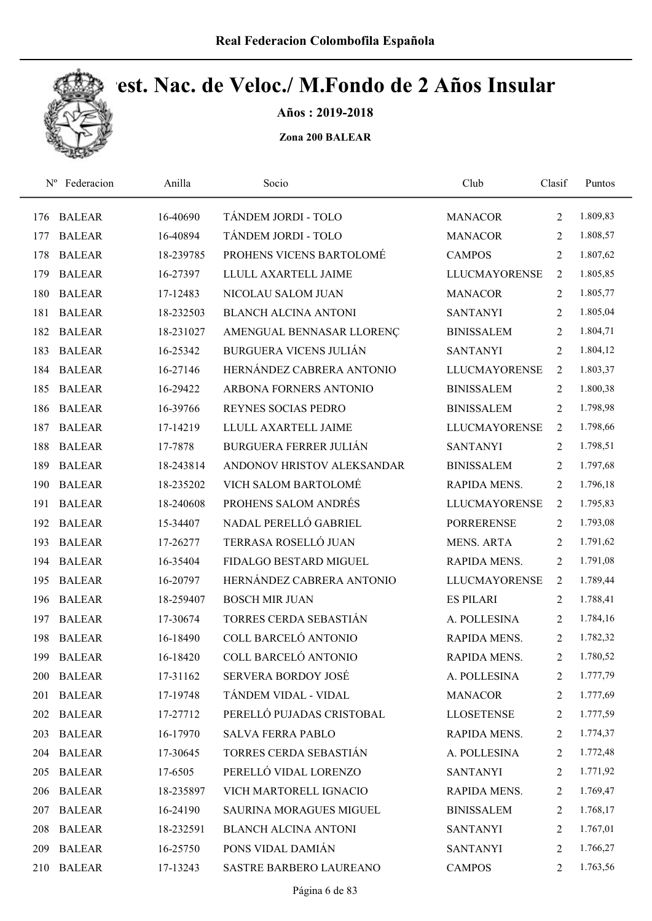Real Federacion Colombofila Española

# Cest. Nac. de Veloc./ M.Fondo de 2 Años Insular

**Años : 2019-2018**

**Zona 200 BALEAR**

| Nº | Federacion | Anilla | Socio | Club | Clasif | Puntos |
|---|---|---|---|---|---|---|
| 176 | BALEAR | 16-40690 | TÁNDEM JORDI - TOLO | MANACOR | 2 | 1.809,83 |
| 177 | BALEAR | 16-40894 | TÁNDEM JORDI - TOLO | MANACOR | 2 | 1.808,57 |
| 178 | BALEAR | 18-239785 | PROHENS VICENS BARTOLOMÉ | CAMPOS | 2 | 1.807,62 |
| 179 | BALEAR | 16-27397 | LLULL AXARTELL JAIME | LLUCMAYORENSE | 2 | 1.805,85 |
| 180 | BALEAR | 17-12483 | NICOLAU SALOM JUAN | MANACOR | 2 | 1.805,77 |
| 181 | BALEAR | 18-232503 | BLANCH ALCINA ANTONI | SANTANYI | 2 | 1.805,04 |
| 182 | BALEAR | 18-231027 | AMENGUAL BENNASAR LLORENÇ | BINISSALEM | 2 | 1.804,71 |
| 183 | BALEAR | 16-25342 | BURGUERA VICENS JULIÁN | SANTANYI | 2 | 1.804,12 |
| 184 | BALEAR | 16-27146 | HERNÁNDEZ CABRERA ANTONIO | LLUCMAYORENSE | 2 | 1.803,37 |
| 185 | BALEAR | 16-29422 | ARBONA FORNERS ANTONIO | BINISSALEM | 2 | 1.800,38 |
| 186 | BALEAR | 16-39766 | REYNES SOCIAS PEDRO | BINISSALEM | 2 | 1.798,98 |
| 187 | BALEAR | 17-14219 | LLULL AXARTELL JAIME | LLUCMAYORENSE | 2 | 1.798,66 |
| 188 | BALEAR | 17-7878 | BURGUERA FERRER JULIÁN | SANTANYI | 2 | 1.798,51 |
| 189 | BALEAR | 18-243814 | ANDONOV HRISTOV ALEKSANDAR | BINISSALEM | 2 | 1.797,68 |
| 190 | BALEAR | 18-235202 | VICH SALOM BARTOLOMÉ | RAPIDA MENS. | 2 | 1.796,18 |
| 191 | BALEAR | 18-240608 | PROHENS SALOM ANDRÉS | LLUCMAYORENSE | 2 | 1.795,83 |
| 192 | BALEAR | 15-34407 | NADAL PERELLÓ GABRIEL | PORRERENSE | 2 | 1.793,08 |
| 193 | BALEAR | 17-26277 | TERRASA ROSELLÓ JUAN | MENS. ARTA | 2 | 1.791,62 |
| 194 | BALEAR | 16-35404 | FIDALGO BESTARD MIGUEL | RAPIDA MENS. | 2 | 1.791,08 |
| 195 | BALEAR | 16-20797 | HERNÁNDEZ CABRERA ANTONIO | LLUCMAYORENSE | 2 | 1.789,44 |
| 196 | BALEAR | 18-259407 | BOSCH MIR JUAN | ES PILARI | 2 | 1.788,41 |
| 197 | BALEAR | 17-30674 | TORRES CERDA SEBASTIÁN | A. POLLESINA | 2 | 1.784,16 |
| 198 | BALEAR | 16-18490 | COLL BARCELÓ ANTONIO | RAPIDA MENS. | 2 | 1.782,32 |
| 199 | BALEAR | 16-18420 | COLL BARCELÓ ANTONIO | RAPIDA MENS. | 2 | 1.780,52 |
| 200 | BALEAR | 17-31162 | SERVERA BORDOY JOSÉ | A. POLLESINA | 2 | 1.777,79 |
| 201 | BALEAR | 17-19748 | TÁNDEM VIDAL - VIDAL | MANACOR | 2 | 1.777,69 |
| 202 | BALEAR | 17-27712 | PERELLÓ PUJADAS CRISTOBAL | LLOSETENSE | 2 | 1.777,59 |
| 203 | BALEAR | 16-17970 | SALVA FERRA PABLO | RAPIDA MENS. | 2 | 1.774,37 |
| 204 | BALEAR | 17-30645 | TORRES CERDA SEBASTIÁN | A. POLLESINA | 2 | 1.772,48 |
| 205 | BALEAR | 17-6505 | PERELLÓ VIDAL LORENZO | SANTANYI | 2 | 1.771,92 |
| 206 | BALEAR | 18-235897 | VICH MARTORELL IGNACIO | RAPIDA MENS. | 2 | 1.769,47 |
| 207 | BALEAR | 16-24190 | SAURINA MORAGUES MIGUEL | BINISSALEM | 2 | 1.768,17 |
| 208 | BALEAR | 18-232591 | BLANCH ALCINA ANTONI | SANTANYI | 2 | 1.767,01 |
| 209 | BALEAR | 16-25750 | PONS VIDAL DAMIÁN | SANTANYI | 2 | 1.766,27 |
| 210 | BALEAR | 17-13243 | SASTRE BARBERO LAUREANO | CAMPOS | 2 | 1.763,56 |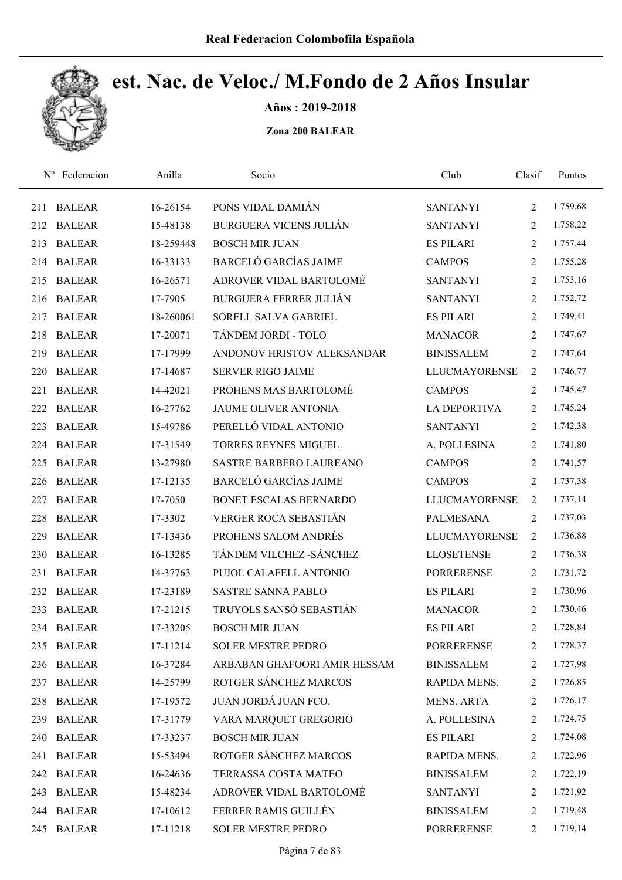Real Federacion Colombofila Española

# Cest. Nac. de Veloc./ M.Fondo de 2 Años Insular

**Años : 2019-2018**

**Zona 200 BALEAR**

| Nº | Federacion | Anilla | Socio | Club | Clasif | Puntos |
|---|---|---|---|---|---|---|
| 211 | BALEAR | 16-26154 | PONS VIDAL DAMIÁN | SANTANYI | 2 | 1.759,68 |
| 212 | BALEAR | 15-48138 | BURGUERA VICENS JULIÁN | SANTANYI | 2 | 1.758,22 |
| 213 | BALEAR | 18-259448 | BOSCH MIR JUAN | ES PILARI | 2 | 1.757,44 |
| 214 | BALEAR | 16-33133 | BARCELÓ GARCÍAS JAIME | CAMPOS | 2 | 1.755,28 |
| 215 | BALEAR | 16-26571 | ADROVER VIDAL BARTOLOMÉ | SANTANYI | 2 | 1.753,16 |
| 216 | BALEAR | 17-7905 | BURGUERA FERRER JULIÁN | SANTANYI | 2 | 1.752,72 |
| 217 | BALEAR | 18-260061 | SORELL SALVA GABRIEL | ES PILARI | 2 | 1.749,41 |
| 218 | BALEAR | 17-20071 | TÁNDEM JORDI - TOLO | MANACOR | 2 | 1.747,67 |
| 219 | BALEAR | 17-17999 | ANDONOV HRISTOV ALEKSANDAR | BINISSALEM | 2 | 1.747,64 |
| 220 | BALEAR | 17-14687 | SERVER RIGO JAIME | LLUCMAYORENSE | 2 | 1.746,77 |
| 221 | BALEAR | 14-42021 | PROHENS MAS BARTOLOMÉ | CAMPOS | 2 | 1.745,47 |
| 222 | BALEAR | 16-27762 | JAUME OLIVER ANTONIA | LA DEPORTIVA | 2 | 1.745,24 |
| 223 | BALEAR | 15-49786 | PERELLÓ VIDAL ANTONIO | SANTANYI | 2 | 1.742,38 |
| 224 | BALEAR | 17-31549 | TORRES REYNES MIGUEL | A. POLLESINA | 2 | 1.741,80 |
| 225 | BALEAR | 13-27980 | SASTRE BARBERO LAUREANO | CAMPOS | 2 | 1.741,57 |
| 226 | BALEAR | 17-12135 | BARCELÓ GARCÍAS JAIME | CAMPOS | 2 | 1.737,38 |
| 227 | BALEAR | 17-7050 | BONET ESCALAS BERNARDO | LLUCMAYORENSE | 2 | 1.737,14 |
| 228 | BALEAR | 17-3302 | VERGER ROCA SEBASTIÁN | PALMESANA | 2 | 1.737,03 |
| 229 | BALEAR | 17-13436 | PROHENS SALOM ANDRÉS | LLUCMAYORENSE | 2 | 1.736,88 |
| 230 | BALEAR | 16-13285 | TÁNDEM VILCHEZ -SÁNCHEZ | LLOSETENSE | 2 | 1.736,38 |
| 231 | BALEAR | 14-37763 | PUJOL CALAFELL ANTONIO | PORRERENSE | 2 | 1.731,72 |
| 232 | BALEAR | 17-23189 | SASTRE SANNA PABLO | ES PILARI | 2 | 1.730,96 |
| 233 | BALEAR | 17-21215 | TRUYOLS SANSÓ SEBASTIÁN | MANACOR | 2 | 1.730,46 |
| 234 | BALEAR | 17-33205 | BOSCH MIR JUAN | ES PILARI | 2 | 1.728,84 |
| 235 | BALEAR | 17-11214 | SOLER MESTRE PEDRO | PORRERENSE | 2 | 1.728,37 |
| 236 | BALEAR | 16-37284 | ARBABAN GHAFOORI AMIR HESSAM | BINISSALEM | 2 | 1.727,98 |
| 237 | BALEAR | 14-25799 | ROTGER SÁNCHEZ MARCOS | RAPIDA MENS. | 2 | 1.726,85 |
| 238 | BALEAR | 17-19572 | JUAN JORDÁ JUAN FCO. | MENS. ARTA | 2 | 1.726,17 |
| 239 | BALEAR | 17-31779 | VARA MARQUET GREGORIO | A. POLLESINA | 2 | 1.724,75 |
| 240 | BALEAR | 17-33237 | BOSCH MIR JUAN | ES PILARI | 2 | 1.724,08 |
| 241 | BALEAR | 15-53494 | ROTGER SÁNCHEZ MARCOS | RAPIDA MENS. | 2 | 1.722,96 |
| 242 | BALEAR | 16-24636 | TERRASSA COSTA MATEO | BINISSALEM | 2 | 1.722,19 |
| 243 | BALEAR | 15-48234 | ADROVER VIDAL BARTOLOMÉ | SANTANYI | 2 | 1.721,92 |
| 244 | BALEAR | 17-10612 | FERRER RAMIS GUILLÉN | BINISSALEM | 2 | 1.719,48 |
| 245 | BALEAR | 17-11218 | SOLER MESTRE PEDRO | PORRERENSE | 2 | 1.719,14 |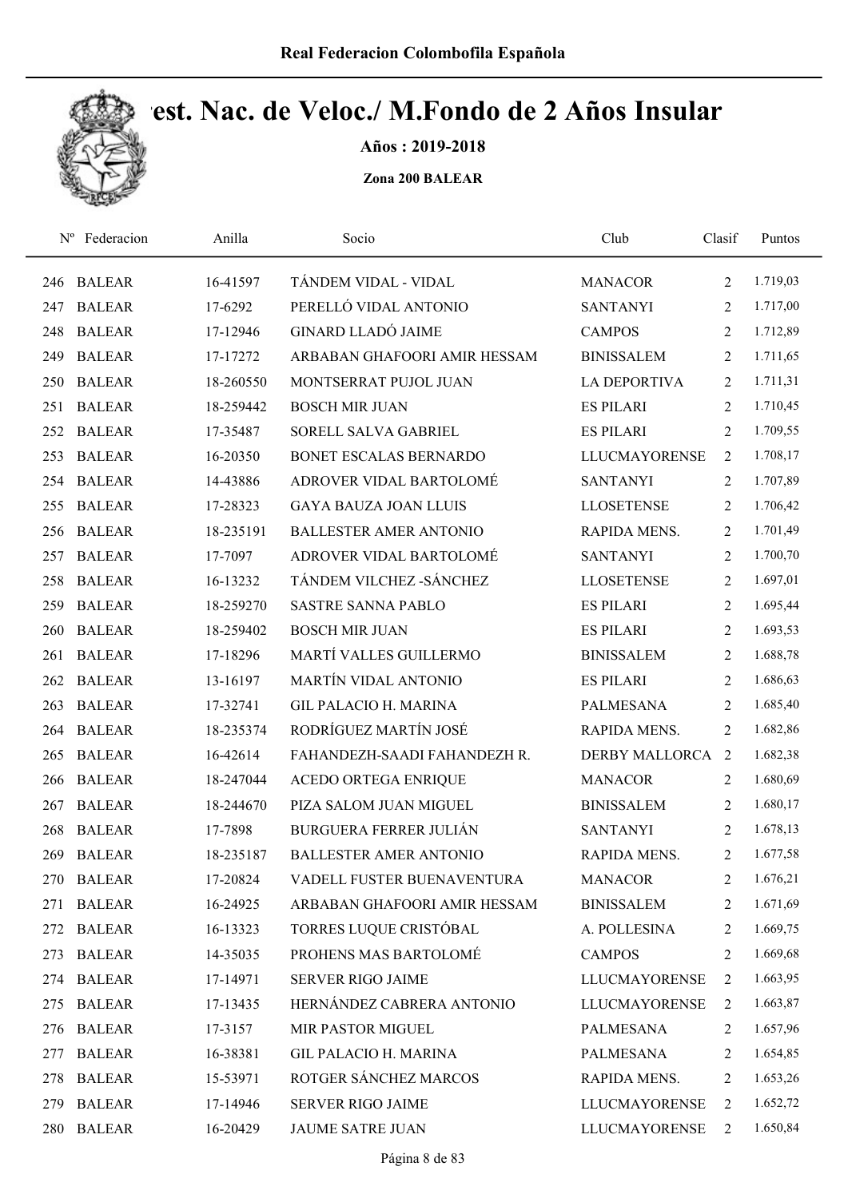# Real Federacion Colombofila Española

## Camp. Nac. de Veloc./ M.Fondo de 2 Años Insular

**Años : 2019-2018**

**Zona 200 BALEAR**

| Nº | Federacion | Anilla | Socio | Club | Clasif | Puntos |
|---|---|---|---|---|---|---|
| 246 | BALEAR | 16-41597 | TÁNDEM VIDAL - VIDAL | MANACOR | 2 | 1.719,03 |
| 247 | BALEAR | 17-6292 | PERELLÓ VIDAL ANTONIO | SANTANYI | 2 | 1.717,00 |
| 248 | BALEAR | 17-12946 | GINARD LLADÓ JAIME | CAMPOS | 2 | 1.712,89 |
| 249 | BALEAR | 17-17272 | ARBABAN GHAFOORI AMIR HESSAM | BINISSALEM | 2 | 1.711,65 |
| 250 | BALEAR | 18-260550 | MONTSERRAT PUJOL JUAN | LA DEPORTIVA | 2 | 1.711,31 |
| 251 | BALEAR | 18-259442 | BOSCH MIR JUAN | ES PILARI | 2 | 1.710,45 |
| 252 | BALEAR | 17-35487 | SORELL SALVA GABRIEL | ES PILARI | 2 | 1.709,55 |
| 253 | BALEAR | 16-20350 | BONET ESCALAS BERNARDO | LLUCMAYORENSE | 2 | 1.708,17 |
| 254 | BALEAR | 14-43886 | ADROVER VIDAL BARTOLOMÉ | SANTANYI | 2 | 1.707,89 |
| 255 | BALEAR | 17-28323 | GAYA BAUZA JOAN LLUIS | LLOSETENSE | 2 | 1.706,42 |
| 256 | BALEAR | 18-235191 | BALLESTER AMER ANTONIO | RAPIDA MENS. | 2 | 1.701,49 |
| 257 | BALEAR | 17-7097 | ADROVER VIDAL BARTOLOMÉ | SANTANYI | 2 | 1.700,70 |
| 258 | BALEAR | 16-13232 | TÁNDEM VILCHEZ -SÁNCHEZ | LLOSETENSE | 2 | 1.697,01 |
| 259 | BALEAR | 18-259270 | SASTRE SANNA PABLO | ES PILARI | 2 | 1.695,44 |
| 260 | BALEAR | 18-259402 | BOSCH MIR JUAN | ES PILARI | 2 | 1.693,53 |
| 261 | BALEAR | 17-18296 | MARTÍ VALLES GUILLERMO | BINISSALEM | 2 | 1.688,78 |
| 262 | BALEAR | 13-16197 | MARTÍN VIDAL ANTONIO | ES PILARI | 2 | 1.686,63 |
| 263 | BALEAR | 17-32741 | GIL PALACIO H. MARINA | PALMESANA | 2 | 1.685,40 |
| 264 | BALEAR | 18-235374 | RODRÍGUEZ MARTÍN JOSÉ | RAPIDA MENS. | 2 | 1.682,86 |
| 265 | BALEAR | 16-42614 | FAHANDEZH-SAADI FAHANDEZH R. | DERBY MALLORCA | 2 | 1.682,38 |
| 266 | BALEAR | 18-247044 | ACEDO ORTEGA ENRIQUE | MANACOR | 2 | 1.680,69 |
| 267 | BALEAR | 18-244670 | PIZA SALOM JUAN MIGUEL | BINISSALEM | 2 | 1.680,17 |
| 268 | BALEAR | 17-7898 | BURGUERA FERRER JULIÁN | SANTANYI | 2 | 1.678,13 |
| 269 | BALEAR | 18-235187 | BALLESTER AMER ANTONIO | RAPIDA MENS. | 2 | 1.677,58 |
| 270 | BALEAR | 17-20824 | VADELL FUSTER BUENAVENTURA | MANACOR | 2 | 1.676,21 |
| 271 | BALEAR | 16-24925 | ARBABAN GHAFOORI AMIR HESSAM | BINISSALEM | 2 | 1.671,69 |
| 272 | BALEAR | 16-13323 | TORRES LUQUE CRISTÓBAL | A. POLLESINA | 2 | 1.669,75 |
| 273 | BALEAR | 14-35035 | PROHENS MAS BARTOLOMÉ | CAMPOS | 2 | 1.669,68 |
| 274 | BALEAR | 17-14971 | SERVER RIGO JAIME | LLUCMAYORENSE | 2 | 1.663,95 |
| 275 | BALEAR | 17-13435 | HERNÁNDEZ CABRERA ANTONIO | LLUCMAYORENSE | 2 | 1.663,87 |
| 276 | BALEAR | 17-3157 | MIR PASTOR MIGUEL | PALMESANA | 2 | 1.657,96 |
| 277 | BALEAR | 16-38381 | GIL PALACIO H. MARINA | PALMESANA | 2 | 1.654,85 |
| 278 | BALEAR | 15-53971 | ROTGER SÁNCHEZ MARCOS | RAPIDA MENS. | 2 | 1.653,26 |
| 279 | BALEAR | 17-14946 | SERVER RIGO JAIME | LLUCMAYORENSE | 2 | 1.652,72 |
| 280 | BALEAR | 16-20429 | JAUME SATRE JUAN | LLUCMAYORENSE | 2 | 1.650,84 |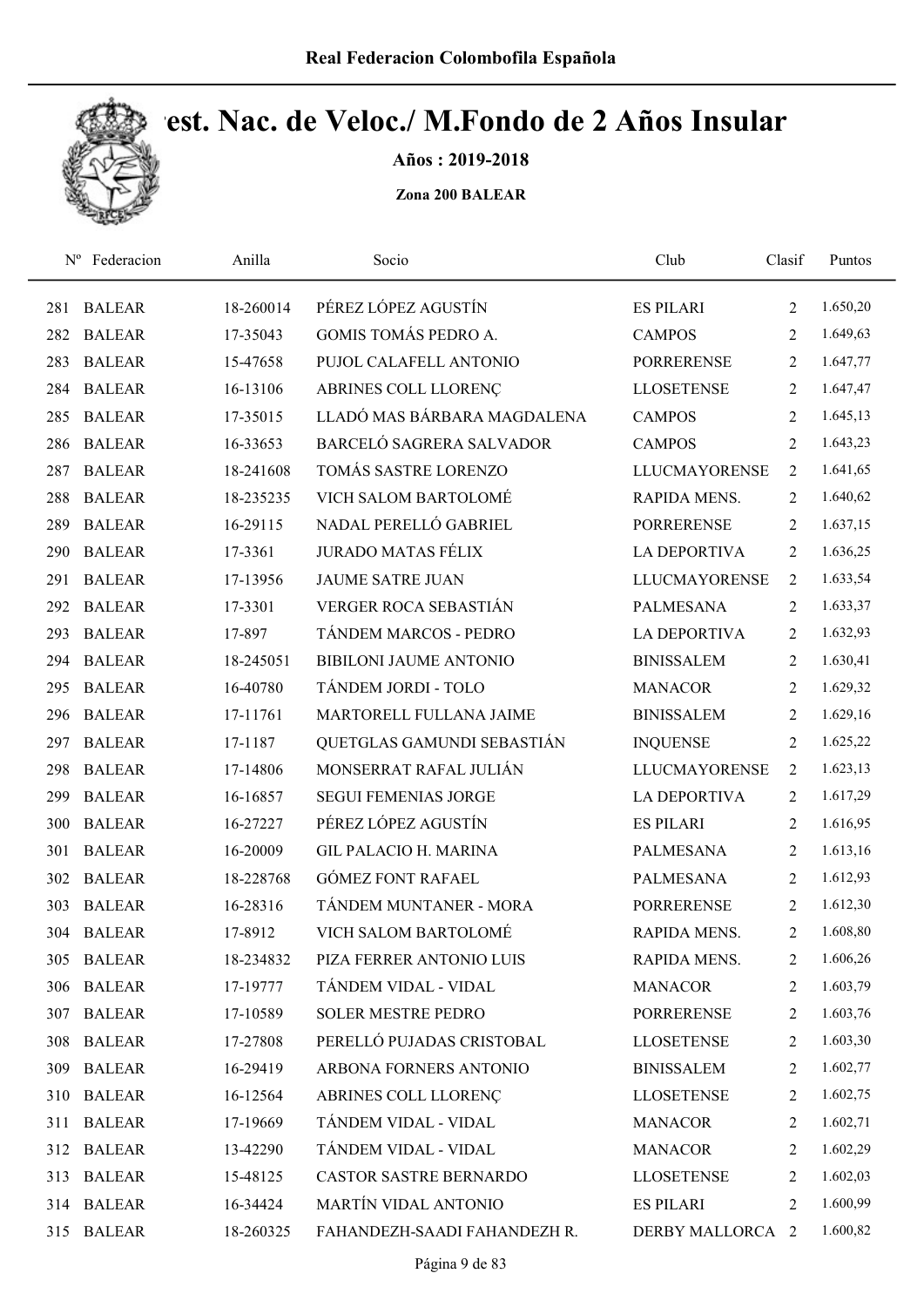# Campeonato/Concurso: Camp. Nac. de Veloc./ M.Fondo de 2 Años Insular

**Años : 2019-2018**

**Zona 200 BALEAR**

| Nº | Federacion | Anilla | Socio | Club | Clasif | Puntos |
|---|---|---|---|---|---|---|
| 281 | BALEAR | 18-260014 | PÉREZ LÓPEZ AGUSTÍN | ES PILARI | 2 | 1.650,20 |
| 282 | BALEAR | 17-35043 | GOMIS TOMÁS PEDRO A. | CAMPOS | 2 | 1.649,63 |
| 283 | BALEAR | 15-47658 | PUJOL CALAFELL ANTONIO | PORRERENSE | 2 | 1.647,77 |
| 284 | BALEAR | 16-13106 | ABRINES COLL LLORENÇ | LLOSETENSE | 2 | 1.647,47 |
| 285 | BALEAR | 17-35015 | LLADÓ MAS BÁRBARA MAGDALENA | CAMPOS | 2 | 1.645,13 |
| 286 | BALEAR | 16-33653 | BARCELÓ SAGRERA SALVADOR | CAMPOS | 2 | 1.643,23 |
| 287 | BALEAR | 18-241608 | TOMÁS SASTRE LORENZO | LLUCMAYORENSE | 2 | 1.641,65 |
| 288 | BALEAR | 18-235235 | VICH SALOM BARTOLOMÉ | RAPIDA MENS. | 2 | 1.640,62 |
| 289 | BALEAR | 16-29115 | NADAL PERELLÓ GABRIEL | PORRERENSE | 2 | 1.637,15 |
| 290 | BALEAR | 17-3361 | JURADO MATAS FÉLIX | LA DEPORTIVA | 2 | 1.636,25 |
| 291 | BALEAR | 17-13956 | JAUME SATRE JUAN | LLUCMAYORENSE | 2 | 1.633,54 |
| 292 | BALEAR | 17-3301 | VERGER ROCA SEBASTIÁN | PALMESANA | 2 | 1.633,37 |
| 293 | BALEAR | 17-897 | TÁNDEM MARCOS - PEDRO | LA DEPORTIVA | 2 | 1.632,93 |
| 294 | BALEAR | 18-245051 | BIBILONI JAUME ANTONIO | BINISSALEM | 2 | 1.630,41 |
| 295 | BALEAR | 16-40780 | TÁNDEM JORDI - TOLO | MANACOR | 2 | 1.629,32 |
| 296 | BALEAR | 17-11761 | MARTORELL FULLANA JAIME | BINISSALEM | 2 | 1.629,16 |
| 297 | BALEAR | 17-1187 | QUETGLAS GAMUNDI SEBASTIÁN | INQUENSE | 2 | 1.625,22 |
| 298 | BALEAR | 17-14806 | MONSERRAT RAFAL JULIÁN | LLUCMAYORENSE | 2 | 1.623,13 |
| 299 | BALEAR | 16-16857 | SEGUI FEMENIAS JORGE | LA DEPORTIVA | 2 | 1.617,29 |
| 300 | BALEAR | 16-27227 | PÉREZ LÓPEZ AGUSTÍN | ES PILARI | 2 | 1.616,95 |
| 301 | BALEAR | 16-20009 | GIL PALACIO H. MARINA | PALMESANA | 2 | 1.613,16 |
| 302 | BALEAR | 18-228768 | GÓMEZ FONT RAFAEL | PALMESANA | 2 | 1.612,93 |
| 303 | BALEAR | 16-28316 | TÁNDEM MUNTANER - MORA | PORRERENSE | 2 | 1.612,30 |
| 304 | BALEAR | 17-8912 | VICH SALOM BARTOLOMÉ | RAPIDA MENS. | 2 | 1.608,80 |
| 305 | BALEAR | 18-234832 | PIZA FERRER ANTONIO LUIS | RAPIDA MENS. | 2 | 1.606,26 |
| 306 | BALEAR | 17-19777 | TÁNDEM VIDAL - VIDAL | MANACOR | 2 | 1.603,79 |
| 307 | BALEAR | 17-10589 | SOLER MESTRE PEDRO | PORRERENSE | 2 | 1.603,76 |
| 308 | BALEAR | 17-27808 | PERELLÓ PUJADAS CRISTOBAL | LLOSETENSE | 2 | 1.603,30 |
| 309 | BALEAR | 16-29419 | ARBONA FORNERS ANTONIO | BINISSALEM | 2 | 1.602,77 |
| 310 | BALEAR | 16-12564 | ABRINES COLL LLORENÇ | LLOSETENSE | 2 | 1.602,75 |
| 311 | BALEAR | 17-19669 | TÁNDEM VIDAL - VIDAL | MANACOR | 2 | 1.602,71 |
| 312 | BALEAR | 13-42290 | TÁNDEM VIDAL - VIDAL | MANACOR | 2 | 1.602,29 |
| 313 | BALEAR | 15-48125 | CASTOR SASTRE BERNARDO | LLOSETENSE | 2 | 1.602,03 |
| 314 | BALEAR | 16-34424 | MARTÍN VIDAL ANTONIO | ES PILARI | 2 | 1.600,99 |
| 315 | BALEAR | 18-260325 | FAHANDEZH-SAADI FAHANDEZH R. | DERBY MALLORCA | 2 | 1.600,82 |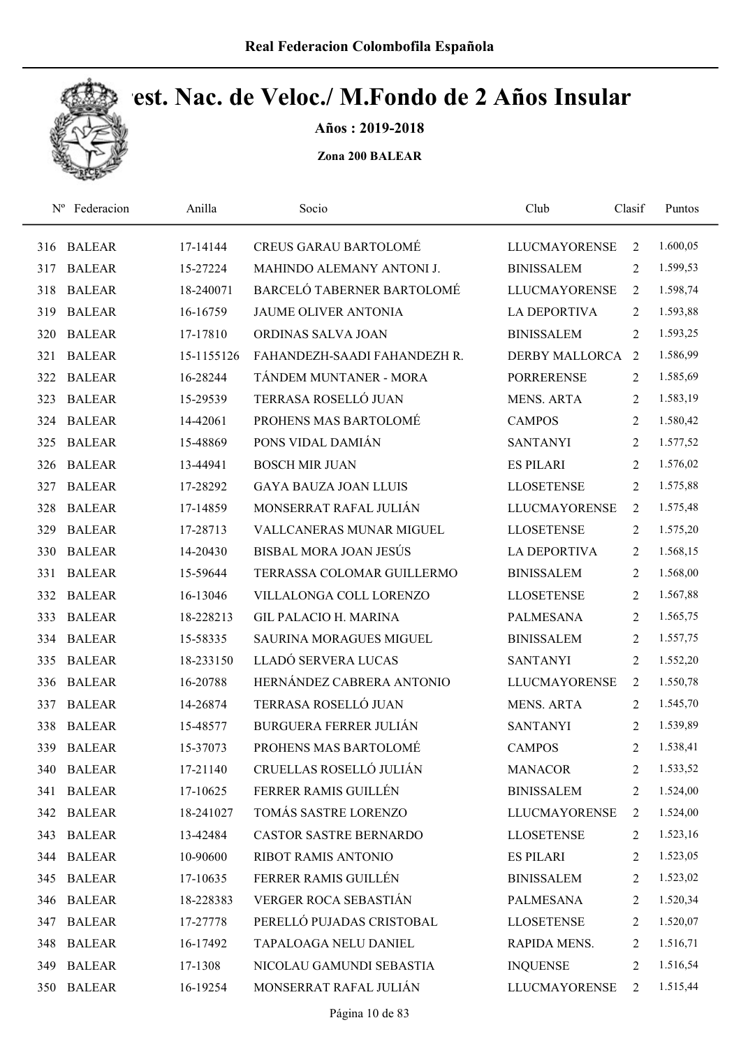# Real Federacion Colombofila Española

## Campeonato Nac. de Veloc./ M.Fondo de 2 Años Insular

**Años : 2019-2018**

**Zona 200 BALEAR**

| Nº | Federacion | Anilla | Socio | Club | Clasif | Puntos |
|---|---|---|---|---|---|---|
| 316 | BALEAR | 17-14144 | CREUS GARAU BARTOLOMÉ | LLUCMAYORENSE | 2 | 1.600,05 |
| 317 | BALEAR | 15-27224 | MAHINDO ALEMANY ANTONI J. | BINISSALEM | 2 | 1.599,53 |
| 318 | BALEAR | 18-240071 | BARCELÓ TABERNER BARTOLOMÉ | LLUCMAYORENSE | 2 | 1.598,74 |
| 319 | BALEAR | 16-16759 | JAUME OLIVER ANTONIA | LA DEPORTIVA | 2 | 1.593,88 |
| 320 | BALEAR | 17-17810 | ORDINAS SALVA JOAN | BINISSALEM | 2 | 1.593,25 |
| 321 | BALEAR | 15-1155126 | FAHANDEZH-SAADI FAHANDEZH R. | DERBY MALLORCA | 2 | 1.586,99 |
| 322 | BALEAR | 16-28244 | TÁNDEM MUNTANER - MORA | PORRERENSE | 2 | 1.585,69 |
| 323 | BALEAR | 15-29539 | TERRASA ROSELLÓ JUAN | MENS. ARTA | 2 | 1.583,19 |
| 324 | BALEAR | 14-42061 | PROHENS MAS BARTOLOMÉ | CAMPOS | 2 | 1.580,42 |
| 325 | BALEAR | 15-48869 | PONS VIDAL DAMIÁN | SANTANYI | 2 | 1.577,52 |
| 326 | BALEAR | 13-44941 | BOSCH MIR JUAN | ES PILARI | 2 | 1.576,02 |
| 327 | BALEAR | 17-28292 | GAYA BAUZA JOAN LLUIS | LLOSETENSE | 2 | 1.575,88 |
| 328 | BALEAR | 17-14859 | MONSERRAT RAFAL JULIÁN | LLUCMAYORENSE | 2 | 1.575,48 |
| 329 | BALEAR | 17-28713 | VALLCANERAS MUNAR MIGUEL | LLOSETENSE | 2 | 1.575,20 |
| 330 | BALEAR | 14-20430 | BISBAL MORA JOAN JESÚS | LA DEPORTIVA | 2 | 1.568,15 |
| 331 | BALEAR | 15-59644 | TERRASSA COLOMAR GUILLERMO | BINISSALEM | 2 | 1.568,00 |
| 332 | BALEAR | 16-13046 | VILLALONGA COLL LORENZO | LLOSETENSE | 2 | 1.567,88 |
| 333 | BALEAR | 18-228213 | GIL PALACIO H. MARINA | PALMESANA | 2 | 1.565,75 |
| 334 | BALEAR | 15-58335 | SAURINA MORAGUES MIGUEL | BINISSALEM | 2 | 1.557,75 |
| 335 | BALEAR | 18-233150 | LLADÓ SERVERA LUCAS | SANTANYI | 2 | 1.552,20 |
| 336 | BALEAR | 16-20788 | HERNÁNDEZ CABRERA ANTONIO | LLUCMAYORENSE | 2 | 1.550,78 |
| 337 | BALEAR | 14-26874 | TERRASA ROSELLÓ JUAN | MENS. ARTA | 2 | 1.545,70 |
| 338 | BALEAR | 15-48577 | BURGUERA FERRER JULIÁN | SANTANYI | 2 | 1.539,89 |
| 339 | BALEAR | 15-37073 | PROHENS MAS BARTOLOMÉ | CAMPOS | 2 | 1.538,41 |
| 340 | BALEAR | 17-21140 | CRUELLAS ROSELLÓ JULIÁN | MANACOR | 2 | 1.533,52 |
| 341 | BALEAR | 17-10625 | FERRER RAMIS GUILLÉN | BINISSALEM | 2 | 1.524,00 |
| 342 | BALEAR | 18-241027 | TOMÁS SASTRE LORENZO | LLUCMAYORENSE | 2 | 1.524,00 |
| 343 | BALEAR | 13-42484 | CASTOR SASTRE BERNARDO | LLOSETENSE | 2 | 1.523,16 |
| 344 | BALEAR | 10-90600 | RIBOT RAMIS ANTONIO | ES PILARI | 2 | 1.523,05 |
| 345 | BALEAR | 17-10635 | FERRER RAMIS GUILLÉN | BINISSALEM | 2 | 1.523,02 |
| 346 | BALEAR | 18-228383 | VERGER ROCA SEBASTIÁN | PALMESANA | 2 | 1.520,34 |
| 347 | BALEAR | 17-27778 | PERELLÓ PUJADAS CRISTOBAL | LLOSETENSE | 2 | 1.520,07 |
| 348 | BALEAR | 16-17492 | TAPALOAGA NELU DANIEL | RAPIDA MENS. | 2 | 1.516,71 |
| 349 | BALEAR | 17-1308 | NICOLAU GAMUNDI SEBASTIA | INQUENSE | 2 | 1.516,54 |
| 350 | BALEAR | 16-19254 | MONSERRAT RAFAL JULIÁN | LLUCMAYORENSE | 2 | 1.515,44 |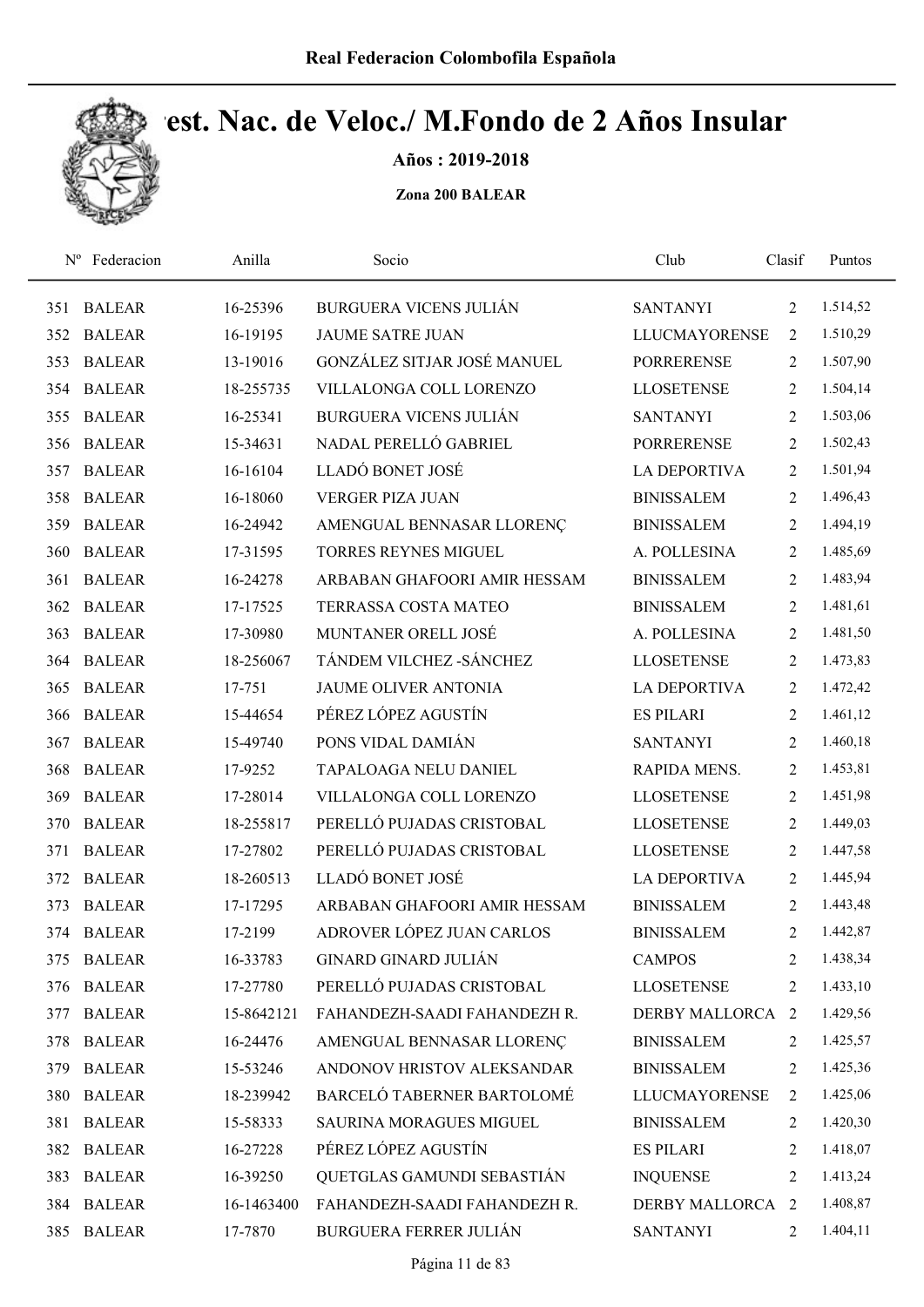Real Federacion Colombofila Española

# Camp. Nac. de Veloc./ M.Fondo de 2 Años Insular

**Años : 2019-2018**

**Zona 200 BALEAR**

| Nº | Federacion | Anilla | Socio | Club | Clasif | Puntos |
|---|---|---|---|---|---|---|
| 351 | BALEAR | 16-25396 | BURGUERA VICENS JULIÁN | SANTANYI | 2 | 1.514,52 |
| 352 | BALEAR | 16-19195 | JAUME SATRE JUAN | LLUCMAYORENSE | 2 | 1.510,29 |
| 353 | BALEAR | 13-19016 | GONZÁLEZ SITJAR JOSÉ MANUEL | PORRERENSE | 2 | 1.507,90 |
| 354 | BALEAR | 18-255735 | VILLALONGA COLL LORENZO | LLOSETENSE | 2 | 1.504,14 |
| 355 | BALEAR | 16-25341 | BURGUERA VICENS JULIÁN | SANTANYI | 2 | 1.503,06 |
| 356 | BALEAR | 15-34631 | NADAL PERELLÓ GABRIEL | PORRERENSE | 2 | 1.502,43 |
| 357 | BALEAR | 16-16104 | LLADÓ BONET JOSÉ | LA DEPORTIVA | 2 | 1.501,94 |
| 358 | BALEAR | 16-18060 | VERGER PIZA JUAN | BINISSALEM | 2 | 1.496,43 |
| 359 | BALEAR | 16-24942 | AMENGUAL BENNASAR LLORENÇ | BINISSALEM | 2 | 1.494,19 |
| 360 | BALEAR | 17-31595 | TORRES REYNES MIGUEL | A. POLLESINA | 2 | 1.485,69 |
| 361 | BALEAR | 16-24278 | ARBABAN GHAFOORI AMIR HESSAM | BINISSALEM | 2 | 1.483,94 |
| 362 | BALEAR | 17-17525 | TERRASSA COSTA MATEO | BINISSALEM | 2 | 1.481,61 |
| 363 | BALEAR | 17-30980 | MUNTANER ORELL JOSÉ | A. POLLESINA | 2 | 1.481,50 |
| 364 | BALEAR | 18-256067 | TÁNDEM VILCHEZ -SÁNCHEZ | LLOSETENSE | 2 | 1.473,83 |
| 365 | BALEAR | 17-751 | JAUME OLIVER ANTONIA | LA DEPORTIVA | 2 | 1.472,42 |
| 366 | BALEAR | 15-44654 | PÉREZ LÓPEZ AGUSTÍN | ES PILARI | 2 | 1.461,12 |
| 367 | BALEAR | 15-49740 | PONS VIDAL DAMIÁN | SANTANYI | 2 | 1.460,18 |
| 368 | BALEAR | 17-9252 | TAPALOAGA NELU DANIEL | RAPIDA MENS. | 2 | 1.453,81 |
| 369 | BALEAR | 17-28014 | VILLALONGA COLL LORENZO | LLOSETENSE | 2 | 1.451,98 |
| 370 | BALEAR | 18-255817 | PERELLÓ PUJADAS CRISTOBAL | LLOSETENSE | 2 | 1.449,03 |
| 371 | BALEAR | 17-27802 | PERELLÓ PUJADAS CRISTOBAL | LLOSETENSE | 2 | 1.447,58 |
| 372 | BALEAR | 18-260513 | LLADÓ BONET JOSÉ | LA DEPORTIVA | 2 | 1.445,94 |
| 373 | BALEAR | 17-17295 | ARBABAN GHAFOORI AMIR HESSAM | BINISSALEM | 2 | 1.443,48 |
| 374 | BALEAR | 17-2199 | ADROVER LÓPEZ JUAN CARLOS | BINISSALEM | 2 | 1.442,87 |
| 375 | BALEAR | 16-33783 | GINARD GINARD JULIÁN | CAMPOS | 2 | 1.438,34 |
| 376 | BALEAR | 17-27780 | PERELLÓ PUJADAS CRISTOBAL | LLOSETENSE | 2 | 1.433,10 |
| 377 | BALEAR | 15-8642121 | FAHANDEZH-SAADI FAHANDEZH R. | DERBY MALLORCA | 2 | 1.429,56 |
| 378 | BALEAR | 16-24476 | AMENGUAL BENNASAR LLORENÇ | BINISSALEM | 2 | 1.425,57 |
| 379 | BALEAR | 15-53246 | ANDONOV HRISTOV ALEKSANDAR | BINISSALEM | 2 | 1.425,36 |
| 380 | BALEAR | 18-239942 | BARCELÓ TABERNER BARTOLOMÉ | LLUCMAYORENSE | 2 | 1.425,06 |
| 381 | BALEAR | 15-58333 | SAURINA MORAGUES MIGUEL | BINISSALEM | 2 | 1.420,30 |
| 382 | BALEAR | 16-27228 | PÉREZ LÓPEZ AGUSTÍN | ES PILARI | 2 | 1.418,07 |
| 383 | BALEAR | 16-39250 | QUETGLAS GAMUNDI SEBASTIÁN | INQUENSE | 2 | 1.413,24 |
| 384 | BALEAR | 16-1463400 | FAHANDEZH-SAADI FAHANDEZH R. | DERBY MALLORCA | 2 | 1.408,87 |
| 385 | BALEAR | 17-7870 | BURGUERA FERRER JULIÁN | SANTANYI | 2 | 1.404,11 |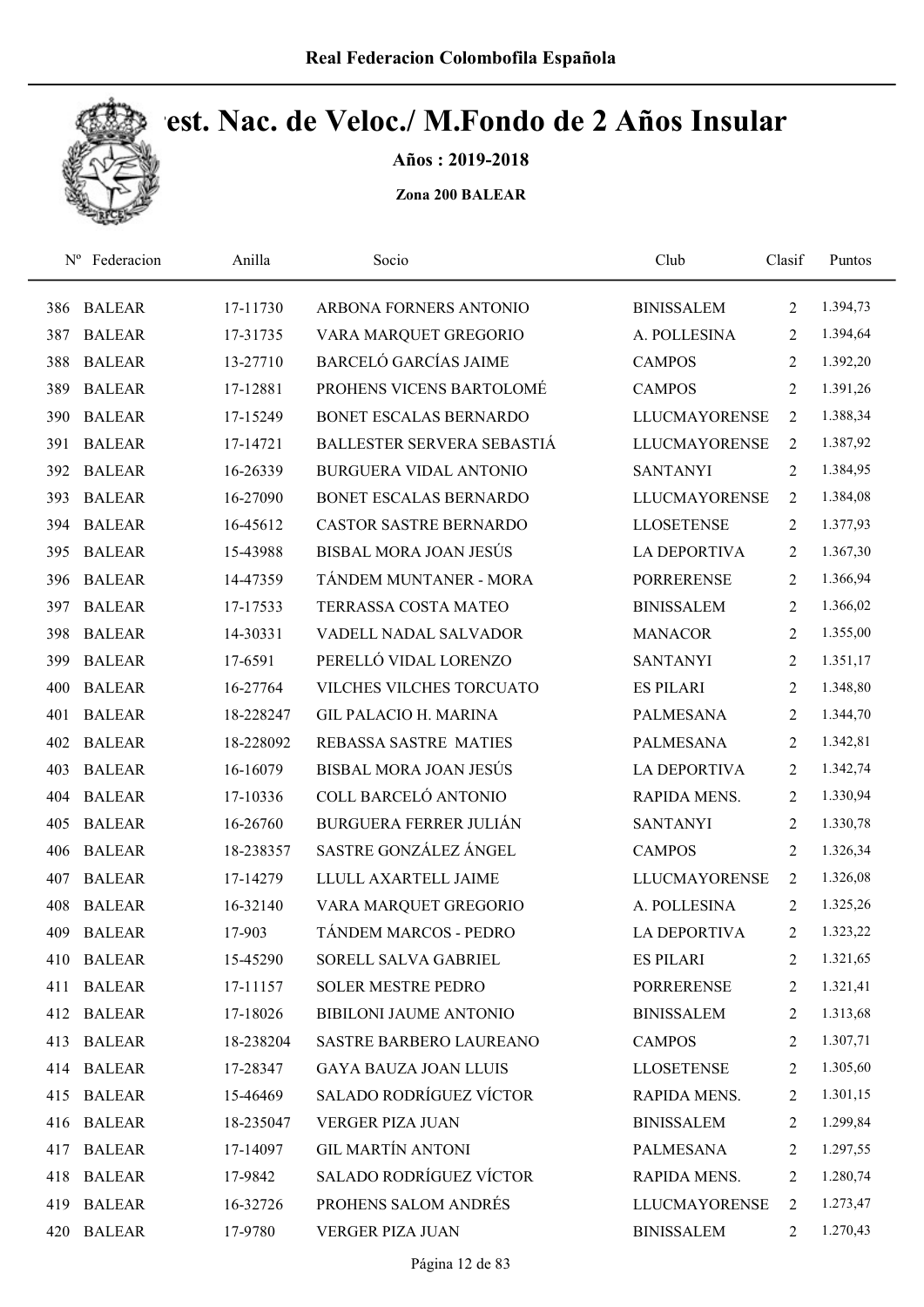# Real Federacion Colombofila Española

## Cest. Nac. de Veloc./ M.Fondo de 2 Años Insular

**Años : 2019-2018**

**Zona 200 BALEAR**

| Nº | Federacion | Anilla | Socio | Club | Clasif | Puntos |
|---|---|---|---|---|---|---|
| 386 | BALEAR | 17-11730 | ARBONA FORNERS ANTONIO | BINISSALEM | 2 | 1.394,73 |
| 387 | BALEAR | 17-31735 | VARA MARQUET GREGORIO | A. POLLESINA | 2 | 1.394,64 |
| 388 | BALEAR | 13-27710 | BARCELÓ GARCÍAS JAIME | CAMPOS | 2 | 1.392,20 |
| 389 | BALEAR | 17-12881 | PROHENS VICENS BARTOLOMÉ | CAMPOS | 2 | 1.391,26 |
| 390 | BALEAR | 17-15249 | BONET ESCALAS BERNARDO | LLUCMAYORENSE | 2 | 1.388,34 |
| 391 | BALEAR | 17-14721 | BALLESTER SERVERA SEBASTIÁ | LLUCMAYORENSE | 2 | 1.387,92 |
| 392 | BALEAR | 16-26339 | BURGUERA VIDAL ANTONIO | SANTANYI | 2 | 1.384,95 |
| 393 | BALEAR | 16-27090 | BONET ESCALAS BERNARDO | LLUCMAYORENSE | 2 | 1.384,08 |
| 394 | BALEAR | 16-45612 | CASTOR SASTRE BERNARDO | LLOSETENSE | 2 | 1.377,93 |
| 395 | BALEAR | 15-43988 | BISBAL MORA JOAN JESÚS | LA DEPORTIVA | 2 | 1.367,30 |
| 396 | BALEAR | 14-47359 | TÁNDEM MUNTANER - MORA | PORRERENSE | 2 | 1.366,94 |
| 397 | BALEAR | 17-17533 | TERRASSA COSTA MATEO | BINISSALEM | 2 | 1.366,02 |
| 398 | BALEAR | 14-30331 | VADELL NADAL SALVADOR | MANACOR | 2 | 1.355,00 |
| 399 | BALEAR | 17-6591 | PERELLÓ VIDAL LORENZO | SANTANYI | 2 | 1.351,17 |
| 400 | BALEAR | 16-27764 | VILCHES VILCHES TORCUATO | ES PILARI | 2 | 1.348,80 |
| 401 | BALEAR | 18-228247 | GIL PALACIO H. MARINA | PALMESANA | 2 | 1.344,70 |
| 402 | BALEAR | 18-228092 | REBASSA SASTRE MATIES | PALMESANA | 2 | 1.342,81 |
| 403 | BALEAR | 16-16079 | BISBAL MORA JOAN JESÚS | LA DEPORTIVA | 2 | 1.342,74 |
| 404 | BALEAR | 17-10336 | COLL BARCELÓ ANTONIO | RAPIDA MENS. | 2 | 1.330,94 |
| 405 | BALEAR | 16-26760 | BURGUERA FERRER JULIÁN | SANTANYI | 2 | 1.330,78 |
| 406 | BALEAR | 18-238357 | SASTRE GONZÁLEZ ÁNGEL | CAMPOS | 2 | 1.326,34 |
| 407 | BALEAR | 17-14279 | LLULL AXARTELL JAIME | LLUCMAYORENSE | 2 | 1.326,08 |
| 408 | BALEAR | 16-32140 | VARA MARQUET GREGORIO | A. POLLESINA | 2 | 1.325,26 |
| 409 | BALEAR | 17-903 | TÁNDEM MARCOS - PEDRO | LA DEPORTIVA | 2 | 1.323,22 |
| 410 | BALEAR | 15-45290 | SORELL SALVA GABRIEL | ES PILARI | 2 | 1.321,65 |
| 411 | BALEAR | 17-11157 | SOLER MESTRE PEDRO | PORRERENSE | 2 | 1.321,41 |
| 412 | BALEAR | 17-18026 | BIBILONI JAUME ANTONIO | BINISSALEM | 2 | 1.313,68 |
| 413 | BALEAR | 18-238204 | SASTRE BARBERO LAUREANO | CAMPOS | 2 | 1.307,71 |
| 414 | BALEAR | 17-28347 | GAYA BAUZA JOAN LLUIS | LLOSETENSE | 2 | 1.305,60 |
| 415 | BALEAR | 15-46469 | SALADO RODRÍGUEZ VÍCTOR | RAPIDA MENS. | 2 | 1.301,15 |
| 416 | BALEAR | 18-235047 | VERGER PIZA JUAN | BINISSALEM | 2 | 1.299,84 |
| 417 | BALEAR | 17-14097 | GIL MARTÍN ANTONI | PALMESANA | 2 | 1.297,55 |
| 418 | BALEAR | 17-9842 | SALADO RODRÍGUEZ VÍCTOR | RAPIDA MENS. | 2 | 1.280,74 |
| 419 | BALEAR | 16-32726 | PROHENS SALOM ANDRÉS | LLUCMAYORENSE | 2 | 1.273,47 |
| 420 | BALEAR | 17-9780 | VERGER PIZA JUAN | BINISSALEM | 2 | 1.270,43 |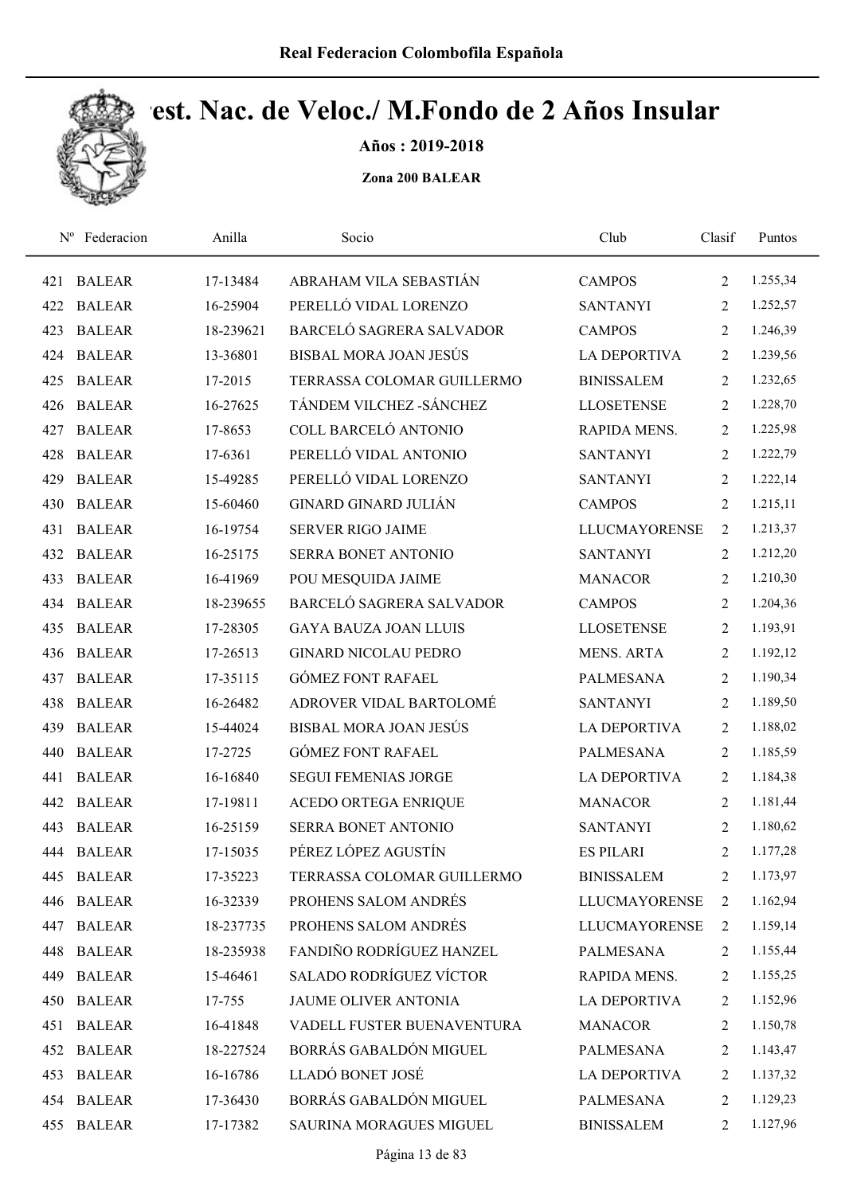Real Federacion Colombofila Española

# Cest. Nac. de Veloc./ M.Fondo de 2 Años Insular

**Años : 2019-2018**

**Zona 200 BALEAR**

| Nº | Federacion | Anilla | Socio | Club | Clasif | Puntos |
|---|---|---|---|---|---|---|
| 421 | BALEAR | 17-13484 | ABRAHAM VILA SEBASTIÁN | CAMPOS | 2 | 1.255,34 |
| 422 | BALEAR | 16-25904 | PERELLÓ VIDAL LORENZO | SANTANYI | 2 | 1.252,57 |
| 423 | BALEAR | 18-239621 | BARCELÓ SAGRERA SALVADOR | CAMPOS | 2 | 1.246,39 |
| 424 | BALEAR | 13-36801 | BISBAL MORA JOAN JESÚS | LA DEPORTIVA | 2 | 1.239,56 |
| 425 | BALEAR | 17-2015 | TERRASSA COLOMAR GUILLERMO | BINISSALEM | 2 | 1.232,65 |
| 426 | BALEAR | 16-27625 | TÁNDEM VILCHEZ -SÁNCHEZ | LLOSETENSE | 2 | 1.228,70 |
| 427 | BALEAR | 17-8653 | COLL BARCELÓ ANTONIO | RAPIDA MENS. | 2 | 1.225,98 |
| 428 | BALEAR | 17-6361 | PERELLÓ VIDAL ANTONIO | SANTANYI | 2 | 1.222,79 |
| 429 | BALEAR | 15-49285 | PERELLÓ VIDAL LORENZO | SANTANYI | 2 | 1.222,14 |
| 430 | BALEAR | 15-60460 | GINARD GINARD JULIÁN | CAMPOS | 2 | 1.215,11 |
| 431 | BALEAR | 16-19754 | SERVER RIGO JAIME | LLUCMAYORENSE | 2 | 1.213,37 |
| 432 | BALEAR | 16-25175 | SERRA BONET ANTONIO | SANTANYI | 2 | 1.212,20 |
| 433 | BALEAR | 16-41969 | POU MESQUIDA JAIME | MANACOR | 2 | 1.210,30 |
| 434 | BALEAR | 18-239655 | BARCELÓ SAGRERA SALVADOR | CAMPOS | 2 | 1.204,36 |
| 435 | BALEAR | 17-28305 | GAYA BAUZA JOAN LLUIS | LLOSETENSE | 2 | 1.193,91 |
| 436 | BALEAR | 17-26513 | GINARD NICOLAU PEDRO | MENS. ARTA | 2 | 1.192,12 |
| 437 | BALEAR | 17-35115 | GÓMEZ FONT RAFAEL | PALMESANA | 2 | 1.190,34 |
| 438 | BALEAR | 16-26482 | ADROVER VIDAL BARTOLOMÉ | SANTANYI | 2 | 1.189,50 |
| 439 | BALEAR | 15-44024 | BISBAL MORA JOAN JESÚS | LA DEPORTIVA | 2 | 1.188,02 |
| 440 | BALEAR | 17-2725 | GÓMEZ FONT RAFAEL | PALMESANA | 2 | 1.185,59 |
| 441 | BALEAR | 16-16840 | SEGUI FEMENIAS JORGE | LA DEPORTIVA | 2 | 1.184,38 |
| 442 | BALEAR | 17-19811 | ACEDO ORTEGA ENRIQUE | MANACOR | 2 | 1.181,44 |
| 443 | BALEAR | 16-25159 | SERRA BONET ANTONIO | SANTANYI | 2 | 1.180,62 |
| 444 | BALEAR | 17-15035 | PÉREZ LÓPEZ AGUSTÍN | ES PILARI | 2 | 1.177,28 |
| 445 | BALEAR | 17-35223 | TERRASSA COLOMAR GUILLERMO | BINISSALEM | 2 | 1.173,97 |
| 446 | BALEAR | 16-32339 | PROHENS SALOM ANDRÉS | LLUCMAYORENSE | 2 | 1.162,94 |
| 447 | BALEAR | 18-237735 | PROHENS SALOM ANDRÉS | LLUCMAYORENSE | 2 | 1.159,14 |
| 448 | BALEAR | 18-235938 | FANDIÑO RODRÍGUEZ HANZEL | PALMESANA | 2 | 1.155,44 |
| 449 | BALEAR | 15-46461 | SALADO RODRÍGUEZ VÍCTOR | RAPIDA MENS. | 2 | 1.155,25 |
| 450 | BALEAR | 17-755 | JAUME OLIVER ANTONIA | LA DEPORTIVA | 2 | 1.152,96 |
| 451 | BALEAR | 16-41848 | VADELL FUSTER BUENAVENTURA | MANACOR | 2 | 1.150,78 |
| 452 | BALEAR | 18-227524 | BORRÁS GABALDÓN MIGUEL | PALMESANA | 2 | 1.143,47 |
| 453 | BALEAR | 16-16786 | LLADÓ BONET JOSÉ | LA DEPORTIVA | 2 | 1.137,32 |
| 454 | BALEAR | 17-36430 | BORRÁS GABALDÓN MIGUEL | PALMESANA | 2 | 1.129,23 |
| 455 | BALEAR | 17-17382 | SAURINA MORAGUES MIGUEL | BINISSALEM | 2 | 1.127,96 |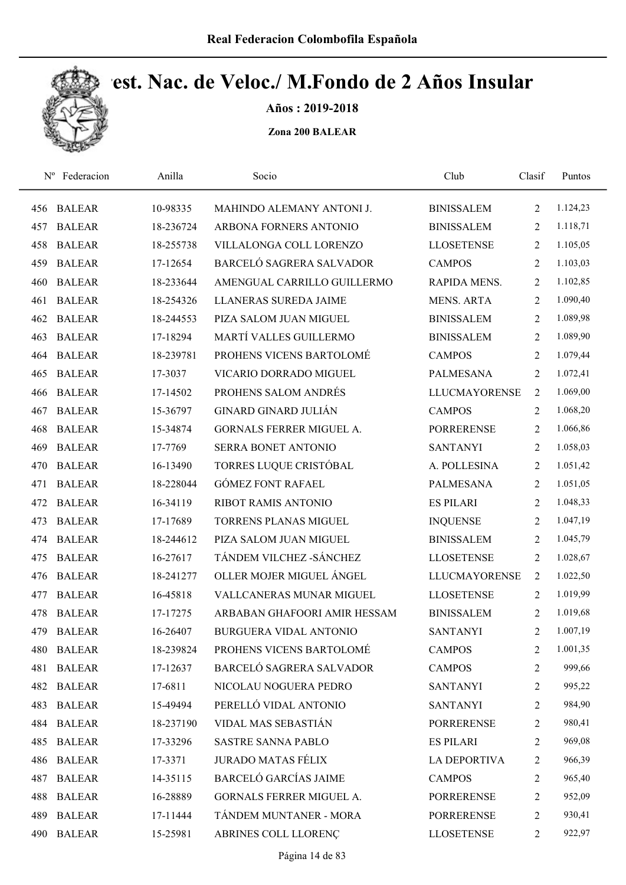Real Federacion Colombofila Española

# Camp. Nac. de Veloc./ M.Fondo de 2 Años Insular

**Años : 2019-2018**

**Zona 200 BALEAR**

| Nº | Federacion | Anilla | Socio | Club | Clasif | Puntos |
|---|---|---|---|---|---|---|
| 456 | BALEAR | 10-98335 | MAHINDO ALEMANY ANTONI J. | BINISSALEM | 2 | 1.124,23 |
| 457 | BALEAR | 18-236724 | ARBONA FORNERS ANTONIO | BINISSALEM | 2 | 1.118,71 |
| 458 | BALEAR | 18-255738 | VILLALONGA COLL LORENZO | LLOSETENSE | 2 | 1.105,05 |
| 459 | BALEAR | 17-12654 | BARCELÓ SAGRERA SALVADOR | CAMPOS | 2 | 1.103,03 |
| 460 | BALEAR | 18-233644 | AMENGUAL CARRILLO GUILLERMO | RAPIDA MENS. | 2 | 1.102,85 |
| 461 | BALEAR | 18-254326 | LLANERAS SUREDA JAIME | MENS. ARTA | 2 | 1.090,40 |
| 462 | BALEAR | 18-244553 | PIZA SALOM JUAN MIGUEL | BINISSALEM | 2 | 1.089,98 |
| 463 | BALEAR | 17-18294 | MARTÍ VALLES GUILLERMO | BINISSALEM | 2 | 1.089,90 |
| 464 | BALEAR | 18-239781 | PROHENS VICENS BARTOLOMÉ | CAMPOS | 2 | 1.079,44 |
| 465 | BALEAR | 17-3037 | VICARIO DORRADO MIGUEL | PALMESANA | 2 | 1.072,41 |
| 466 | BALEAR | 17-14502 | PROHENS SALOM ANDRÉS | LLUCMAYORENSE | 2 | 1.069,00 |
| 467 | BALEAR | 15-36797 | GINARD GINARD JULIÁN | CAMPOS | 2 | 1.068,20 |
| 468 | BALEAR | 15-34874 | GORNALS FERRER MIGUEL A. | PORRERENSE | 2 | 1.066,86 |
| 469 | BALEAR | 17-7769 | SERRA BONET ANTONIO | SANTANYI | 2 | 1.058,03 |
| 470 | BALEAR | 16-13490 | TORRES LUQUE CRISTÓBAL | A. POLLESINA | 2 | 1.051,42 |
| 471 | BALEAR | 18-228044 | GÓMEZ FONT RAFAEL | PALMESANA | 2 | 1.051,05 |
| 472 | BALEAR | 16-34119 | RIBOT RAMIS ANTONIO | ES PILARI | 2 | 1.048,33 |
| 473 | BALEAR | 17-17689 | TORRENS PLANAS MIGUEL | INQUENSE | 2 | 1.047,19 |
| 474 | BALEAR | 18-244612 | PIZA SALOM JUAN MIGUEL | BINISSALEM | 2 | 1.045,79 |
| 475 | BALEAR | 16-27617 | TÁNDEM VILCHEZ -SÁNCHEZ | LLOSETENSE | 2 | 1.028,67 |
| 476 | BALEAR | 18-241277 | OLLER MOJER MIGUEL ÁNGEL | LLUCMAYORENSE | 2 | 1.022,50 |
| 477 | BALEAR | 16-45818 | VALLCANERAS MUNAR MIGUEL | LLOSETENSE | 2 | 1.019,99 |
| 478 | BALEAR | 17-17275 | ARBABAN GHAFOORI AMIR HESSAM | BINISSALEM | 2 | 1.019,68 |
| 479 | BALEAR | 16-26407 | BURGUERA VIDAL ANTONIO | SANTANYI | 2 | 1.007,19 |
| 480 | BALEAR | 18-239824 | PROHENS VICENS BARTOLOMÉ | CAMPOS | 2 | 1.001,35 |
| 481 | BALEAR | 17-12637 | BARCELÓ SAGRERA SALVADOR | CAMPOS | 2 | 999,66 |
| 482 | BALEAR | 17-6811 | NICOLAU NOGUERA PEDRO | SANTANYI | 2 | 995,22 |
| 483 | BALEAR | 15-49494 | PERELLÓ VIDAL ANTONIO | SANTANYI | 2 | 984,90 |
| 484 | BALEAR | 18-237190 | VIDAL MAS SEBASTIÁN | PORRERENSE | 2 | 980,41 |
| 485 | BALEAR | 17-33296 | SASTRE SANNA PABLO | ES PILARI | 2 | 969,08 |
| 486 | BALEAR | 17-3371 | JURADO MATAS FÉLIX | LA DEPORTIVA | 2 | 966,39 |
| 487 | BALEAR | 14-35115 | BARCELÓ GARCÍAS JAIME | CAMPOS | 2 | 965,40 |
| 488 | BALEAR | 16-28889 | GORNALS FERRER MIGUEL A. | PORRERENSE | 2 | 952,09 |
| 489 | BALEAR | 17-11444 | TÁNDEM MUNTANER - MORA | PORRERENSE | 2 | 930,41 |
| 490 | BALEAR | 15-25981 | ABRINES COLL LLORENÇ | LLOSETENSE | 2 | 922,97 |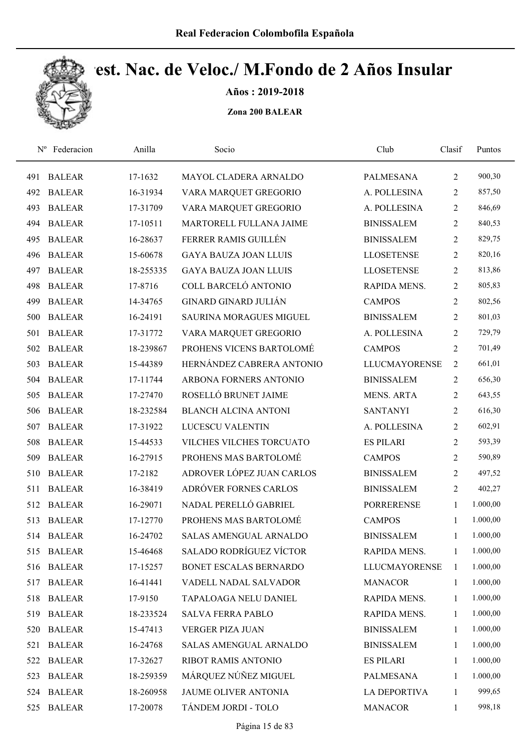Real Federacion Colombofila Española

# Camp. Nac. de Veloc./ M.Fondo de 2 Años Insular

**Años : 2019-2018**

**Zona 200 BALEAR**

| Nº | Federacion | Anilla | Socio | Club | Clasif | Puntos |
|---|---|---|---|---|---|---|
| 491 | BALEAR | 17-1632 | MAYOL CLADERA ARNALDO | PALMESANA | 2 | 900,30 |
| 492 | BALEAR | 16-31934 | VARA MARQUET GREGORIO | A. POLLESINA | 2 | 857,50 |
| 493 | BALEAR | 17-31709 | VARA MARQUET GREGORIO | A. POLLESINA | 2 | 846,69 |
| 494 | BALEAR | 17-10511 | MARTORELL FULLANA JAIME | BINISSALEM | 2 | 840,53 |
| 495 | BALEAR | 16-28637 | FERRER RAMIS GUILLÉN | BINISSALEM | 2 | 829,75 |
| 496 | BALEAR | 15-60678 | GAYA BAUZA JOAN LLUIS | LLOSETENSE | 2 | 820,16 |
| 497 | BALEAR | 18-255335 | GAYA BAUZA JOAN LLUIS | LLOSETENSE | 2 | 813,86 |
| 498 | BALEAR | 17-8716 | COLL BARCELÓ ANTONIO | RAPIDA MENS. | 2 | 805,83 |
| 499 | BALEAR | 14-34765 | GINARD GINARD JULIÁN | CAMPOS | 2 | 802,56 |
| 500 | BALEAR | 16-24191 | SAURINA MORAGUES MIGUEL | BINISSALEM | 2 | 801,03 |
| 501 | BALEAR | 17-31772 | VARA MARQUET GREGORIO | A. POLLESINA | 2 | 729,79 |
| 502 | BALEAR | 18-239867 | PROHENS VICENS BARTOLOMÉ | CAMPOS | 2 | 701,49 |
| 503 | BALEAR | 15-44389 | HERNÁNDEZ CABRERA ANTONIO | LLUCMAYORENSE | 2 | 661,01 |
| 504 | BALEAR | 17-11744 | ARBONA FORNERS ANTONIO | BINISSALEM | 2 | 656,30 |
| 505 | BALEAR | 17-27470 | ROSELLÓ BRUNET JAIME | MENS. ARTA | 2 | 643,55 |
| 506 | BALEAR | 18-232584 | BLANCH ALCINA ANTONI | SANTANYI | 2 | 616,30 |
| 507 | BALEAR | 17-31922 | LUCESCU VALENTIN | A. POLLESINA | 2 | 602,91 |
| 508 | BALEAR | 15-44533 | VILCHES VILCHES TORCUATO | ES PILARI | 2 | 593,39 |
| 509 | BALEAR | 16-27915 | PROHENS MAS BARTOLOMÉ | CAMPOS | 2 | 590,89 |
| 510 | BALEAR | 17-2182 | ADROVER LÓPEZ JUAN CARLOS | BINISSALEM | 2 | 497,52 |
| 511 | BALEAR | 16-38419 | ADRÓVER FORNES CARLOS | BINISSALEM | 2 | 402,27 |
| 512 | BALEAR | 16-29071 | NADAL PERELLÓ GABRIEL | PORRERENSE | 1 | 1.000,00 |
| 513 | BALEAR | 17-12770 | PROHENS MAS BARTOLOMÉ | CAMPOS | 1 | 1.000,00 |
| 514 | BALEAR | 16-24702 | SALAS AMENGUAL ARNALDO | BINISSALEM | 1 | 1.000,00 |
| 515 | BALEAR | 15-46468 | SALADO RODRÍGUEZ VÍCTOR | RAPIDA MENS. | 1 | 1.000,00 |
| 516 | BALEAR | 17-15257 | BONET ESCALAS BERNARDO | LLUCMAYORENSE | 1 | 1.000,00 |
| 517 | BALEAR | 16-41441 | VADELL NADAL SALVADOR | MANACOR | 1 | 1.000,00 |
| 518 | BALEAR | 17-9150 | TAPALOAGA NELU DANIEL | RAPIDA MENS. | 1 | 1.000,00 |
| 519 | BALEAR | 18-233524 | SALVA FERRA PABLO | RAPIDA MENS. | 1 | 1.000,00 |
| 520 | BALEAR | 15-47413 | VERGER PIZA JUAN | BINISSALEM | 1 | 1.000,00 |
| 521 | BALEAR | 16-24768 | SALAS AMENGUAL ARNALDO | BINISSALEM | 1 | 1.000,00 |
| 522 | BALEAR | 17-32627 | RIBOT RAMIS ANTONIO | ES PILARI | 1 | 1.000,00 |
| 523 | BALEAR | 18-259359 | MÁRQUEZ NÚÑEZ MIGUEL | PALMESANA | 1 | 1.000,00 |
| 524 | BALEAR | 18-260958 | JAUME OLIVER ANTONIA | LA DEPORTIVA | 1 | 999,65 |
| 525 | BALEAR | 17-20078 | TÁNDEM JORDI - TOLO | MANACOR | 1 | 998,18 |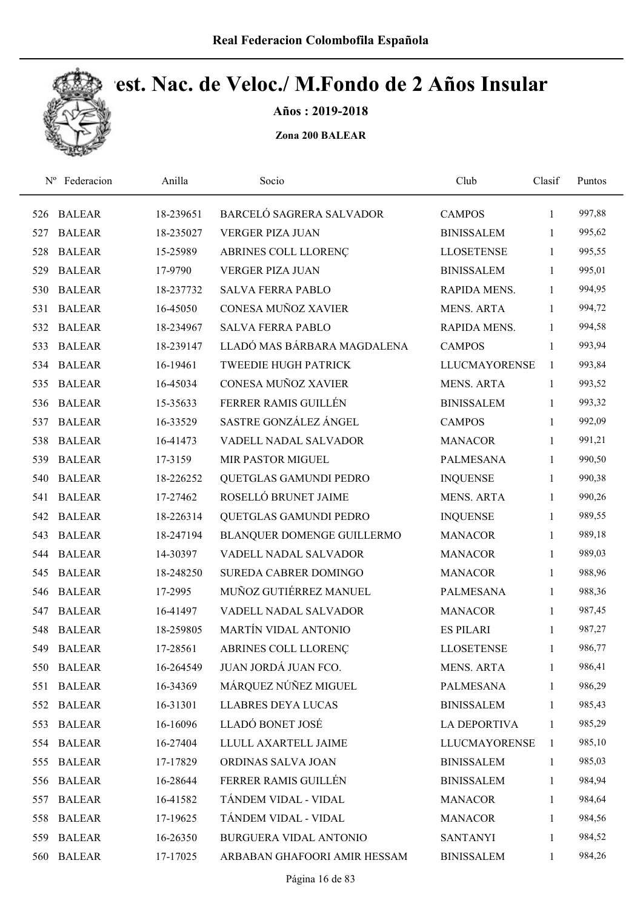# Real Federacion Colombofila Española

## Cest. Nac. de Veloc./ M.Fondo de 2 Años Insular

**Años : 2019-2018**

**Zona 200 BALEAR**

| Nº | Federacion | Anilla | Socio | Club | Clasif | Puntos |
|---|---|---|---|---|---|---|
| 526 | BALEAR | 18-239651 | BARCELÓ SAGRERA SALVADOR | CAMPOS | 1 | 997,88 |
| 527 | BALEAR | 18-235027 | VERGER PIZA JUAN | BINISSALEM | 1 | 995,62 |
| 528 | BALEAR | 15-25989 | ABRINES COLL LLORENÇ | LLOSETENSE | 1 | 995,55 |
| 529 | BALEAR | 17-9790 | VERGER PIZA JUAN | BINISSALEM | 1 | 995,01 |
| 530 | BALEAR | 18-237732 | SALVA FERRA PABLO | RAPIDA MENS. | 1 | 994,95 |
| 531 | BALEAR | 16-45050 | CONESA MUÑOZ XAVIER | MENS. ARTA | 1 | 994,72 |
| 532 | BALEAR | 18-234967 | SALVA FERRA PABLO | RAPIDA MENS. | 1 | 994,58 |
| 533 | BALEAR | 18-239147 | LLADÓ MAS BÁRBARA MAGDALENA | CAMPOS | 1 | 993,94 |
| 534 | BALEAR | 16-19461 | TWEEDIE HUGH PATRICK | LLUCMAYORENSE | 1 | 993,84 |
| 535 | BALEAR | 16-45034 | CONESA MUÑOZ XAVIER | MENS. ARTA | 1 | 993,52 |
| 536 | BALEAR | 15-35633 | FERRER RAMIS GUILLÉN | BINISSALEM | 1 | 993,32 |
| 537 | BALEAR | 16-33529 | SASTRE GONZÁLEZ ÁNGEL | CAMPOS | 1 | 992,09 |
| 538 | BALEAR | 16-41473 | VADELL NADAL SALVADOR | MANACOR | 1 | 991,21 |
| 539 | BALEAR | 17-3159 | MIR PASTOR MIGUEL | PALMESANA | 1 | 990,50 |
| 540 | BALEAR | 18-226252 | QUETGLAS GAMUNDI PEDRO | INQUENSE | 1 | 990,38 |
| 541 | BALEAR | 17-27462 | ROSELLÓ BRUNET JAIME | MENS. ARTA | 1 | 990,26 |
| 542 | BALEAR | 18-226314 | QUETGLAS GAMUNDI PEDRO | INQUENSE | 1 | 989,55 |
| 543 | BALEAR | 18-247194 | BLANQUER DOMENGE GUILLERMO | MANACOR | 1 | 989,18 |
| 544 | BALEAR | 14-30397 | VADELL NADAL SALVADOR | MANACOR | 1 | 989,03 |
| 545 | BALEAR | 18-248250 | SUREDA CABRER DOMINGO | MANACOR | 1 | 988,96 |
| 546 | BALEAR | 17-2995 | MUÑOZ GUTIÉRREZ MANUEL | PALMESANA | 1 | 988,36 |
| 547 | BALEAR | 16-41497 | VADELL NADAL SALVADOR | MANACOR | 1 | 987,45 |
| 548 | BALEAR | 18-259805 | MARTÍN VIDAL ANTONIO | ES PILARI | 1 | 987,27 |
| 549 | BALEAR | 17-28561 | ABRINES COLL LLORENÇ | LLOSETENSE | 1 | 986,77 |
| 550 | BALEAR | 16-264549 | JUAN JORDÁ JUAN FCO. | MENS. ARTA | 1 | 986,41 |
| 551 | BALEAR | 16-34369 | MÁRQUEZ NÚÑEZ MIGUEL | PALMESANA | 1 | 986,29 |
| 552 | BALEAR | 16-31301 | LLABRES DEYA LUCAS | BINISSALEM | 1 | 985,43 |
| 553 | BALEAR | 16-16096 | LLADÓ BONET JOSÉ | LA DEPORTIVA | 1 | 985,29 |
| 554 | BALEAR | 16-27404 | LLULL AXARTELL JAIME | LLUCMAYORENSE | 1 | 985,10 |
| 555 | BALEAR | 17-17829 | ORDINAS SALVA JOAN | BINISSALEM | 1 | 985,03 |
| 556 | BALEAR | 16-28644 | FERRER RAMIS GUILLÉN | BINISSALEM | 1 | 984,94 |
| 557 | BALEAR | 16-41582 | TÁNDEM VIDAL - VIDAL | MANACOR | 1 | 984,64 |
| 558 | BALEAR | 17-19625 | TÁNDEM VIDAL - VIDAL | MANACOR | 1 | 984,56 |
| 559 | BALEAR | 16-26350 | BURGUERA VIDAL ANTONIO | SANTANYI | 1 | 984,52 |
| 560 | BALEAR | 17-17025 | ARBABAN GHAFOORI AMIR HESSAM | BINISSALEM | 1 | 984,26 |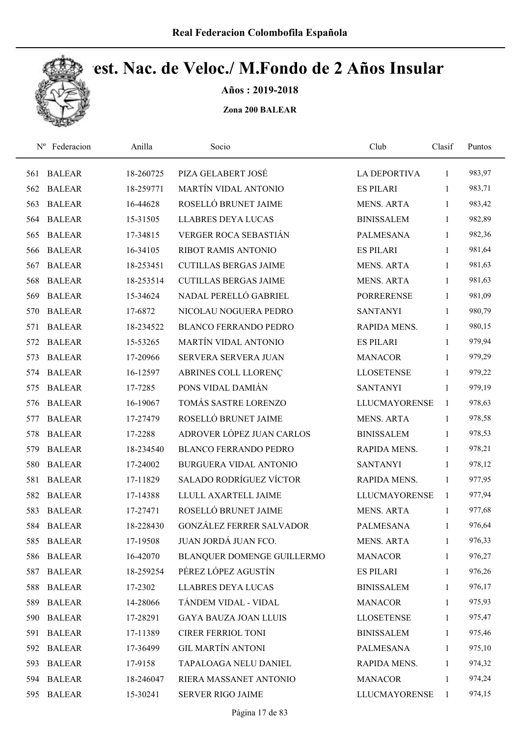# Real Federacion Colombofila Española

## Camp. Nac. de Veloc./ M.Fondo de 2 Años Insular

**Años : 2019-2018**

**Zona 200 BALEAR**

| Nº | Federacion | Anilla | Socio | Club | Clasif | Puntos |
|---|---|---|---|---|---|---|
| 561 | BALEAR | 18-260725 | PIZA GELABERT JOSÉ | LA DEPORTIVA | 1 | 983,97 |
| 562 | BALEAR | 18-259771 | MARTÍN VIDAL ANTONIO | ES PILARI | 1 | 983,71 |
| 563 | BALEAR | 16-44628 | ROSELLÓ BRUNET JAIME | MENS. ARTA | 1 | 983,42 |
| 564 | BALEAR | 15-31505 | LLABRES DEYA LUCAS | BINISSALEM | 1 | 982,89 |
| 565 | BALEAR | 17-34815 | VERGER ROCA SEBASTIÁN | PALMESANA | 1 | 982,36 |
| 566 | BALEAR | 16-34105 | RIBOT RAMIS ANTONIO | ES PILARI | 1 | 981,64 |
| 567 | BALEAR | 18-253451 | CUTILLAS BERGAS JAIME | MENS. ARTA | 1 | 981,63 |
| 568 | BALEAR | 18-253514 | CUTILLAS BERGAS JAIME | MENS. ARTA | 1 | 981,63 |
| 569 | BALEAR | 15-34624 | NADAL PERELLÓ GABRIEL | PORRERENSE | 1 | 981,09 |
| 570 | BALEAR | 17-6872 | NICOLAU NOGUERA PEDRO | SANTANYI | 1 | 980,79 |
| 571 | BALEAR | 18-234522 | BLANCO FERRANDO PEDRO | RAPIDA MENS. | 1 | 980,15 |
| 572 | BALEAR | 15-53265 | MARTÍN VIDAL ANTONIO | ES PILARI | 1 | 979,94 |
| 573 | BALEAR | 17-20966 | SERVERA SERVERA JUAN | MANACOR | 1 | 979,29 |
| 574 | BALEAR | 16-12597 | ABRINES COLL LLORENÇ | LLOSETENSE | 1 | 979,22 |
| 575 | BALEAR | 17-7285 | PONS VIDAL DAMIÁN | SANTANYI | 1 | 979,19 |
| 576 | BALEAR | 16-19067 | TOMÁS SASTRE LORENZO | LLUCMAYORENSE | 1 | 978,63 |
| 577 | BALEAR | 17-27479 | ROSELLÓ BRUNET JAIME | MENS. ARTA | 1 | 978,58 |
| 578 | BALEAR | 17-2288 | ADROVER LÓPEZ JUAN CARLOS | BINISSALEM | 1 | 978,53 |
| 579 | BALEAR | 18-234540 | BLANCO FERRANDO PEDRO | RAPIDA MENS. | 1 | 978,21 |
| 580 | BALEAR | 17-24002 | BURGUERA VIDAL ANTONIO | SANTANYI | 1 | 978,12 |
| 581 | BALEAR | 17-11829 | SALADO RODRÍGUEZ VÍCTOR | RAPIDA MENS. | 1 | 977,95 |
| 582 | BALEAR | 17-14388 | LLULL AXARTELL JAIME | LLUCMAYORENSE | 1 | 977,94 |
| 583 | BALEAR | 17-27471 | ROSELLÓ BRUNET JAIME | MENS. ARTA | 1 | 977,68 |
| 584 | BALEAR | 18-228430 | GONZÁLEZ FERRER SALVADOR | PALMESANA | 1 | 976,64 |
| 585 | BALEAR | 17-19508 | JUAN JORDÁ JUAN FCO. | MENS. ARTA | 1 | 976,33 |
| 586 | BALEAR | 16-42070 | BLANQUER DOMENGE GUILLERMO | MANACOR | 1 | 976,27 |
| 587 | BALEAR | 18-259254 | PÉREZ LÓPEZ AGUSTÍN | ES PILARI | 1 | 976,26 |
| 588 | BALEAR | 17-2302 | LLABRES DEYA LUCAS | BINISSALEM | 1 | 976,17 |
| 589 | BALEAR | 14-28066 | TÁNDEM VIDAL - VIDAL | MANACOR | 1 | 975,93 |
| 590 | BALEAR | 17-28291 | GAYA BAUZA JOAN LLUIS | LLOSETENSE | 1 | 975,47 |
| 591 | BALEAR | 17-11389 | CIRER FERRIOL TONI | BINISSALEM | 1 | 975,46 |
| 592 | BALEAR | 17-36499 | GIL MARTÍN ANTONI | PALMESANA | 1 | 975,10 |
| 593 | BALEAR | 17-9158 | TAPALOAGA NELU DANIEL | RAPIDA MENS. | 1 | 974,32 |
| 594 | BALEAR | 18-246047 | RIERA MASSANET ANTONIO | MANACOR | 1 | 974,24 |
| 595 | BALEAR | 15-30241 | SERVER RIGO JAIME | LLUCMAYORENSE | 1 | 974,15 |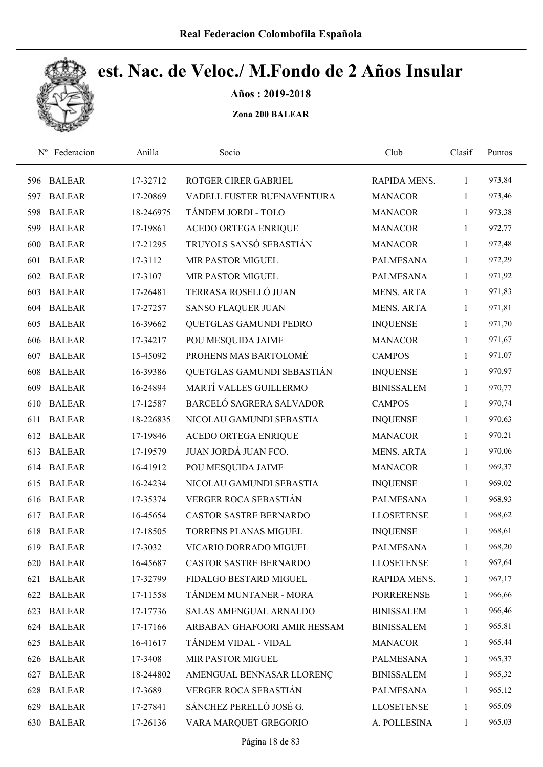# Real Federacion Colombofila Española

## Camp. Nac. de Veloc./ M.Fondo de 2 Años Insular

### Años : 2019-2018

### Zona 200 BALEAR

| Nº | Federacion | Anilla | Socio | Club | Clasif | Puntos |
|---|---|---|---|---|---|---|
| 596 | BALEAR | 17-32712 | ROTGER CIRER GABRIEL | RAPIDA MENS. | 1 | 973,84 |
| 597 | BALEAR | 17-20869 | VADELL FUSTER BUENAVENTURA | MANACOR | 1 | 973,46 |
| 598 | BALEAR | 18-246975 | TÁNDEM JORDI - TOLO | MANACOR | 1 | 973,38 |
| 599 | BALEAR | 17-19861 | ACEDO ORTEGA ENRIQUE | MANACOR | 1 | 972,77 |
| 600 | BALEAR | 17-21295 | TRUYOLS SANSÓ SEBASTIÁN | MANACOR | 1 | 972,48 |
| 601 | BALEAR | 17-3112 | MIR PASTOR MIGUEL | PALMESANA | 1 | 972,29 |
| 602 | BALEAR | 17-3107 | MIR PASTOR MIGUEL | PALMESANA | 1 | 971,92 |
| 603 | BALEAR | 17-26481 | TERRASA ROSELLÓ JUAN | MENS. ARTA | 1 | 971,83 |
| 604 | BALEAR | 17-27257 | SANSO FLAQUER JUAN | MENS. ARTA | 1 | 971,81 |
| 605 | BALEAR | 16-39662 | QUETGLAS GAMUNDI PEDRO | INQUENSE | 1 | 971,70 |
| 606 | BALEAR | 17-34217 | POU MESQUIDA JAIME | MANACOR | 1 | 971,67 |
| 607 | BALEAR | 15-45092 | PROHENS MAS BARTOLOMÉ | CAMPOS | 1 | 971,07 |
| 608 | BALEAR | 16-39386 | QUETGLAS GAMUNDI SEBASTIÁN | INQUENSE | 1 | 970,97 |
| 609 | BALEAR | 16-24894 | MARTÍ VALLES GUILLERMO | BINISSALEM | 1 | 970,77 |
| 610 | BALEAR | 17-12587 | BARCELÓ SAGRERA SALVADOR | CAMPOS | 1 | 970,74 |
| 611 | BALEAR | 18-226835 | NICOLAU GAMUNDI SEBASTIA | INQUENSE | 1 | 970,63 |
| 612 | BALEAR | 17-19846 | ACEDO ORTEGA ENRIQUE | MANACOR | 1 | 970,21 |
| 613 | BALEAR | 17-19579 | JUAN JORDÁ JUAN FCO. | MENS. ARTA | 1 | 970,06 |
| 614 | BALEAR | 16-41912 | POU MESQUIDA JAIME | MANACOR | 1 | 969,37 |
| 615 | BALEAR | 16-24234 | NICOLAU GAMUNDI SEBASTIA | INQUENSE | 1 | 969,02 |
| 616 | BALEAR | 17-35374 | VERGER ROCA SEBASTIÁN | PALMESANA | 1 | 968,93 |
| 617 | BALEAR | 16-45654 | CASTOR SASTRE BERNARDO | LLOSETENSE | 1 | 968,62 |
| 618 | BALEAR | 17-18505 | TORRENS PLANAS MIGUEL | INQUENSE | 1 | 968,61 |
| 619 | BALEAR | 17-3032 | VICARIO DORRADO MIGUEL | PALMESANA | 1 | 968,20 |
| 620 | BALEAR | 16-45687 | CASTOR SASTRE BERNARDO | LLOSETENSE | 1 | 967,64 |
| 621 | BALEAR | 17-32799 | FIDALGO BESTARD MIGUEL | RAPIDA MENS. | 1 | 967,17 |
| 622 | BALEAR | 17-11558 | TÁNDEM MUNTANER - MORA | PORRERENSE | 1 | 966,66 |
| 623 | BALEAR | 17-17736 | SALAS AMENGUAL ARNALDO | BINISSALEM | 1 | 966,46 |
| 624 | BALEAR | 17-17166 | ARBABAN GHAFOORI AMIR HESSAM | BINISSALEM | 1 | 965,81 |
| 625 | BALEAR | 16-41617 | TÁNDEM VIDAL - VIDAL | MANACOR | 1 | 965,44 |
| 626 | BALEAR | 17-3408 | MIR PASTOR MIGUEL | PALMESANA | 1 | 965,37 |
| 627 | BALEAR | 18-244802 | AMENGUAL BENNASAR LLORENÇ | BINISSALEM | 1 | 965,32 |
| 628 | BALEAR | 17-3689 | VERGER ROCA SEBASTIÁN | PALMESANA | 1 | 965,12 |
| 629 | BALEAR | 17-27841 | SÁNCHEZ PERELLÓ JOSÉ G. | LLOSETENSE | 1 | 965,09 |
| 630 | BALEAR | 17-26136 | VARA MARQUET GREGORIO | A. POLLESINA | 1 | 965,03 |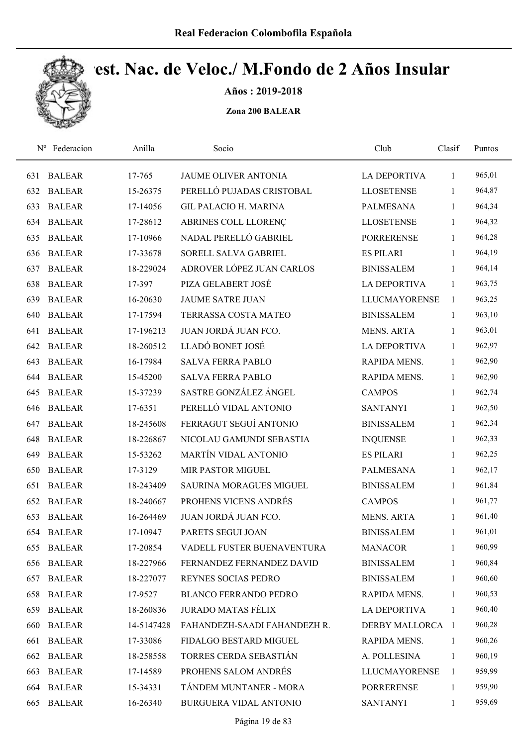# Campeonato Nac. de Veloc./ M.Fondo de 2 Años Insular

**Años : 2019-2018**

**Zona 200 BALEAR**

| Nº | Federacion | Anilla | Socio | Club | Clasif | Puntos |
|---|---|---|---|---|---|---|
| 631 | BALEAR | 17-765 | JAUME OLIVER ANTONIA | LA DEPORTIVA | 1 | 965,01 |
| 632 | BALEAR | 15-26375 | PERELLÓ PUJADAS CRISTOBAL | LLOSETENSE | 1 | 964,87 |
| 633 | BALEAR | 17-14056 | GIL PALACIO H. MARINA | PALMESANA | 1 | 964,34 |
| 634 | BALEAR | 17-28612 | ABRINES COLL LLORENÇ | LLOSETENSE | 1 | 964,32 |
| 635 | BALEAR | 17-10966 | NADAL PERELLÓ GABRIEL | PORRERENSE | 1 | 964,28 |
| 636 | BALEAR | 17-33678 | SORELL SALVA GABRIEL | ES PILARI | 1 | 964,19 |
| 637 | BALEAR | 18-229024 | ADROVER LÓPEZ JUAN CARLOS | BINISSALEM | 1 | 964,14 |
| 638 | BALEAR | 17-397 | PIZA GELABERT JOSÉ | LA DEPORTIVA | 1 | 963,75 |
| 639 | BALEAR | 16-20630 | JAUME SATRE JUAN | LLUCMAYORENSE | 1 | 963,25 |
| 640 | BALEAR | 17-17594 | TERRASSA COSTA MATEO | BINISSALEM | 1 | 963,10 |
| 641 | BALEAR | 17-196213 | JUAN JORDÁ JUAN FCO. | MENS. ARTA | 1 | 963,01 |
| 642 | BALEAR | 18-260512 | LLADÓ BONET JOSÉ | LA DEPORTIVA | 1 | 962,97 |
| 643 | BALEAR | 16-17984 | SALVA FERRA PABLO | RAPIDA MENS. | 1 | 962,90 |
| 644 | BALEAR | 15-45200 | SALVA FERRA PABLO | RAPIDA MENS. | 1 | 962,90 |
| 645 | BALEAR | 15-37239 | SASTRE GONZÁLEZ ÁNGEL | CAMPOS | 1 | 962,74 |
| 646 | BALEAR | 17-6351 | PERELLÓ VIDAL ANTONIO | SANTANYI | 1 | 962,50 |
| 647 | BALEAR | 18-245608 | FERRAGUT SEGUÍ ANTONIO | BINISSALEM | 1 | 962,34 |
| 648 | BALEAR | 18-226867 | NICOLAU GAMUNDI SEBASTIA | INQUENSE | 1 | 962,33 |
| 649 | BALEAR | 15-53262 | MARTÍN VIDAL ANTONIO | ES PILARI | 1 | 962,25 |
| 650 | BALEAR | 17-3129 | MIR PASTOR MIGUEL | PALMESANA | 1 | 962,17 |
| 651 | BALEAR | 18-243409 | SAURINA MORAGUES MIGUEL | BINISSALEM | 1 | 961,84 |
| 652 | BALEAR | 18-240667 | PROHENS VICENS ANDRÉS | CAMPOS | 1 | 961,77 |
| 653 | BALEAR | 16-264469 | JUAN JORDÁ JUAN FCO. | MENS. ARTA | 1 | 961,40 |
| 654 | BALEAR | 17-10947 | PARETS SEGUI JOAN | BINISSALEM | 1 | 961,01 |
| 655 | BALEAR | 17-20854 | VADELL FUSTER BUENAVENTURA | MANACOR | 1 | 960,99 |
| 656 | BALEAR | 18-227966 | FERNANDEZ FERNANDEZ DAVID | BINISSALEM | 1 | 960,84 |
| 657 | BALEAR | 18-227077 | REYNES SOCIAS PEDRO | BINISSALEM | 1 | 960,60 |
| 658 | BALEAR | 17-9527 | BLANCO FERRANDO PEDRO | RAPIDA MENS. | 1 | 960,53 |
| 659 | BALEAR | 18-260836 | JURADO MATAS FÉLIX | LA DEPORTIVA | 1 | 960,40 |
| 660 | BALEAR | 14-5147428 | FAHANDEZH-SAADI FAHANDEZH R. | DERBY MALLORCA | 1 | 960,28 |
| 661 | BALEAR | 17-33086 | FIDALGO BESTARD MIGUEL | RAPIDA MENS. | 1 | 960,26 |
| 662 | BALEAR | 18-258558 | TORRES CERDA SEBASTIÁN | A. POLLESINA | 1 | 960,19 |
| 663 | BALEAR | 17-14589 | PROHENS SALOM ANDRÉS | LLUCMAYORENSE | 1 | 959,99 |
| 664 | BALEAR | 15-34331 | TÁNDEM MUNTANER - MORA | PORRERENSE | 1 | 959,90 |
| 665 | BALEAR | 16-26340 | BURGUERA VIDAL ANTONIO | SANTANYI | 1 | 959,69 |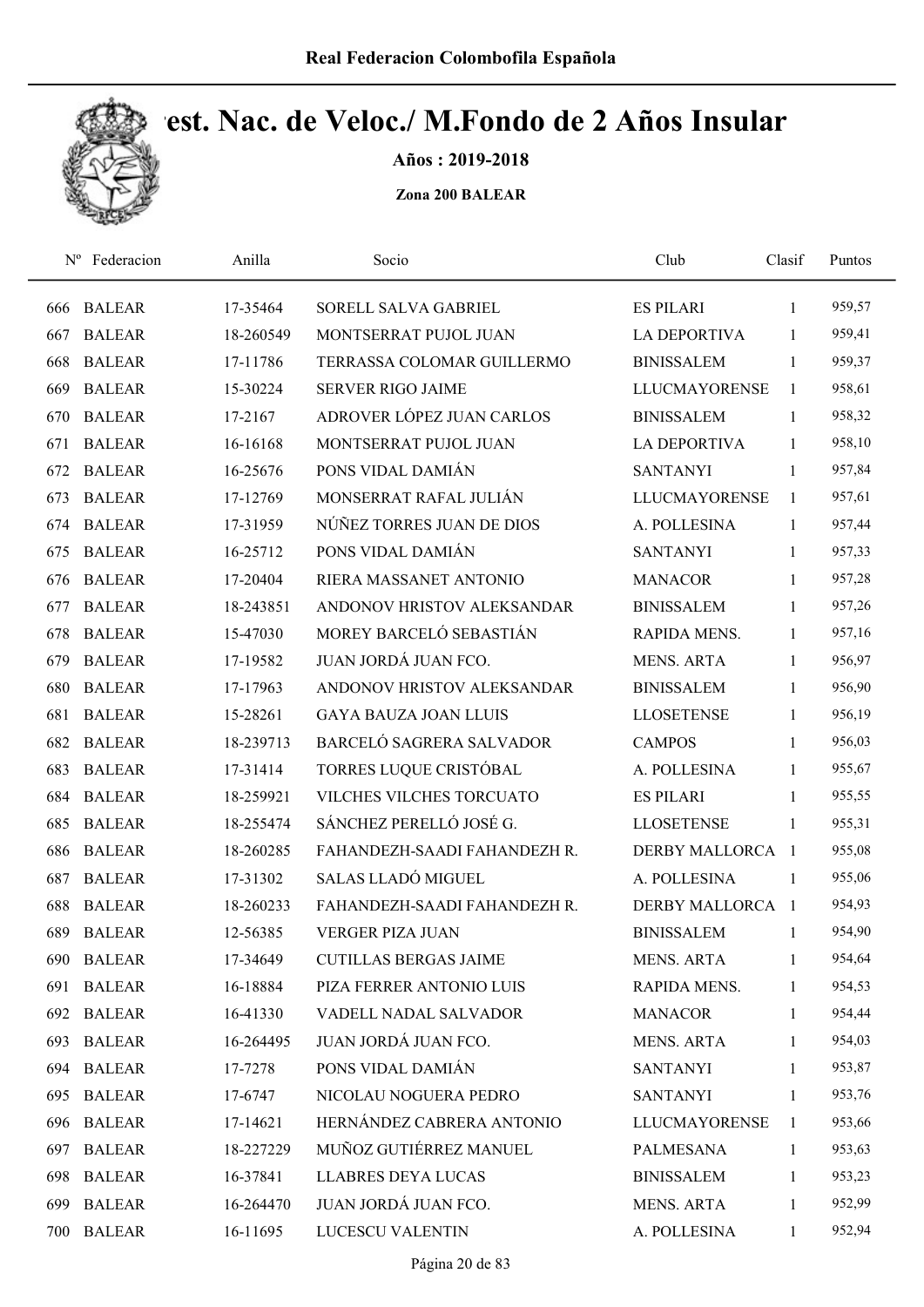# Real Federacion Colombofila Española

## Campest. Nac. de Veloc./ M.Fondo de 2 Años Insular

**Años : 2019-2018**

**Zona 200 BALEAR**

| Nº | Federacion | Anilla | Socio | Club | Clasif | Puntos |
|---|---|---|---|---|---|---|
| 666 | BALEAR | 17-35464 | SORELL SALVA GABRIEL | ES PILARI | 1 | 959,57 |
| 667 | BALEAR | 18-260549 | MONTSERRAT PUJOL JUAN | LA DEPORTIVA | 1 | 959,41 |
| 668 | BALEAR | 17-11786 | TERRASSA COLOMAR GUILLERMO | BINISSALEM | 1 | 959,37 |
| 669 | BALEAR | 15-30224 | SERVER RIGO JAIME | LLUCMAYORENSE | 1 | 958,61 |
| 670 | BALEAR | 17-2167 | ADROVER LÓPEZ JUAN CARLOS | BINISSALEM | 1 | 958,32 |
| 671 | BALEAR | 16-16168 | MONTSERRAT PUJOL JUAN | LA DEPORTIVA | 1 | 958,10 |
| 672 | BALEAR | 16-25676 | PONS VIDAL DAMIÁN | SANTANYI | 1 | 957,84 |
| 673 | BALEAR | 17-12769 | MONSERRAT RAFAL JULIÁN | LLUCMAYORENSE | 1 | 957,61 |
| 674 | BALEAR | 17-31959 | NÚÑEZ TORRES JUAN DE DIOS | A. POLLESINA | 1 | 957,44 |
| 675 | BALEAR | 16-25712 | PONS VIDAL DAMIÁN | SANTANYI | 1 | 957,33 |
| 676 | BALEAR | 17-20404 | RIERA MASSANET ANTONIO | MANACOR | 1 | 957,28 |
| 677 | BALEAR | 18-243851 | ANDONOV HRISTOV ALEKSANDAR | BINISSALEM | 1 | 957,26 |
| 678 | BALEAR | 15-47030 | MOREY BARCELÓ SEBASTIÁN | RAPIDA MENS. | 1 | 957,16 |
| 679 | BALEAR | 17-19582 | JUAN JORDÁ JUAN FCO. | MENS. ARTA | 1 | 956,97 |
| 680 | BALEAR | 17-17963 | ANDONOV HRISTOV ALEKSANDAR | BINISSALEM | 1 | 956,90 |
| 681 | BALEAR | 15-28261 | GAYA BAUZA JOAN LLUIS | LLOSETENSE | 1 | 956,19 |
| 682 | BALEAR | 18-239713 | BARCELÓ SAGRERA SALVADOR | CAMPOS | 1 | 956,03 |
| 683 | BALEAR | 17-31414 | TORRES LUQUE CRISTÓBAL | A. POLLESINA | 1 | 955,67 |
| 684 | BALEAR | 18-259921 | VILCHES VILCHES TORCUATO | ES PILARI | 1 | 955,55 |
| 685 | BALEAR | 18-255474 | SÁNCHEZ PERELLÓ JOSÉ G. | LLOSETENSE | 1 | 955,31 |
| 686 | BALEAR | 18-260285 | FAHANDEZH-SAADI FAHANDEZH R. | DERBY MALLORCA | 1 | 955,08 |
| 687 | BALEAR | 17-31302 | SALAS LLADÓ MIGUEL | A. POLLESINA | 1 | 955,06 |
| 688 | BALEAR | 18-260233 | FAHANDEZH-SAADI FAHANDEZH R. | DERBY MALLORCA | 1 | 954,93 |
| 689 | BALEAR | 12-56385 | VERGER PIZA JUAN | BINISSALEM | 1 | 954,90 |
| 690 | BALEAR | 17-34649 | CUTILLAS BERGAS JAIME | MENS. ARTA | 1 | 954,64 |
| 691 | BALEAR | 16-18884 | PIZA FERRER ANTONIO LUIS | RAPIDA MENS. | 1 | 954,53 |
| 692 | BALEAR | 16-41330 | VADELL NADAL SALVADOR | MANACOR | 1 | 954,44 |
| 693 | BALEAR | 16-264495 | JUAN JORDÁ JUAN FCO. | MENS. ARTA | 1 | 954,03 |
| 694 | BALEAR | 17-7278 | PONS VIDAL DAMIÁN | SANTANYI | 1 | 953,87 |
| 695 | BALEAR | 17-6747 | NICOLAU NOGUERA PEDRO | SANTANYI | 1 | 953,76 |
| 696 | BALEAR | 17-14621 | HERNÁNDEZ CABRERA ANTONIO | LLUCMAYORENSE | 1 | 953,66 |
| 697 | BALEAR | 18-227229 | MUÑOZ GUTIÉRREZ MANUEL | PALMESANA | 1 | 953,63 |
| 698 | BALEAR | 16-37841 | LLABRES DEYA LUCAS | BINISSALEM | 1 | 953,23 |
| 699 | BALEAR | 16-264470 | JUAN JORDÁ JUAN FCO. | MENS. ARTA | 1 | 952,99 |
| 700 | BALEAR | 16-11695 | LUCESCU VALENTIN | A. POLLESINA | 1 | 952,94 |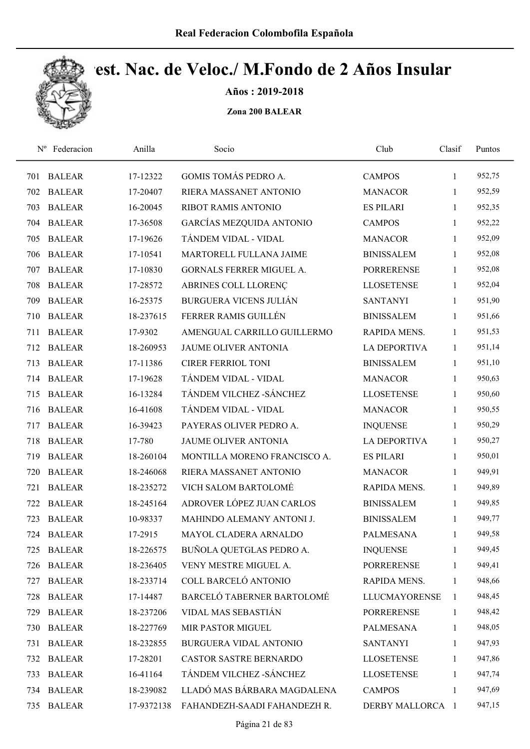# Real Federacion Colombofila Española

## Camp. Nac. de Veloc./ M.Fondo de 2 Años Insular

**Años : 2019-2018**

**Zona 200 BALEAR**

| Nº | Federacion | Anilla | Socio | Club | Clasif | Puntos |
|---|---|---|---|---|---|---|
| 701 | BALEAR | 17-12322 | GOMIS TOMÁS PEDRO A. | CAMPOS | 1 | 952,75 |
| 702 | BALEAR | 17-20407 | RIERA MASSANET ANTONIO | MANACOR | 1 | 952,59 |
| 703 | BALEAR | 16-20045 | RIBOT RAMIS ANTONIO | ES PILARI | 1 | 952,35 |
| 704 | BALEAR | 17-36508 | GARCÍAS MEZQUIDA ANTONIO | CAMPOS | 1 | 952,22 |
| 705 | BALEAR | 17-19626 | TÁNDEM VIDAL - VIDAL | MANACOR | 1 | 952,09 |
| 706 | BALEAR | 17-10541 | MARTORELL FULLANA JAIME | BINISSALEM | 1 | 952,08 |
| 707 | BALEAR | 17-10830 | GORNALS FERRER MIGUEL A. | PORRERENSE | 1 | 952,08 |
| 708 | BALEAR | 17-28572 | ABRINES COLL LLORENÇ | LLOSETENSE | 1 | 952,04 |
| 709 | BALEAR | 16-25375 | BURGUERA VICENS JULIÁN | SANTANYI | 1 | 951,90 |
| 710 | BALEAR | 18-237615 | FERRER RAMIS GUILLÉN | BINISSALEM | 1 | 951,66 |
| 711 | BALEAR | 17-9302 | AMENGUAL CARRILLO GUILLERMO | RAPIDA MENS. | 1 | 951,53 |
| 712 | BALEAR | 18-260953 | JAUME OLIVER ANTONIA | LA DEPORTIVA | 1 | 951,14 |
| 713 | BALEAR | 17-11386 | CIRER FERRIOL TONI | BINISSALEM | 1 | 951,10 |
| 714 | BALEAR | 17-19628 | TÁNDEM VIDAL - VIDAL | MANACOR | 1 | 950,63 |
| 715 | BALEAR | 16-13284 | TÁNDEM VILCHEZ -SÁNCHEZ | LLOSETENSE | 1 | 950,60 |
| 716 | BALEAR | 16-41608 | TÁNDEM VIDAL - VIDAL | MANACOR | 1 | 950,55 |
| 717 | BALEAR | 16-39423 | PAYERAS OLIVER PEDRO A. | INQUENSE | 1 | 950,29 |
| 718 | BALEAR | 17-780 | JAUME OLIVER ANTONIA | LA DEPORTIVA | 1 | 950,27 |
| 719 | BALEAR | 18-260104 | MONTILLA MORENO FRANCISCO A. | ES PILARI | 1 | 950,01 |
| 720 | BALEAR | 18-246068 | RIERA MASSANET ANTONIO | MANACOR | 1 | 949,91 |
| 721 | BALEAR | 18-235272 | VICH SALOM BARTOLOMÉ | RAPIDA MENS. | 1 | 949,89 |
| 722 | BALEAR | 18-245164 | ADROVER LÓPEZ JUAN CARLOS | BINISSALEM | 1 | 949,85 |
| 723 | BALEAR | 10-98337 | MAHINDO ALEMANY ANTONI J. | BINISSALEM | 1 | 949,77 |
| 724 | BALEAR | 17-2915 | MAYOL CLADERA ARNALDO | PALMESANA | 1 | 949,58 |
| 725 | BALEAR | 18-226575 | BUÑOLA QUETGLAS PEDRO A. | INQUENSE | 1 | 949,45 |
| 726 | BALEAR | 18-236405 | VENY MESTRE MIGUEL A. | PORRERENSE | 1 | 949,41 |
| 727 | BALEAR | 18-233714 | COLL BARCELÓ ANTONIO | RAPIDA MENS. | 1 | 948,66 |
| 728 | BALEAR | 17-14487 | BARCELÓ TABERNER BARTOLOMÉ | LLUCMAYORENSE | 1 | 948,45 |
| 729 | BALEAR | 18-237206 | VIDAL MAS SEBASTIÁN | PORRERENSE | 1 | 948,42 |
| 730 | BALEAR | 18-227769 | MIR PASTOR MIGUEL | PALMESANA | 1 | 948,05 |
| 731 | BALEAR | 18-232855 | BURGUERA VIDAL ANTONIO | SANTANYI | 1 | 947,93 |
| 732 | BALEAR | 17-28201 | CASTOR SASTRE BERNARDO | LLOSETENSE | 1 | 947,86 |
| 733 | BALEAR | 16-41164 | TÁNDEM VILCHEZ -SÁNCHEZ | LLOSETENSE | 1 | 947,74 |
| 734 | BALEAR | 18-239082 | LLADÓ MAS BÁRBARA MAGDALENA | CAMPOS | 1 | 947,69 |
| 735 | BALEAR | 17-9372138 | FAHANDEZH-SAADI FAHANDEZH R. | DERBY MALLORCA | 1 | 947,15 |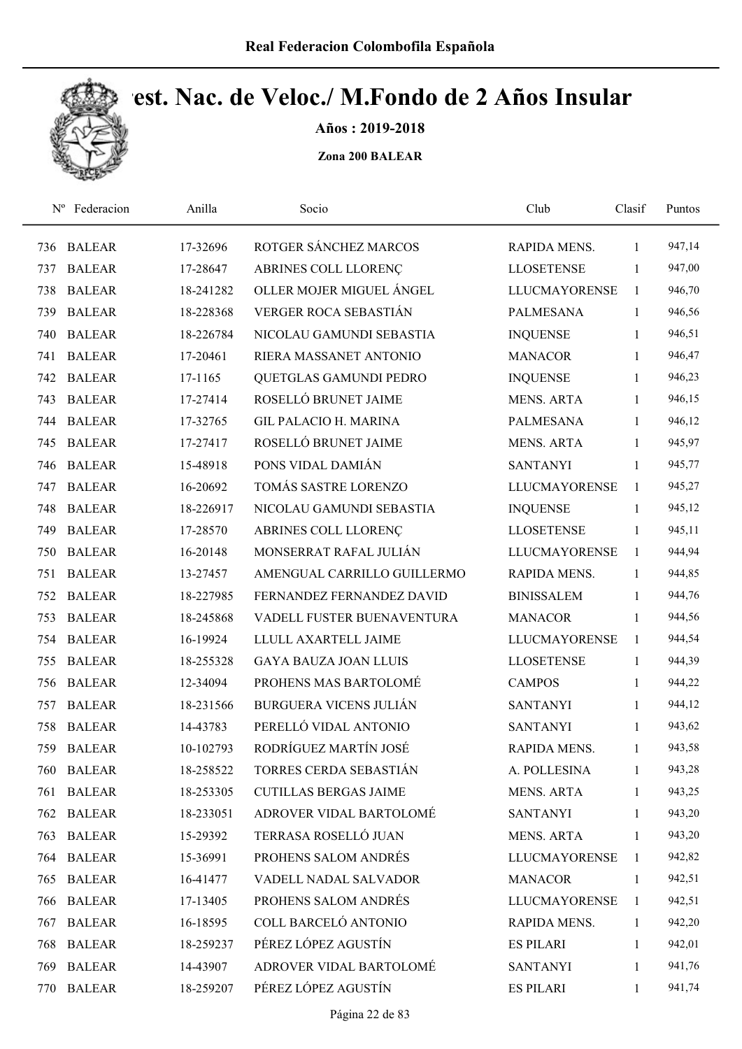# Camp. Nac. de Veloc./ M.Fondo de 2 Años Insular

**Años : 2019-2018**

**Zona 200 BALEAR**

| Nº | Federacion | Anilla | Socio | Club | Clasif | Puntos |
|---|---|---|---|---|---|---|
| 736 | BALEAR | 17-32696 | ROTGER SÁNCHEZ MARCOS | RAPIDA MENS. | 1 | 947,14 |
| 737 | BALEAR | 17-28647 | ABRINES COLL LLORENÇ | LLOSETENSE | 1 | 947,00 |
| 738 | BALEAR | 18-241282 | OLLER MOJER MIGUEL ÁNGEL | LLUCMAYORENSE | 1 | 946,70 |
| 739 | BALEAR | 18-228368 | VERGER ROCA SEBASTIÁN | PALMESANA | 1 | 946,56 |
| 740 | BALEAR | 18-226784 | NICOLAU GAMUNDI SEBASTIA | INQUENSE | 1 | 946,51 |
| 741 | BALEAR | 17-20461 | RIERA MASSANET ANTONIO | MANACOR | 1 | 946,47 |
| 742 | BALEAR | 17-1165 | QUETGLAS GAMUNDI PEDRO | INQUENSE | 1 | 946,23 |
| 743 | BALEAR | 17-27414 | ROSELLÓ BRUNET JAIME | MENS. ARTA | 1 | 946,15 |
| 744 | BALEAR | 17-32765 | GIL PALACIO H. MARINA | PALMESANA | 1 | 946,12 |
| 745 | BALEAR | 17-27417 | ROSELLÓ BRUNET JAIME | MENS. ARTA | 1 | 945,97 |
| 746 | BALEAR | 15-48918 | PONS VIDAL DAMIÁN | SANTANYI | 1 | 945,77 |
| 747 | BALEAR | 16-20692 | TOMÁS SASTRE LORENZO | LLUCMAYORENSE | 1 | 945,27 |
| 748 | BALEAR | 18-226917 | NICOLAU GAMUNDI SEBASTIA | INQUENSE | 1 | 945,12 |
| 749 | BALEAR | 17-28570 | ABRINES COLL LLORENÇ | LLOSETENSE | 1 | 945,11 |
| 750 | BALEAR | 16-20148 | MONSERRAT RAFAL JULIÁN | LLUCMAYORENSE | 1 | 944,94 |
| 751 | BALEAR | 13-27457 | AMENGUAL CARRILLO GUILLERMO | RAPIDA MENS. | 1 | 944,85 |
| 752 | BALEAR | 18-227985 | FERNANDEZ FERNANDEZ DAVID | BINISSALEM | 1 | 944,76 |
| 753 | BALEAR | 18-245868 | VADELL FUSTER BUENAVENTURA | MANACOR | 1 | 944,56 |
| 754 | BALEAR | 16-19924 | LLULL AXARTELL JAIME | LLUCMAYORENSE | 1 | 944,54 |
| 755 | BALEAR | 18-255328 | GAYA BAUZA JOAN LLUIS | LLOSETENSE | 1 | 944,39 |
| 756 | BALEAR | 12-34094 | PROHENS MAS BARTOLOMÉ | CAMPOS | 1 | 944,22 |
| 757 | BALEAR | 18-231566 | BURGUERA VICENS JULIÁN | SANTANYI | 1 | 944,12 |
| 758 | BALEAR | 14-43783 | PERELLÓ VIDAL ANTONIO | SANTANYI | 1 | 943,62 |
| 759 | BALEAR | 10-102793 | RODRÍGUEZ MARTÍN JOSÉ | RAPIDA MENS. | 1 | 943,58 |
| 760 | BALEAR | 18-258522 | TORRES CERDA SEBASTIÁN | A. POLLESINA | 1 | 943,28 |
| 761 | BALEAR | 18-253305 | CUTILLAS BERGAS JAIME | MENS. ARTA | 1 | 943,25 |
| 762 | BALEAR | 18-233051 | ADROVER VIDAL BARTOLOMÉ | SANTANYI | 1 | 943,20 |
| 763 | BALEAR | 15-29392 | TERRASA ROSELLÓ JUAN | MENS. ARTA | 1 | 943,20 |
| 764 | BALEAR | 15-36991 | PROHENS SALOM ANDRÉS | LLUCMAYORENSE | 1 | 942,82 |
| 765 | BALEAR | 16-41477 | VADELL NADAL SALVADOR | MANACOR | 1 | 942,51 |
| 766 | BALEAR | 17-13405 | PROHENS SALOM ANDRÉS | LLUCMAYORENSE | 1 | 942,51 |
| 767 | BALEAR | 16-18595 | COLL BARCELÓ ANTONIO | RAPIDA MENS. | 1 | 942,20 |
| 768 | BALEAR | 18-259237 | PÉREZ LÓPEZ AGUSTÍN | ES PILARI | 1 | 942,01 |
| 769 | BALEAR | 14-43907 | ADROVER VIDAL BARTOLOMÉ | SANTANYI | 1 | 941,76 |
| 770 | BALEAR | 18-259207 | PÉREZ LÓPEZ AGUSTÍN | ES PILARI | 1 | 941,74 |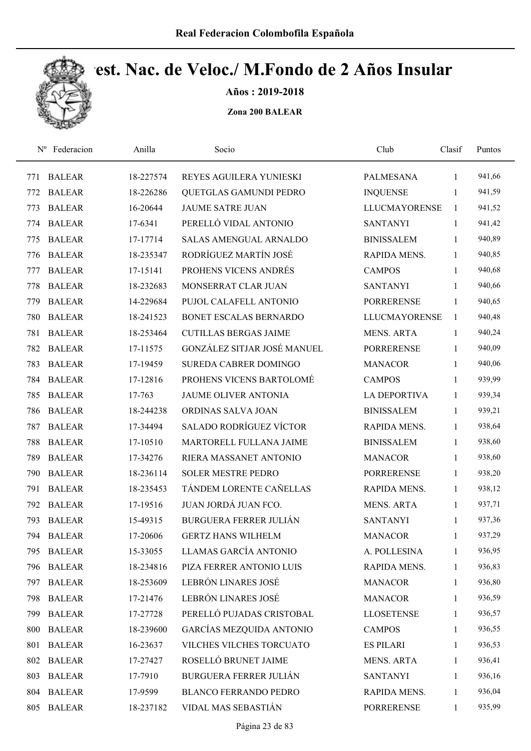# Real Federacion Colombofila Española

# Camp. Nac. de Veloc./ M.Fondo de 2 Años Insular

**Años : 2019-2018**

**Zona 200 BALEAR**

| Nº | Federacion | Anilla | Socio | Club | Clasif | Puntos |
|---|---|---|---|---|---|---|
| 771 | BALEAR | 18-227574 | REYES AGUILERA YUNIESKI | PALMESANA | 1 | 941,66 |
| 772 | BALEAR | 18-226286 | QUETGLAS GAMUNDI PEDRO | INQUENSE | 1 | 941,59 |
| 773 | BALEAR | 16-20644 | JAUME SATRE JUAN | LLUCMAYORENSE | 1 | 941,52 |
| 774 | BALEAR | 17-6341 | PERELLÓ VIDAL ANTONIO | SANTANYI | 1 | 941,42 |
| 775 | BALEAR | 17-17714 | SALAS AMENGUAL ARNALDO | BINISSALEM | 1 | 940,89 |
| 776 | BALEAR | 18-235347 | RODRÍGUEZ MARTÍN JOSÉ | RAPIDA MENS. | 1 | 940,85 |
| 777 | BALEAR | 17-15141 | PROHENS VICENS ANDRÉS | CAMPOS | 1 | 940,68 |
| 778 | BALEAR | 18-232683 | MONSERRAT CLAR JUAN | SANTANYI | 1 | 940,66 |
| 779 | BALEAR | 14-229684 | PUJOL CALAFELL ANTONIO | PORRERENSE | 1 | 940,65 |
| 780 | BALEAR | 18-241523 | BONET ESCALAS BERNARDO | LLUCMAYORENSE | 1 | 940,48 |
| 781 | BALEAR | 18-253464 | CUTILLAS BERGAS JAIME | MENS. ARTA | 1 | 940,24 |
| 782 | BALEAR | 17-11575 | GONZÁLEZ SITJAR JOSÉ MANUEL | PORRERENSE | 1 | 940,09 |
| 783 | BALEAR | 17-19459 | SUREDA CABRER DOMINGO | MANACOR | 1 | 940,06 |
| 784 | BALEAR | 17-12816 | PROHENS VICENS BARTOLOMÉ | CAMPOS | 1 | 939,99 |
| 785 | BALEAR | 17-763 | JAUME OLIVER ANTONIA | LA DEPORTIVA | 1 | 939,34 |
| 786 | BALEAR | 18-244238 | ORDINAS SALVA JOAN | BINISSALEM | 1 | 939,21 |
| 787 | BALEAR | 17-34494 | SALADO RODRÍGUEZ VÍCTOR | RAPIDA MENS. | 1 | 938,64 |
| 788 | BALEAR | 17-10510 | MARTORELL FULLANA JAIME | BINISSALEM | 1 | 938,60 |
| 789 | BALEAR | 17-34276 | RIERA MASSANET ANTONIO | MANACOR | 1 | 938,60 |
| 790 | BALEAR | 18-236114 | SOLER MESTRE PEDRO | PORRERENSE | 1 | 938,20 |
| 791 | BALEAR | 18-235453 | TÁNDEM LORENTE CAÑELLAS | RAPIDA MENS. | 1 | 938,12 |
| 792 | BALEAR | 17-19516 | JUAN JORDÁ JUAN FCO. | MENS. ARTA | 1 | 937,71 |
| 793 | BALEAR | 15-49315 | BURGUERA FERRER JULIÁN | SANTANYI | 1 | 937,36 |
| 794 | BALEAR | 17-20606 | GERTZ HANS WILHELM | MANACOR | 1 | 937,29 |
| 795 | BALEAR | 15-33055 | LLAMAS GARCÍA ANTONIO | A. POLLESINA | 1 | 936,95 |
| 796 | BALEAR | 18-234816 | PIZA FERRER ANTONIO LUIS | RAPIDA MENS. | 1 | 936,83 |
| 797 | BALEAR | 18-253609 | LEBRÓN LINARES JOSÉ | MANACOR | 1 | 936,80 |
| 798 | BALEAR | 17-21476 | LEBRÓN LINARES JOSÉ | MANACOR | 1 | 936,59 |
| 799 | BALEAR | 17-27728 | PERELLÓ PUJADAS CRISTOBAL | LLOSETENSE | 1 | 936,57 |
| 800 | BALEAR | 18-239600 | GARCÍAS MEZQUIDA ANTONIO | CAMPOS | 1 | 936,55 |
| 801 | BALEAR | 16-23637 | VILCHES VILCHES TORCUATO | ES PILARI | 1 | 936,53 |
| 802 | BALEAR | 17-27427 | ROSELLÓ BRUNET JAIME | MENS. ARTA | 1 | 936,41 |
| 803 | BALEAR | 17-7910 | BURGUERA FERRER JULIÁN | SANTANYI | 1 | 936,16 |
| 804 | BALEAR | 17-9599 | BLANCO FERRANDO PEDRO | RAPIDA MENS. | 1 | 936,04 |
| 805 | BALEAR | 18-237182 | VIDAL MAS SEBASTIÁN | PORRERENSE | 1 | 935,99 |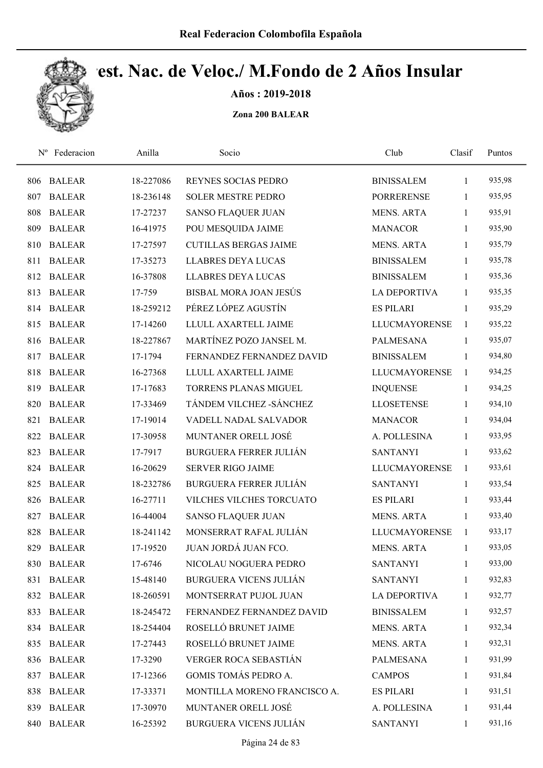# Real Federacion Colombofila Española

## Cest. Nac. de Veloc./ M.Fondo de 2 Años Insular

**Años : 2019-2018**

**Zona 200 BALEAR**

| Nº | Federacion | Anilla | Socio | Club | Clasif | Puntos |
|---|---|---|---|---|---|---|
| 806 | BALEAR | 18-227086 | REYNES SOCIAS PEDRO | BINISSALEM | 1 | 935,98 |
| 807 | BALEAR | 18-236148 | SOLER MESTRE PEDRO | PORRERENSE | 1 | 935,95 |
| 808 | BALEAR | 17-27237 | SANSO FLAQUER JUAN | MENS. ARTA | 1 | 935,91 |
| 809 | BALEAR | 16-41975 | POU MESQUIDA JAIME | MANACOR | 1 | 935,90 |
| 810 | BALEAR | 17-27597 | CUTILLAS BERGAS JAIME | MENS. ARTA | 1 | 935,79 |
| 811 | BALEAR | 17-35273 | LLABRES DEYA LUCAS | BINISSALEM | 1 | 935,78 |
| 812 | BALEAR | 16-37808 | LLABRES DEYA LUCAS | BINISSALEM | 1 | 935,36 |
| 813 | BALEAR | 17-759 | BISBAL MORA JOAN JESÚS | LA DEPORTIVA | 1 | 935,35 |
| 814 | BALEAR | 18-259212 | PÉREZ LÓPEZ AGUSTÍN | ES PILARI | 1 | 935,29 |
| 815 | BALEAR | 17-14260 | LLULL AXARTELL JAIME | LLUCMAYORENSE | 1 | 935,22 |
| 816 | BALEAR | 18-227867 | MARTÍNEZ POZO JANSEL M. | PALMESANA | 1 | 935,07 |
| 817 | BALEAR | 17-1794 | FERNANDEZ FERNANDEZ DAVID | BINISSALEM | 1 | 934,80 |
| 818 | BALEAR | 16-27368 | LLULL AXARTELL JAIME | LLUCMAYORENSE | 1 | 934,25 |
| 819 | BALEAR | 17-17683 | TORRENS PLANAS MIGUEL | INQUENSE | 1 | 934,25 |
| 820 | BALEAR | 17-33469 | TÁNDEM VILCHEZ -SÁNCHEZ | LLOSETENSE | 1 | 934,10 |
| 821 | BALEAR | 17-19014 | VADELL NADAL SALVADOR | MANACOR | 1 | 934,04 |
| 822 | BALEAR | 17-30958 | MUNTANER ORELL JOSÉ | A. POLLESINA | 1 | 933,95 |
| 823 | BALEAR | 17-7917 | BURGUERA FERRER JULIÁN | SANTANYI | 1 | 933,62 |
| 824 | BALEAR | 16-20629 | SERVER RIGO JAIME | LLUCMAYORENSE | 1 | 933,61 |
| 825 | BALEAR | 18-232786 | BURGUERA FERRER JULIÁN | SANTANYI | 1 | 933,54 |
| 826 | BALEAR | 16-27711 | VILCHES VILCHES TORCUATO | ES PILARI | 1 | 933,44 |
| 827 | BALEAR | 16-44004 | SANSO FLAQUER JUAN | MENS. ARTA | 1 | 933,40 |
| 828 | BALEAR | 18-241142 | MONSERRAT RAFAL JULIÁN | LLUCMAYORENSE | 1 | 933,17 |
| 829 | BALEAR | 17-19520 | JUAN JORDÁ JUAN FCO. | MENS. ARTA | 1 | 933,05 |
| 830 | BALEAR | 17-6746 | NICOLAU NOGUERA PEDRO | SANTANYI | 1 | 933,00 |
| 831 | BALEAR | 15-48140 | BURGUERA VICENS JULIÁN | SANTANYI | 1 | 932,83 |
| 832 | BALEAR | 18-260591 | MONTSERRAT PUJOL JUAN | LA DEPORTIVA | 1 | 932,77 |
| 833 | BALEAR | 18-245472 | FERNANDEZ FERNANDEZ DAVID | BINISSALEM | 1 | 932,57 |
| 834 | BALEAR | 18-254404 | ROSELLÓ BRUNET JAIME | MENS. ARTA | 1 | 932,34 |
| 835 | BALEAR | 17-27443 | ROSELLÓ BRUNET JAIME | MENS. ARTA | 1 | 932,31 |
| 836 | BALEAR | 17-3290 | VERGER ROCA SEBASTIÁN | PALMESANA | 1 | 931,99 |
| 837 | BALEAR | 17-12366 | GOMIS TOMÁS PEDRO A. | CAMPOS | 1 | 931,84 |
| 838 | BALEAR | 17-33371 | MONTILLA MORENO FRANCISCO A. | ES PILARI | 1 | 931,51 |
| 839 | BALEAR | 17-30970 | MUNTANER ORELL JOSÉ | A. POLLESINA | 1 | 931,44 |
| 840 | BALEAR | 16-25392 | BURGUERA VICENS JULIÁN | SANTANYI | 1 | 931,16 |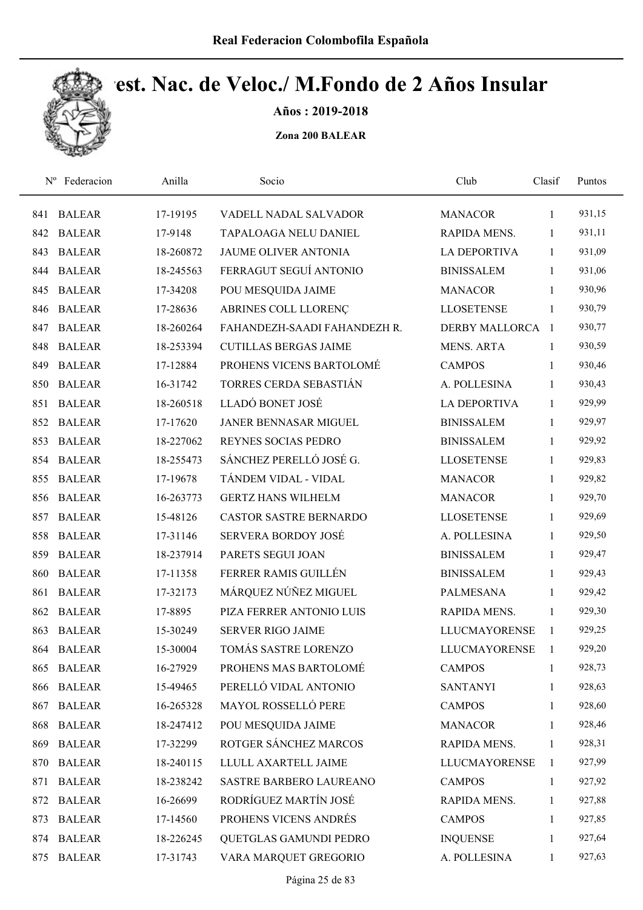Real Federacion Colombofila Española

# Camp. Nac. de Veloc./ M.Fondo de 2 Años Insular

**Años : 2019-2018**

**Zona 200 BALEAR**

| Nº | Federacion | Anilla | Socio | Club | Clasif | Puntos |
|---|---|---|---|---|---|---|
| 841 | BALEAR | 17-19195 | VADELL NADAL SALVADOR | MANACOR | 1 | 931,15 |
| 842 | BALEAR | 17-9148 | TAPALOAGA NELU DANIEL | RAPIDA MENS. | 1 | 931,11 |
| 843 | BALEAR | 18-260872 | JAUME OLIVER ANTONIA | LA DEPORTIVA | 1 | 931,09 |
| 844 | BALEAR | 18-245563 | FERRAGUT SEGUÍ ANTONIO | BINISSALEM | 1 | 931,06 |
| 845 | BALEAR | 17-34208 | POU MESQUIDA JAIME | MANACOR | 1 | 930,96 |
| 846 | BALEAR | 17-28636 | ABRINES COLL LLORENÇ | LLOSETENSE | 1 | 930,79 |
| 847 | BALEAR | 18-260264 | FAHANDEZH-SAADI FAHANDEZH R. | DERBY MALLORCA | 1 | 930,77 |
| 848 | BALEAR | 18-253394 | CUTILLAS BERGAS JAIME | MENS. ARTA | 1 | 930,59 |
| 849 | BALEAR | 17-12884 | PROHENS VICENS BARTOLOMÉ | CAMPOS | 1 | 930,46 |
| 850 | BALEAR | 16-31742 | TORRES CERDA SEBASTIÁN | A. POLLESINA | 1 | 930,43 |
| 851 | BALEAR | 18-260518 | LLADÓ BONET JOSÉ | LA DEPORTIVA | 1 | 929,99 |
| 852 | BALEAR | 17-17620 | JANER BENNASAR MIGUEL | BINISSALEM | 1 | 929,97 |
| 853 | BALEAR | 18-227062 | REYNES SOCIAS PEDRO | BINISSALEM | 1 | 929,92 |
| 854 | BALEAR | 18-255473 | SÁNCHEZ PERELLÓ JOSÉ G. | LLOSETENSE | 1 | 929,83 |
| 855 | BALEAR | 17-19678 | TÁNDEM VIDAL - VIDAL | MANACOR | 1 | 929,82 |
| 856 | BALEAR | 16-263773 | GERTZ HANS WILHELM | MANACOR | 1 | 929,70 |
| 857 | BALEAR | 15-48126 | CASTOR SASTRE BERNARDO | LLOSETENSE | 1 | 929,69 |
| 858 | BALEAR | 17-31146 | SERVERA BORDOY JOSÉ | A. POLLESINA | 1 | 929,50 |
| 859 | BALEAR | 18-237914 | PARETS SEGUI JOAN | BINISSALEM | 1 | 929,47 |
| 860 | BALEAR | 17-11358 | FERRER RAMIS GUILLÉN | BINISSALEM | 1 | 929,43 |
| 861 | BALEAR | 17-32173 | MÁRQUEZ NÚÑEZ MIGUEL | PALMESANA | 1 | 929,42 |
| 862 | BALEAR | 17-8895 | PIZA FERRER ANTONIO LUIS | RAPIDA MENS. | 1 | 929,30 |
| 863 | BALEAR | 15-30249 | SERVER RIGO JAIME | LLUCMAYORENSE | 1 | 929,25 |
| 864 | BALEAR | 15-30004 | TOMÁS SASTRE LORENZO | LLUCMAYORENSE | 1 | 929,20 |
| 865 | BALEAR | 16-27929 | PROHENS MAS BARTOLOMÉ | CAMPOS | 1 | 928,73 |
| 866 | BALEAR | 15-49465 | PERELLÓ VIDAL ANTONIO | SANTANYI | 1 | 928,63 |
| 867 | BALEAR | 16-265328 | MAYOL ROSSELLÓ PERE | CAMPOS | 1 | 928,60 |
| 868 | BALEAR | 18-247412 | POU MESQUIDA JAIME | MANACOR | 1 | 928,46 |
| 869 | BALEAR | 17-32299 | ROTGER SÁNCHEZ MARCOS | RAPIDA MENS. | 1 | 928,31 |
| 870 | BALEAR | 18-240115 | LLULL AXARTELL JAIME | LLUCMAYORENSE | 1 | 927,99 |
| 871 | BALEAR | 18-238242 | SASTRE BARBERO LAUREANO | CAMPOS | 1 | 927,92 |
| 872 | BALEAR | 16-26699 | RODRÍGUEZ MARTÍN JOSÉ | RAPIDA MENS. | 1 | 927,88 |
| 873 | BALEAR | 17-14560 | PROHENS VICENS ANDRÉS | CAMPOS | 1 | 927,85 |
| 874 | BALEAR | 18-226245 | QUETGLAS GAMUNDI PEDRO | INQUENSE | 1 | 927,64 |
| 875 | BALEAR | 17-31743 | VARA MARQUET GREGORIO | A. POLLESINA | 1 | 927,63 |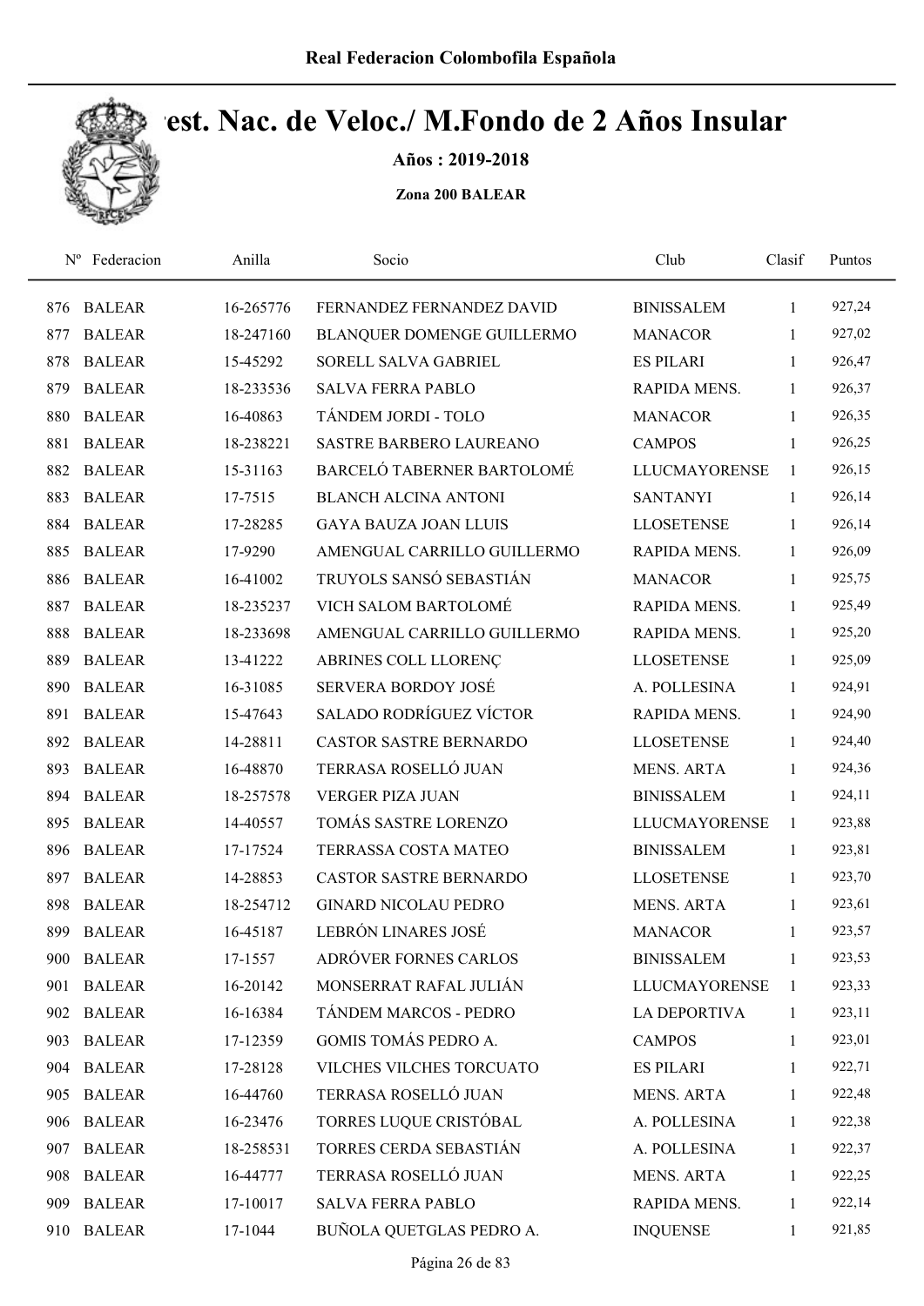# Real Federacion Colombofila Española

## Crest. Nac. de Veloc./ M.Fondo de 2 Años Insular

**Años : 2019-2018**

**Zona 200 BALEAR**

| Nº | Federacion | Anilla | Socio | Club | Clasif | Puntos |
|---|---|---|---|---|---|---|
| 876 | BALEAR | 16-265776 | FERNANDEZ FERNANDEZ DAVID | BINISSALEM | 1 | 927,24 |
| 877 | BALEAR | 18-247160 | BLANQUER DOMENGE GUILLERMO | MANACOR | 1 | 927,02 |
| 878 | BALEAR | 15-45292 | SORELL SALVA GABRIEL | ES PILARI | 1 | 926,47 |
| 879 | BALEAR | 18-233536 | SALVA FERRA PABLO | RAPIDA MENS. | 1 | 926,37 |
| 880 | BALEAR | 16-40863 | TÁNDEM JORDI - TOLO | MANACOR | 1 | 926,35 |
| 881 | BALEAR | 18-238221 | SASTRE BARBERO LAUREANO | CAMPOS | 1 | 926,25 |
| 882 | BALEAR | 15-31163 | BARCELÓ TABERNER BARTOLOMÉ | LLUCMAYORENSE | 1 | 926,15 |
| 883 | BALEAR | 17-7515 | BLANCH ALCINA ANTONI | SANTANYI | 1 | 926,14 |
| 884 | BALEAR | 17-28285 | GAYA BAUZA JOAN LLUIS | LLOSETENSE | 1 | 926,14 |
| 885 | BALEAR | 17-9290 | AMENGUAL CARRILLO GUILLERMO | RAPIDA MENS. | 1 | 926,09 |
| 886 | BALEAR | 16-41002 | TRUYOLS SANSÓ SEBASTIÁN | MANACOR | 1 | 925,75 |
| 887 | BALEAR | 18-235237 | VICH SALOM BARTOLOMÉ | RAPIDA MENS. | 1 | 925,49 |
| 888 | BALEAR | 18-233698 | AMENGUAL CARRILLO GUILLERMO | RAPIDA MENS. | 1 | 925,20 |
| 889 | BALEAR | 13-41222 | ABRINES COLL LLORENÇ | LLOSETENSE | 1 | 925,09 |
| 890 | BALEAR | 16-31085 | SERVERA BORDOY JOSÉ | A. POLLESINA | 1 | 924,91 |
| 891 | BALEAR | 15-47643 | SALADO RODRÍGUEZ VÍCTOR | RAPIDA MENS. | 1 | 924,90 |
| 892 | BALEAR | 14-28811 | CASTOR SASTRE BERNARDO | LLOSETENSE | 1 | 924,40 |
| 893 | BALEAR | 16-48870 | TERRASA ROSELLÓ JUAN | MENS. ARTA | 1 | 924,36 |
| 894 | BALEAR | 18-257578 | VERGER PIZA JUAN | BINISSALEM | 1 | 924,11 |
| 895 | BALEAR | 14-40557 | TOMÁS SASTRE LORENZO | LLUCMAYORENSE | 1 | 923,88 |
| 896 | BALEAR | 17-17524 | TERRASSA COSTA MATEO | BINISSALEM | 1 | 923,81 |
| 897 | BALEAR | 14-28853 | CASTOR SASTRE BERNARDO | LLOSETENSE | 1 | 923,70 |
| 898 | BALEAR | 18-254712 | GINARD NICOLAU PEDRO | MENS. ARTA | 1 | 923,61 |
| 899 | BALEAR | 16-45187 | LEBRÓN LINARES JOSÉ | MANACOR | 1 | 923,57 |
| 900 | BALEAR | 17-1557 | ADRÓVER FORNES CARLOS | BINISSALEM | 1 | 923,53 |
| 901 | BALEAR | 16-20142 | MONSERRAT RAFAL JULIÁN | LLUCMAYORENSE | 1 | 923,33 |
| 902 | BALEAR | 16-16384 | TÁNDEM MARCOS - PEDRO | LA DEPORTIVA | 1 | 923,11 |
| 903 | BALEAR | 17-12359 | GOMIS TOMÁS PEDRO A. | CAMPOS | 1 | 923,01 |
| 904 | BALEAR | 17-28128 | VILCHES VILCHES TORCUATO | ES PILARI | 1 | 922,71 |
| 905 | BALEAR | 16-44760 | TERRASA ROSELLÓ JUAN | MENS. ARTA | 1 | 922,48 |
| 906 | BALEAR | 16-23476 | TORRES LUQUE CRISTÓBAL | A. POLLESINA | 1 | 922,38 |
| 907 | BALEAR | 18-258531 | TORRES CERDA SEBASTIÁN | A. POLLESINA | 1 | 922,37 |
| 908 | BALEAR | 16-44777 | TERRASA ROSELLÓ JUAN | MENS. ARTA | 1 | 922,25 |
| 909 | BALEAR | 17-10017 | SALVA FERRA PABLO | RAPIDA MENS. | 1 | 922,14 |
| 910 | BALEAR | 17-1044 | BUÑOLA QUETGLAS PEDRO A. | INQUENSE | 1 | 921,85 |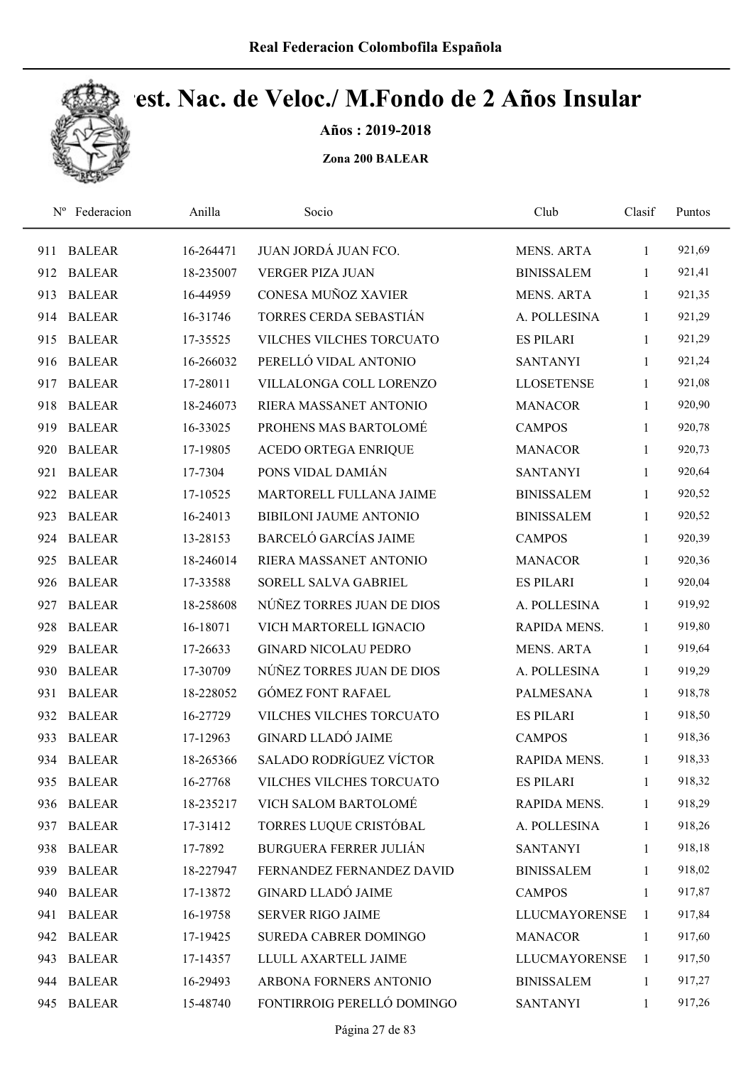# Camp. Nac. de Veloc./ M.Fondo de 2 Años Insular

**Años : 2019-2018**

**Zona 200 BALEAR**

| Nº | Federacion | Anilla | Socio | Club | Clasif | Puntos |
|---|---|---|---|---|---|---|
| 911 | BALEAR | 16-264471 | JUAN JORDÁ JUAN FCO. | MENS. ARTA | 1 | 921,69 |
| 912 | BALEAR | 18-235007 | VERGER PIZA JUAN | BINISSALEM | 1 | 921,41 |
| 913 | BALEAR | 16-44959 | CONESA MUÑOZ XAVIER | MENS. ARTA | 1 | 921,35 |
| 914 | BALEAR | 16-31746 | TORRES CERDA SEBASTIÁN | A. POLLESINA | 1 | 921,29 |
| 915 | BALEAR | 17-35525 | VILCHES VILCHES TORCUATO | ES PILARI | 1 | 921,29 |
| 916 | BALEAR | 16-266032 | PERELLÓ VIDAL ANTONIO | SANTANYI | 1 | 921,24 |
| 917 | BALEAR | 17-28011 | VILLALONGA COLL LORENZO | LLOSETENSE | 1 | 921,08 |
| 918 | BALEAR | 18-246073 | RIERA MASSANET ANTONIO | MANACOR | 1 | 920,90 |
| 919 | BALEAR | 16-33025 | PROHENS MAS BARTOLOMÉ | CAMPOS | 1 | 920,78 |
| 920 | BALEAR | 17-19805 | ACEDO ORTEGA ENRIQUE | MANACOR | 1 | 920,73 |
| 921 | BALEAR | 17-7304 | PONS VIDAL DAMIÁN | SANTANYI | 1 | 920,64 |
| 922 | BALEAR | 17-10525 | MARTORELL FULLANA JAIME | BINISSALEM | 1 | 920,52 |
| 923 | BALEAR | 16-24013 | BIBILONI JAUME ANTONIO | BINISSALEM | 1 | 920,52 |
| 924 | BALEAR | 13-28153 | BARCELÓ GARCÍAS JAIME | CAMPOS | 1 | 920,39 |
| 925 | BALEAR | 18-246014 | RIERA MASSANET ANTONIO | MANACOR | 1 | 920,36 |
| 926 | BALEAR | 17-33588 | SORELL SALVA GABRIEL | ES PILARI | 1 | 920,04 |
| 927 | BALEAR | 18-258608 | NÚÑEZ TORRES JUAN DE DIOS | A. POLLESINA | 1 | 919,92 |
| 928 | BALEAR | 16-18071 | VICH MARTORELL IGNACIO | RAPIDA MENS. | 1 | 919,80 |
| 929 | BALEAR | 17-26633 | GINARD NICOLAU PEDRO | MENS. ARTA | 1 | 919,64 |
| 930 | BALEAR | 17-30709 | NÚÑEZ TORRES JUAN DE DIOS | A. POLLESINA | 1 | 919,29 |
| 931 | BALEAR | 18-228052 | GÓMEZ FONT RAFAEL | PALMESANA | 1 | 918,78 |
| 932 | BALEAR | 16-27729 | VILCHES VILCHES TORCUATO | ES PILARI | 1 | 918,50 |
| 933 | BALEAR | 17-12963 | GINARD LLADÓ JAIME | CAMPOS | 1 | 918,36 |
| 934 | BALEAR | 18-265366 | SALADO RODRÍGUEZ VÍCTOR | RAPIDA MENS. | 1 | 918,33 |
| 935 | BALEAR | 16-27768 | VILCHES VILCHES TORCUATO | ES PILARI | 1 | 918,32 |
| 936 | BALEAR | 18-235217 | VICH SALOM BARTOLOMÉ | RAPIDA MENS. | 1 | 918,29 |
| 937 | BALEAR | 17-31412 | TORRES LUQUE CRISTÓBAL | A. POLLESINA | 1 | 918,26 |
| 938 | BALEAR | 17-7892 | BURGUERA FERRER JULIÁN | SANTANYI | 1 | 918,18 |
| 939 | BALEAR | 18-227947 | FERNANDEZ FERNANDEZ DAVID | BINISSALEM | 1 | 918,02 |
| 940 | BALEAR | 17-13872 | GINARD LLADÓ JAIME | CAMPOS | 1 | 917,87 |
| 941 | BALEAR | 16-19758 | SERVER RIGO JAIME | LLUCMAYORENSE | 1 | 917,84 |
| 942 | BALEAR | 17-19425 | SUREDA CABRER DOMINGO | MANACOR | 1 | 917,60 |
| 943 | BALEAR | 17-14357 | LLULL AXARTELL JAIME | LLUCMAYORENSE | 1 | 917,50 |
| 944 | BALEAR | 16-29493 | ARBONA FORNERS ANTONIO | BINISSALEM | 1 | 917,27 |
| 945 | BALEAR | 15-48740 | FONTIRROIG PERELLÓ DOMINGO | SANTANYI | 1 | 917,26 |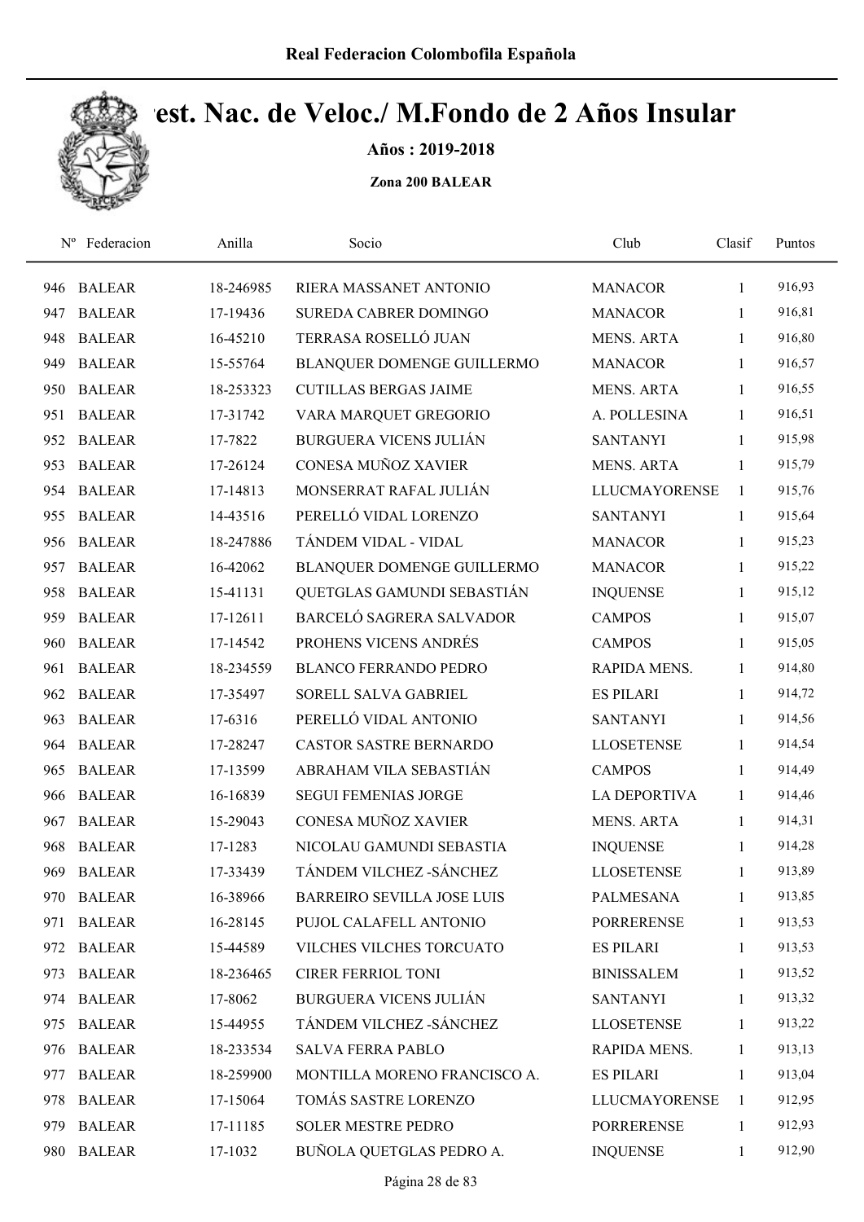# Real Federacion Colombofila Española

## Camp. Nac. de Veloc./ M.Fondo de 2 Años Insular

**Años : 2019-2018**

**Zona 200 BALEAR**

| Nº | Federacion | Anilla | Socio | Club | Clasif | Puntos |
|---|---|---|---|---|---|---|
| 946 | BALEAR | 18-246985 | RIERA MASSANET ANTONIO | MANACOR | 1 | 916,93 |
| 947 | BALEAR | 17-19436 | SUREDA CABRER DOMINGO | MANACOR | 1 | 916,81 |
| 948 | BALEAR | 16-45210 | TERRASA ROSELLÓ JUAN | MENS. ARTA | 1 | 916,80 |
| 949 | BALEAR | 15-55764 | BLANQUER DOMENGE GUILLERMO | MANACOR | 1 | 916,57 |
| 950 | BALEAR | 18-253323 | CUTILLAS BERGAS JAIME | MENS. ARTA | 1 | 916,55 |
| 951 | BALEAR | 17-31742 | VARA MARQUET GREGORIO | A. POLLESINA | 1 | 916,51 |
| 952 | BALEAR | 17-7822 | BURGUERA VICENS JULIÁN | SANTANYI | 1 | 915,98 |
| 953 | BALEAR | 17-26124 | CONESA MUÑOZ XAVIER | MENS. ARTA | 1 | 915,79 |
| 954 | BALEAR | 17-14813 | MONSERRAT RAFAL JULIÁN | LLUCMAYORENSE | 1 | 915,76 |
| 955 | BALEAR | 14-43516 | PERELLÓ VIDAL LORENZO | SANTANYI | 1 | 915,64 |
| 956 | BALEAR | 18-247886 | TÁNDEM VIDAL - VIDAL | MANACOR | 1 | 915,23 |
| 957 | BALEAR | 16-42062 | BLANQUER DOMENGE GUILLERMO | MANACOR | 1 | 915,22 |
| 958 | BALEAR | 15-41131 | QUETGLAS GAMUNDI SEBASTIÁN | INQUENSE | 1 | 915,12 |
| 959 | BALEAR | 17-12611 | BARCELÓ SAGRERA SALVADOR | CAMPOS | 1 | 915,07 |
| 960 | BALEAR | 17-14542 | PROHENS VICENS ANDRÉS | CAMPOS | 1 | 915,05 |
| 961 | BALEAR | 18-234559 | BLANCO FERRANDO PEDRO | RAPIDA MENS. | 1 | 914,80 |
| 962 | BALEAR | 17-35497 | SORELL SALVA GABRIEL | ES PILARI | 1 | 914,72 |
| 963 | BALEAR | 17-6316 | PERELLÓ VIDAL ANTONIO | SANTANYI | 1 | 914,56 |
| 964 | BALEAR | 17-28247 | CASTOR SASTRE BERNARDO | LLOSETENSE | 1 | 914,54 |
| 965 | BALEAR | 17-13599 | ABRAHAM VILA SEBASTIÁN | CAMPOS | 1 | 914,49 |
| 966 | BALEAR | 16-16839 | SEGUI FEMENIAS JORGE | LA DEPORTIVA | 1 | 914,46 |
| 967 | BALEAR | 15-29043 | CONESA MUÑOZ XAVIER | MENS. ARTA | 1 | 914,31 |
| 968 | BALEAR | 17-1283 | NICOLAU GAMUNDI SEBASTIA | INQUENSE | 1 | 914,28 |
| 969 | BALEAR | 17-33439 | TÁNDEM VILCHEZ -SÁNCHEZ | LLOSETENSE | 1 | 913,89 |
| 970 | BALEAR | 16-38966 | BARREIRO SEVILLA JOSE LUIS | PALMESANA | 1 | 913,85 |
| 971 | BALEAR | 16-28145 | PUJOL CALAFELL ANTONIO | PORRERENSE | 1 | 913,53 |
| 972 | BALEAR | 15-44589 | VILCHES VILCHES TORCUATO | ES PILARI | 1 | 913,53 |
| 973 | BALEAR | 18-236465 | CIRER FERRIOL TONI | BINISSALEM | 1 | 913,52 |
| 974 | BALEAR | 17-8062 | BURGUERA VICENS JULIÁN | SANTANYI | 1 | 913,32 |
| 975 | BALEAR | 15-44955 | TÁNDEM VILCHEZ -SÁNCHEZ | LLOSETENSE | 1 | 913,22 |
| 976 | BALEAR | 18-233534 | SALVA FERRA PABLO | RAPIDA MENS. | 1 | 913,13 |
| 977 | BALEAR | 18-259900 | MONTILLA MORENO FRANCISCO A. | ES PILARI | 1 | 913,04 |
| 978 | BALEAR | 17-15064 | TOMÁS SASTRE LORENZO | LLUCMAYORENSE | 1 | 912,95 |
| 979 | BALEAR | 17-11185 | SOLER MESTRE PEDRO | PORRERENSE | 1 | 912,93 |
| 980 | BALEAR | 17-1032 | BUÑOLA QUETGLAS PEDRO A. | INQUENSE | 1 | 912,90 |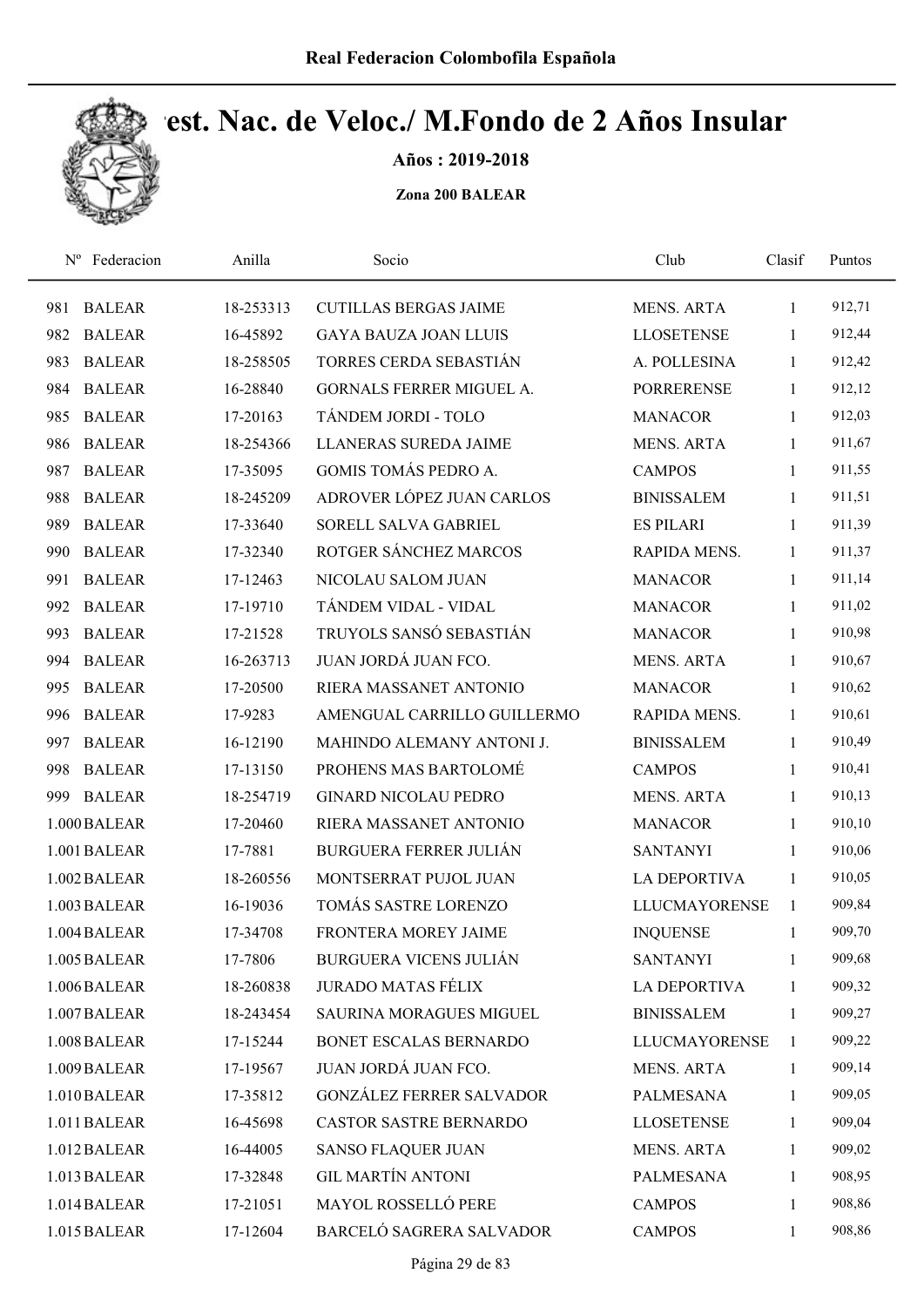# Camp. Nac. de Veloc./ M.Fondo de 2 Años Insular

**Años : 2019-2018**

**Zona 200 BALEAR**

| Nº | Federacion | Anilla | Socio | Club | Clasif | Puntos |
|---|---|---|---|---|---|---|
| 981 | BALEAR | 18-253313 | CUTILLAS BERGAS JAIME | MENS. ARTA | 1 | 912,71 |
| 982 | BALEAR | 16-45892 | GAYA BAUZA JOAN LLUIS | LLOSETENSE | 1 | 912,44 |
| 983 | BALEAR | 18-258505 | TORRES CERDA SEBASTIÁN | A. POLLESINA | 1 | 912,42 |
| 984 | BALEAR | 16-28840 | GORNALS FERRER MIGUEL A. | PORRERENSE | 1 | 912,12 |
| 985 | BALEAR | 17-20163 | TÁNDEM JORDI - TOLO | MANACOR | 1 | 912,03 |
| 986 | BALEAR | 18-254366 | LLANERAS SUREDA JAIME | MENS. ARTA | 1 | 911,67 |
| 987 | BALEAR | 17-35095 | GOMIS TOMÁS PEDRO A. | CAMPOS | 1 | 911,55 |
| 988 | BALEAR | 18-245209 | ADROVER LÓPEZ JUAN CARLOS | BINISSALEM | 1 | 911,51 |
| 989 | BALEAR | 17-33640 | SORELL SALVA GABRIEL | ES PILARI | 1 | 911,39 |
| 990 | BALEAR | 17-32340 | ROTGER SÁNCHEZ MARCOS | RAPIDA MENS. | 1 | 911,37 |
| 991 | BALEAR | 17-12463 | NICOLAU SALOM JUAN | MANACOR | 1 | 911,14 |
| 992 | BALEAR | 17-19710 | TÁNDEM VIDAL - VIDAL | MANACOR | 1 | 911,02 |
| 993 | BALEAR | 17-21528 | TRUYOLS SANSÓ SEBASTIÁN | MANACOR | 1 | 910,98 |
| 994 | BALEAR | 16-263713 | JUAN JORDÁ JUAN FCO. | MENS. ARTA | 1 | 910,67 |
| 995 | BALEAR | 17-20500 | RIERA MASSANET ANTONIO | MANACOR | 1 | 910,62 |
| 996 | BALEAR | 17-9283 | AMENGUAL CARRILLO GUILLERMO | RAPIDA MENS. | 1 | 910,61 |
| 997 | BALEAR | 16-12190 | MAHINDO ALEMANY ANTONI J. | BINISSALEM | 1 | 910,49 |
| 998 | BALEAR | 17-13150 | PROHENS MAS BARTOLOMÉ | CAMPOS | 1 | 910,41 |
| 999 | BALEAR | 18-254719 | GINARD NICOLAU PEDRO | MENS. ARTA | 1 | 910,13 |
| 1.000 | BALEAR | 17-20460 | RIERA MASSANET ANTONIO | MANACOR | 1 | 910,10 |
| 1.001 | BALEAR | 17-7881 | BURGUERA FERRER JULIÁN | SANTANYI | 1 | 910,06 |
| 1.002 | BALEAR | 18-260556 | MONTSERRAT PUJOL JUAN | LA DEPORTIVA | 1 | 910,05 |
| 1.003 | BALEAR | 16-19036 | TOMÁS SASTRE LORENZO | LLUCMAYORENSE | 1 | 909,84 |
| 1.004 | BALEAR | 17-34708 | FRONTERA MOREY JAIME | INQUENSE | 1 | 909,70 |
| 1.005 | BALEAR | 17-7806 | BURGUERA VICENS JULIÁN | SANTANYI | 1 | 909,68 |
| 1.006 | BALEAR | 18-260838 | JURADO MATAS FÉLIX | LA DEPORTIVA | 1 | 909,32 |
| 1.007 | BALEAR | 18-243454 | SAURINA MORAGUES MIGUEL | BINISSALEM | 1 | 909,27 |
| 1.008 | BALEAR | 17-15244 | BONET ESCALAS BERNARDO | LLUCMAYORENSE | 1 | 909,22 |
| 1.009 | BALEAR | 17-19567 | JUAN JORDÁ JUAN FCO. | MENS. ARTA | 1 | 909,14 |
| 1.010 | BALEAR | 17-35812 | GONZÁLEZ FERRER SALVADOR | PALMESANA | 1 | 909,05 |
| 1.011 | BALEAR | 16-45698 | CASTOR SASTRE BERNARDO | LLOSETENSE | 1 | 909,04 |
| 1.012 | BALEAR | 16-44005 | SANSO FLAQUER JUAN | MENS. ARTA | 1 | 909,02 |
| 1.013 | BALEAR | 17-32848 | GIL MARTÍN ANTONI | PALMESANA | 1 | 908,95 |
| 1.014 | BALEAR | 17-21051 | MAYOL ROSSELLÓ PERE | CAMPOS | 1 | 908,86 |
| 1.015 | BALEAR | 17-12604 | BARCELÓ SAGRERA SALVADOR | CAMPOS | 1 | 908,86 |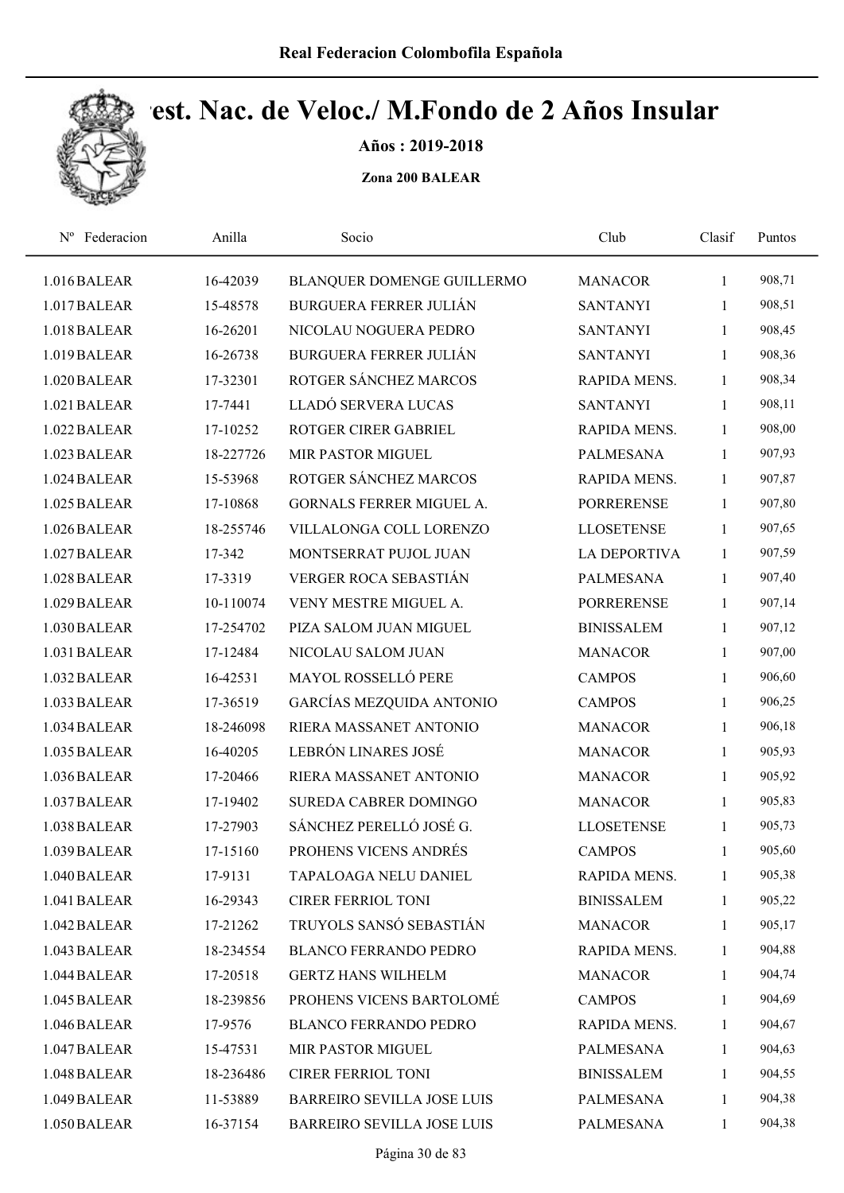# Camp. Nac. de Veloc./ M.Fondo de 2 Años Insular

**Años : 2019-2018**

**Zona 200 BALEAR**

| Nº | Federacion | Anilla | Socio | Club | Clasif | Puntos |
|---|---|---|---|---|---|---|
| 1.016 | BALEAR | 16-42039 | BLANQUER DOMENGE GUILLERMO | MANACOR | 1 | 908,71 |
| 1.017 | BALEAR | 15-48578 | BURGUERA FERRER JULIÁN | SANTANYI | 1 | 908,51 |
| 1.018 | BALEAR | 16-26201 | NICOLAU NOGUERA PEDRO | SANTANYI | 1 | 908,45 |
| 1.019 | BALEAR | 16-26738 | BURGUERA FERRER JULIÁN | SANTANYI | 1 | 908,36 |
| 1.020 | BALEAR | 17-32301 | ROTGER SÁNCHEZ MARCOS | RAPIDA MENS. | 1 | 908,34 |
| 1.021 | BALEAR | 17-7441 | LLADÓ SERVERA LUCAS | SANTANYI | 1 | 908,11 |
| 1.022 | BALEAR | 17-10252 | ROTGER CIRER GABRIEL | RAPIDA MENS. | 1 | 908,00 |
| 1.023 | BALEAR | 18-227726 | MIR PASTOR MIGUEL | PALMESANA | 1 | 907,93 |
| 1.024 | BALEAR | 15-53968 | ROTGER SÁNCHEZ MARCOS | RAPIDA MENS. | 1 | 907,87 |
| 1.025 | BALEAR | 17-10868 | GORNALS FERRER MIGUEL A. | PORRERENSE | 1 | 907,80 |
| 1.026 | BALEAR | 18-255746 | VILLALONGA COLL LORENZO | LLOSETENSE | 1 | 907,65 |
| 1.027 | BALEAR | 17-342 | MONTSERRAT PUJOL JUAN | LA DEPORTIVA | 1 | 907,59 |
| 1.028 | BALEAR | 17-3319 | VERGER ROCA SEBASTIÁN | PALMESANA | 1 | 907,40 |
| 1.029 | BALEAR | 10-110074 | VENY MESTRE MIGUEL A. | PORRERENSE | 1 | 907,14 |
| 1.030 | BALEAR | 17-254702 | PIZA SALOM JUAN MIGUEL | BINISSALEM | 1 | 907,12 |
| 1.031 | BALEAR | 17-12484 | NICOLAU SALOM JUAN | MANACOR | 1 | 907,00 |
| 1.032 | BALEAR | 16-42531 | MAYOL ROSSELLÓ PERE | CAMPOS | 1 | 906,60 |
| 1.033 | BALEAR | 17-36519 | GARCÍAS MEZQUIDA ANTONIO | CAMPOS | 1 | 906,25 |
| 1.034 | BALEAR | 18-246098 | RIERA MASSANET ANTONIO | MANACOR | 1 | 906,18 |
| 1.035 | BALEAR | 16-40205 | LEBRÓN LINARES JOSÉ | MANACOR | 1 | 905,93 |
| 1.036 | BALEAR | 17-20466 | RIERA MASSANET ANTONIO | MANACOR | 1 | 905,92 |
| 1.037 | BALEAR | 17-19402 | SUREDA CABRER DOMINGO | MANACOR | 1 | 905,83 |
| 1.038 | BALEAR | 17-27903 | SÁNCHEZ PERELLÓ JOSÉ G. | LLOSETENSE | 1 | 905,73 |
| 1.039 | BALEAR | 17-15160 | PROHENS VICENS ANDRÉS | CAMPOS | 1 | 905,60 |
| 1.040 | BALEAR | 17-9131 | TAPALOAGA NELU DANIEL | RAPIDA MENS. | 1 | 905,38 |
| 1.041 | BALEAR | 16-29343 | CIRER FERRIOL TONI | BINISSALEM | 1 | 905,22 |
| 1.042 | BALEAR | 17-21262 | TRUYOLS SANSÓ SEBASTIÁN | MANACOR | 1 | 905,17 |
| 1.043 | BALEAR | 18-234554 | BLANCO FERRANDO PEDRO | RAPIDA MENS. | 1 | 904,88 |
| 1.044 | BALEAR | 17-20518 | GERTZ HANS WILHELM | MANACOR | 1 | 904,74 |
| 1.045 | BALEAR | 18-239856 | PROHENS VICENS BARTOLOMÉ | CAMPOS | 1 | 904,69 |
| 1.046 | BALEAR | 17-9576 | BLANCO FERRANDO PEDRO | RAPIDA MENS. | 1 | 904,67 |
| 1.047 | BALEAR | 15-47531 | MIR PASTOR MIGUEL | PALMESANA | 1 | 904,63 |
| 1.048 | BALEAR | 18-236486 | CIRER FERRIOL TONI | BINISSALEM | 1 | 904,55 |
| 1.049 | BALEAR | 11-53889 | BARREIRO SEVILLA JOSE LUIS | PALMESANA | 1 | 904,38 |
| 1.050 | BALEAR | 16-37154 | BARREIRO SEVILLA JOSE LUIS | PALMESANA | 1 | 904,38 |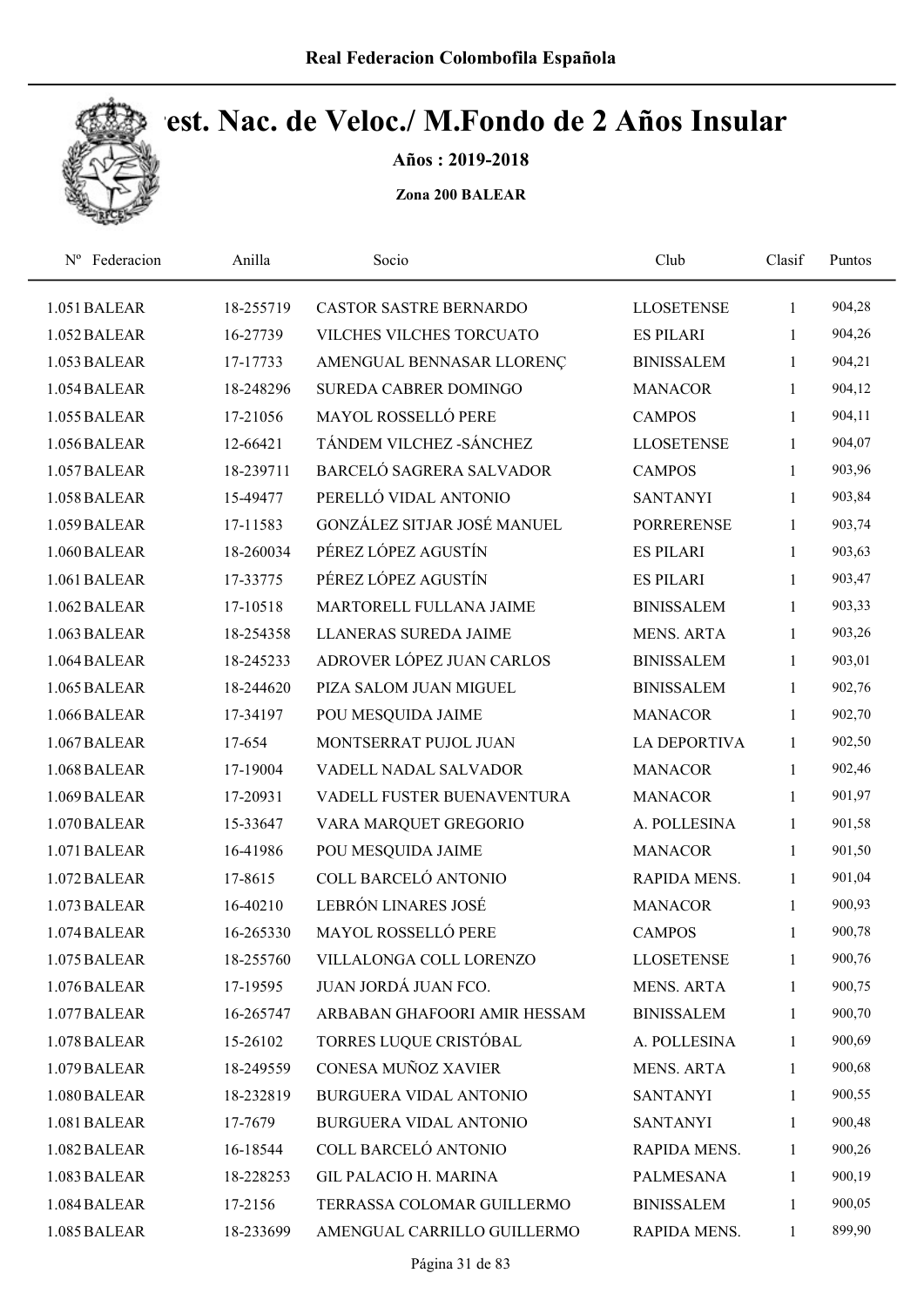Real Federacion Colombofila Española

# Camp. Nac. de Veloc./ M.Fondo de 2 Años Insular

**Años : 2019-2018**

**Zona 200 BALEAR**

| Nº | Federacion | Anilla | Socio | Club | Clasif | Puntos |
|---|---|---|---|---|---|---|
| 1.051 | BALEAR | 18-255719 | CASTOR SASTRE BERNARDO | LLOSETENSE | 1 | 904,28 |
| 1.052 | BALEAR | 16-27739 | VILCHES VILCHES TORCUATO | ES PILARI | 1 | 904,26 |
| 1.053 | BALEAR | 17-17733 | AMENGUAL BENNASAR LLORENÇ | BINISSALEM | 1 | 904,21 |
| 1.054 | BALEAR | 18-248296 | SUREDA CABRER DOMINGO | MANACOR | 1 | 904,12 |
| 1.055 | BALEAR | 17-21056 | MAYOL ROSSELLÓ PERE | CAMPOS | 1 | 904,11 |
| 1.056 | BALEAR | 12-66421 | TÁNDEM VILCHEZ -SÁNCHEZ | LLOSETENSE | 1 | 904,07 |
| 1.057 | BALEAR | 18-239711 | BARCELÓ SAGRERA SALVADOR | CAMPOS | 1 | 903,96 |
| 1.058 | BALEAR | 15-49477 | PERELLÓ VIDAL ANTONIO | SANTANYI | 1 | 903,84 |
| 1.059 | BALEAR | 17-11583 | GONZÁLEZ SITJAR JOSÉ MANUEL | PORRERENSE | 1 | 903,74 |
| 1.060 | BALEAR | 18-260034 | PÉREZ LÓPEZ AGUSTÍN | ES PILARI | 1 | 903,63 |
| 1.061 | BALEAR | 17-33775 | PÉREZ LÓPEZ AGUSTÍN | ES PILARI | 1 | 903,47 |
| 1.062 | BALEAR | 17-10518 | MARTORELL FULLANA JAIME | BINISSALEM | 1 | 903,33 |
| 1.063 | BALEAR | 18-254358 | LLANERAS SUREDA JAIME | MENS. ARTA | 1 | 903,26 |
| 1.064 | BALEAR | 18-245233 | ADROVER LÓPEZ JUAN CARLOS | BINISSALEM | 1 | 903,01 |
| 1.065 | BALEAR | 18-244620 | PIZA SALOM JUAN MIGUEL | BINISSALEM | 1 | 902,76 |
| 1.066 | BALEAR | 17-34197 | POU MESQUIDA JAIME | MANACOR | 1 | 902,70 |
| 1.067 | BALEAR | 17-654 | MONTSERRAT PUJOL JUAN | LA DEPORTIVA | 1 | 902,50 |
| 1.068 | BALEAR | 17-19004 | VADELL NADAL SALVADOR | MANACOR | 1 | 902,46 |
| 1.069 | BALEAR | 17-20931 | VADELL FUSTER BUENAVENTURA | MANACOR | 1 | 901,97 |
| 1.070 | BALEAR | 15-33647 | VARA MARQUET GREGORIO | A. POLLESINA | 1 | 901,58 |
| 1.071 | BALEAR | 16-41986 | POU MESQUIDA JAIME | MANACOR | 1 | 901,50 |
| 1.072 | BALEAR | 17-8615 | COLL BARCELÓ ANTONIO | RAPIDA MENS. | 1 | 901,04 |
| 1.073 | BALEAR | 16-40210 | LEBRÓN LINARES JOSÉ | MANACOR | 1 | 900,93 |
| 1.074 | BALEAR | 16-265330 | MAYOL ROSSELLÓ PERE | CAMPOS | 1 | 900,78 |
| 1.075 | BALEAR | 18-255760 | VILLALONGA COLL LORENZO | LLOSETENSE | 1 | 900,76 |
| 1.076 | BALEAR | 17-19595 | JUAN JORDÁ JUAN FCO. | MENS. ARTA | 1 | 900,75 |
| 1.077 | BALEAR | 16-265747 | ARBABAN GHAFOORI AMIR HESSAM | BINISSALEM | 1 | 900,70 |
| 1.078 | BALEAR | 15-26102 | TORRES LUQUE CRISTÓBAL | A. POLLESINA | 1 | 900,69 |
| 1.079 | BALEAR | 18-249559 | CONESA MUÑOZ XAVIER | MENS. ARTA | 1 | 900,68 |
| 1.080 | BALEAR | 18-232819 | BURGUERA VIDAL ANTONIO | SANTANYI | 1 | 900,55 |
| 1.081 | BALEAR | 17-7679 | BURGUERA VIDAL ANTONIO | SANTANYI | 1 | 900,48 |
| 1.082 | BALEAR | 16-18544 | COLL BARCELÓ ANTONIO | RAPIDA MENS. | 1 | 900,26 |
| 1.083 | BALEAR | 18-228253 | GIL PALACIO H. MARINA | PALMESANA | 1 | 900,19 |
| 1.084 | BALEAR | 17-2156 | TERRASSA COLOMAR GUILLERMO | BINISSALEM | 1 | 900,05 |
| 1.085 | BALEAR | 18-233699 | AMENGUAL CARRILLO GUILLERMO | RAPIDA MENS. | 1 | 899,90 |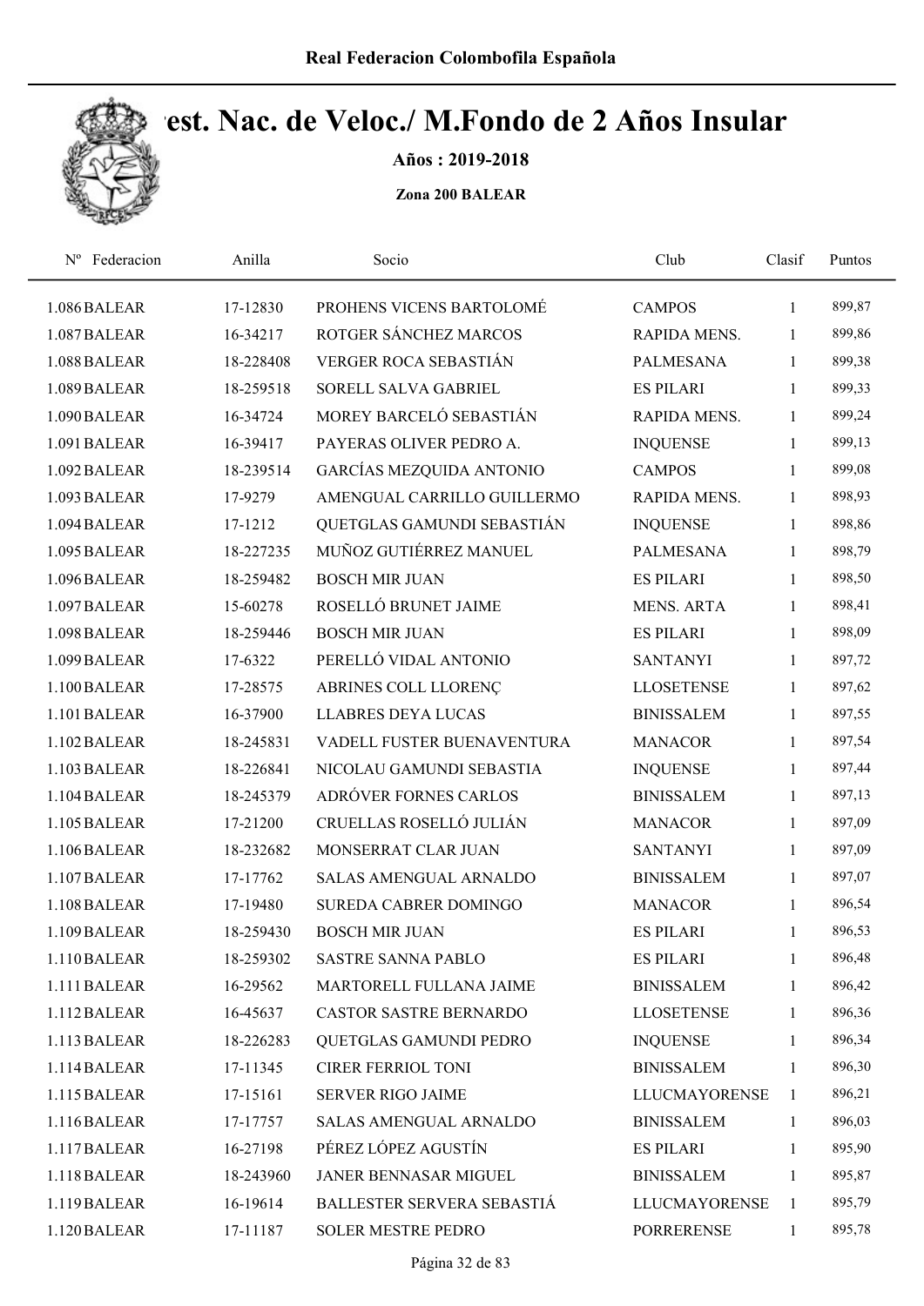Real Federacion Colombofila Española

# Cest. Nac. de Veloc./ M.Fondo de 2 Años Insular

**Años : 2019-2018**

**Zona 200 BALEAR**

| Nº | Federacion | Anilla | Socio | Club | Clasif | Puntos |
|---|---|---|---|---|---|---|
| 1.086 | BALEAR | 17-12830 | PROHENS VICENS BARTOLOMÉ | CAMPOS | 1 | 899,87 |
| 1.087 | BALEAR | 16-34217 | ROTGER SÁNCHEZ MARCOS | RAPIDA MENS. | 1 | 899,86 |
| 1.088 | BALEAR | 18-228408 | VERGER ROCA SEBASTIÁN | PALMESANA | 1 | 899,38 |
| 1.089 | BALEAR | 18-259518 | SORELL SALVA GABRIEL | ES PILARI | 1 | 899,33 |
| 1.090 | BALEAR | 16-34724 | MOREY BARCELÓ SEBASTIÁN | RAPIDA MENS. | 1 | 899,24 |
| 1.091 | BALEAR | 16-39417 | PAYERAS OLIVER PEDRO A. | INQUENSE | 1 | 899,13 |
| 1.092 | BALEAR | 18-239514 | GARCÍAS MEZQUIDA ANTONIO | CAMPOS | 1 | 899,08 |
| 1.093 | BALEAR | 17-9279 | AMENGUAL CARRILLO GUILLERMO | RAPIDA MENS. | 1 | 898,93 |
| 1.094 | BALEAR | 17-1212 | QUETGLAS GAMUNDI SEBASTIÁN | INQUENSE | 1 | 898,86 |
| 1.095 | BALEAR | 18-227235 | MUÑOZ GUTIÉRREZ MANUEL | PALMESANA | 1 | 898,79 |
| 1.096 | BALEAR | 18-259482 | BOSCH MIR JUAN | ES PILARI | 1 | 898,50 |
| 1.097 | BALEAR | 15-60278 | ROSELLÓ BRUNET JAIME | MENS. ARTA | 1 | 898,41 |
| 1.098 | BALEAR | 18-259446 | BOSCH MIR JUAN | ES PILARI | 1 | 898,09 |
| 1.099 | BALEAR | 17-6322 | PERELLÓ VIDAL ANTONIO | SANTANYI | 1 | 897,72 |
| 1.100 | BALEAR | 17-28575 | ABRINES COLL LLORENÇ | LLOSETENSE | 1 | 897,62 |
| 1.101 | BALEAR | 16-37900 | LLABRES DEYA LUCAS | BINISSALEM | 1 | 897,55 |
| 1.102 | BALEAR | 18-245831 | VADELL FUSTER BUENAVENTURA | MANACOR | 1 | 897,54 |
| 1.103 | BALEAR | 18-226841 | NICOLAU GAMUNDI SEBASTIA | INQUENSE | 1 | 897,44 |
| 1.104 | BALEAR | 18-245379 | ADRÓVER FORNES CARLOS | BINISSALEM | 1 | 897,13 |
| 1.105 | BALEAR | 17-21200 | CRUELLAS ROSELLÓ JULIÁN | MANACOR | 1 | 897,09 |
| 1.106 | BALEAR | 18-232682 | MONSERRAT CLAR JUAN | SANTANYI | 1 | 897,09 |
| 1.107 | BALEAR | 17-17762 | SALAS AMENGUAL ARNALDO | BINISSALEM | 1 | 897,07 |
| 1.108 | BALEAR | 17-19480 | SUREDA CABRER DOMINGO | MANACOR | 1 | 896,54 |
| 1.109 | BALEAR | 18-259430 | BOSCH MIR JUAN | ES PILARI | 1 | 896,53 |
| 1.110 | BALEAR | 18-259302 | SASTRE SANNA PABLO | ES PILARI | 1 | 896,48 |
| 1.111 | BALEAR | 16-29562 | MARTORELL FULLANA JAIME | BINISSALEM | 1 | 896,42 |
| 1.112 | BALEAR | 16-45637 | CASTOR SASTRE BERNARDO | LLOSETENSE | 1 | 896,36 |
| 1.113 | BALEAR | 18-226283 | QUETGLAS GAMUNDI PEDRO | INQUENSE | 1 | 896,34 |
| 1.114 | BALEAR | 17-11345 | CIRER FERRIOL TONI | BINISSALEM | 1 | 896,30 |
| 1.115 | BALEAR | 17-15161 | SERVER RIGO JAIME | LLUCMAYORENSE | 1 | 896,21 |
| 1.116 | BALEAR | 17-17757 | SALAS AMENGUAL ARNALDO | BINISSALEM | 1 | 896,03 |
| 1.117 | BALEAR | 16-27198 | PÉREZ LÓPEZ AGUSTÍN | ES PILARI | 1 | 895,90 |
| 1.118 | BALEAR | 18-243960 | JANER BENNASAR MIGUEL | BINISSALEM | 1 | 895,87 |
| 1.119 | BALEAR | 16-19614 | BALLESTER SERVERA SEBASTIÁ | LLUCMAYORENSE | 1 | 895,79 |
| 1.120 | BALEAR | 17-11187 | SOLER MESTRE PEDRO | PORRERENSE | 1 | 895,78 |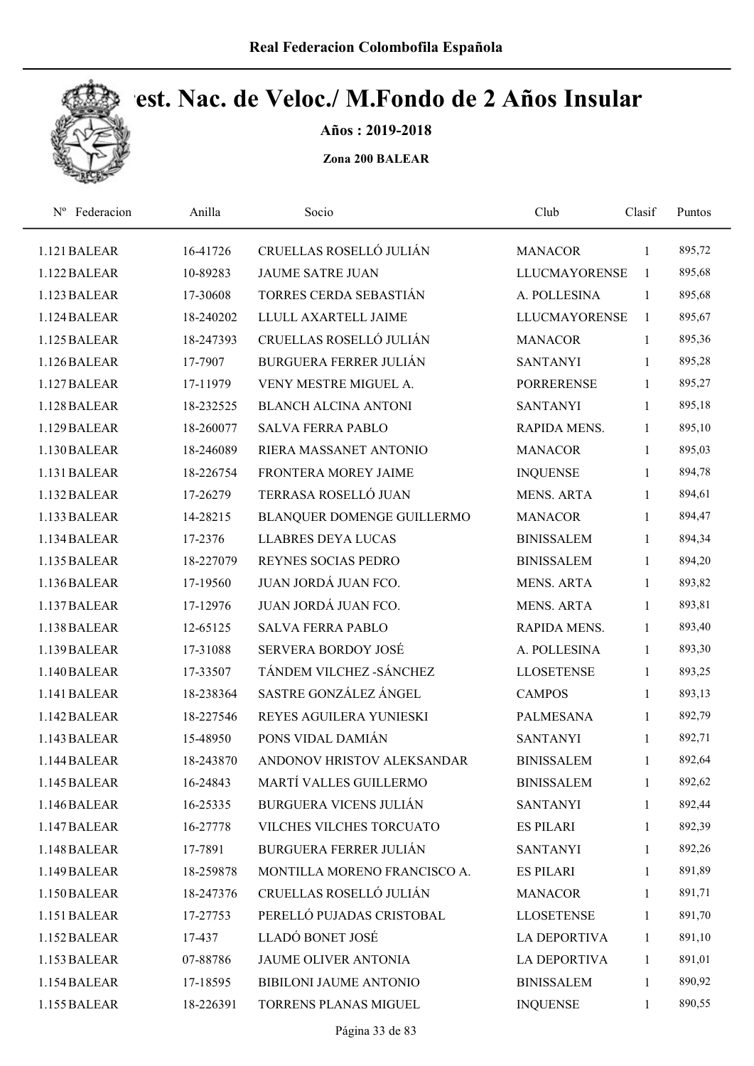## Campeonato Nacional: Best. Nac. de Veloc./ M.Fondo de 2 Años Insular

**Años : 2019-2018**

**Zona 200 BALEAR**

| Nº | Federacion | Anilla | Socio | Club | Clasif | Puntos |
|---|---|---|---|---|---|---|
| 1.121 | BALEAR | 16-41726 | CRUELLAS ROSELLÓ JULIÁN | MANACOR | 1 | 895,72 |
| 1.122 | BALEAR | 10-89283 | JAUME SATRE JUAN | LLUCMAYORENSE | 1 | 895,68 |
| 1.123 | BALEAR | 17-30608 | TORRES CERDA SEBASTIÁN | A. POLLESINA | 1 | 895,68 |
| 1.124 | BALEAR | 18-240202 | LLULL AXARTELL JAIME | LLUCMAYORENSE | 1 | 895,67 |
| 1.125 | BALEAR | 18-247393 | CRUELLAS ROSELLÓ JULIÁN | MANACOR | 1 | 895,36 |
| 1.126 | BALEAR | 17-7907 | BURGUERA FERRER JULIÁN | SANTANYI | 1 | 895,28 |
| 1.127 | BALEAR | 17-11979 | VENY MESTRE MIGUEL A. | PORRERENSE | 1 | 895,27 |
| 1.128 | BALEAR | 18-232525 | BLANCH ALCINA ANTONI | SANTANYI | 1 | 895,18 |
| 1.129 | BALEAR | 18-260077 | SALVA FERRA PABLO | RAPIDA MENS. | 1 | 895,10 |
| 1.130 | BALEAR | 18-246089 | RIERA MASSANET ANTONIO | MANACOR | 1 | 895,03 |
| 1.131 | BALEAR | 18-226754 | FRONTERA MOREY JAIME | INQUENSE | 1 | 894,78 |
| 1.132 | BALEAR | 17-26279 | TERRASA ROSELLÓ JUAN | MENS. ARTA | 1 | 894,61 |
| 1.133 | BALEAR | 14-28215 | BLANQUER DOMENGE GUILLERMO | MANACOR | 1 | 894,47 |
| 1.134 | BALEAR | 17-2376 | LLABRES DEYA LUCAS | BINISSALEM | 1 | 894,34 |
| 1.135 | BALEAR | 18-227079 | REYNES SOCIAS PEDRO | BINISSALEM | 1 | 894,20 |
| 1.136 | BALEAR | 17-19560 | JUAN JORDÁ JUAN FCO. | MENS. ARTA | 1 | 893,82 |
| 1.137 | BALEAR | 17-12976 | JUAN JORDÁ JUAN FCO. | MENS. ARTA | 1 | 893,81 |
| 1.138 | BALEAR | 12-65125 | SALVA FERRA PABLO | RAPIDA MENS. | 1 | 893,40 |
| 1.139 | BALEAR | 17-31088 | SERVERA BORDOY JOSÉ | A. POLLESINA | 1 | 893,30 |
| 1.140 | BALEAR | 17-33507 | TÁNDEM VILCHEZ -SÁNCHEZ | LLOSETENSE | 1 | 893,25 |
| 1.141 | BALEAR | 18-238364 | SASTRE GONZÁLEZ ÁNGEL | CAMPOS | 1 | 893,13 |
| 1.142 | BALEAR | 18-227546 | REYES AGUILERA YUNIESKI | PALMESANA | 1 | 892,79 |
| 1.143 | BALEAR | 15-48950 | PONS VIDAL DAMIÁN | SANTANYI | 1 | 892,71 |
| 1.144 | BALEAR | 18-243870 | ANDONOV HRISTOV ALEKSANDAR | BINISSALEM | 1 | 892,64 |
| 1.145 | BALEAR | 16-24843 | MARTÍ VALLES GUILLERMO | BINISSALEM | 1 | 892,62 |
| 1.146 | BALEAR | 16-25335 | BURGUERA VICENS JULIÁN | SANTANYI | 1 | 892,44 |
| 1.147 | BALEAR | 16-27778 | VILCHES VILCHES TORCUATO | ES PILARI | 1 | 892,39 |
| 1.148 | BALEAR | 17-7891 | BURGUERA FERRER JULIÁN | SANTANYI | 1 | 892,26 |
| 1.149 | BALEAR | 18-259878 | MONTILLA MORENO FRANCISCO A. | ES PILARI | 1 | 891,89 |
| 1.150 | BALEAR | 18-247376 | CRUELLAS ROSELLÓ JULIÁN | MANACOR | 1 | 891,71 |
| 1.151 | BALEAR | 17-27753 | PERELLÓ PUJADAS CRISTOBAL | LLOSETENSE | 1 | 891,70 |
| 1.152 | BALEAR | 17-437 | LLADÓ BONET JOSÉ | LA DEPORTIVA | 1 | 891,10 |
| 1.153 | BALEAR | 07-88786 | JAUME OLIVER ANTONIA | LA DEPORTIVA | 1 | 891,01 |
| 1.154 | BALEAR | 17-18595 | BIBILONI JAUME ANTONIO | BINISSALEM | 1 | 890,92 |
| 1.155 | BALEAR | 18-226391 | TORRENS PLANAS MIGUEL | INQUENSE | 1 | 890,55 |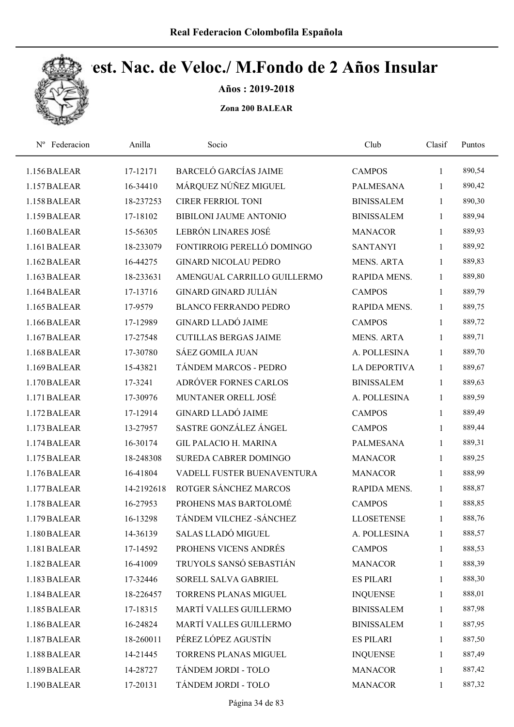# Real Federacion Colombofila Española

## Cest. Nac. de Veloc./ M.Fondo de 2 Años Insular

**Años : 2019-2018**

**Zona 200 BALEAR**

| Nº | Federacion | Anilla | Socio | Club | Clasif | Puntos |
|---|---|---|---|---|---|---|
| 1.156 | BALEAR | 17-12171 | BARCELÓ GARCÍAS JAIME | CAMPOS | 1 | 890,54 |
| 1.157 | BALEAR | 16-34410 | MÁRQUEZ NÚÑEZ MIGUEL | PALMESANA | 1 | 890,42 |
| 1.158 | BALEAR | 18-237253 | CIRER FERRIOL TONI | BINISSALEM | 1 | 890,30 |
| 1.159 | BALEAR | 17-18102 | BIBILONI JAUME ANTONIO | BINISSALEM | 1 | 889,94 |
| 1.160 | BALEAR | 15-56305 | LEBRÓN LINARES JOSÉ | MANACOR | 1 | 889,93 |
| 1.161 | BALEAR | 18-233079 | FONTIRROIG PERELLÓ DOMINGO | SANTANYI | 1 | 889,92 |
| 1.162 | BALEAR | 16-44275 | GINARD NICOLAU PEDRO | MENS. ARTA | 1 | 889,83 |
| 1.163 | BALEAR | 18-233631 | AMENGUAL CARRILLO GUILLERMO | RAPIDA MENS. | 1 | 889,80 |
| 1.164 | BALEAR | 17-13716 | GINARD GINARD JULIÁN | CAMPOS | 1 | 889,79 |
| 1.165 | BALEAR | 17-9579 | BLANCO FERRANDO PEDRO | RAPIDA MENS. | 1 | 889,75 |
| 1.166 | BALEAR | 17-12989 | GINARD LLADÓ JAIME | CAMPOS | 1 | 889,72 |
| 1.167 | BALEAR | 17-27548 | CUTILLAS BERGAS JAIME | MENS. ARTA | 1 | 889,71 |
| 1.168 | BALEAR | 17-30780 | SÁEZ GOMILA JUAN | A. POLLESINA | 1 | 889,70 |
| 1.169 | BALEAR | 15-43821 | TÁNDEM MARCOS - PEDRO | LA DEPORTIVA | 1 | 889,67 |
| 1.170 | BALEAR | 17-3241 | ADRÓVER FORNES CARLOS | BINISSALEM | 1 | 889,63 |
| 1.171 | BALEAR | 17-30976 | MUNTANER ORELL JOSÉ | A. POLLESINA | 1 | 889,59 |
| 1.172 | BALEAR | 17-12914 | GINARD LLADÓ JAIME | CAMPOS | 1 | 889,49 |
| 1.173 | BALEAR | 13-27957 | SASTRE GONZÁLEZ ÁNGEL | CAMPOS | 1 | 889,44 |
| 1.174 | BALEAR | 16-30174 | GIL PALACIO H. MARINA | PALMESANA | 1 | 889,31 |
| 1.175 | BALEAR | 18-248308 | SUREDA CABRER DOMINGO | MANACOR | 1 | 889,25 |
| 1.176 | BALEAR | 16-41804 | VADELL FUSTER BUENAVENTURA | MANACOR | 1 | 888,99 |
| 1.177 | BALEAR | 14-2192618 | ROTGER SÁNCHEZ MARCOS | RAPIDA MENS. | 1 | 888,87 |
| 1.178 | BALEAR | 16-27953 | PROHENS MAS BARTOLOMÉ | CAMPOS | 1 | 888,85 |
| 1.179 | BALEAR | 16-13298 | TÁNDEM VILCHEZ -SÁNCHEZ | LLOSETENSE | 1 | 888,76 |
| 1.180 | BALEAR | 14-36139 | SALAS LLADÓ MIGUEL | A. POLLESINA | 1 | 888,57 |
| 1.181 | BALEAR | 17-14592 | PROHENS VICENS ANDRÉS | CAMPOS | 1 | 888,53 |
| 1.182 | BALEAR | 16-41009 | TRUYOLS SANSÓ SEBASTIÁN | MANACOR | 1 | 888,39 |
| 1.183 | BALEAR | 17-32446 | SORELL SALVA GABRIEL | ES PILARI | 1 | 888,30 |
| 1.184 | BALEAR | 18-226457 | TORRENS PLANAS MIGUEL | INQUENSE | 1 | 888,01 |
| 1.185 | BALEAR | 17-18315 | MARTÍ VALLES GUILLERMO | BINISSALEM | 1 | 887,98 |
| 1.186 | BALEAR | 16-24824 | MARTÍ VALLES GUILLERMO | BINISSALEM | 1 | 887,95 |
| 1.187 | BALEAR | 18-260011 | PÉREZ LÓPEZ AGUSTÍN | ES PILARI | 1 | 887,50 |
| 1.188 | BALEAR | 14-21445 | TORRENS PLANAS MIGUEL | INQUENSE | 1 | 887,49 |
| 1.189 | BALEAR | 14-28727 | TÁNDEM JORDI - TOLO | MANACOR | 1 | 887,42 |
| 1.190 | BALEAR | 17-20131 | TÁNDEM JORDI - TOLO | MANACOR | 1 | 887,32 |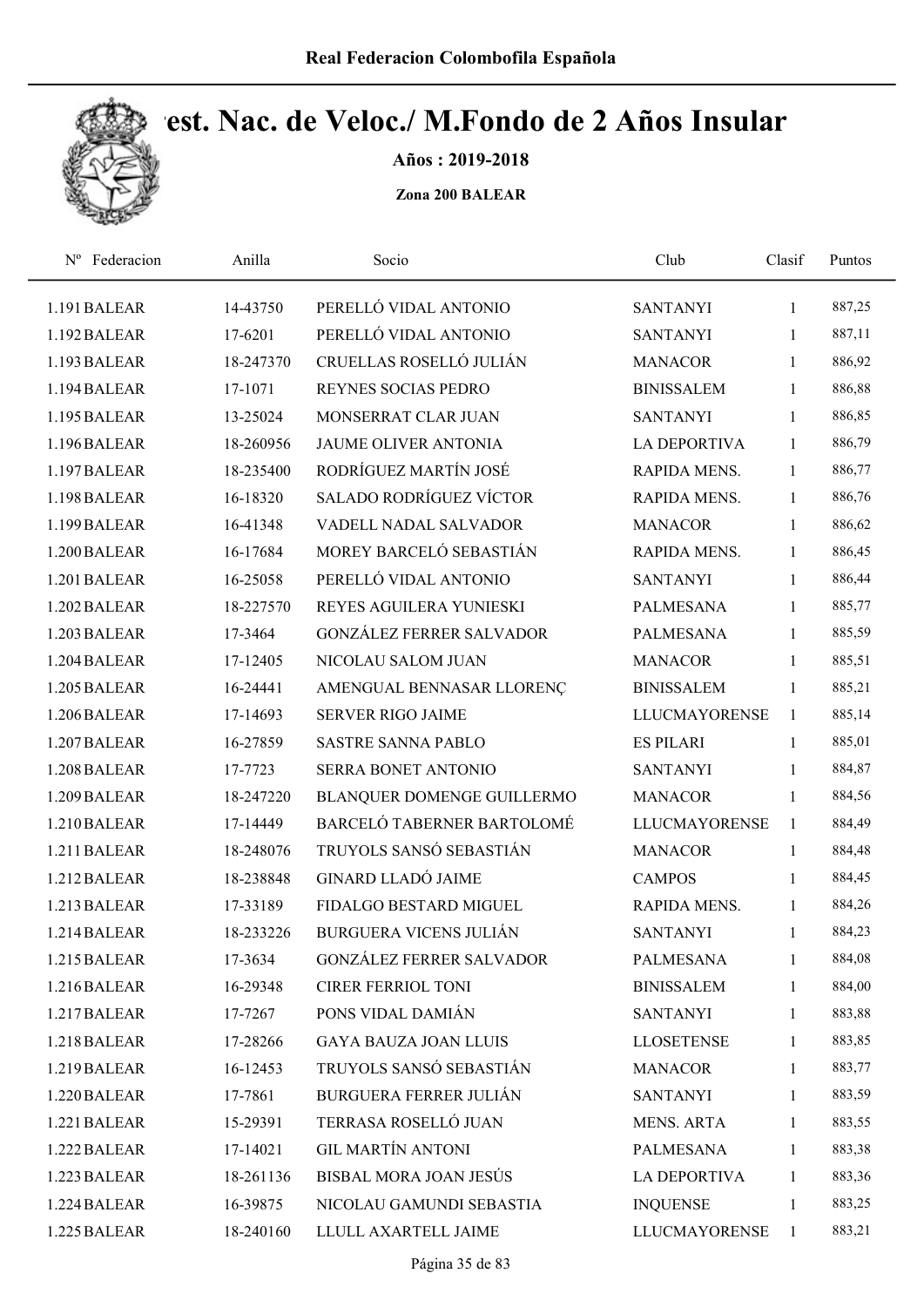# Campeonato Est. Nac. de Veloc./ M.Fondo de 2 Años Insular

**Años : 2019-2018**

**Zona 200 BALEAR**

| Nº Federacion | Anilla | Socio | Club | Clasif | Puntos |
|---|---|---|---|---|---|
| 1.191 BALEAR | 14-43750 | PERELLÓ VIDAL ANTONIO | SANTANYI | 1 | 887,25 |
| 1.192 BALEAR | 17-6201 | PERELLÓ VIDAL ANTONIO | SANTANYI | 1 | 887,11 |
| 1.193 BALEAR | 18-247370 | CRUELLAS ROSELLÓ JULIÁN | MANACOR | 1 | 886,92 |
| 1.194 BALEAR | 17-1071 | REYNES SOCIAS PEDRO | BINISSALEM | 1 | 886,88 |
| 1.195 BALEAR | 13-25024 | MONSERRAT CLAR JUAN | SANTANYI | 1 | 886,85 |
| 1.196 BALEAR | 18-260956 | JAUME OLIVER ANTONIA | LA DEPORTIVA | 1 | 886,79 |
| 1.197 BALEAR | 18-235400 | RODRÍGUEZ MARTÍN JOSÉ | RAPIDA MENS. | 1 | 886,77 |
| 1.198 BALEAR | 16-18320 | SALADO RODRÍGUEZ VÍCTOR | RAPIDA MENS. | 1 | 886,76 |
| 1.199 BALEAR | 16-41348 | VADELL NADAL SALVADOR | MANACOR | 1 | 886,62 |
| 1.200 BALEAR | 16-17684 | MOREY BARCELÓ SEBASTIÁN | RAPIDA MENS. | 1 | 886,45 |
| 1.201 BALEAR | 16-25058 | PERELLÓ VIDAL ANTONIO | SANTANYI | 1 | 886,44 |
| 1.202 BALEAR | 18-227570 | REYES AGUILERA YUNIESKI | PALMESANA | 1 | 885,77 |
| 1.203 BALEAR | 17-3464 | GONZÁLEZ FERRER SALVADOR | PALMESANA | 1 | 885,59 |
| 1.204 BALEAR | 17-12405 | NICOLAU SALOM JUAN | MANACOR | 1 | 885,51 |
| 1.205 BALEAR | 16-24441 | AMENGUAL BENNASAR LLORENÇ | BINISSALEM | 1 | 885,21 |
| 1.206 BALEAR | 17-14693 | SERVER RIGO JAIME | LLUCMAYORENSE | 1 | 885,14 |
| 1.207 BALEAR | 16-27859 | SASTRE SANNA PABLO | ES PILARI | 1 | 885,01 |
| 1.208 BALEAR | 17-7723 | SERRA BONET ANTONIO | SANTANYI | 1 | 884,87 |
| 1.209 BALEAR | 18-247220 | BLANQUER DOMENGE GUILLERMO | MANACOR | 1 | 884,56 |
| 1.210 BALEAR | 17-14449 | BARCELÓ TABERNER BARTOLOMÉ | LLUCMAYORENSE | 1 | 884,49 |
| 1.211 BALEAR | 18-248076 | TRUYOLS SANSÓ SEBASTIÁN | MANACOR | 1 | 884,48 |
| 1.212 BALEAR | 18-238848 | GINARD LLADÓ JAIME | CAMPOS | 1 | 884,45 |
| 1.213 BALEAR | 17-33189 | FIDALGO BESTARD MIGUEL | RAPIDA MENS. | 1 | 884,26 |
| 1.214 BALEAR | 18-233226 | BURGUERA VICENS JULIÁN | SANTANYI | 1 | 884,23 |
| 1.215 BALEAR | 17-3634 | GONZÁLEZ FERRER SALVADOR | PALMESANA | 1 | 884,08 |
| 1.216 BALEAR | 16-29348 | CIRER FERRIOL TONI | BINISSALEM | 1 | 884,00 |
| 1.217 BALEAR | 17-7267 | PONS VIDAL DAMIÁN | SANTANYI | 1 | 883,88 |
| 1.218 BALEAR | 17-28266 | GAYA BAUZA JOAN LLUIS | LLOSETENSE | 1 | 883,85 |
| 1.219 BALEAR | 16-12453 | TRUYOLS SANSÓ SEBASTIÁN | MANACOR | 1 | 883,77 |
| 1.220 BALEAR | 17-7861 | BURGUERA FERRER JULIÁN | SANTANYI | 1 | 883,59 |
| 1.221 BALEAR | 15-29391 | TERRASA ROSELLÓ JUAN | MENS. ARTA | 1 | 883,55 |
| 1.222 BALEAR | 17-14021 | GIL MARTÍN ANTONI | PALMESANA | 1 | 883,38 |
| 1.223 BALEAR | 18-261136 | BISBAL MORA JOAN JESÚS | LA DEPORTIVA | 1 | 883,36 |
| 1.224 BALEAR | 16-39875 | NICOLAU GAMUNDI SEBASTIA | INQUENSE | 1 | 883,25 |
| 1.225 BALEAR | 18-240160 | LLULL AXARTELL JAIME | LLUCMAYORENSE | 1 | 883,21 |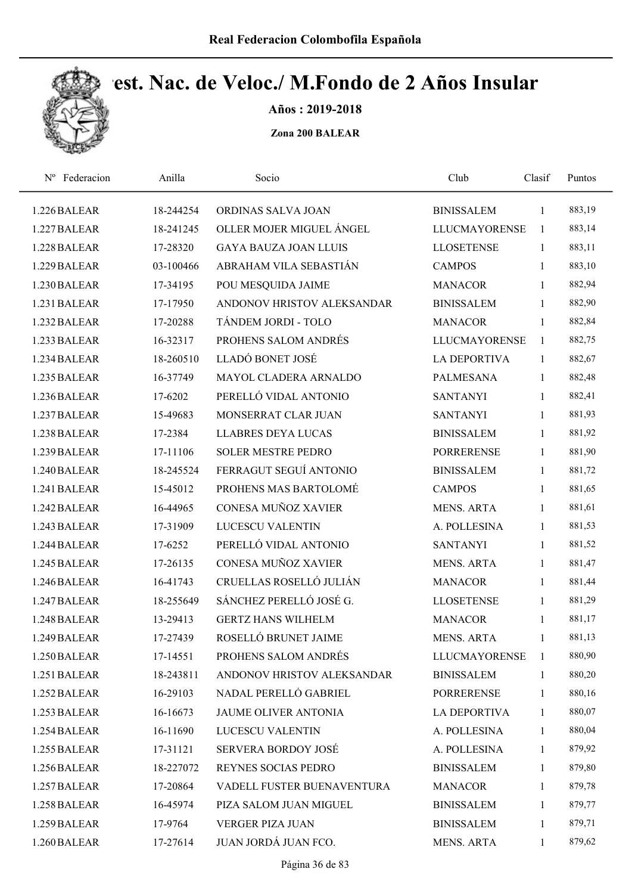Real Federacion Colombofila Española

# Camp. Nac. de Veloc./ M.Fondo de 2 Años Insular

**Años : 2019-2018**

**Zona 200 BALEAR**

| Nº Federacion | Anilla | Socio | Club | Clasif | Puntos |
|---|---|---|---|---|---|
| 1.226 BALEAR | 18-244254 | ORDINAS SALVA JOAN | BINISSALEM | 1 | 883,19 |
| 1.227 BALEAR | 18-241245 | OLLER MOJER MIGUEL ÁNGEL | LLUCMAYORENSE | 1 | 883,14 |
| 1.228 BALEAR | 17-28320 | GAYA BAUZA JOAN LLUIS | LLOSETENSE | 1 | 883,11 |
| 1.229 BALEAR | 03-100466 | ABRAHAM VILA SEBASTIÁN | CAMPOS | 1 | 883,10 |
| 1.230 BALEAR | 17-34195 | POU MESQUIDA JAIME | MANACOR | 1 | 882,94 |
| 1.231 BALEAR | 17-17950 | ANDONOV HRISTOV ALEKSANDAR | BINISSALEM | 1 | 882,90 |
| 1.232 BALEAR | 17-20288 | TÁNDEM JORDI - TOLO | MANACOR | 1 | 882,84 |
| 1.233 BALEAR | 16-32317 | PROHENS SALOM ANDRÉS | LLUCMAYORENSE | 1 | 882,75 |
| 1.234 BALEAR | 18-260510 | LLADÓ BONET JOSÉ | LA DEPORTIVA | 1 | 882,67 |
| 1.235 BALEAR | 16-37749 | MAYOL CLADERA ARNALDO | PALMESANA | 1 | 882,48 |
| 1.236 BALEAR | 17-6202 | PERELLÓ VIDAL ANTONIO | SANTANYI | 1 | 882,41 |
| 1.237 BALEAR | 15-49683 | MONSERRAT CLAR JUAN | SANTANYI | 1 | 881,93 |
| 1.238 BALEAR | 17-2384 | LLABRES DEYA LUCAS | BINISSALEM | 1 | 881,92 |
| 1.239 BALEAR | 17-11106 | SOLER MESTRE PEDRO | PORRERENSE | 1 | 881,90 |
| 1.240 BALEAR | 18-245524 | FERRAGUT SEGUÍ ANTONIO | BINISSALEM | 1 | 881,72 |
| 1.241 BALEAR | 15-45012 | PROHENS MAS BARTOLOMÉ | CAMPOS | 1 | 881,65 |
| 1.242 BALEAR | 16-44965 | CONESA MUÑOZ XAVIER | MENS. ARTA | 1 | 881,61 |
| 1.243 BALEAR | 17-31909 | LUCESCU VALENTIN | A. POLLESINA | 1 | 881,53 |
| 1.244 BALEAR | 17-6252 | PERELLÓ VIDAL ANTONIO | SANTANYI | 1 | 881,52 |
| 1.245 BALEAR | 17-26135 | CONESA MUÑOZ XAVIER | MENS. ARTA | 1 | 881,47 |
| 1.246 BALEAR | 16-41743 | CRUELLAS ROSELLÓ JULIÁN | MANACOR | 1 | 881,44 |
| 1.247 BALEAR | 18-255649 | SÁNCHEZ PERELLÓ JOSÉ G. | LLOSETENSE | 1 | 881,29 |
| 1.248 BALEAR | 13-29413 | GERTZ HANS WILHELM | MANACOR | 1 | 881,17 |
| 1.249 BALEAR | 17-27439 | ROSELLÓ BRUNET JAIME | MENS. ARTA | 1 | 881,13 |
| 1.250 BALEAR | 17-14551 | PROHENS SALOM ANDRÉS | LLUCMAYORENSE | 1 | 880,90 |
| 1.251 BALEAR | 18-243811 | ANDONOV HRISTOV ALEKSANDAR | BINISSALEM | 1 | 880,20 |
| 1.252 BALEAR | 16-29103 | NADAL PERELLÓ GABRIEL | PORRERENSE | 1 | 880,16 |
| 1.253 BALEAR | 16-16673 | JAUME OLIVER ANTONIA | LA DEPORTIVA | 1 | 880,07 |
| 1.254 BALEAR | 16-11690 | LUCESCU VALENTIN | A. POLLESINA | 1 | 880,04 |
| 1.255 BALEAR | 17-31121 | SERVERA BORDOY JOSÉ | A. POLLESINA | 1 | 879,92 |
| 1.256 BALEAR | 18-227072 | REYNES SOCIAS PEDRO | BINISSALEM | 1 | 879,80 |
| 1.257 BALEAR | 17-20864 | VADELL FUSTER BUENAVENTURA | MANACOR | 1 | 879,78 |
| 1.258 BALEAR | 16-45974 | PIZA SALOM JUAN MIGUEL | BINISSALEM | 1 | 879,77 |
| 1.259 BALEAR | 17-9764 | VERGER PIZA JUAN | BINISSALEM | 1 | 879,71 |
| 1.260 BALEAR | 17-27614 | JUAN JORDÁ JUAN FCO. | MENS. ARTA | 1 | 879,62 |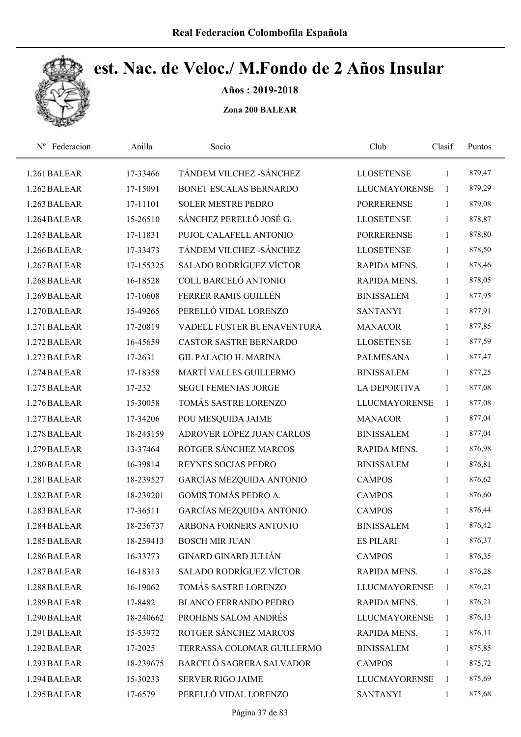# Real Federacion Colombofila Española

## Camp. Nac. de Veloc./ M.Fondo de 2 Años Insular

**Años : 2019-2018**

**Zona 200 BALEAR**

| Nº Federacion | Anilla | Socio | Club | Clasif | Puntos |
|---|---|---|---|---|---|
| 1.261 BALEAR | 17-33466 | TÁNDEM VILCHEZ -SÁNCHEZ | LLOSETENSE | 1 | 879,47 |
| 1.262 BALEAR | 17-15091 | BONET ESCALAS BERNARDO | LLUCMAYORENSE | 1 | 879,29 |
| 1.263 BALEAR | 17-11101 | SOLER MESTRE PEDRO | PORRERENSE | 1 | 879,08 |
| 1.264 BALEAR | 15-26510 | SÁNCHEZ PERELLÓ JOSÉ G. | LLOSETENSE | 1 | 878,87 |
| 1.265 BALEAR | 17-11831 | PUJOL CALAFELL ANTONIO | PORRERENSE | 1 | 878,80 |
| 1.266 BALEAR | 17-33473 | TÁNDEM VILCHEZ -SÁNCHEZ | LLOSETENSE | 1 | 878,50 |
| 1.267 BALEAR | 17-155325 | SALADO RODRÍGUEZ VÍCTOR | RAPIDA MENS. | 1 | 878,46 |
| 1.268 BALEAR | 16-18528 | COLL BARCELÓ ANTONIO | RAPIDA MENS. | 1 | 878,05 |
| 1.269 BALEAR | 17-10608 | FERRER RAMIS GUILLÉN | BINISSALEM | 1 | 877,95 |
| 1.270 BALEAR | 15-49265 | PERELLÓ VIDAL LORENZO | SANTANYI | 1 | 877,91 |
| 1.271 BALEAR | 17-20819 | VADELL FUSTER BUENAVENTURA | MANACOR | 1 | 877,85 |
| 1.272 BALEAR | 16-45659 | CASTOR SASTRE BERNARDO | LLOSETENSE | 1 | 877,59 |
| 1.273 BALEAR | 17-2631 | GIL PALACIO H. MARINA | PALMESANA | 1 | 877,47 |
| 1.274 BALEAR | 17-18358 | MARTÍ VALLES GUILLERMO | BINISSALEM | 1 | 877,25 |
| 1.275 BALEAR | 17-232 | SEGUI FEMENIAS JORGE | LA DEPORTIVA | 1 | 877,08 |
| 1.276 BALEAR | 15-30058 | TOMÁS SASTRE LORENZO | LLUCMAYORENSE | 1 | 877,08 |
| 1.277 BALEAR | 17-34206 | POU MESQUIDA JAIME | MANACOR | 1 | 877,04 |
| 1.278 BALEAR | 18-245159 | ADROVER LÓPEZ JUAN CARLOS | BINISSALEM | 1 | 877,04 |
| 1.279 BALEAR | 13-37464 | ROTGER SÁNCHEZ MARCOS | RAPIDA MENS. | 1 | 876,98 |
| 1.280 BALEAR | 16-39814 | REYNES SOCIAS PEDRO | BINISSALEM | 1 | 876,81 |
| 1.281 BALEAR | 18-239527 | GARCÍAS MEZQUIDA ANTONIO | CAMPOS | 1 | 876,62 |
| 1.282 BALEAR | 18-239201 | GOMIS TOMÁS PEDRO A. | CAMPOS | 1 | 876,60 |
| 1.283 BALEAR | 17-36511 | GARCÍAS MEZQUIDA ANTONIO | CAMPOS | 1 | 876,44 |
| 1.284 BALEAR | 18-236737 | ARBONA FORNERS ANTONIO | BINISSALEM | 1 | 876,42 |
| 1.285 BALEAR | 18-259413 | BOSCH MIR JUAN | ES PILARI | 1 | 876,37 |
| 1.286 BALEAR | 16-33773 | GINARD GINARD JULIÁN | CAMPOS | 1 | 876,35 |
| 1.287 BALEAR | 16-18313 | SALADO RODRÍGUEZ VÍCTOR | RAPIDA MENS. | 1 | 876,28 |
| 1.288 BALEAR | 16-19062 | TOMÁS SASTRE LORENZO | LLUCMAYORENSE | 1 | 876,21 |
| 1.289 BALEAR | 17-8482 | BLANCO FERRANDO PEDRO | RAPIDA MENS. | 1 | 876,21 |
| 1.290 BALEAR | 18-240662 | PROHENS SALOM ANDRÉS | LLUCMAYORENSE | 1 | 876,13 |
| 1.291 BALEAR | 15-53972 | ROTGER SÁNCHEZ MARCOS | RAPIDA MENS. | 1 | 876,11 |
| 1.292 BALEAR | 17-2025 | TERRASSA COLOMAR GUILLERMO | BINISSALEM | 1 | 875,85 |
| 1.293 BALEAR | 18-239675 | BARCELÓ SAGRERA SALVADOR | CAMPOS | 1 | 875,72 |
| 1.294 BALEAR | 15-30233 | SERVER RIGO JAIME | LLUCMAYORENSE | 1 | 875,69 |
| 1.295 BALEAR | 17-6579 | PERELLÓ VIDAL LORENZO | SANTANYI | 1 | 875,68 |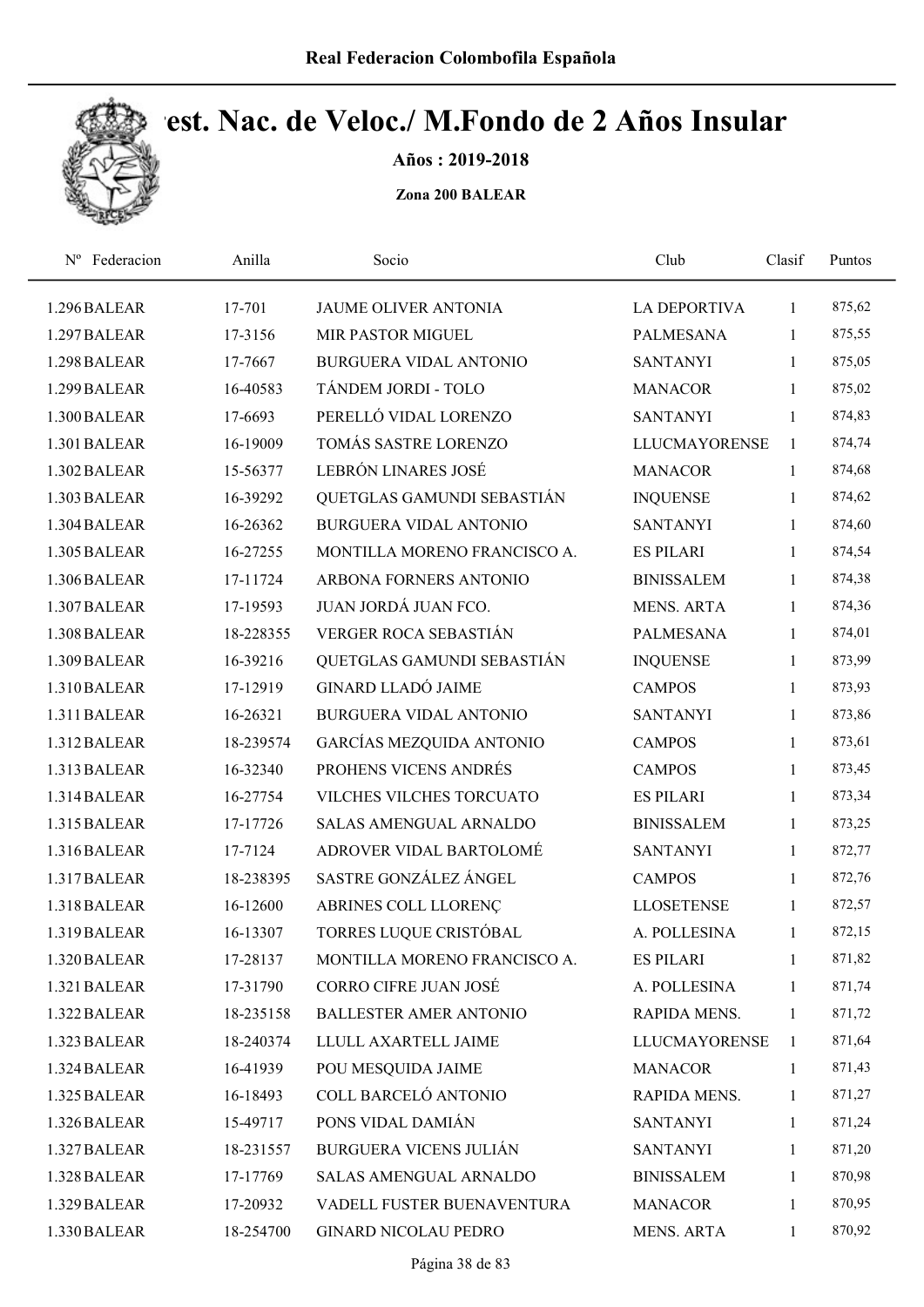**Real Federacion Colombofila Española**

# Est. Nac. de Veloc./ M.Fondo de 2 Años Insular

**Años : 2019-2018**

**Zona 200 BALEAR**

| Nº | Federacion | Anilla | Socio | Club | Clasif | Puntos |
|---|---|---|---|---|---|---|
| 1.296 | BALEAR | 17-701 | JAUME OLIVER ANTONIA | LA DEPORTIVA | 1 | 875,62 |
| 1.297 | BALEAR | 17-3156 | MIR PASTOR MIGUEL | PALMESANA | 1 | 875,55 |
| 1.298 | BALEAR | 17-7667 | BURGUERA VIDAL ANTONIO | SANTANYI | 1 | 875,05 |
| 1.299 | BALEAR | 16-40583 | TÁNDEM JORDI - TOLO | MANACOR | 1 | 875,02 |
| 1.300 | BALEAR | 17-6693 | PERELLÓ VIDAL LORENZO | SANTANYI | 1 | 874,83 |
| 1.301 | BALEAR | 16-19009 | TOMÁS SASTRE LORENZO | LLUCMAYORENSE | 1 | 874,74 |
| 1.302 | BALEAR | 15-56377 | LEBRÓN LINARES JOSÉ | MANACOR | 1 | 874,68 |
| 1.303 | BALEAR | 16-39292 | QUETGLAS GAMUNDI SEBASTIÁN | INQUENSE | 1 | 874,62 |
| 1.304 | BALEAR | 16-26362 | BURGUERA VIDAL ANTONIO | SANTANYI | 1 | 874,60 |
| 1.305 | BALEAR | 16-27255 | MONTILLA MORENO FRANCISCO A. | ES PILARI | 1 | 874,54 |
| 1.306 | BALEAR | 17-11724 | ARBONA FORNERS ANTONIO | BINISSALEM | 1 | 874,38 |
| 1.307 | BALEAR | 17-19593 | JUAN JORDÁ JUAN FCO. | MENS. ARTA | 1 | 874,36 |
| 1.308 | BALEAR | 18-228355 | VERGER ROCA SEBASTIÁN | PALMESANA | 1 | 874,01 |
| 1.309 | BALEAR | 16-39216 | QUETGLAS GAMUNDI SEBASTIÁN | INQUENSE | 1 | 873,99 |
| 1.310 | BALEAR | 17-12919 | GINARD LLADÓ JAIME | CAMPOS | 1 | 873,93 |
| 1.311 | BALEAR | 16-26321 | BURGUERA VIDAL ANTONIO | SANTANYI | 1 | 873,86 |
| 1.312 | BALEAR | 18-239574 | GARCÍAS MEZQUIDA ANTONIO | CAMPOS | 1 | 873,61 |
| 1.313 | BALEAR | 16-32340 | PROHENS VICENS ANDRÉS | CAMPOS | 1 | 873,45 |
| 1.314 | BALEAR | 16-27754 | VILCHES VILCHES TORCUATO | ES PILARI | 1 | 873,34 |
| 1.315 | BALEAR | 17-17726 | SALAS AMENGUAL ARNALDO | BINISSALEM | 1 | 873,25 |
| 1.316 | BALEAR | 17-7124 | ADROVER VIDAL BARTOLOMÉ | SANTANYI | 1 | 872,77 |
| 1.317 | BALEAR | 18-238395 | SASTRE GONZÁLEZ ÁNGEL | CAMPOS | 1 | 872,76 |
| 1.318 | BALEAR | 16-12600 | ABRINES COLL LLORENÇ | LLOSETENSE | 1 | 872,57 |
| 1.319 | BALEAR | 16-13307 | TORRES LUQUE CRISTÓBAL | A. POLLESINA | 1 | 872,15 |
| 1.320 | BALEAR | 17-28137 | MONTILLA MORENO FRANCISCO A. | ES PILARI | 1 | 871,82 |
| 1.321 | BALEAR | 17-31790 | CORRO CIFRE JUAN JOSÉ | A. POLLESINA | 1 | 871,74 |
| 1.322 | BALEAR | 18-235158 | BALLESTER AMER ANTONIO | RAPIDA MENS. | 1 | 871,72 |
| 1.323 | BALEAR | 18-240374 | LLULL AXARTELL JAIME | LLUCMAYORENSE | 1 | 871,64 |
| 1.324 | BALEAR | 16-41939 | POU MESQUIDA JAIME | MANACOR | 1 | 871,43 |
| 1.325 | BALEAR | 16-18493 | COLL BARCELÓ ANTONIO | RAPIDA MENS. | 1 | 871,27 |
| 1.326 | BALEAR | 15-49717 | PONS VIDAL DAMIÁN | SANTANYI | 1 | 871,24 |
| 1.327 | BALEAR | 18-231557 | BURGUERA VICENS JULIÁN | SANTANYI | 1 | 871,20 |
| 1.328 | BALEAR | 17-17769 | SALAS AMENGUAL ARNALDO | BINISSALEM | 1 | 870,98 |
| 1.329 | BALEAR | 17-20932 | VADELL FUSTER BUENAVENTURA | MANACOR | 1 | 870,95 |
| 1.330 | BALEAR | 18-254700 | GINARD NICOLAU PEDRO | MENS. ARTA | 1 | 870,92 |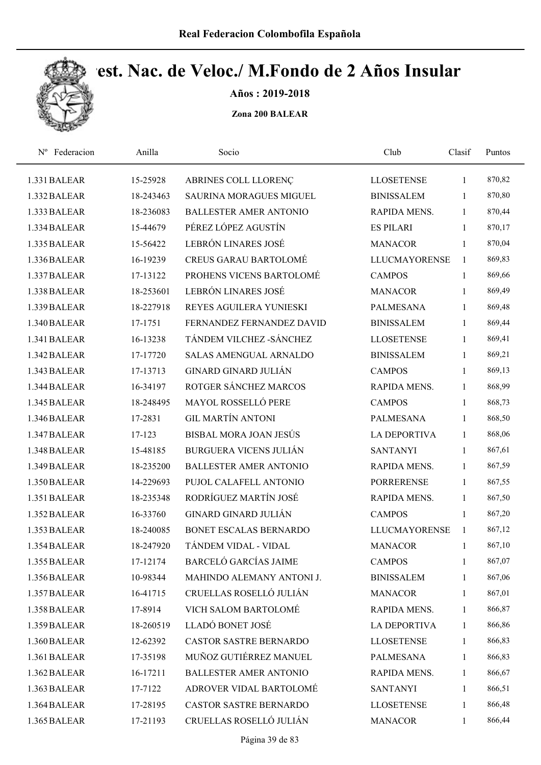Real Federacion Colombofila Española

# Camp. Nac. de Veloc./ M.Fondo de 2 Años Insular

**Años : 2019-2018**

**Zona 200 BALEAR**

| Nº | Federacion | Anilla | Socio | Club | Clasif | Puntos |
|---|---|---|---|---|---|---|
| 1.331 | BALEAR | 15-25928 | ABRINES COLL LLORENÇ | LLOSETENSE | 1 | 870,82 |
| 1.332 | BALEAR | 18-243463 | SAURINA MORAGUES MIGUEL | BINISSALEM | 1 | 870,80 |
| 1.333 | BALEAR | 18-236083 | BALLESTER AMER ANTONIO | RAPIDA MENS. | 1 | 870,44 |
| 1.334 | BALEAR | 15-44679 | PÉREZ LÓPEZ AGUSTÍN | ES PILARI | 1 | 870,17 |
| 1.335 | BALEAR | 15-56422 | LEBRÓN LINARES JOSÉ | MANACOR | 1 | 870,04 |
| 1.336 | BALEAR | 16-19239 | CREUS GARAU BARTOLOMÉ | LLUCMAYORENSE | 1 | 869,83 |
| 1.337 | BALEAR | 17-13122 | PROHENS VICENS BARTOLOMÉ | CAMPOS | 1 | 869,66 |
| 1.338 | BALEAR | 18-253601 | LEBRÓN LINARES JOSÉ | MANACOR | 1 | 869,49 |
| 1.339 | BALEAR | 18-227918 | REYES AGUILERA YUNIESKI | PALMESANA | 1 | 869,48 |
| 1.340 | BALEAR | 17-1751 | FERNANDEZ FERNANDEZ DAVID | BINISSALEM | 1 | 869,44 |
| 1.341 | BALEAR | 16-13238 | TÁNDEM VILCHEZ -SÁNCHEZ | LLOSETENSE | 1 | 869,41 |
| 1.342 | BALEAR | 17-17720 | SALAS AMENGUAL ARNALDO | BINISSALEM | 1 | 869,21 |
| 1.343 | BALEAR | 17-13713 | GINARD GINARD JULIÁN | CAMPOS | 1 | 869,13 |
| 1.344 | BALEAR | 16-34197 | ROTGER SÁNCHEZ MARCOS | RAPIDA MENS. | 1 | 868,99 |
| 1.345 | BALEAR | 18-248495 | MAYOL ROSSELLÓ PERE | CAMPOS | 1 | 868,73 |
| 1.346 | BALEAR | 17-2831 | GIL MARTÍN ANTONI | PALMESANA | 1 | 868,50 |
| 1.347 | BALEAR | 17-123 | BISBAL MORA JOAN JESÚS | LA DEPORTIVA | 1 | 868,06 |
| 1.348 | BALEAR | 15-48185 | BURGUERA VICENS JULIÁN | SANTANYI | 1 | 867,61 |
| 1.349 | BALEAR | 18-235200 | BALLESTER AMER ANTONIO | RAPIDA MENS. | 1 | 867,59 |
| 1.350 | BALEAR | 14-229693 | PUJOL CALAFELL ANTONIO | PORRERENSE | 1 | 867,55 |
| 1.351 | BALEAR | 18-235348 | RODRÍGUEZ MARTÍN JOSÉ | RAPIDA MENS. | 1 | 867,50 |
| 1.352 | BALEAR | 16-33760 | GINARD GINARD JULIÁN | CAMPOS | 1 | 867,20 |
| 1.353 | BALEAR | 18-240085 | BONET ESCALAS BERNARDO | LLUCMAYORENSE | 1 | 867,12 |
| 1.354 | BALEAR | 18-247920 | TÁNDEM VIDAL - VIDAL | MANACOR | 1 | 867,10 |
| 1.355 | BALEAR | 17-12174 | BARCELÓ GARCÍAS JAIME | CAMPOS | 1 | 867,07 |
| 1.356 | BALEAR | 10-98344 | MAHINDO ALEMANY ANTONI J. | BINISSALEM | 1 | 867,06 |
| 1.357 | BALEAR | 16-41715 | CRUELLAS ROSELLÓ JULIÁN | MANACOR | 1 | 867,01 |
| 1.358 | BALEAR | 17-8914 | VICH SALOM BARTOLOMÉ | RAPIDA MENS. | 1 | 866,87 |
| 1.359 | BALEAR | 18-260519 | LLADÓ BONET JOSÉ | LA DEPORTIVA | 1 | 866,86 |
| 1.360 | BALEAR | 12-62392 | CASTOR SASTRE BERNARDO | LLOSETENSE | 1 | 866,83 |
| 1.361 | BALEAR | 17-35198 | MUÑOZ GUTIÉRREZ MANUEL | PALMESANA | 1 | 866,83 |
| 1.362 | BALEAR | 16-17211 | BALLESTER AMER ANTONIO | RAPIDA MENS. | 1 | 866,67 |
| 1.363 | BALEAR | 17-7122 | ADROVER VIDAL BARTOLOMÉ | SANTANYI | 1 | 866,51 |
| 1.364 | BALEAR | 17-28195 | CASTOR SASTRE BERNARDO | LLOSETENSE | 1 | 866,48 |
| 1.365 | BALEAR | 17-21193 | CRUELLAS ROSELLÓ JULIÁN | MANACOR | 1 | 866,44 |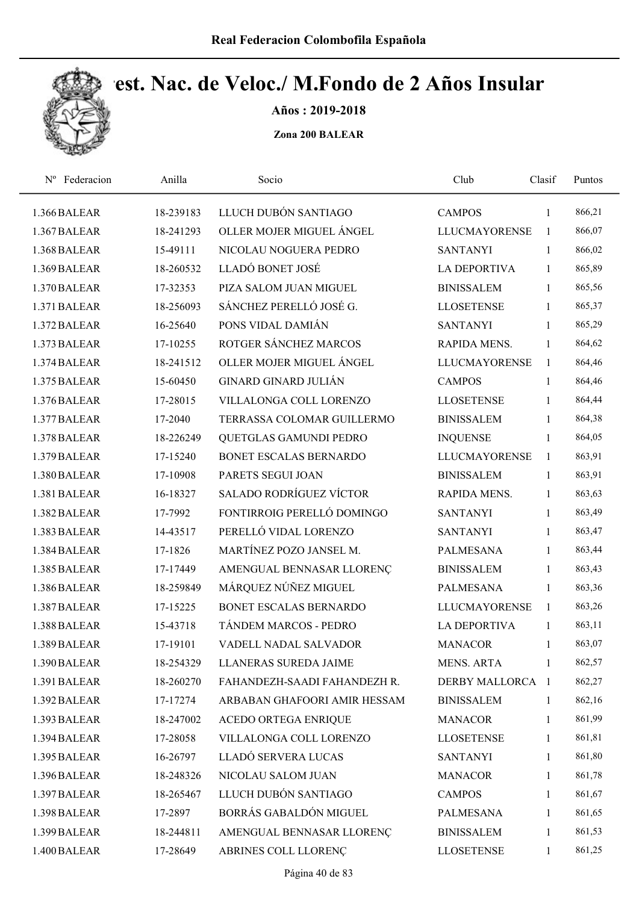**Real Federacion Colombofila Española**

# Cest. Nac. de Veloc./ M.Fondo de 2 Años Insular

**Años : 2019-2018**

**Zona 200 BALEAR**

| Nº Federacion | Anilla | Socio | Club | Clasif | Puntos |
|---|---|---|---|---|---|
| 1.366 BALEAR | 18-239183 | LLUCH DUBÓN SANTIAGO | CAMPOS | 1 | 866,21 |
| 1.367 BALEAR | 18-241293 | OLLER MOJER MIGUEL ÁNGEL | LLUCMAYORENSE | 1 | 866,07 |
| 1.368 BALEAR | 15-49111 | NICOLAU NOGUERA PEDRO | SANTANYI | 1 | 866,02 |
| 1.369 BALEAR | 18-260532 | LLADÓ BONET JOSÉ | LA DEPORTIVA | 1 | 865,89 |
| 1.370 BALEAR | 17-32353 | PIZA SALOM JUAN MIGUEL | BINISSALEM | 1 | 865,56 |
| 1.371 BALEAR | 18-256093 | SÁNCHEZ PERELLÓ JOSÉ G. | LLOSETENSE | 1 | 865,37 |
| 1.372 BALEAR | 16-25640 | PONS VIDAL DAMIÁN | SANTANYI | 1 | 865,29 |
| 1.373 BALEAR | 17-10255 | ROTGER SÁNCHEZ MARCOS | RAPIDA MENS. | 1 | 864,62 |
| 1.374 BALEAR | 18-241512 | OLLER MOJER MIGUEL ÁNGEL | LLUCMAYORENSE | 1 | 864,46 |
| 1.375 BALEAR | 15-60450 | GINARD GINARD JULIÁN | CAMPOS | 1 | 864,46 |
| 1.376 BALEAR | 17-28015 | VILLALONGA COLL LORENZO | LLOSETENSE | 1 | 864,44 |
| 1.377 BALEAR | 17-2040 | TERRASSA COLOMAR GUILLERMO | BINISSALEM | 1 | 864,38 |
| 1.378 BALEAR | 18-226249 | QUETGLAS GAMUNDI PEDRO | INQUENSE | 1 | 864,05 |
| 1.379 BALEAR | 17-15240 | BONET ESCALAS BERNARDO | LLUCMAYORENSE | 1 | 863,91 |
| 1.380 BALEAR | 17-10908 | PARETS SEGUI JOAN | BINISSALEM | 1 | 863,91 |
| 1.381 BALEAR | 16-18327 | SALADO RODRÍGUEZ VÍCTOR | RAPIDA MENS. | 1 | 863,63 |
| 1.382 BALEAR | 17-7992 | FONTIRROIG PERELLÓ DOMINGO | SANTANYI | 1 | 863,49 |
| 1.383 BALEAR | 14-43517 | PERELLÓ VIDAL LORENZO | SANTANYI | 1 | 863,47 |
| 1.384 BALEAR | 17-1826 | MARTÍNEZ POZO JANSEL M. | PALMESANA | 1 | 863,44 |
| 1.385 BALEAR | 17-17449 | AMENGUAL BENNASAR LLORENÇ | BINISSALEM | 1 | 863,43 |
| 1.386 BALEAR | 18-259849 | MÁRQUEZ NÚÑEZ MIGUEL | PALMESANA | 1 | 863,36 |
| 1.387 BALEAR | 17-15225 | BONET ESCALAS BERNARDO | LLUCMAYORENSE | 1 | 863,26 |
| 1.388 BALEAR | 15-43718 | TÁNDEM MARCOS - PEDRO | LA DEPORTIVA | 1 | 863,11 |
| 1.389 BALEAR | 17-19101 | VADELL NADAL SALVADOR | MANACOR | 1 | 863,07 |
| 1.390 BALEAR | 18-254329 | LLANERAS SUREDA JAIME | MENS. ARTA | 1 | 862,57 |
| 1.391 BALEAR | 18-260270 | FAHANDEZH-SAADI FAHANDEZH R. | DERBY MALLORCA | 1 | 862,27 |
| 1.392 BALEAR | 17-17274 | ARBABAN GHAFOORI AMIR HESSAM | BINISSALEM | 1 | 862,16 |
| 1.393 BALEAR | 18-247002 | ACEDO ORTEGA ENRIQUE | MANACOR | 1 | 861,99 |
| 1.394 BALEAR | 17-28058 | VILLALONGA COLL LORENZO | LLOSETENSE | 1 | 861,81 |
| 1.395 BALEAR | 16-26797 | LLADÓ SERVERA LUCAS | SANTANYI | 1 | 861,80 |
| 1.396 BALEAR | 18-248326 | NICOLAU SALOM JUAN | MANACOR | 1 | 861,78 |
| 1.397 BALEAR | 18-265467 | LLUCH DUBÓN SANTIAGO | CAMPOS | 1 | 861,67 |
| 1.398 BALEAR | 17-2897 | BORRÁS GABALDÓN MIGUEL | PALMESANA | 1 | 861,65 |
| 1.399 BALEAR | 18-244811 | AMENGUAL BENNASAR LLORENÇ | BINISSALEM | 1 | 861,53 |
| 1.400 BALEAR | 17-28649 | ABRINES COLL LLORENÇ | LLOSETENSE | 1 | 861,25 |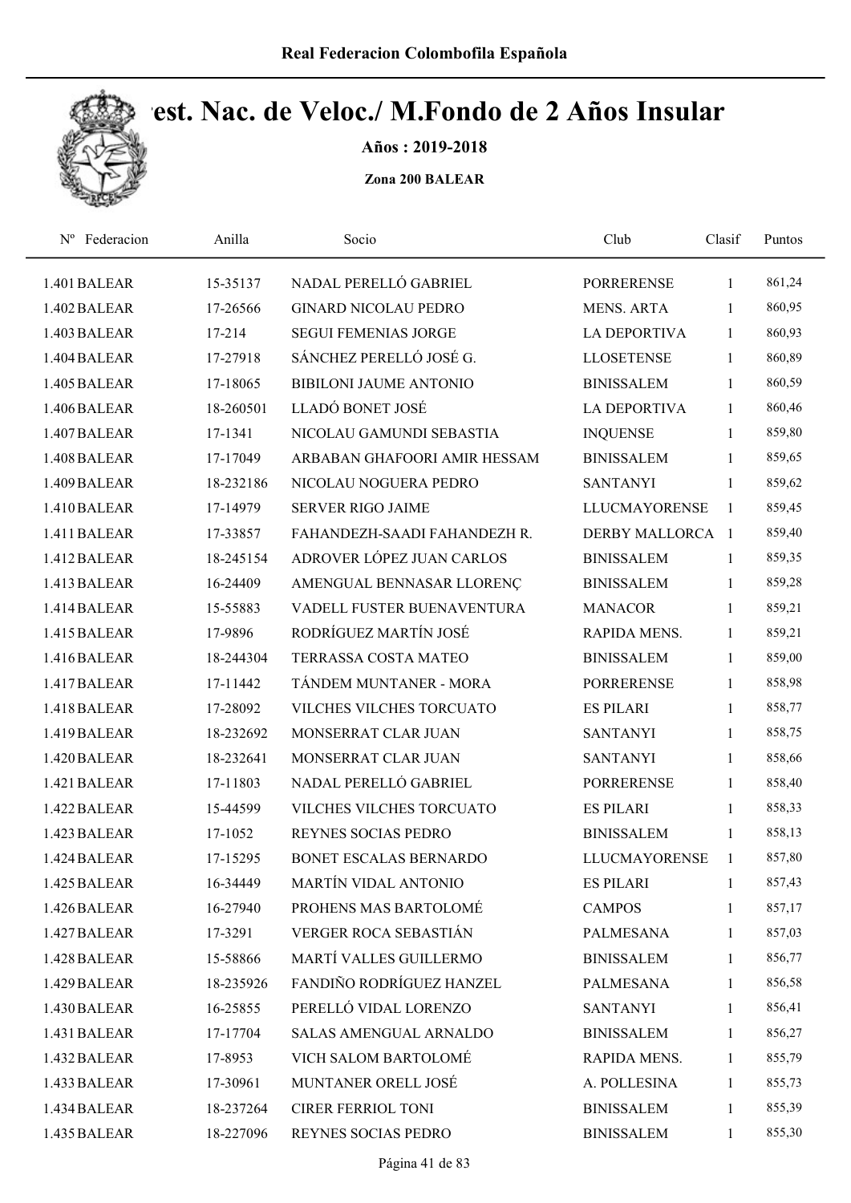# Campeonato. Nac. de Veloc./ M.Fondo de 2 Años Insular

**Años : 2019-2018**

**Zona 200 BALEAR**

| Nº | Federacion | Anilla | Socio | Club | Clasif | Puntos |
|---|---|---|---|---|---|---|
| 1.401 | BALEAR | 15-35137 | NADAL PERELLÓ GABRIEL | PORRERENSE | 1 | 861,24 |
| 1.402 | BALEAR | 17-26566 | GINARD NICOLAU PEDRO | MENS. ARTA | 1 | 860,95 |
| 1.403 | BALEAR | 17-214 | SEGUI FEMENIAS JORGE | LA DEPORTIVA | 1 | 860,93 |
| 1.404 | BALEAR | 17-27918 | SÁNCHEZ PERELLÓ JOSÉ G. | LLOSETENSE | 1 | 860,89 |
| 1.405 | BALEAR | 17-18065 | BIBILONI JAUME ANTONIO | BINISSALEM | 1 | 860,59 |
| 1.406 | BALEAR | 18-260501 | LLADÓ BONET JOSÉ | LA DEPORTIVA | 1 | 860,46 |
| 1.407 | BALEAR | 17-1341 | NICOLAU GAMUNDI SEBASTIA | INQUENSE | 1 | 859,80 |
| 1.408 | BALEAR | 17-17049 | ARBABAN GHAFOORI AMIR HESSAM | BINISSALEM | 1 | 859,65 |
| 1.409 | BALEAR | 18-232186 | NICOLAU NOGUERA PEDRO | SANTANYI | 1 | 859,62 |
| 1.410 | BALEAR | 17-14979 | SERVER RIGO JAIME | LLUCMAYORENSE | 1 | 859,45 |
| 1.411 | BALEAR | 17-33857 | FAHANDEZH-SAADI FAHANDEZH R. | DERBY MALLORCA | 1 | 859,40 |
| 1.412 | BALEAR | 18-245154 | ADROVER LÓPEZ JUAN CARLOS | BINISSALEM | 1 | 859,35 |
| 1.413 | BALEAR | 16-24409 | AMENGUAL BENNASAR LLORENÇ | BINISSALEM | 1 | 859,28 |
| 1.414 | BALEAR | 15-55883 | VADELL FUSTER BUENAVENTURA | MANACOR | 1 | 859,21 |
| 1.415 | BALEAR | 17-9896 | RODRÍGUEZ MARTÍN JOSÉ | RAPIDA MENS. | 1 | 859,21 |
| 1.416 | BALEAR | 18-244304 | TERRASSA COSTA MATEO | BINISSALEM | 1 | 859,00 |
| 1.417 | BALEAR | 17-11442 | TÁNDEM MUNTANER - MORA | PORRERENSE | 1 | 858,98 |
| 1.418 | BALEAR | 17-28092 | VILCHES VILCHES TORCUATO | ES PILARI | 1 | 858,77 |
| 1.419 | BALEAR | 18-232692 | MONSERRAT CLAR JUAN | SANTANYI | 1 | 858,75 |
| 1.420 | BALEAR | 18-232641 | MONSERRAT CLAR JUAN | SANTANYI | 1 | 858,66 |
| 1.421 | BALEAR | 17-11803 | NADAL PERELLÓ GABRIEL | PORRERENSE | 1 | 858,40 |
| 1.422 | BALEAR | 15-44599 | VILCHES VILCHES TORCUATO | ES PILARI | 1 | 858,33 |
| 1.423 | BALEAR | 17-1052 | REYNES SOCIAS PEDRO | BINISSALEM | 1 | 858,13 |
| 1.424 | BALEAR | 17-15295 | BONET ESCALAS BERNARDO | LLUCMAYORENSE | 1 | 857,80 |
| 1.425 | BALEAR | 16-34449 | MARTÍN VIDAL ANTONIO | ES PILARI | 1 | 857,43 |
| 1.426 | BALEAR | 16-27940 | PROHENS MAS BARTOLOMÉ | CAMPOS | 1 | 857,17 |
| 1.427 | BALEAR | 17-3291 | VERGER ROCA SEBASTIÁN | PALMESANA | 1 | 857,03 |
| 1.428 | BALEAR | 15-58866 | MARTÍ VALLES GUILLERMO | BINISSALEM | 1 | 856,77 |
| 1.429 | BALEAR | 18-235926 | FANDIÑO RODRÍGUEZ HANZEL | PALMESANA | 1 | 856,58 |
| 1.430 | BALEAR | 16-25855 | PERELLÓ VIDAL LORENZO | SANTANYI | 1 | 856,41 |
| 1.431 | BALEAR | 17-17704 | SALAS AMENGUAL ARNALDO | BINISSALEM | 1 | 856,27 |
| 1.432 | BALEAR | 17-8953 | VICH SALOM BARTOLOMÉ | RAPIDA MENS. | 1 | 855,79 |
| 1.433 | BALEAR | 17-30961 | MUNTANER ORELL JOSÉ | A. POLLESINA | 1 | 855,73 |
| 1.434 | BALEAR | 18-237264 | CIRER FERRIOL TONI | BINISSALEM | 1 | 855,39 |
| 1.435 | BALEAR | 18-227096 | REYNES SOCIAS PEDRO | BINISSALEM | 1 | 855,30 |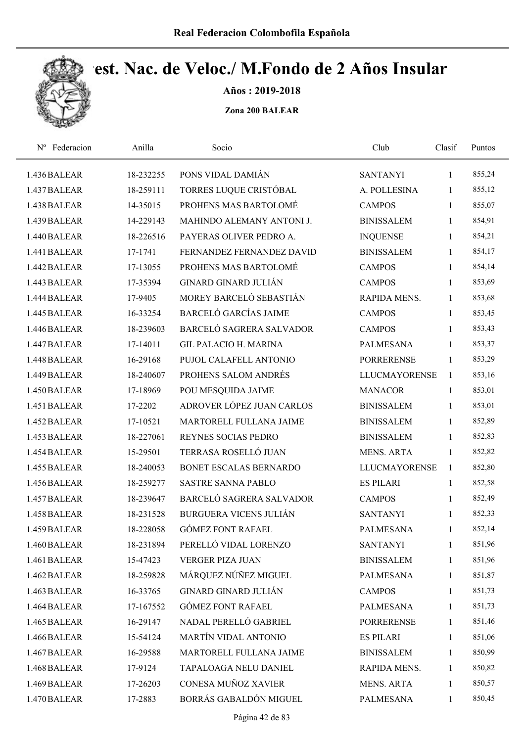## Real Federacion Colombofila Española

# Cest. Nac. de Veloc./ M.Fondo de 2 Años Insular

**Años : 2019-2018**

**Zona 200 BALEAR**

| Nº | Federacion | Anilla | Socio | Club | Clasif | Puntos |
|---|---|---|---|---|---|---|
| 1.436 | BALEAR | 18-232255 | PONS VIDAL DAMIÁN | SANTANYI | 1 | 855,24 |
| 1.437 | BALEAR | 18-259111 | TORRES LUQUE CRISTÓBAL | A. POLLESINA | 1 | 855,12 |
| 1.438 | BALEAR | 14-35015 | PROHENS MAS BARTOLOMÉ | CAMPOS | 1 | 855,07 |
| 1.439 | BALEAR | 14-229143 | MAHINDO ALEMANY ANTONI J. | BINISSALEM | 1 | 854,91 |
| 1.440 | BALEAR | 18-226516 | PAYERAS OLIVER PEDRO A. | INQUENSE | 1 | 854,21 |
| 1.441 | BALEAR | 17-1741 | FERNANDEZ FERNANDEZ DAVID | BINISSALEM | 1 | 854,17 |
| 1.442 | BALEAR | 17-13055 | PROHENS MAS BARTOLOMÉ | CAMPOS | 1 | 854,14 |
| 1.443 | BALEAR | 17-35394 | GINARD GINARD JULIÁN | CAMPOS | 1 | 853,69 |
| 1.444 | BALEAR | 17-9405 | MOREY BARCELÓ SEBASTIÁN | RAPIDA MENS. | 1 | 853,68 |
| 1.445 | BALEAR | 16-33254 | BARCELÓ GARCÍAS JAIME | CAMPOS | 1 | 853,45 |
| 1.446 | BALEAR | 18-239603 | BARCELÓ SAGRERA SALVADOR | CAMPOS | 1 | 853,43 |
| 1.447 | BALEAR | 17-14011 | GIL PALACIO H. MARINA | PALMESANA | 1 | 853,37 |
| 1.448 | BALEAR | 16-29168 | PUJOL CALAFELL ANTONIO | PORRERENSE | 1 | 853,29 |
| 1.449 | BALEAR | 18-240607 | PROHENS SALOM ANDRÉS | LLUCMAYORENSE | 1 | 853,16 |
| 1.450 | BALEAR | 17-18969 | POU MESQUIDA JAIME | MANACOR | 1 | 853,01 |
| 1.451 | BALEAR | 17-2202 | ADROVER LÓPEZ JUAN CARLOS | BINISSALEM | 1 | 853,01 |
| 1.452 | BALEAR | 17-10521 | MARTORELL FULLANA JAIME | BINISSALEM | 1 | 852,89 |
| 1.453 | BALEAR | 18-227061 | REYNES SOCIAS PEDRO | BINISSALEM | 1 | 852,83 |
| 1.454 | BALEAR | 15-29501 | TERRASA ROSELLÓ JUAN | MENS. ARTA | 1 | 852,82 |
| 1.455 | BALEAR | 18-240053 | BONET ESCALAS BERNARDO | LLUCMAYORENSE | 1 | 852,80 |
| 1.456 | BALEAR | 18-259277 | SASTRE SANNA PABLO | ES PILARI | 1 | 852,58 |
| 1.457 | BALEAR | 18-239647 | BARCELÓ SAGRERA SALVADOR | CAMPOS | 1 | 852,49 |
| 1.458 | BALEAR | 18-231528 | BURGUERA VICENS JULIÁN | SANTANYI | 1 | 852,33 |
| 1.459 | BALEAR | 18-228058 | GÓMEZ FONT RAFAEL | PALMESANA | 1 | 852,14 |
| 1.460 | BALEAR | 18-231894 | PERELLÓ VIDAL LORENZO | SANTANYI | 1 | 851,96 |
| 1.461 | BALEAR | 15-47423 | VERGER PIZA JUAN | BINISSALEM | 1 | 851,96 |
| 1.462 | BALEAR | 18-259828 | MÁRQUEZ NÚÑEZ MIGUEL | PALMESANA | 1 | 851,87 |
| 1.463 | BALEAR | 16-33765 | GINARD GINARD JULIÁN | CAMPOS | 1 | 851,73 |
| 1.464 | BALEAR | 17-167552 | GÓMEZ FONT RAFAEL | PALMESANA | 1 | 851,73 |
| 1.465 | BALEAR | 16-29147 | NADAL PERELLÓ GABRIEL | PORRERENSE | 1 | 851,46 |
| 1.466 | BALEAR | 15-54124 | MARTÍN VIDAL ANTONIO | ES PILARI | 1 | 851,06 |
| 1.467 | BALEAR | 16-29588 | MARTORELL FULLANA JAIME | BINISSALEM | 1 | 850,99 |
| 1.468 | BALEAR | 17-9124 | TAPALOAGA NELU DANIEL | RAPIDA MENS. | 1 | 850,82 |
| 1.469 | BALEAR | 17-26203 | CONESA MUÑOZ XAVIER | MENS. ARTA | 1 | 850,57 |
| 1.470 | BALEAR | 17-2883 | BORRÁS GABALDÓN MIGUEL | PALMESANA | 1 | 850,45 |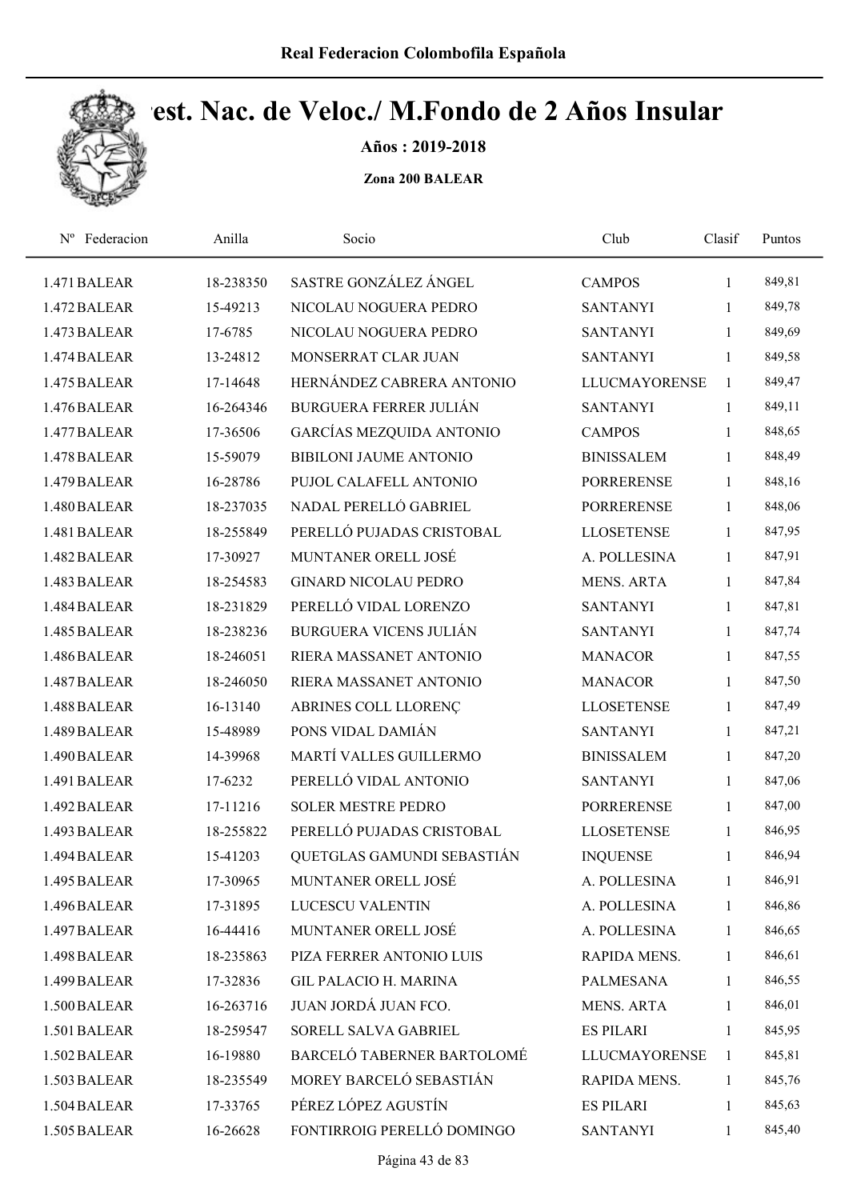# Real Federacion Colombofila Española

## Camp. Nac. de Veloc./ M.Fondo de 2 Años Insular

**Años : 2019-2018**

**Zona 200 BALEAR**

| Nº Federacion | Anilla | Socio | Club | Clasif | Puntos |
|---|---|---|---|---|---|
| 1.471 BALEAR | 18-238350 | SASTRE GONZÁLEZ ÁNGEL | CAMPOS | 1 | 849,81 |
| 1.472 BALEAR | 15-49213 | NICOLAU NOGUERA PEDRO | SANTANYI | 1 | 849,78 |
| 1.473 BALEAR | 17-6785 | NICOLAU NOGUERA PEDRO | SANTANYI | 1 | 849,69 |
| 1.474 BALEAR | 13-24812 | MONSERRAT CLAR JUAN | SANTANYI | 1 | 849,58 |
| 1.475 BALEAR | 17-14648 | HERNÁNDEZ CABRERA ANTONIO | LLUCMAYORENSE | 1 | 849,47 |
| 1.476 BALEAR | 16-264346 | BURGUERA FERRER JULIÁN | SANTANYI | 1 | 849,11 |
| 1.477 BALEAR | 17-36506 | GARCÍAS MEZQUIDA ANTONIO | CAMPOS | 1 | 848,65 |
| 1.478 BALEAR | 15-59079 | BIBILONI JAUME ANTONIO | BINISSALEM | 1 | 848,49 |
| 1.479 BALEAR | 16-28786 | PUJOL CALAFELL ANTONIO | PORRERENSE | 1 | 848,16 |
| 1.480 BALEAR | 18-237035 | NADAL PERELLÓ GABRIEL | PORRERENSE | 1 | 848,06 |
| 1.481 BALEAR | 18-255849 | PERELLÓ PUJADAS CRISTOBAL | LLOSETENSE | 1 | 847,95 |
| 1.482 BALEAR | 17-30927 | MUNTANER ORELL JOSÉ | A. POLLESINA | 1 | 847,91 |
| 1.483 BALEAR | 18-254583 | GINARD NICOLAU PEDRO | MENS. ARTA | 1 | 847,84 |
| 1.484 BALEAR | 18-231829 | PERELLÓ VIDAL LORENZO | SANTANYI | 1 | 847,81 |
| 1.485 BALEAR | 18-238236 | BURGUERA VICENS JULIÁN | SANTANYI | 1 | 847,74 |
| 1.486 BALEAR | 18-246051 | RIERA MASSANET ANTONIO | MANACOR | 1 | 847,55 |
| 1.487 BALEAR | 18-246050 | RIERA MASSANET ANTONIO | MANACOR | 1 | 847,50 |
| 1.488 BALEAR | 16-13140 | ABRINES COLL LLORENÇ | LLOSETENSE | 1 | 847,49 |
| 1.489 BALEAR | 15-48989 | PONS VIDAL DAMIÁN | SANTANYI | 1 | 847,21 |
| 1.490 BALEAR | 14-39968 | MARTÍ VALLES GUILLERMO | BINISSALEM | 1 | 847,20 |
| 1.491 BALEAR | 17-6232 | PERELLÓ VIDAL ANTONIO | SANTANYI | 1 | 847,06 |
| 1.492 BALEAR | 17-11216 | SOLER MESTRE PEDRO | PORRERENSE | 1 | 847,00 |
| 1.493 BALEAR | 18-255822 | PERELLÓ PUJADAS CRISTOBAL | LLOSETENSE | 1 | 846,95 |
| 1.494 BALEAR | 15-41203 | QUETGLAS GAMUNDI SEBASTIÁN | INQUENSE | 1 | 846,94 |
| 1.495 BALEAR | 17-30965 | MUNTANER ORELL JOSÉ | A. POLLESINA | 1 | 846,91 |
| 1.496 BALEAR | 17-31895 | LUCESCU VALENTIN | A. POLLESINA | 1 | 846,86 |
| 1.497 BALEAR | 16-44416 | MUNTANER ORELL JOSÉ | A. POLLESINA | 1 | 846,65 |
| 1.498 BALEAR | 18-235863 | PIZA FERRER ANTONIO LUIS | RAPIDA MENS. | 1 | 846,61 |
| 1.499 BALEAR | 17-32836 | GIL PALACIO H. MARINA | PALMESANA | 1 | 846,55 |
| 1.500 BALEAR | 16-263716 | JUAN JORDÁ JUAN FCO. | MENS. ARTA | 1 | 846,01 |
| 1.501 BALEAR | 18-259547 | SORELL SALVA GABRIEL | ES PILARI | 1 | 845,95 |
| 1.502 BALEAR | 16-19880 | BARCELÓ TABERNER BARTOLOMÉ | LLUCMAYORENSE | 1 | 845,81 |
| 1.503 BALEAR | 18-235549 | MOREY BARCELÓ SEBASTIÁN | RAPIDA MENS. | 1 | 845,76 |
| 1.504 BALEAR | 17-33765 | PÉREZ LÓPEZ AGUSTÍN | ES PILARI | 1 | 845,63 |
| 1.505 BALEAR | 16-26628 | FONTIRROIG PERELLÓ DOMINGO | SANTANYI | 1 | 845,40 |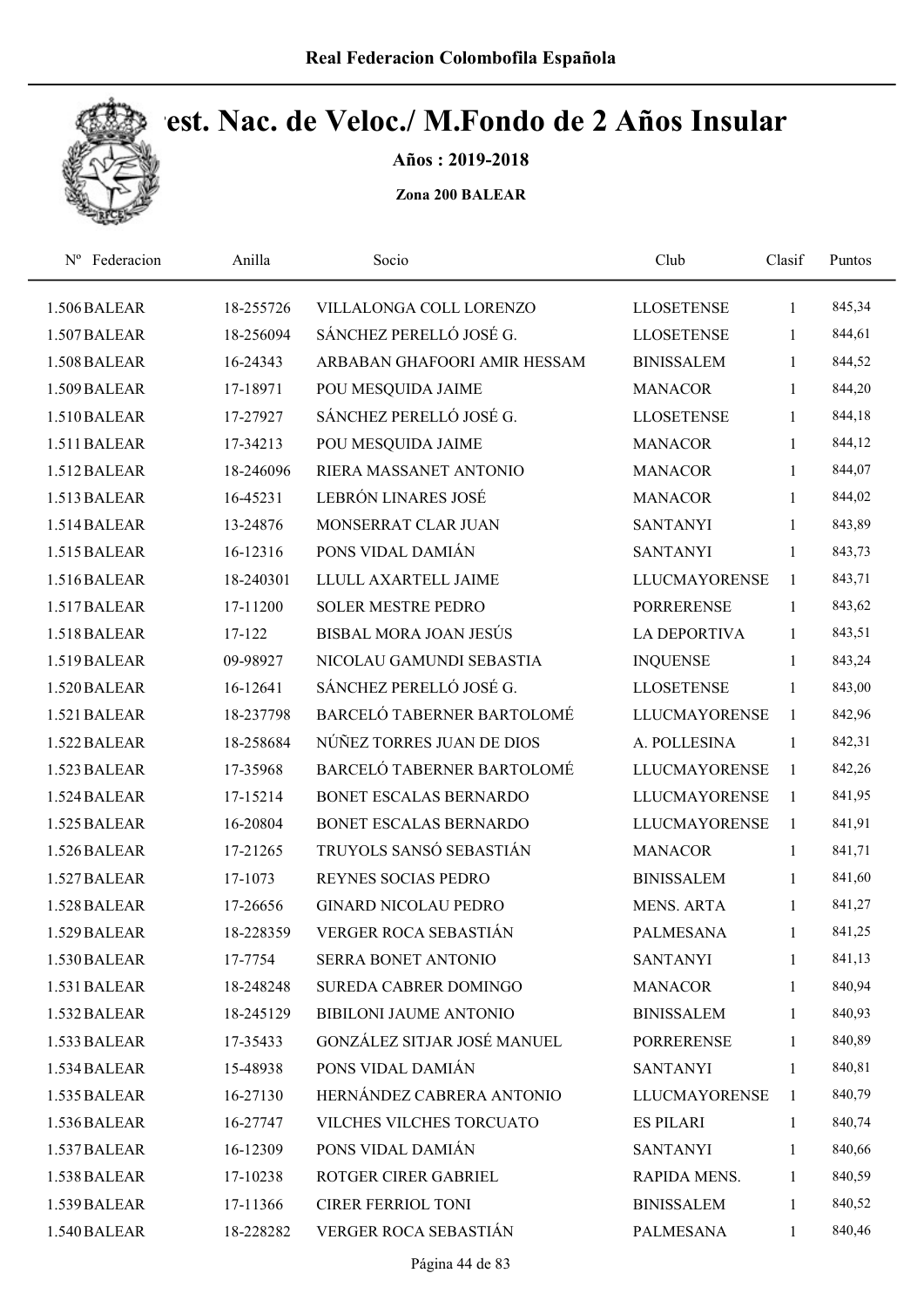Real Federacion Colombofila Española

# Camp. Nac. de Veloc./ M.Fondo de 2 Años Insular

**Años : 2019-2018**

**Zona 200 BALEAR**

| Nº Federacion | Anilla | Socio | Club | Clasif | Puntos |
|---|---|---|---|---|---|
| 1.506 BALEAR | 18-255726 | VILLALONGA COLL LORENZO | LLOSETENSE | 1 | 845,34 |
| 1.507 BALEAR | 18-256094 | SÁNCHEZ PERELLÓ JOSÉ G. | LLOSETENSE | 1 | 844,61 |
| 1.508 BALEAR | 16-24343 | ARBABAN GHAFOORI AMIR HESSAM | BINISSALEM | 1 | 844,52 |
| 1.509 BALEAR | 17-18971 | POU MESQUIDA JAIME | MANACOR | 1 | 844,20 |
| 1.510 BALEAR | 17-27927 | SÁNCHEZ PERELLÓ JOSÉ G. | LLOSETENSE | 1 | 844,18 |
| 1.511 BALEAR | 17-34213 | POU MESQUIDA JAIME | MANACOR | 1 | 844,12 |
| 1.512 BALEAR | 18-246096 | RIERA MASSANET ANTONIO | MANACOR | 1 | 844,07 |
| 1.513 BALEAR | 16-45231 | LEBRÓN LINARES JOSÉ | MANACOR | 1 | 844,02 |
| 1.514 BALEAR | 13-24876 | MONSERRAT CLAR JUAN | SANTANYI | 1 | 843,89 |
| 1.515 BALEAR | 16-12316 | PONS VIDAL DAMIÁN | SANTANYI | 1 | 843,73 |
| 1.516 BALEAR | 18-240301 | LLULL AXARTELL JAIME | LLUCMAYORENSE | 1 | 843,71 |
| 1.517 BALEAR | 17-11200 | SOLER MESTRE PEDRO | PORRERENSE | 1 | 843,62 |
| 1.518 BALEAR | 17-122 | BISBAL MORA JOAN JESÚS | LA DEPORTIVA | 1 | 843,51 |
| 1.519 BALEAR | 09-98927 | NICOLAU GAMUNDI SEBASTIA | INQUENSE | 1 | 843,24 |
| 1.520 BALEAR | 16-12641 | SÁNCHEZ PERELLÓ JOSÉ G. | LLOSETENSE | 1 | 843,00 |
| 1.521 BALEAR | 18-237798 | BARCELÓ TABERNER BARTOLOMÉ | LLUCMAYORENSE | 1 | 842,96 |
| 1.522 BALEAR | 18-258684 | NÚÑEZ TORRES JUAN DE DIOS | A. POLLESINA | 1 | 842,31 |
| 1.523 BALEAR | 17-35968 | BARCELÓ TABERNER BARTOLOMÉ | LLUCMAYORENSE | 1 | 842,26 |
| 1.524 BALEAR | 17-15214 | BONET ESCALAS BERNARDO | LLUCMAYORENSE | 1 | 841,95 |
| 1.525 BALEAR | 16-20804 | BONET ESCALAS BERNARDO | LLUCMAYORENSE | 1 | 841,91 |
| 1.526 BALEAR | 17-21265 | TRUYOLS SANSÓ SEBASTIÁN | MANACOR | 1 | 841,71 |
| 1.527 BALEAR | 17-1073 | REYNES SOCIAS PEDRO | BINISSALEM | 1 | 841,60 |
| 1.528 BALEAR | 17-26656 | GINARD NICOLAU PEDRO | MENS. ARTA | 1 | 841,27 |
| 1.529 BALEAR | 18-228359 | VERGER ROCA SEBASTIÁN | PALMESANA | 1 | 841,25 |
| 1.530 BALEAR | 17-7754 | SERRA BONET ANTONIO | SANTANYI | 1 | 841,13 |
| 1.531 BALEAR | 18-248248 | SUREDA CABRER DOMINGO | MANACOR | 1 | 840,94 |
| 1.532 BALEAR | 18-245129 | BIBILONI JAUME ANTONIO | BINISSALEM | 1 | 840,93 |
| 1.533 BALEAR | 17-35433 | GONZÁLEZ SITJAR JOSÉ MANUEL | PORRERENSE | 1 | 840,89 |
| 1.534 BALEAR | 15-48938 | PONS VIDAL DAMIÁN | SANTANYI | 1 | 840,81 |
| 1.535 BALEAR | 16-27130 | HERNÁNDEZ CABRERA ANTONIO | LLUCMAYORENSE | 1 | 840,79 |
| 1.536 BALEAR | 16-27747 | VILCHES VILCHES TORCUATO | ES PILARI | 1 | 840,74 |
| 1.537 BALEAR | 16-12309 | PONS VIDAL DAMIÁN | SANTANYI | 1 | 840,66 |
| 1.538 BALEAR | 17-10238 | ROTGER CIRER GABRIEL | RAPIDA MENS. | 1 | 840,59 |
| 1.539 BALEAR | 17-11366 | CIRER FERRIOL TONI | BINISSALEM | 1 | 840,52 |
| 1.540 BALEAR | 18-228282 | VERGER ROCA SEBASTIÁN | PALMESANA | 1 | 840,46 |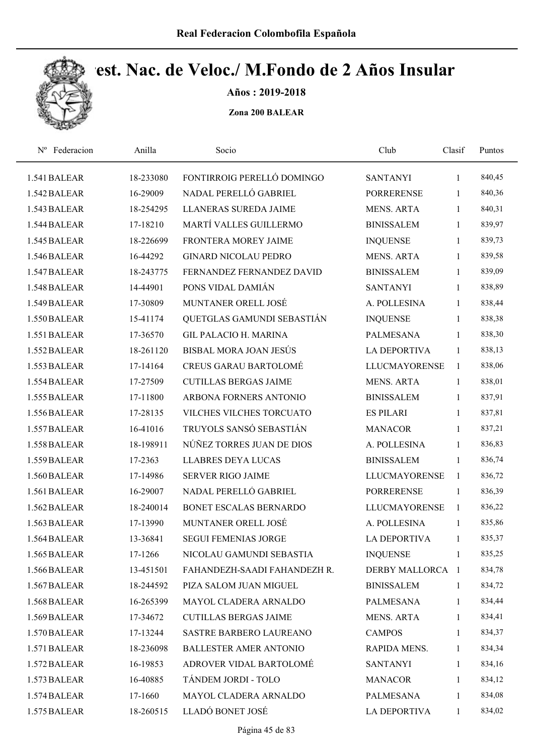# Real Federacion Colombofila Española

## Cest. Nac. de Veloc./ M.Fondo de 2 Años Insular

**Años : 2019-2018**

**Zona 200 BALEAR**

| Nº Federacion | Anilla | Socio | Club | Clasif | Puntos |
|---|---|---|---|---|---|
| 1.541 BALEAR | 18-233080 | FONTIRROIG PERELLÓ DOMINGO | SANTANYI | 1 | 840,45 |
| 1.542 BALEAR | 16-29009 | NADAL PERELLÓ GABRIEL | PORRERENSE | 1 | 840,36 |
| 1.543 BALEAR | 18-254295 | LLANERAS SUREDA JAIME | MENS. ARTA | 1 | 840,31 |
| 1.544 BALEAR | 17-18210 | MARTÍ VALLES GUILLERMO | BINISSALEM | 1 | 839,97 |
| 1.545 BALEAR | 18-226699 | FRONTERA MOREY JAIME | INQUENSE | 1 | 839,73 |
| 1.546 BALEAR | 16-44292 | GINARD NICOLAU PEDRO | MENS. ARTA | 1 | 839,58 |
| 1.547 BALEAR | 18-243775 | FERNANDEZ FERNANDEZ DAVID | BINISSALEM | 1 | 839,09 |
| 1.548 BALEAR | 14-44901 | PONS VIDAL DAMIÁN | SANTANYI | 1 | 838,89 |
| 1.549 BALEAR | 17-30809 | MUNTANER ORELL JOSÉ | A. POLLESINA | 1 | 838,44 |
| 1.550 BALEAR | 15-41174 | QUETGLAS GAMUNDI SEBASTIÁN | INQUENSE | 1 | 838,38 |
| 1.551 BALEAR | 17-36570 | GIL PALACIO H. MARINA | PALMESANA | 1 | 838,30 |
| 1.552 BALEAR | 18-261120 | BISBAL MORA JOAN JESÚS | LA DEPORTIVA | 1 | 838,13 |
| 1.553 BALEAR | 17-14164 | CREUS GARAU BARTOLOMÉ | LLUCMAYORENSE | 1 | 838,06 |
| 1.554 BALEAR | 17-27509 | CUTILLAS BERGAS JAIME | MENS. ARTA | 1 | 838,01 |
| 1.555 BALEAR | 17-11800 | ARBONA FORNERS ANTONIO | BINISSALEM | 1 | 837,91 |
| 1.556 BALEAR | 17-28135 | VILCHES VILCHES TORCUATO | ES PILARI | 1 | 837,81 |
| 1.557 BALEAR | 16-41016 | TRUYOLS SANSÓ SEBASTIÁN | MANACOR | 1 | 837,21 |
| 1.558 BALEAR | 18-198911 | NÚÑEZ TORRES JUAN DE DIOS | A. POLLESINA | 1 | 836,83 |
| 1.559 BALEAR | 17-2363 | LLABRES DEYA LUCAS | BINISSALEM | 1 | 836,74 |
| 1.560 BALEAR | 17-14986 | SERVER RIGO JAIME | LLUCMAYORENSE | 1 | 836,72 |
| 1.561 BALEAR | 16-29007 | NADAL PERELLÓ GABRIEL | PORRERENSE | 1 | 836,39 |
| 1.562 BALEAR | 18-240014 | BONET ESCALAS BERNARDO | LLUCMAYORENSE | 1 | 836,22 |
| 1.563 BALEAR | 17-13990 | MUNTANER ORELL JOSÉ | A. POLLESINA | 1 | 835,86 |
| 1.564 BALEAR | 13-36841 | SEGUI FEMENIAS JORGE | LA DEPORTIVA | 1 | 835,37 |
| 1.565 BALEAR | 17-1266 | NICOLAU GAMUNDI SEBASTIA | INQUENSE | 1 | 835,25 |
| 1.566 BALEAR | 13-451501 | FAHANDEZH-SAADI FAHANDEZH R. | DERBY MALLORCA | 1 | 834,78 |
| 1.567 BALEAR | 18-244592 | PIZA SALOM JUAN MIGUEL | BINISSALEM | 1 | 834,72 |
| 1.568 BALEAR | 16-265399 | MAYOL CLADERA ARNALDO | PALMESANA | 1 | 834,44 |
| 1.569 BALEAR | 17-34672 | CUTILLAS BERGAS JAIME | MENS. ARTA | 1 | 834,41 |
| 1.570 BALEAR | 17-13244 | SASTRE BARBERO LAUREANO | CAMPOS | 1 | 834,37 |
| 1.571 BALEAR | 18-236098 | BALLESTER AMER ANTONIO | RAPIDA MENS. | 1 | 834,34 |
| 1.572 BALEAR | 16-19853 | ADROVER VIDAL BARTOLOMÉ | SANTANYI | 1 | 834,16 |
| 1.573 BALEAR | 16-40885 | TÁNDEM JORDI - TOLO | MANACOR | 1 | 834,12 |
| 1.574 BALEAR | 17-1660 | MAYOL CLADERA ARNALDO | PALMESANA | 1 | 834,08 |
| 1.575 BALEAR | 18-260515 | LLADÓ BONET JOSÉ | LA DEPORTIVA | 1 | 834,02 |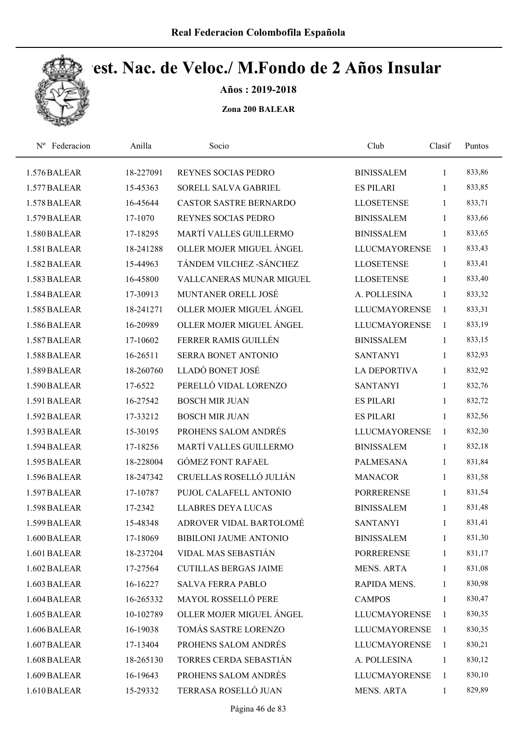Real Federacion Colombofila Española

# Cest. Nac. de Veloc./ M.Fondo de 2 Años Insular

**Años : 2019-2018**

**Zona 200 BALEAR**

| Nº Federacion | Anilla | Socio | Club | Clasif | Puntos |
|---|---|---|---|---|---|
| 1.576 BALEAR | 18-227091 | REYNES SOCIAS PEDRO | BINISSALEM | 1 | 833,86 |
| 1.577 BALEAR | 15-45363 | SORELL SALVA GABRIEL | ES PILARI | 1 | 833,85 |
| 1.578 BALEAR | 16-45644 | CASTOR SASTRE BERNARDO | LLOSETENSE | 1 | 833,71 |
| 1.579 BALEAR | 17-1070 | REYNES SOCIAS PEDRO | BINISSALEM | 1 | 833,66 |
| 1.580 BALEAR | 17-18295 | MARTÍ VALLES GUILLERMO | BINISSALEM | 1 | 833,65 |
| 1.581 BALEAR | 18-241288 | OLLER MOJER MIGUEL ÁNGEL | LLUCMAYORENSE | 1 | 833,43 |
| 1.582 BALEAR | 15-44963 | TÁNDEM VILCHEZ -SÁNCHEZ | LLOSETENSE | 1 | 833,41 |
| 1.583 BALEAR | 16-45800 | VALLCANERAS MUNAR MIGUEL | LLOSETENSE | 1 | 833,40 |
| 1.584 BALEAR | 17-30913 | MUNTANER ORELL JOSÉ | A. POLLESINA | 1 | 833,32 |
| 1.585 BALEAR | 18-241271 | OLLER MOJER MIGUEL ÁNGEL | LLUCMAYORENSE | 1 | 833,31 |
| 1.586 BALEAR | 16-20989 | OLLER MOJER MIGUEL ÁNGEL | LLUCMAYORENSE | 1 | 833,19 |
| 1.587 BALEAR | 17-10602 | FERRER RAMIS GUILLÉN | BINISSALEM | 1 | 833,15 |
| 1.588 BALEAR | 16-26511 | SERRA BONET ANTONIO | SANTANYI | 1 | 832,93 |
| 1.589 BALEAR | 18-260760 | LLADÓ BONET JOSÉ | LA DEPORTIVA | 1 | 832,92 |
| 1.590 BALEAR | 17-6522 | PERELLÓ VIDAL LORENZO | SANTANYI | 1 | 832,76 |
| 1.591 BALEAR | 16-27542 | BOSCH MIR JUAN | ES PILARI | 1 | 832,72 |
| 1.592 BALEAR | 17-33212 | BOSCH MIR JUAN | ES PILARI | 1 | 832,56 |
| 1.593 BALEAR | 15-30195 | PROHENS SALOM ANDRÉS | LLUCMAYORENSE | 1 | 832,30 |
| 1.594 BALEAR | 17-18256 | MARTÍ VALLES GUILLERMO | BINISSALEM | 1 | 832,18 |
| 1.595 BALEAR | 18-228004 | GÓMEZ FONT RAFAEL | PALMESANA | 1 | 831,84 |
| 1.596 BALEAR | 18-247342 | CRUELLAS ROSELLÓ JULIÁN | MANACOR | 1 | 831,58 |
| 1.597 BALEAR | 17-10787 | PUJOL CALAFELL ANTONIO | PORRERENSE | 1 | 831,54 |
| 1.598 BALEAR | 17-2342 | LLABRES DEYA LUCAS | BINISSALEM | 1 | 831,48 |
| 1.599 BALEAR | 15-48348 | ADROVER VIDAL BARTOLOMÉ | SANTANYI | 1 | 831,41 |
| 1.600 BALEAR | 17-18069 | BIBILONI JAUME ANTONIO | BINISSALEM | 1 | 831,30 |
| 1.601 BALEAR | 18-237204 | VIDAL MAS SEBASTIÁN | PORRERENSE | 1 | 831,17 |
| 1.602 BALEAR | 17-27564 | CUTILLAS BERGAS JAIME | MENS. ARTA | 1 | 831,08 |
| 1.603 BALEAR | 16-16227 | SALVA FERRA PABLO | RAPIDA MENS. | 1 | 830,98 |
| 1.604 BALEAR | 16-265332 | MAYOL ROSSELLÓ PERE | CAMPOS | 1 | 830,47 |
| 1.605 BALEAR | 10-102789 | OLLER MOJER MIGUEL ÁNGEL | LLUCMAYORENSE | 1 | 830,35 |
| 1.606 BALEAR | 16-19038 | TOMÁS SASTRE LORENZO | LLUCMAYORENSE | 1 | 830,35 |
| 1.607 BALEAR | 17-13404 | PROHENS SALOM ANDRÉS | LLUCMAYORENSE | 1 | 830,21 |
| 1.608 BALEAR | 18-265130 | TORRES CERDA SEBASTIÁN | A. POLLESINA | 1 | 830,12 |
| 1.609 BALEAR | 16-19643 | PROHENS SALOM ANDRÉS | LLUCMAYORENSE | 1 | 830,10 |
| 1.610 BALEAR | 15-29332 | TERRASA ROSELLÓ JUAN | MENS. ARTA | 1 | 829,89 |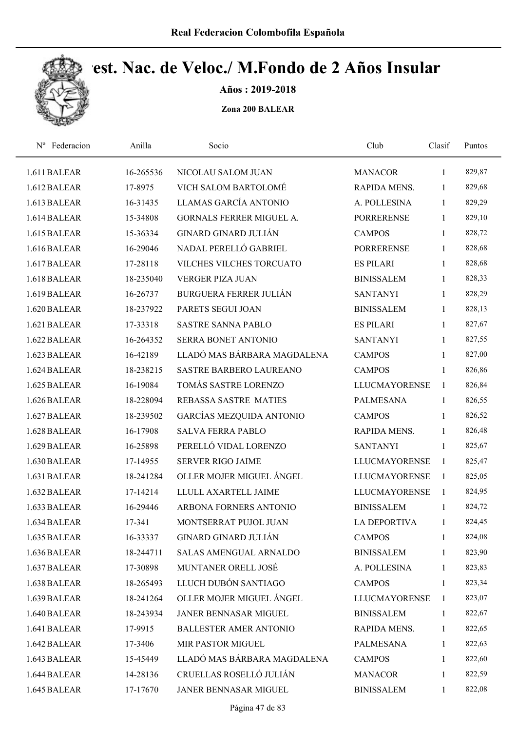# Camp. Nac. de Veloc./ M.Fondo de 2 Años Insular

**Años : 2019-2018**

**Zona 200 BALEAR**

| Nº Federacion | Anilla | Socio | Club | Clasif | Puntos |
|---|---|---|---|---|---|
| 1.611 BALEAR | 16-265536 | NICOLAU SALOM JUAN | MANACOR | 1 | 829,87 |
| 1.612 BALEAR | 17-8975 | VICH SALOM BARTOLOMÉ | RAPIDA MENS. | 1 | 829,68 |
| 1.613 BALEAR | 16-31435 | LLAMAS GARCÍA ANTONIO | A. POLLESINA | 1 | 829,29 |
| 1.614 BALEAR | 15-34808 | GORNALS FERRER MIGUEL A. | PORRERENSE | 1 | 829,10 |
| 1.615 BALEAR | 15-36334 | GINARD GINARD JULIÁN | CAMPOS | 1 | 828,72 |
| 1.616 BALEAR | 16-29046 | NADAL PERELLÓ GABRIEL | PORRERENSE | 1 | 828,68 |
| 1.617 BALEAR | 17-28118 | VILCHES VILCHES TORCUATO | ES PILARI | 1 | 828,68 |
| 1.618 BALEAR | 18-235040 | VERGER PIZA JUAN | BINISSALEM | 1 | 828,33 |
| 1.619 BALEAR | 16-26737 | BURGUERA FERRER JULIÁN | SANTANYI | 1 | 828,29 |
| 1.620 BALEAR | 18-237922 | PARETS SEGUI JOAN | BINISSALEM | 1 | 828,13 |
| 1.621 BALEAR | 17-33318 | SASTRE SANNA PABLO | ES PILARI | 1 | 827,67 |
| 1.622 BALEAR | 16-264352 | SERRA BONET ANTONIO | SANTANYI | 1 | 827,55 |
| 1.623 BALEAR | 16-42189 | LLADÓ MAS BÁRBARA MAGDALENA | CAMPOS | 1 | 827,00 |
| 1.624 BALEAR | 18-238215 | SASTRE BARBERO LAUREANO | CAMPOS | 1 | 826,86 |
| 1.625 BALEAR | 16-19084 | TOMÁS SASTRE LORENZO | LLUCMAYORENSE | 1 | 826,84 |
| 1.626 BALEAR | 18-228094 | REBASSA SASTRE MATIES | PALMESANA | 1 | 826,55 |
| 1.627 BALEAR | 18-239502 | GARCÍAS MEZQUIDA ANTONIO | CAMPOS | 1 | 826,52 |
| 1.628 BALEAR | 16-17908 | SALVA FERRA PABLO | RAPIDA MENS. | 1 | 826,48 |
| 1.629 BALEAR | 16-25898 | PERELLÓ VIDAL LORENZO | SANTANYI | 1 | 825,67 |
| 1.630 BALEAR | 17-14955 | SERVER RIGO JAIME | LLUCMAYORENSE | 1 | 825,47 |
| 1.631 BALEAR | 18-241284 | OLLER MOJER MIGUEL ÁNGEL | LLUCMAYORENSE | 1 | 825,05 |
| 1.632 BALEAR | 17-14214 | LLULL AXARTELL JAIME | LLUCMAYORENSE | 1 | 824,95 |
| 1.633 BALEAR | 16-29446 | ARBONA FORNERS ANTONIO | BINISSALEM | 1 | 824,72 |
| 1.634 BALEAR | 17-341 | MONTSERRAT PUJOL JUAN | LA DEPORTIVA | 1 | 824,45 |
| 1.635 BALEAR | 16-33337 | GINARD GINARD JULIÁN | CAMPOS | 1 | 824,08 |
| 1.636 BALEAR | 18-244711 | SALAS AMENGUAL ARNALDO | BINISSALEM | 1 | 823,90 |
| 1.637 BALEAR | 17-30898 | MUNTANER ORELL JOSÉ | A. POLLESINA | 1 | 823,83 |
| 1.638 BALEAR | 18-265493 | LLUCH DUBÓN SANTIAGO | CAMPOS | 1 | 823,34 |
| 1.639 BALEAR | 18-241264 | OLLER MOJER MIGUEL ÁNGEL | LLUCMAYORENSE | 1 | 823,07 |
| 1.640 BALEAR | 18-243934 | JANER BENNASAR MIGUEL | BINISSALEM | 1 | 822,67 |
| 1.641 BALEAR | 17-9915 | BALLESTER AMER ANTONIO | RAPIDA MENS. | 1 | 822,65 |
| 1.642 BALEAR | 17-3406 | MIR PASTOR MIGUEL | PALMESANA | 1 | 822,63 |
| 1.643 BALEAR | 15-45449 | LLADÓ MAS BÁRBARA MAGDALENA | CAMPOS | 1 | 822,60 |
| 1.644 BALEAR | 14-28136 | CRUELLAS ROSELLÓ JULIÁN | MANACOR | 1 | 822,59 |
| 1.645 BALEAR | 17-17670 | JANER BENNASAR MIGUEL | BINISSALEM | 1 | 822,08 |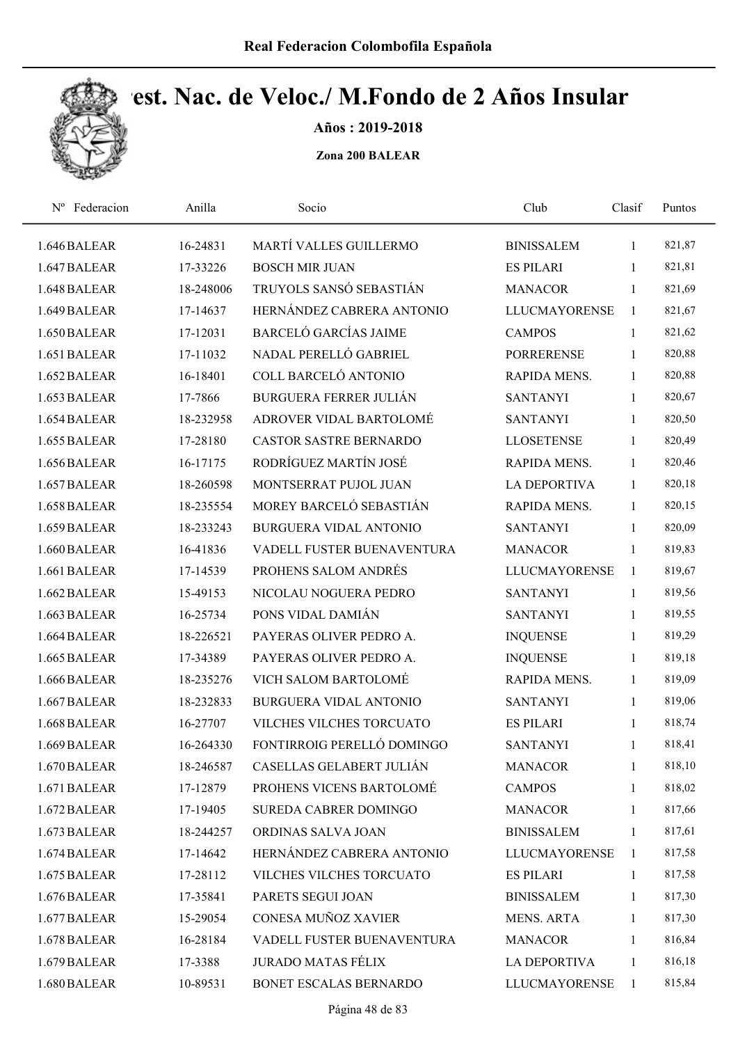Real Federacion Colombofila Española

# Camp. Nac. de Veloc./ M.Fondo de 2 Años Insular

**Años : 2019-2018**

**Zona 200 BALEAR**

| Nº | Federacion | Anilla | Socio | Club | Clasif | Puntos |
|---|---|---|---|---|---|---|
| 1.646 | BALEAR | 16-24831 | MARTÍ VALLES GUILLERMO | BINISSALEM | 1 | 821,87 |
| 1.647 | BALEAR | 17-33226 | BOSCH MIR JUAN | ES PILARI | 1 | 821,81 |
| 1.648 | BALEAR | 18-248006 | TRUYOLS SANSÓ SEBASTIÁN | MANACOR | 1 | 821,69 |
| 1.649 | BALEAR | 17-14637 | HERNÁNDEZ CABRERA ANTONIO | LLUCMAYORENSE | 1 | 821,67 |
| 1.650 | BALEAR | 17-12031 | BARCELÓ GARCÍAS JAIME | CAMPOS | 1 | 821,62 |
| 1.651 | BALEAR | 17-11032 | NADAL PERELLÓ GABRIEL | PORRERENSE | 1 | 820,88 |
| 1.652 | BALEAR | 16-18401 | COLL BARCELÓ ANTONIO | RAPIDA MENS. | 1 | 820,88 |
| 1.653 | BALEAR | 17-7866 | BURGUERA FERRER JULIÁN | SANTANYI | 1 | 820,67 |
| 1.654 | BALEAR | 18-232958 | ADROVER VIDAL BARTOLOMÉ | SANTANYI | 1 | 820,50 |
| 1.655 | BALEAR | 17-28180 | CASTOR SASTRE BERNARDO | LLOSETENSE | 1 | 820,49 |
| 1.656 | BALEAR | 16-17175 | RODRÍGUEZ MARTÍN JOSÉ | RAPIDA MENS. | 1 | 820,46 |
| 1.657 | BALEAR | 18-260598 | MONTSERRAT PUJOL JUAN | LA DEPORTIVA | 1 | 820,18 |
| 1.658 | BALEAR | 18-235554 | MOREY BARCELÓ SEBASTIÁN | RAPIDA MENS. | 1 | 820,15 |
| 1.659 | BALEAR | 18-233243 | BURGUERA VIDAL ANTONIO | SANTANYI | 1 | 820,09 |
| 1.660 | BALEAR | 16-41836 | VADELL FUSTER BUENAVENTURA | MANACOR | 1 | 819,83 |
| 1.661 | BALEAR | 17-14539 | PROHENS SALOM ANDRÉS | LLUCMAYORENSE | 1 | 819,67 |
| 1.662 | BALEAR | 15-49153 | NICOLAU NOGUERA PEDRO | SANTANYI | 1 | 819,56 |
| 1.663 | BALEAR | 16-25734 | PONS VIDAL DAMIÁN | SANTANYI | 1 | 819,55 |
| 1.664 | BALEAR | 18-226521 | PAYERAS OLIVER PEDRO A. | INQUENSE | 1 | 819,29 |
| 1.665 | BALEAR | 17-34389 | PAYERAS OLIVER PEDRO A. | INQUENSE | 1 | 819,18 |
| 1.666 | BALEAR | 18-235276 | VICH SALOM BARTOLOMÉ | RAPIDA MENS. | 1 | 819,09 |
| 1.667 | BALEAR | 18-232833 | BURGUERA VIDAL ANTONIO | SANTANYI | 1 | 819,06 |
| 1.668 | BALEAR | 16-27707 | VILCHES VILCHES TORCUATO | ES PILARI | 1 | 818,74 |
| 1.669 | BALEAR | 16-264330 | FONTIRROIG PERELLÓ DOMINGO | SANTANYI | 1 | 818,41 |
| 1.670 | BALEAR | 18-246587 | CASELLAS GELABERT JULIÁN | MANACOR | 1 | 818,10 |
| 1.671 | BALEAR | 17-12879 | PROHENS VICENS BARTOLOMÉ | CAMPOS | 1 | 818,02 |
| 1.672 | BALEAR | 17-19405 | SUREDA CABRER DOMINGO | MANACOR | 1 | 817,66 |
| 1.673 | BALEAR | 18-244257 | ORDINAS SALVA JOAN | BINISSALEM | 1 | 817,61 |
| 1.674 | BALEAR | 17-14642 | HERNÁNDEZ CABRERA ANTONIO | LLUCMAYORENSE | 1 | 817,58 |
| 1.675 | BALEAR | 17-28112 | VILCHES VILCHES TORCUATO | ES PILARI | 1 | 817,58 |
| 1.676 | BALEAR | 17-35841 | PARETS SEGUI JOAN | BINISSALEM | 1 | 817,30 |
| 1.677 | BALEAR | 15-29054 | CONESA MUÑOZ XAVIER | MENS. ARTA | 1 | 817,30 |
| 1.678 | BALEAR | 16-28184 | VADELL FUSTER BUENAVENTURA | MANACOR | 1 | 816,84 |
| 1.679 | BALEAR | 17-3388 | JURADO MATAS FÉLIX | LA DEPORTIVA | 1 | 816,18 |
| 1.680 | BALEAR | 10-89531 | BONET ESCALAS BERNARDO | LLUCMAYORENSE | 1 | 815,84 |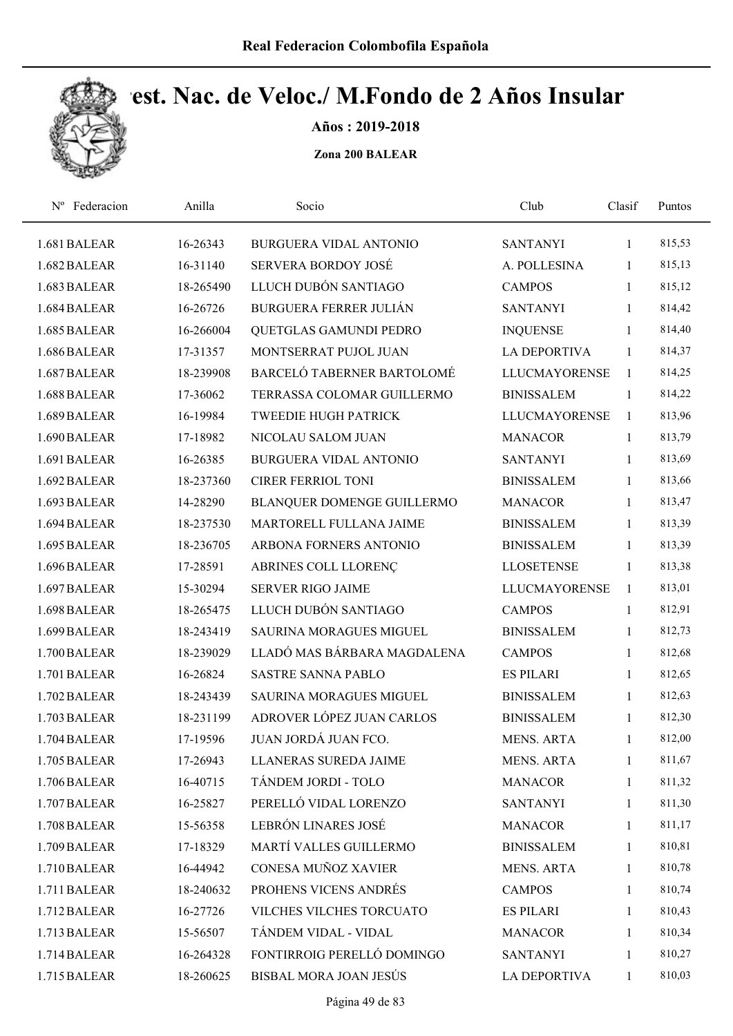# Real Federacion Colombofila Española

## Est. Nac. de Veloc./ M.Fondo de 2 Años Insular

**Años : 2019-2018**

**Zona 200 BALEAR**

| Nº | Federacion | Anilla | Socio | Club | Clasif | Puntos |
|---|---|---|---|---|---|---|
| 1.681 | BALEAR | 16-26343 | BURGUERA VIDAL ANTONIO | SANTANYI | 1 | 815,53 |
| 1.682 | BALEAR | 16-31140 | SERVERA BORDOY JOSÉ | A. POLLESINA | 1 | 815,13 |
| 1.683 | BALEAR | 18-265490 | LLUCH DUBÓN SANTIAGO | CAMPOS | 1 | 815,12 |
| 1.684 | BALEAR | 16-26726 | BURGUERA FERRER JULIÁN | SANTANYI | 1 | 814,42 |
| 1.685 | BALEAR | 16-266004 | QUETGLAS GAMUNDI PEDRO | INQUENSE | 1 | 814,40 |
| 1.686 | BALEAR | 17-31357 | MONTSERRAT PUJOL JUAN | LA DEPORTIVA | 1 | 814,37 |
| 1.687 | BALEAR | 18-239908 | BARCELÓ TABERNER BARTOLOMÉ | LLUCMAYORENSE | 1 | 814,25 |
| 1.688 | BALEAR | 17-36062 | TERRASSA COLOMAR GUILLERMO | BINISSALEM | 1 | 814,22 |
| 1.689 | BALEAR | 16-19984 | TWEEDIE HUGH PATRICK | LLUCMAYORENSE | 1 | 813,96 |
| 1.690 | BALEAR | 17-18982 | NICOLAU SALOM JUAN | MANACOR | 1 | 813,79 |
| 1.691 | BALEAR | 16-26385 | BURGUERA VIDAL ANTONIO | SANTANYI | 1 | 813,69 |
| 1.692 | BALEAR | 18-237360 | CIRER FERRIOL TONI | BINISSALEM | 1 | 813,66 |
| 1.693 | BALEAR | 14-28290 | BLANQUER DOMENGE GUILLERMO | MANACOR | 1 | 813,47 |
| 1.694 | BALEAR | 18-237530 | MARTORELL FULLANA JAIME | BINISSALEM | 1 | 813,39 |
| 1.695 | BALEAR | 18-236705 | ARBONA FORNERS ANTONIO | BINISSALEM | 1 | 813,39 |
| 1.696 | BALEAR | 17-28591 | ABRINES COLL LLORENÇ | LLOSETENSE | 1 | 813,38 |
| 1.697 | BALEAR | 15-30294 | SERVER RIGO JAIME | LLUCMAYORENSE | 1 | 813,01 |
| 1.698 | BALEAR | 18-265475 | LLUCH DUBÓN SANTIAGO | CAMPOS | 1 | 812,91 |
| 1.699 | BALEAR | 18-243419 | SAURINA MORAGUES MIGUEL | BINISSALEM | 1 | 812,73 |
| 1.700 | BALEAR | 18-239029 | LLADÓ MAS BÁRBARA MAGDALENA | CAMPOS | 1 | 812,68 |
| 1.701 | BALEAR | 16-26824 | SASTRE SANNA PABLO | ES PILARI | 1 | 812,65 |
| 1.702 | BALEAR | 18-243439 | SAURINA MORAGUES MIGUEL | BINISSALEM | 1 | 812,63 |
| 1.703 | BALEAR | 18-231199 | ADROVER LÓPEZ JUAN CARLOS | BINISSALEM | 1 | 812,30 |
| 1.704 | BALEAR | 17-19596 | JUAN JORDÁ JUAN FCO. | MENS. ARTA | 1 | 812,00 |
| 1.705 | BALEAR | 17-26943 | LLANERAS SUREDA JAIME | MENS. ARTA | 1 | 811,67 |
| 1.706 | BALEAR | 16-40715 | TÁNDEM JORDI - TOLO | MANACOR | 1 | 811,32 |
| 1.707 | BALEAR | 16-25827 | PERELLÓ VIDAL LORENZO | SANTANYI | 1 | 811,30 |
| 1.708 | BALEAR | 15-56358 | LEBRÓN LINARES JOSÉ | MANACOR | 1 | 811,17 |
| 1.709 | BALEAR | 17-18329 | MARTÍ VALLES GUILLERMO | BINISSALEM | 1 | 810,81 |
| 1.710 | BALEAR | 16-44942 | CONESA MUÑOZ XAVIER | MENS. ARTA | 1 | 810,78 |
| 1.711 | BALEAR | 18-240632 | PROHENS VICENS ANDRÉS | CAMPOS | 1 | 810,74 |
| 1.712 | BALEAR | 16-27726 | VILCHES VILCHES TORCUATO | ES PILARI | 1 | 810,43 |
| 1.713 | BALEAR | 15-56507 | TÁNDEM VIDAL - VIDAL | MANACOR | 1 | 810,34 |
| 1.714 | BALEAR | 16-264328 | FONTIRROIG PERELLÓ DOMINGO | SANTANYI | 1 | 810,27 |
| 1.715 | BALEAR | 18-260625 | BISBAL MORA JOAN JESÚS | LA DEPORTIVA | 1 | 810,03 |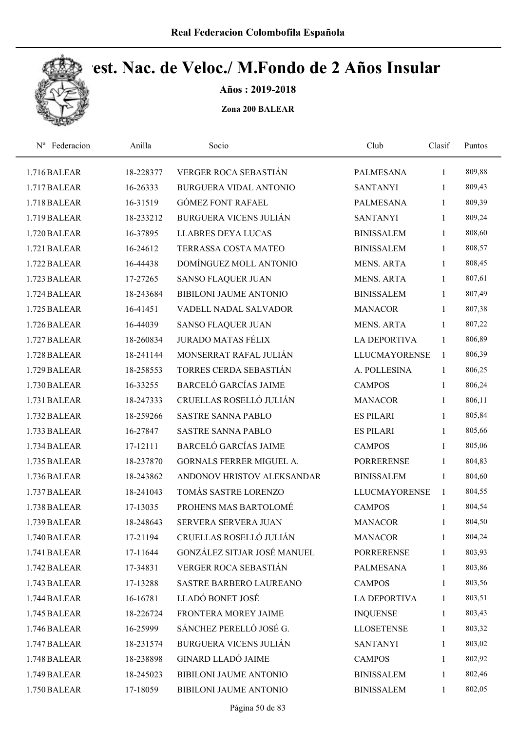Real Federacion Colombofila Española

# Camp. Nac. de Veloc./ M.Fondo de 2 Años Insular

**Años : 2019-2018**

**Zona 200 BALEAR**

| Nº | Federacion | Anilla | Socio | Club | Clasif | Puntos |
|---|---|---|---|---|---|---|
| 1.716 | BALEAR | 18-228377 | VERGER ROCA SEBASTIÁN | PALMESANA | 1 | 809,88 |
| 1.717 | BALEAR | 16-26333 | BURGUERA VIDAL ANTONIO | SANTANYI | 1 | 809,43 |
| 1.718 | BALEAR | 16-31519 | GÓMEZ FONT RAFAEL | PALMESANA | 1 | 809,39 |
| 1.719 | BALEAR | 18-233212 | BURGUERA VICENS JULIÁN | SANTANYI | 1 | 809,24 |
| 1.720 | BALEAR | 16-37895 | LLABRES DEYA LUCAS | BINISSALEM | 1 | 808,60 |
| 1.721 | BALEAR | 16-24612 | TERRASSA COSTA MATEO | BINISSALEM | 1 | 808,57 |
| 1.722 | BALEAR | 16-44438 | DOMÍNGUEZ MOLL ANTONIO | MENS. ARTA | 1 | 808,45 |
| 1.723 | BALEAR | 17-27265 | SANSO FLAQUER JUAN | MENS. ARTA | 1 | 807,61 |
| 1.724 | BALEAR | 18-243684 | BIBILONI JAUME ANTONIO | BINISSALEM | 1 | 807,49 |
| 1.725 | BALEAR | 16-41451 | VADELL NADAL SALVADOR | MANACOR | 1 | 807,38 |
| 1.726 | BALEAR | 16-44039 | SANSO FLAQUER JUAN | MENS. ARTA | 1 | 807,22 |
| 1.727 | BALEAR | 18-260834 | JURADO MATAS FÉLIX | LA DEPORTIVA | 1 | 806,89 |
| 1.728 | BALEAR | 18-241144 | MONSERRAT RAFAL JULIÁN | LLUCMAYORENSE | 1 | 806,39 |
| 1.729 | BALEAR | 18-258553 | TORRES CERDA SEBASTIÁN | A. POLLESINA | 1 | 806,25 |
| 1.730 | BALEAR | 16-33255 | BARCELÓ GARCÍAS JAIME | CAMPOS | 1 | 806,24 |
| 1.731 | BALEAR | 18-247333 | CRUELLAS ROSELLÓ JULIÁN | MANACOR | 1 | 806,11 |
| 1.732 | BALEAR | 18-259266 | SASTRE SANNA PABLO | ES PILARI | 1 | 805,84 |
| 1.733 | BALEAR | 16-27847 | SASTRE SANNA PABLO | ES PILARI | 1 | 805,66 |
| 1.734 | BALEAR | 17-12111 | BARCELÓ GARCÍAS JAIME | CAMPOS | 1 | 805,06 |
| 1.735 | BALEAR | 18-237870 | GORNALS FERRER MIGUEL A. | PORRERENSE | 1 | 804,83 |
| 1.736 | BALEAR | 18-243862 | ANDONOV HRISTOV ALEKSANDAR | BINISSALEM | 1 | 804,60 |
| 1.737 | BALEAR | 18-241043 | TOMÁS SASTRE LORENZO | LLUCMAYORENSE | 1 | 804,55 |
| 1.738 | BALEAR | 17-13035 | PROHENS MAS BARTOLOMÉ | CAMPOS | 1 | 804,54 |
| 1.739 | BALEAR | 18-248643 | SERVERA SERVERA JUAN | MANACOR | 1 | 804,50 |
| 1.740 | BALEAR | 17-21194 | CRUELLAS ROSELLÓ JULIÁN | MANACOR | 1 | 804,24 |
| 1.741 | BALEAR | 17-11644 | GONZÁLEZ SITJAR JOSÉ MANUEL | PORRERENSE | 1 | 803,93 |
| 1.742 | BALEAR | 17-34831 | VERGER ROCA SEBASTIÁN | PALMESANA | 1 | 803,86 |
| 1.743 | BALEAR | 17-13288 | SASTRE BARBERO LAUREANO | CAMPOS | 1 | 803,56 |
| 1.744 | BALEAR | 16-16781 | LLADÓ BONET JOSÉ | LA DEPORTIVA | 1 | 803,51 |
| 1.745 | BALEAR | 18-226724 | FRONTERA MOREY JAIME | INQUENSE | 1 | 803,43 |
| 1.746 | BALEAR | 16-25999 | SÁNCHEZ PERELLÓ JOSÉ G. | LLOSETENSE | 1 | 803,32 |
| 1.747 | BALEAR | 18-231574 | BURGUERA VICENS JULIÁN | SANTANYI | 1 | 803,02 |
| 1.748 | BALEAR | 18-238898 | GINARD LLADÓ JAIME | CAMPOS | 1 | 802,92 |
| 1.749 | BALEAR | 18-245023 | BIBILONI JAUME ANTONIO | BINISSALEM | 1 | 802,46 |
| 1.750 | BALEAR | 17-18059 | BIBILONI JAUME ANTONIO | BINISSALEM | 1 | 802,05 |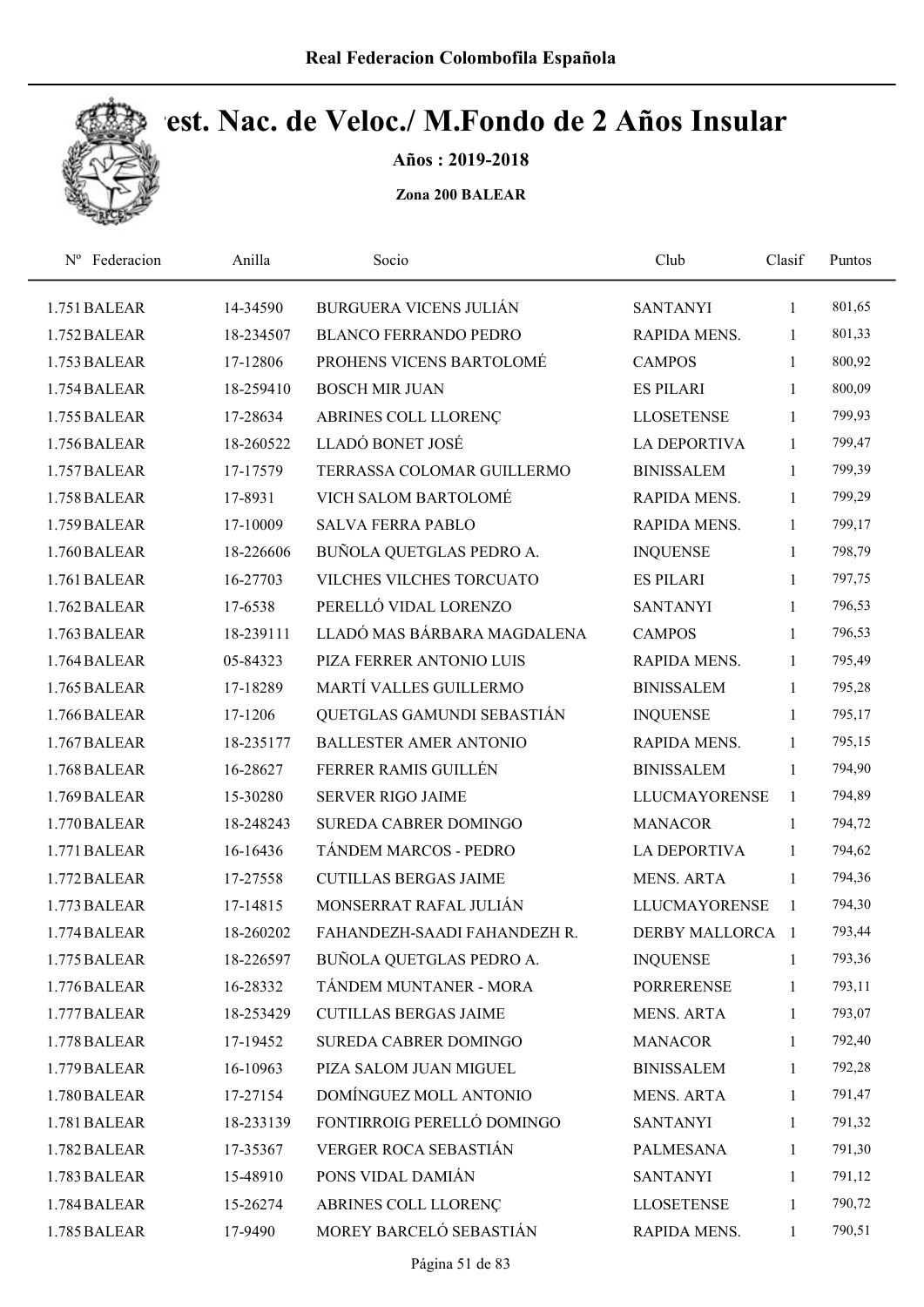# Camp. Nac. de Veloc./ M.Fondo de 2 Años Insular

**Años : 2019-2018**

**Zona 200 BALEAR**

| Nº | Federacion | Anilla | Socio | Club | Clasif | Puntos |
|---|---|---|---|---|---|---|
| 1.751 | BALEAR | 14-34590 | BURGUERA VICENS JULIÁN | SANTANYI | 1 | 801,65 |
| 1.752 | BALEAR | 18-234507 | BLANCO FERRANDO PEDRO | RAPIDA MENS. | 1 | 801,33 |
| 1.753 | BALEAR | 17-12806 | PROHENS VICENS BARTOLOMÉ | CAMPOS | 1 | 800,92 |
| 1.754 | BALEAR | 18-259410 | BOSCH MIR JUAN | ES PILARI | 1 | 800,09 |
| 1.755 | BALEAR | 17-28634 | ABRINES COLL LLORENÇ | LLOSETENSE | 1 | 799,93 |
| 1.756 | BALEAR | 18-260522 | LLADÓ BONET JOSÉ | LA DEPORTIVA | 1 | 799,47 |
| 1.757 | BALEAR | 17-17579 | TERRASSA COLOMAR GUILLERMO | BINISSALEM | 1 | 799,39 |
| 1.758 | BALEAR | 17-8931 | VICH SALOM BARTOLOMÉ | RAPIDA MENS. | 1 | 799,29 |
| 1.759 | BALEAR | 17-10009 | SALVA FERRA PABLO | RAPIDA MENS. | 1 | 799,17 |
| 1.760 | BALEAR | 18-226606 | BUÑOLA QUETGLAS PEDRO A. | INQUENSE | 1 | 798,79 |
| 1.761 | BALEAR | 16-27703 | VILCHES VILCHES TORCUATO | ES PILARI | 1 | 797,75 |
| 1.762 | BALEAR | 17-6538 | PERELLÓ VIDAL LORENZO | SANTANYI | 1 | 796,53 |
| 1.763 | BALEAR | 18-239111 | LLADÓ MAS BÁRBARA MAGDALENA | CAMPOS | 1 | 796,53 |
| 1.764 | BALEAR | 05-84323 | PIZA FERRER ANTONIO LUIS | RAPIDA MENS. | 1 | 795,49 |
| 1.765 | BALEAR | 17-18289 | MARTÍ VALLES GUILLERMO | BINISSALEM | 1 | 795,28 |
| 1.766 | BALEAR | 17-1206 | QUETGLAS GAMUNDI SEBASTIÁN | INQUENSE | 1 | 795,17 |
| 1.767 | BALEAR | 18-235177 | BALLESTER AMER ANTONIO | RAPIDA MENS. | 1 | 795,15 |
| 1.768 | BALEAR | 16-28627 | FERRER RAMIS GUILLÉN | BINISSALEM | 1 | 794,90 |
| 1.769 | BALEAR | 15-30280 | SERVER RIGO JAIME | LLUCMAYORENSE | 1 | 794,89 |
| 1.770 | BALEAR | 18-248243 | SUREDA CABRER DOMINGO | MANACOR | 1 | 794,72 |
| 1.771 | BALEAR | 16-16436 | TÁNDEM MARCOS - PEDRO | LA DEPORTIVA | 1 | 794,62 |
| 1.772 | BALEAR | 17-27558 | CUTILLAS BERGAS JAIME | MENS. ARTA | 1 | 794,36 |
| 1.773 | BALEAR | 17-14815 | MONSERRAT RAFAL JULIÁN | LLUCMAYORENSE | 1 | 794,30 |
| 1.774 | BALEAR | 18-260202 | FAHANDEZH-SAADI FAHANDEZH R. | DERBY MALLORCA | 1 | 793,44 |
| 1.775 | BALEAR | 18-226597 | BUÑOLA QUETGLAS PEDRO A. | INQUENSE | 1 | 793,36 |
| 1.776 | BALEAR | 16-28332 | TÁNDEM MUNTANER - MORA | PORRERENSE | 1 | 793,11 |
| 1.777 | BALEAR | 18-253429 | CUTILLAS BERGAS JAIME | MENS. ARTA | 1 | 793,07 |
| 1.778 | BALEAR | 17-19452 | SUREDA CABRER DOMINGO | MANACOR | 1 | 792,40 |
| 1.779 | BALEAR | 16-10963 | PIZA SALOM JUAN MIGUEL | BINISSALEM | 1 | 792,28 |
| 1.780 | BALEAR | 17-27154 | DOMÍNGUEZ MOLL ANTONIO | MENS. ARTA | 1 | 791,47 |
| 1.781 | BALEAR | 18-233139 | FONTIRROIG PERELLÓ DOMINGO | SANTANYI | 1 | 791,32 |
| 1.782 | BALEAR | 17-35367 | VERGER ROCA SEBASTIÁN | PALMESANA | 1 | 791,30 |
| 1.783 | BALEAR | 15-48910 | PONS VIDAL DAMIÁN | SANTANYI | 1 | 791,12 |
| 1.784 | BALEAR | 15-26274 | ABRINES COLL LLORENÇ | LLOSETENSE | 1 | 790,72 |
| 1.785 | BALEAR | 17-9490 | MOREY BARCELÓ SEBASTIÁN | RAPIDA MENS. | 1 | 790,51 |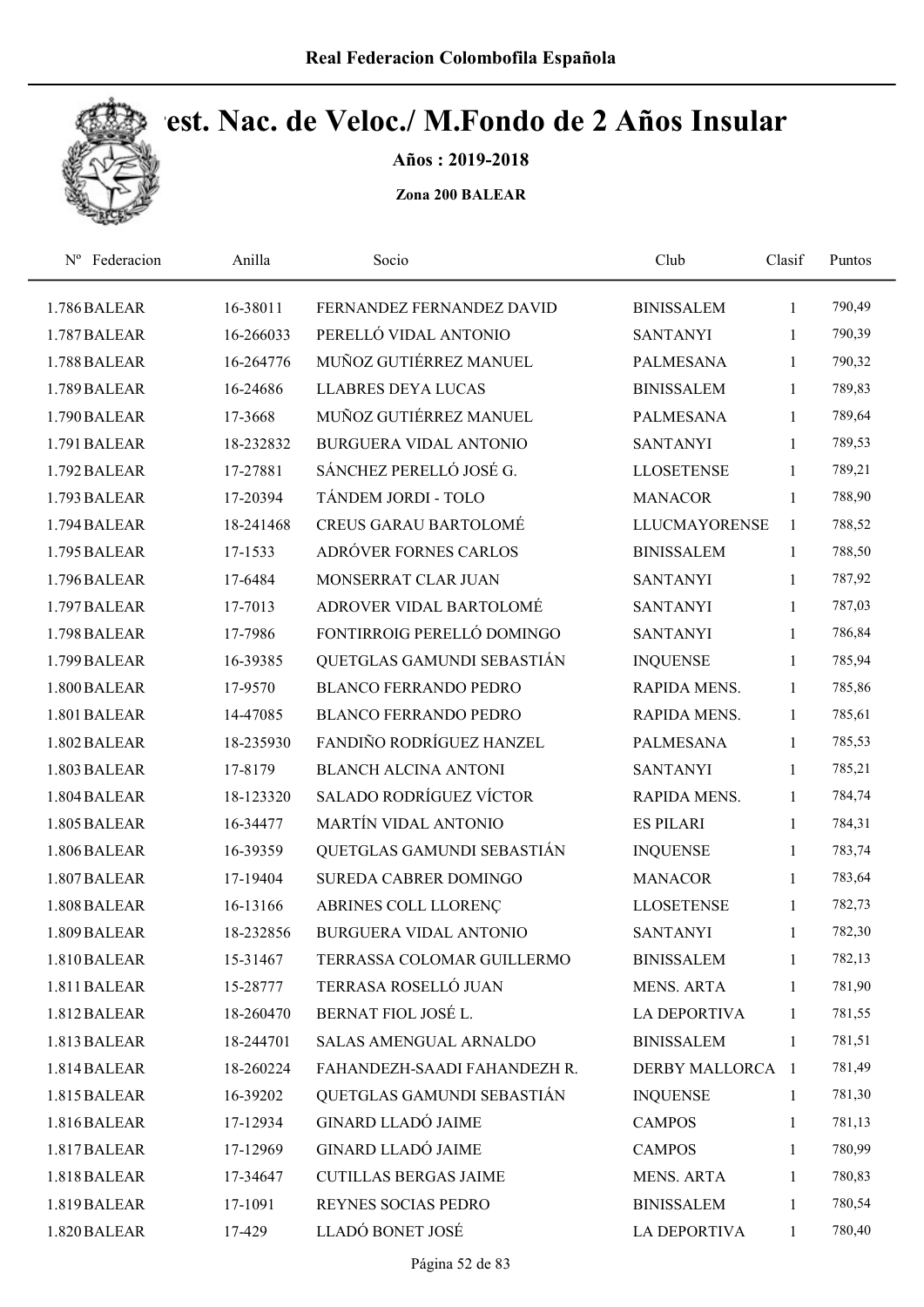Real Federacion Colombofila Española

# Cest. Nac. de Veloc./ M.Fondo de 2 Años Insular

**Años : 2019-2018**

**Zona 200 BALEAR**

| Nº Federacion | Anilla | Socio | Club | Clasif | Puntos |
|---|---|---|---|---|---|
| 1.786 BALEAR | 16-38011 | FERNANDEZ FERNANDEZ DAVID | BINISSALEM | 1 | 790,49 |
| 1.787 BALEAR | 16-266033 | PERELLÓ VIDAL ANTONIO | SANTANYI | 1 | 790,39 |
| 1.788 BALEAR | 16-264776 | MUÑOZ GUTIÉRREZ MANUEL | PALMESANA | 1 | 790,32 |
| 1.789 BALEAR | 16-24686 | LLABRES DEYA LUCAS | BINISSALEM | 1 | 789,83 |
| 1.790 BALEAR | 17-3668 | MUÑOZ GUTIÉRREZ MANUEL | PALMESANA | 1 | 789,64 |
| 1.791 BALEAR | 18-232832 | BURGUERA VIDAL ANTONIO | SANTANYI | 1 | 789,53 |
| 1.792 BALEAR | 17-27881 | SÁNCHEZ PERELLÓ JOSÉ G. | LLOSETENSE | 1 | 789,21 |
| 1.793 BALEAR | 17-20394 | TÁNDEM JORDI - TOLO | MANACOR | 1 | 788,90 |
| 1.794 BALEAR | 18-241468 | CREUS GARAU BARTOLOMÉ | LLUCMAYORENSE | 1 | 788,52 |
| 1.795 BALEAR | 17-1533 | ADRÓVER FORNES CARLOS | BINISSALEM | 1 | 788,50 |
| 1.796 BALEAR | 17-6484 | MONSERRAT CLAR JUAN | SANTANYI | 1 | 787,92 |
| 1.797 BALEAR | 17-7013 | ADROVER VIDAL BARTOLOMÉ | SANTANYI | 1 | 787,03 |
| 1.798 BALEAR | 17-7986 | FONTIRROIG PERELLÓ DOMINGO | SANTANYI | 1 | 786,84 |
| 1.799 BALEAR | 16-39385 | QUETGLAS GAMUNDI SEBASTIÁN | INQUENSE | 1 | 785,94 |
| 1.800 BALEAR | 17-9570 | BLANCO FERRANDO PEDRO | RAPIDA MENS. | 1 | 785,86 |
| 1.801 BALEAR | 14-47085 | BLANCO FERRANDO PEDRO | RAPIDA MENS. | 1 | 785,61 |
| 1.802 BALEAR | 18-235930 | FANDIÑO RODRÍGUEZ HANZEL | PALMESANA | 1 | 785,53 |
| 1.803 BALEAR | 17-8179 | BLANCH ALCINA ANTONI | SANTANYI | 1 | 785,21 |
| 1.804 BALEAR | 18-123320 | SALADO RODRÍGUEZ VÍCTOR | RAPIDA MENS. | 1 | 784,74 |
| 1.805 BALEAR | 16-34477 | MARTÍN VIDAL ANTONIO | ES PILARI | 1 | 784,31 |
| 1.806 BALEAR | 16-39359 | QUETGLAS GAMUNDI SEBASTIÁN | INQUENSE | 1 | 783,74 |
| 1.807 BALEAR | 17-19404 | SUREDA CABRER DOMINGO | MANACOR | 1 | 783,64 |
| 1.808 BALEAR | 16-13166 | ABRINES COLL LLORENÇ | LLOSETENSE | 1 | 782,73 |
| 1.809 BALEAR | 18-232856 | BURGUERA VIDAL ANTONIO | SANTANYI | 1 | 782,30 |
| 1.810 BALEAR | 15-31467 | TERRASSA COLOMAR GUILLERMO | BINISSALEM | 1 | 782,13 |
| 1.811 BALEAR | 15-28777 | TERRASA ROSELLÓ JUAN | MENS. ARTA | 1 | 781,90 |
| 1.812 BALEAR | 18-260470 | BERNAT FIOL JOSÉ L. | LA DEPORTIVA | 1 | 781,55 |
| 1.813 BALEAR | 18-244701 | SALAS AMENGUAL ARNALDO | BINISSALEM | 1 | 781,51 |
| 1.814 BALEAR | 18-260224 | FAHANDEZH-SAADI FAHANDEZH R. | DERBY MALLORCA | 1 | 781,49 |
| 1.815 BALEAR | 16-39202 | QUETGLAS GAMUNDI SEBASTIÁN | INQUENSE | 1 | 781,30 |
| 1.816 BALEAR | 17-12934 | GINARD LLADÓ JAIME | CAMPOS | 1 | 781,13 |
| 1.817 BALEAR | 17-12969 | GINARD LLADÓ JAIME | CAMPOS | 1 | 780,99 |
| 1.818 BALEAR | 17-34647 | CUTILLAS BERGAS JAIME | MENS. ARTA | 1 | 780,83 |
| 1.819 BALEAR | 17-1091 | REYNES SOCIAS PEDRO | BINISSALEM | 1 | 780,54 |
| 1.820 BALEAR | 17-429 | LLADÓ BONET JOSÉ | LA DEPORTIVA | 1 | 780,40 |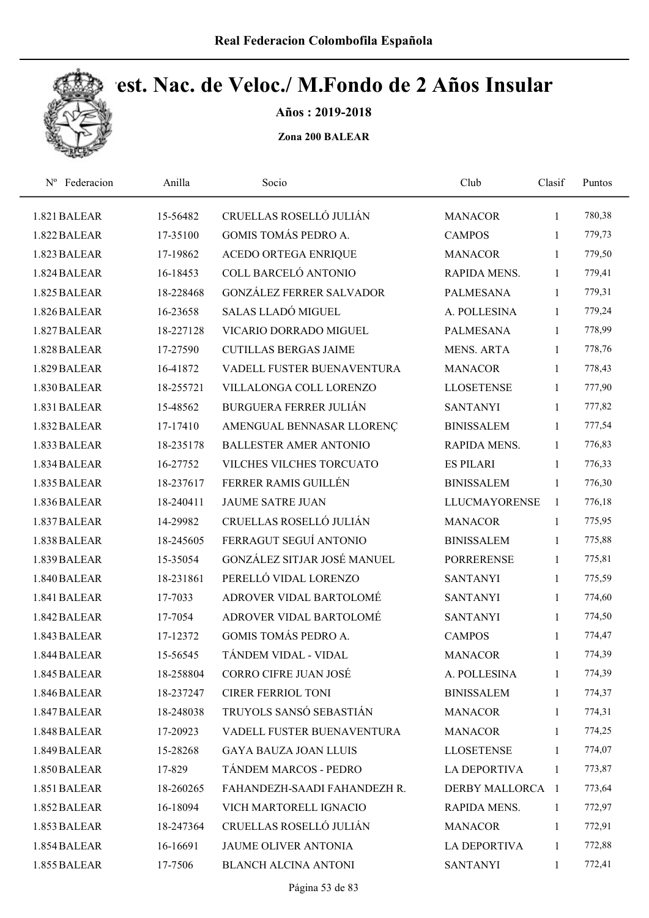# Real Federacion Colombofila Española

## Cest. Nac. de Veloc./ M.Fondo de 2 Años Insular

**Años : 2019-2018**

**Zona 200 BALEAR**

| Nº Federacion | Anilla | Socio | Club | Clasif | Puntos |
|---|---|---|---|---|---|
| 1.821 BALEAR | 15-56482 | CRUELLAS ROSELLÓ JULIÁN | MANACOR | 1 | 780,38 |
| 1.822 BALEAR | 17-35100 | GOMIS TOMÁS PEDRO A. | CAMPOS | 1 | 779,73 |
| 1.823 BALEAR | 17-19862 | ACEDO ORTEGA ENRIQUE | MANACOR | 1 | 779,50 |
| 1.824 BALEAR | 16-18453 | COLL BARCELÓ ANTONIO | RAPIDA MENS. | 1 | 779,41 |
| 1.825 BALEAR | 18-228468 | GONZÁLEZ FERRER SALVADOR | PALMESANA | 1 | 779,31 |
| 1.826 BALEAR | 16-23658 | SALAS LLADÓ MIGUEL | A. POLLESINA | 1 | 779,24 |
| 1.827 BALEAR | 18-227128 | VICARIO DORRADO MIGUEL | PALMESANA | 1 | 778,99 |
| 1.828 BALEAR | 17-27590 | CUTILLAS BERGAS JAIME | MENS. ARTA | 1 | 778,76 |
| 1.829 BALEAR | 16-41872 | VADELL FUSTER BUENAVENTURA | MANACOR | 1 | 778,43 |
| 1.830 BALEAR | 18-255721 | VILLALONGA COLL LORENZO | LLOSETENSE | 1 | 777,90 |
| 1.831 BALEAR | 15-48562 | BURGUERA FERRER JULIÁN | SANTANYI | 1 | 777,82 |
| 1.832 BALEAR | 17-17410 | AMENGUAL BENNASAR LLORENÇ | BINISSALEM | 1 | 777,54 |
| 1.833 BALEAR | 18-235178 | BALLESTER AMER ANTONIO | RAPIDA MENS. | 1 | 776,83 |
| 1.834 BALEAR | 16-27752 | VILCHES VILCHES TORCUATO | ES PILARI | 1 | 776,33 |
| 1.835 BALEAR | 18-237617 | FERRER RAMIS GUILLÉN | BINISSALEM | 1 | 776,30 |
| 1.836 BALEAR | 18-240411 | JAUME SATRE JUAN | LLUCMAYORENSE | 1 | 776,18 |
| 1.837 BALEAR | 14-29982 | CRUELLAS ROSELLÓ JULIÁN | MANACOR | 1 | 775,95 |
| 1.838 BALEAR | 18-245605 | FERRAGUT SEGUÍ ANTONIO | BINISSALEM | 1 | 775,88 |
| 1.839 BALEAR | 15-35054 | GONZÁLEZ SITJAR JOSÉ MANUEL | PORRERENSE | 1 | 775,81 |
| 1.840 BALEAR | 18-231861 | PERELLÓ VIDAL LORENZO | SANTANYI | 1 | 775,59 |
| 1.841 BALEAR | 17-7033 | ADROVER VIDAL BARTOLOMÉ | SANTANYI | 1 | 774,60 |
| 1.842 BALEAR | 17-7054 | ADROVER VIDAL BARTOLOMÉ | SANTANYI | 1 | 774,50 |
| 1.843 BALEAR | 17-12372 | GOMIS TOMÁS PEDRO A. | CAMPOS | 1 | 774,47 |
| 1.844 BALEAR | 15-56545 | TÁNDEM VIDAL - VIDAL | MANACOR | 1 | 774,39 |
| 1.845 BALEAR | 18-258804 | CORRO CIFRE JUAN JOSÉ | A. POLLESINA | 1 | 774,39 |
| 1.846 BALEAR | 18-237247 | CIRER FERRIOL TONI | BINISSALEM | 1 | 774,37 |
| 1.847 BALEAR | 18-248038 | TRUYOLS SANSÓ SEBASTIÁN | MANACOR | 1 | 774,31 |
| 1.848 BALEAR | 17-20923 | VADELL FUSTER BUENAVENTURA | MANACOR | 1 | 774,25 |
| 1.849 BALEAR | 15-28268 | GAYA BAUZA JOAN LLUIS | LLOSETENSE | 1 | 774,07 |
| 1.850 BALEAR | 17-829 | TÁNDEM MARCOS - PEDRO | LA DEPORTIVA | 1 | 773,87 |
| 1.851 BALEAR | 18-260265 | FAHANDEZH-SAADI FAHANDEZH R. | DERBY MALLORCA | 1 | 773,64 |
| 1.852 BALEAR | 16-18094 | VICH MARTORELL IGNACIO | RAPIDA MENS. | 1 | 772,97 |
| 1.853 BALEAR | 18-247364 | CRUELLAS ROSELLÓ JULIÁN | MANACOR | 1 | 772,91 |
| 1.854 BALEAR | 16-16691 | JAUME OLIVER ANTONIA | LA DEPORTIVA | 1 | 772,88 |
| 1.855 BALEAR | 17-7506 | BLANCH ALCINA ANTONI | SANTANYI | 1 | 772,41 |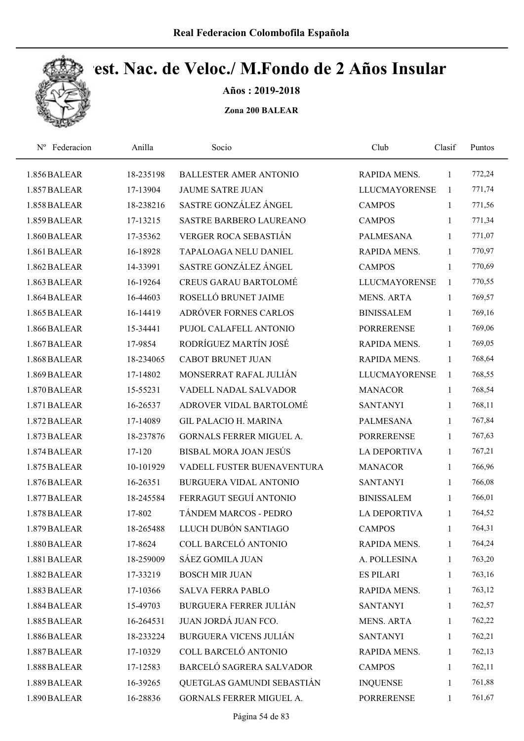# Campeonato Nac. de Veloc./ M.Fondo de 2 Años Insular

**Años : 2019-2018**

**Zona 200 BALEAR**

| Nº | Federacion | Anilla | Socio | Club | Clasif | Puntos |
|---|---|---|---|---|---|---|
| 1.856 | BALEAR | 18-235198 | BALLESTER AMER ANTONIO | RAPIDA MENS. | 1 | 772,24 |
| 1.857 | BALEAR | 17-13904 | JAUME SATRE JUAN | LLUCMAYORENSE | 1 | 771,74 |
| 1.858 | BALEAR | 18-238216 | SASTRE GONZÁLEZ ÁNGEL | CAMPOS | 1 | 771,56 |
| 1.859 | BALEAR | 17-13215 | SASTRE BARBERO LAUREANO | CAMPOS | 1 | 771,34 |
| 1.860 | BALEAR | 17-35362 | VERGER ROCA SEBASTIÁN | PALMESANA | 1 | 771,07 |
| 1.861 | BALEAR | 16-18928 | TAPALOAGA NELU DANIEL | RAPIDA MENS. | 1 | 770,97 |
| 1.862 | BALEAR | 14-33991 | SASTRE GONZÁLEZ ÁNGEL | CAMPOS | 1 | 770,69 |
| 1.863 | BALEAR | 16-19264 | CREUS GARAU BARTOLOMÉ | LLUCMAYORENSE | 1 | 770,55 |
| 1.864 | BALEAR | 16-44603 | ROSELLÓ BRUNET JAIME | MENS. ARTA | 1 | 769,57 |
| 1.865 | BALEAR | 16-14419 | ADRÓVER FORNES CARLOS | BINISSALEM | 1 | 769,16 |
| 1.866 | BALEAR | 15-34441 | PUJOL CALAFELL ANTONIO | PORRERENSE | 1 | 769,06 |
| 1.867 | BALEAR | 17-9854 | RODRÍGUEZ MARTÍN JOSÉ | RAPIDA MENS. | 1 | 769,05 |
| 1.868 | BALEAR | 18-234065 | CABOT BRUNET JUAN | RAPIDA MENS. | 1 | 768,64 |
| 1.869 | BALEAR | 17-14802 | MONSERRAT RAFAL JULIÁN | LLUCMAYORENSE | 1 | 768,55 |
| 1.870 | BALEAR | 15-55231 | VADELL NADAL SALVADOR | MANACOR | 1 | 768,54 |
| 1.871 | BALEAR | 16-26537 | ADROVER VIDAL BARTOLOMÉ | SANTANYI | 1 | 768,11 |
| 1.872 | BALEAR | 17-14089 | GIL PALACIO H. MARINA | PALMESANA | 1 | 767,84 |
| 1.873 | BALEAR | 18-237876 | GORNALS FERRER MIGUEL A. | PORRERENSE | 1 | 767,63 |
| 1.874 | BALEAR | 17-120 | BISBAL MORA JOAN JESÚS | LA DEPORTIVA | 1 | 767,21 |
| 1.875 | BALEAR | 10-101929 | VADELL FUSTER BUENAVENTURA | MANACOR | 1 | 766,96 |
| 1.876 | BALEAR | 16-26351 | BURGUERA VIDAL ANTONIO | SANTANYI | 1 | 766,08 |
| 1.877 | BALEAR | 18-245584 | FERRAGUT SEGUÍ ANTONIO | BINISSALEM | 1 | 766,01 |
| 1.878 | BALEAR | 17-802 | TÁNDEM MARCOS - PEDRO | LA DEPORTIVA | 1 | 764,52 |
| 1.879 | BALEAR | 18-265488 | LLUCH DUBÓN SANTIAGO | CAMPOS | 1 | 764,31 |
| 1.880 | BALEAR | 17-8624 | COLL BARCELÓ ANTONIO | RAPIDA MENS. | 1 | 764,24 |
| 1.881 | BALEAR | 18-259009 | SÁEZ GOMILA JUAN | A. POLLESINA | 1 | 763,20 |
| 1.882 | BALEAR | 17-33219 | BOSCH MIR JUAN | ES PILARI | 1 | 763,16 |
| 1.883 | BALEAR | 17-10366 | SALVA FERRA PABLO | RAPIDA MENS. | 1 | 763,12 |
| 1.884 | BALEAR | 15-49703 | BURGUERA FERRER JULIÁN | SANTANYI | 1 | 762,57 |
| 1.885 | BALEAR | 16-264531 | JUAN JORDÁ JUAN FCO. | MENS. ARTA | 1 | 762,22 |
| 1.886 | BALEAR | 18-233224 | BURGUERA VICENS JULIÁN | SANTANYI | 1 | 762,21 |
| 1.887 | BALEAR | 17-10329 | COLL BARCELÓ ANTONIO | RAPIDA MENS. | 1 | 762,13 |
| 1.888 | BALEAR | 17-12583 | BARCELÓ SAGRERA SALVADOR | CAMPOS | 1 | 762,11 |
| 1.889 | BALEAR | 16-39265 | QUETGLAS GAMUNDI SEBASTIÁN | INQUENSE | 1 | 761,88 |
| 1.890 | BALEAR | 16-28836 | GORNALS FERRER MIGUEL A. | PORRERENSE | 1 | 761,67 |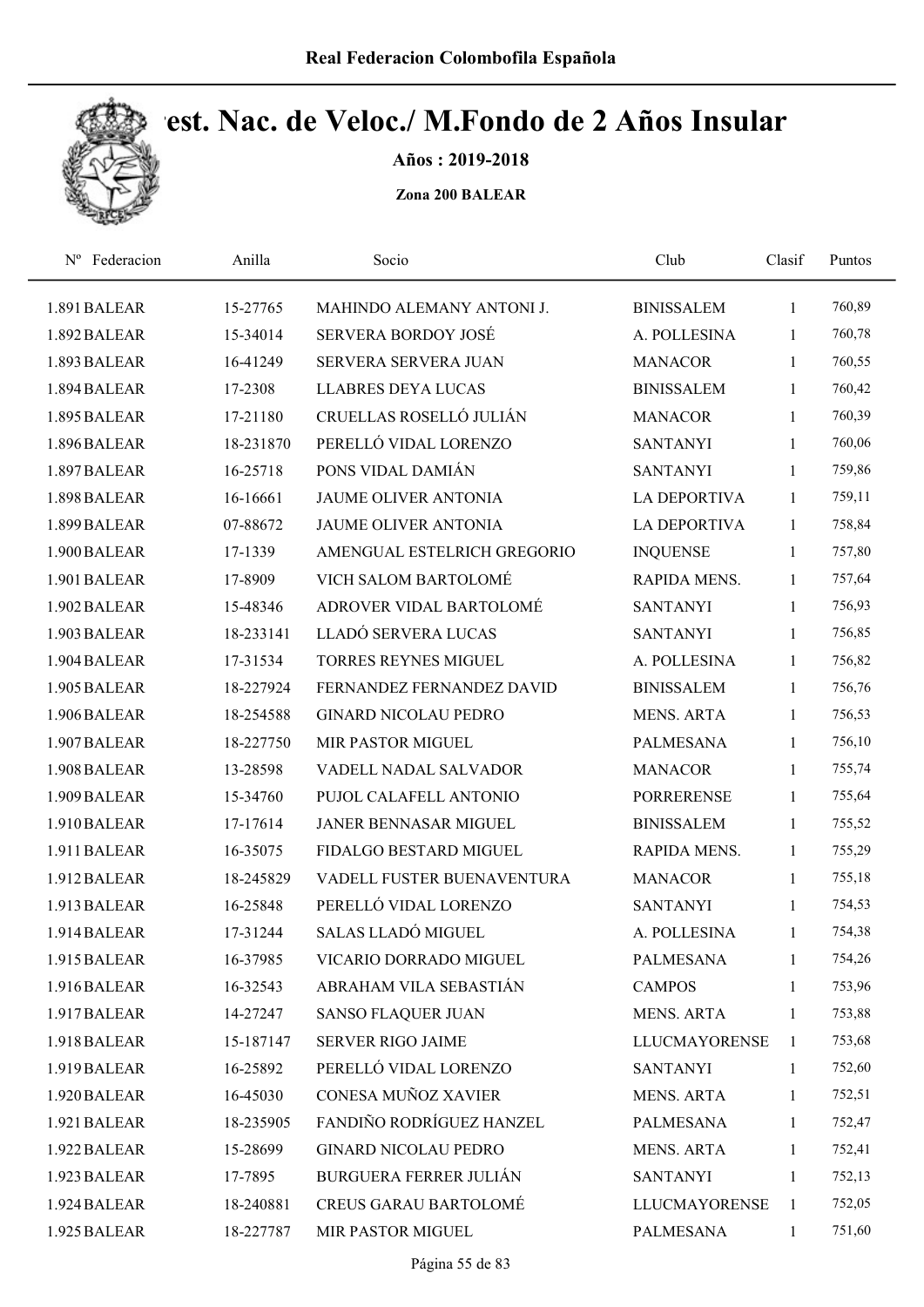# Camp. Nac. de Veloc./ M.Fondo de 2 Años Insular

**Años : 2019-2018**

**Zona 200 BALEAR**

| Nº | Federacion | Anilla | Socio | Club | Clasif | Puntos |
|---|---|---|---|---|---|---|
| 1.891 | BALEAR | 15-27765 | MAHINDO ALEMANY ANTONI J. | BINISSALEM | 1 | 760,89 |
| 1.892 | BALEAR | 15-34014 | SERVERA BORDOY JOSÉ | A. POLLESINA | 1 | 760,78 |
| 1.893 | BALEAR | 16-41249 | SERVERA SERVERA JUAN | MANACOR | 1 | 760,55 |
| 1.894 | BALEAR | 17-2308 | LLABRES DEYA LUCAS | BINISSALEM | 1 | 760,42 |
| 1.895 | BALEAR | 17-21180 | CRUELLAS ROSELLÓ JULIÁN | MANACOR | 1 | 760,39 |
| 1.896 | BALEAR | 18-231870 | PERELLÓ VIDAL LORENZO | SANTANYI | 1 | 760,06 |
| 1.897 | BALEAR | 16-25718 | PONS VIDAL DAMIÁN | SANTANYI | 1 | 759,86 |
| 1.898 | BALEAR | 16-16661 | JAUME OLIVER ANTONIA | LA DEPORTIVA | 1 | 759,11 |
| 1.899 | BALEAR | 07-88672 | JAUME OLIVER ANTONIA | LA DEPORTIVA | 1 | 758,84 |
| 1.900 | BALEAR | 17-1339 | AMENGUAL ESTELRICH GREGORIO | INQUENSE | 1 | 757,80 |
| 1.901 | BALEAR | 17-8909 | VICH SALOM BARTOLOMÉ | RAPIDA MENS. | 1 | 757,64 |
| 1.902 | BALEAR | 15-48346 | ADROVER VIDAL BARTOLOMÉ | SANTANYI | 1 | 756,93 |
| 1.903 | BALEAR | 18-233141 | LLADÓ SERVERA LUCAS | SANTANYI | 1 | 756,85 |
| 1.904 | BALEAR | 17-31534 | TORRES REYNES MIGUEL | A. POLLESINA | 1 | 756,82 |
| 1.905 | BALEAR | 18-227924 | FERNANDEZ FERNANDEZ DAVID | BINISSALEM | 1 | 756,76 |
| 1.906 | BALEAR | 18-254588 | GINARD NICOLAU PEDRO | MENS. ARTA | 1 | 756,53 |
| 1.907 | BALEAR | 18-227750 | MIR PASTOR MIGUEL | PALMESANA | 1 | 756,10 |
| 1.908 | BALEAR | 13-28598 | VADELL NADAL SALVADOR | MANACOR | 1 | 755,74 |
| 1.909 | BALEAR | 15-34760 | PUJOL CALAFELL ANTONIO | PORRERENSE | 1 | 755,64 |
| 1.910 | BALEAR | 17-17614 | JANER BENNASAR MIGUEL | BINISSALEM | 1 | 755,52 |
| 1.911 | BALEAR | 16-35075 | FIDALGO BESTARD MIGUEL | RAPIDA MENS. | 1 | 755,29 |
| 1.912 | BALEAR | 18-245829 | VADELL FUSTER BUENAVENTURA | MANACOR | 1 | 755,18 |
| 1.913 | BALEAR | 16-25848 | PERELLÓ VIDAL LORENZO | SANTANYI | 1 | 754,53 |
| 1.914 | BALEAR | 17-31244 | SALAS LLADÓ MIGUEL | A. POLLESINA | 1 | 754,38 |
| 1.915 | BALEAR | 16-37985 | VICARIO DORRADO MIGUEL | PALMESANA | 1 | 754,26 |
| 1.916 | BALEAR | 16-32543 | ABRAHAM VILA SEBASTIÁN | CAMPOS | 1 | 753,96 |
| 1.917 | BALEAR | 14-27247 | SANSO FLAQUER JUAN | MENS. ARTA | 1 | 753,88 |
| 1.918 | BALEAR | 15-187147 | SERVER RIGO JAIME | LLUCMAYORENSE | 1 | 753,68 |
| 1.919 | BALEAR | 16-25892 | PERELLÓ VIDAL LORENZO | SANTANYI | 1 | 752,60 |
| 1.920 | BALEAR | 16-45030 | CONESA MUÑOZ XAVIER | MENS. ARTA | 1 | 752,51 |
| 1.921 | BALEAR | 18-235905 | FANDIÑO RODRÍGUEZ HANZEL | PALMESANA | 1 | 752,47 |
| 1.922 | BALEAR | 15-28699 | GINARD NICOLAU PEDRO | MENS. ARTA | 1 | 752,41 |
| 1.923 | BALEAR | 17-7895 | BURGUERA FERRER JULIÁN | SANTANYI | 1 | 752,13 |
| 1.924 | BALEAR | 18-240881 | CREUS GARAU BARTOLOMÉ | LLUCMAYORENSE | 1 | 752,05 |
| 1.925 | BALEAR | 18-227787 | MIR PASTOR MIGUEL | PALMESANA | 1 | 751,60 |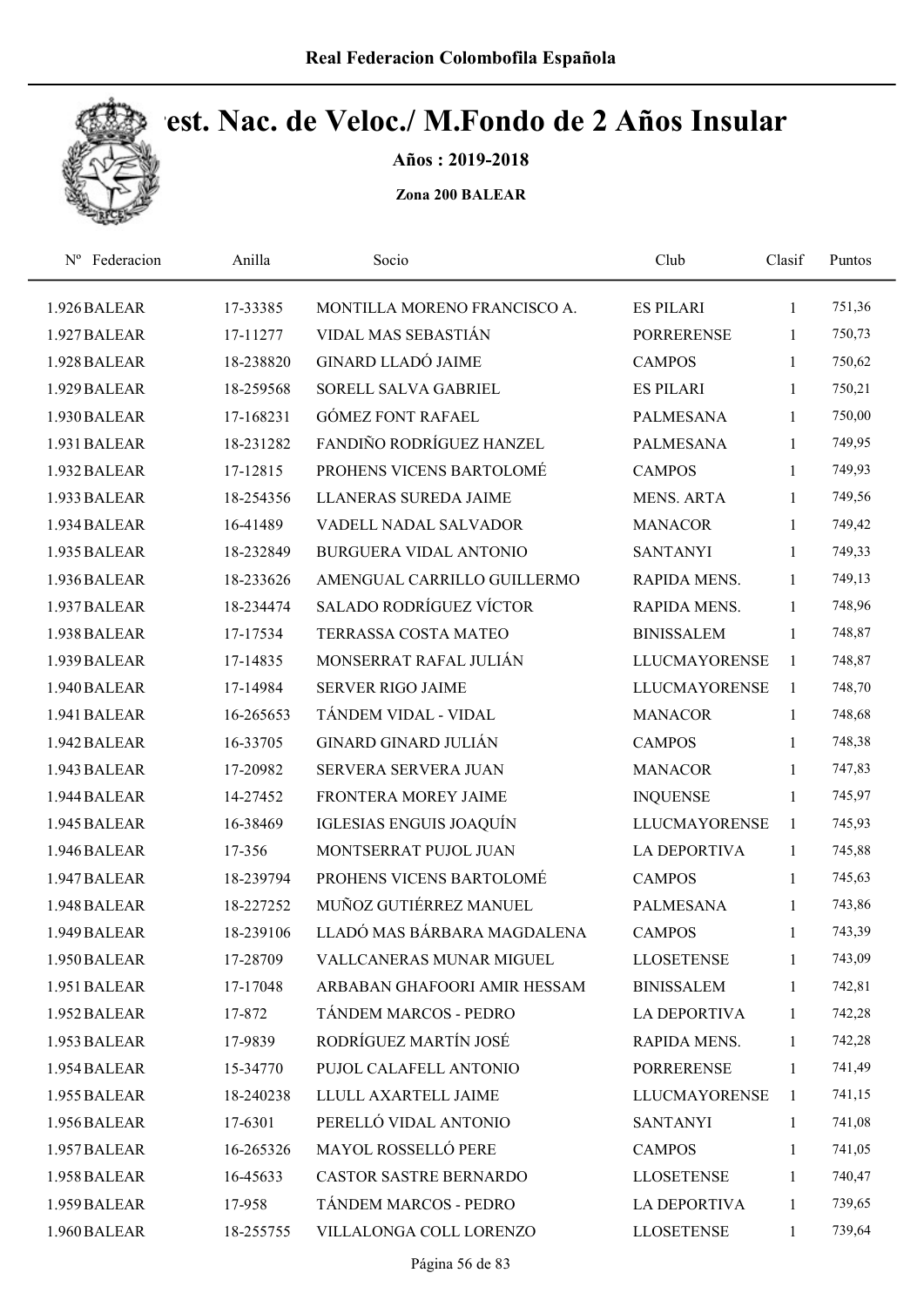Real Federacion Colombofila Española

# Cest. Nac. de Veloc./ M.Fondo de 2 Años Insular

**Años : 2019-2018**

**Zona 200 BALEAR**

| Nº | Federacion | Anilla | Socio | Club | Clasif | Puntos |
|---|---|---|---|---|---|---|
| 1.926 | BALEAR | 17-33385 | MONTILLA MORENO FRANCISCO A. | ES PILARI | 1 | 751,36 |
| 1.927 | BALEAR | 17-11277 | VIDAL MAS SEBASTIÁN | PORRERENSE | 1 | 750,73 |
| 1.928 | BALEAR | 18-238820 | GINARD LLADÓ JAIME | CAMPOS | 1 | 750,62 |
| 1.929 | BALEAR | 18-259568 | SORELL SALVA GABRIEL | ES PILARI | 1 | 750,21 |
| 1.930 | BALEAR | 17-168231 | GÓMEZ FONT RAFAEL | PALMESANA | 1 | 750,00 |
| 1.931 | BALEAR | 18-231282 | FANDIÑO RODRÍGUEZ HANZEL | PALMESANA | 1 | 749,95 |
| 1.932 | BALEAR | 17-12815 | PROHENS VICENS BARTOLOMÉ | CAMPOS | 1 | 749,93 |
| 1.933 | BALEAR | 18-254356 | LLANERAS SUREDA JAIME | MENS. ARTA | 1 | 749,56 |
| 1.934 | BALEAR | 16-41489 | VADELL NADAL SALVADOR | MANACOR | 1 | 749,42 |
| 1.935 | BALEAR | 18-232849 | BURGUERA VIDAL ANTONIO | SANTANYI | 1 | 749,33 |
| 1.936 | BALEAR | 18-233626 | AMENGUAL CARRILLO GUILLERMO | RAPIDA MENS. | 1 | 749,13 |
| 1.937 | BALEAR | 18-234474 | SALADO RODRÍGUEZ VÍCTOR | RAPIDA MENS. | 1 | 748,96 |
| 1.938 | BALEAR | 17-17534 | TERRASSA COSTA MATEO | BINISSALEM | 1 | 748,87 |
| 1.939 | BALEAR | 17-14835 | MONSERRAT RAFAL JULIÁN | LLUCMAYORENSE | 1 | 748,87 |
| 1.940 | BALEAR | 17-14984 | SERVER RIGO JAIME | LLUCMAYORENSE | 1 | 748,70 |
| 1.941 | BALEAR | 16-265653 | TÁNDEM VIDAL - VIDAL | MANACOR | 1 | 748,68 |
| 1.942 | BALEAR | 16-33705 | GINARD GINARD JULIÁN | CAMPOS | 1 | 748,38 |
| 1.943 | BALEAR | 17-20982 | SERVERA SERVERA JUAN | MANACOR | 1 | 747,83 |
| 1.944 | BALEAR | 14-27452 | FRONTERA MOREY JAIME | INQUENSE | 1 | 745,97 |
| 1.945 | BALEAR | 16-38469 | IGLESIAS ENGUIS JOAQUÍN | LLUCMAYORENSE | 1 | 745,93 |
| 1.946 | BALEAR | 17-356 | MONTSERRAT PUJOL JUAN | LA DEPORTIVA | 1 | 745,88 |
| 1.947 | BALEAR | 18-239794 | PROHENS VICENS BARTOLOMÉ | CAMPOS | 1 | 745,63 |
| 1.948 | BALEAR | 18-227252 | MUÑOZ GUTIÉRREZ MANUEL | PALMESANA | 1 | 743,86 |
| 1.949 | BALEAR | 18-239106 | LLADÓ MAS BÁRBARA MAGDALENA | CAMPOS | 1 | 743,39 |
| 1.950 | BALEAR | 17-28709 | VALLCANERAS MUNAR MIGUEL | LLOSETENSE | 1 | 743,09 |
| 1.951 | BALEAR | 17-17048 | ARBABAN GHAFOORI AMIR HESSAM | BINISSALEM | 1 | 742,81 |
| 1.952 | BALEAR | 17-872 | TÁNDEM MARCOS - PEDRO | LA DEPORTIVA | 1 | 742,28 |
| 1.953 | BALEAR | 17-9839 | RODRÍGUEZ MARTÍN JOSÉ | RAPIDA MENS. | 1 | 742,28 |
| 1.954 | BALEAR | 15-34770 | PUJOL CALAFELL ANTONIO | PORRERENSE | 1 | 741,49 |
| 1.955 | BALEAR | 18-240238 | LLULL AXARTELL JAIME | LLUCMAYORENSE | 1 | 741,15 |
| 1.956 | BALEAR | 17-6301 | PERELLÓ VIDAL ANTONIO | SANTANYI | 1 | 741,08 |
| 1.957 | BALEAR | 16-265326 | MAYOL ROSSELLÓ PERE | CAMPOS | 1 | 741,05 |
| 1.958 | BALEAR | 16-45633 | CASTOR SASTRE BERNARDO | LLOSETENSE | 1 | 740,47 |
| 1.959 | BALEAR | 17-958 | TÁNDEM MARCOS - PEDRO | LA DEPORTIVA | 1 | 739,65 |
| 1.960 | BALEAR | 18-255755 | VILLALONGA COLL LORENZO | LLOSETENSE | 1 | 739,64 |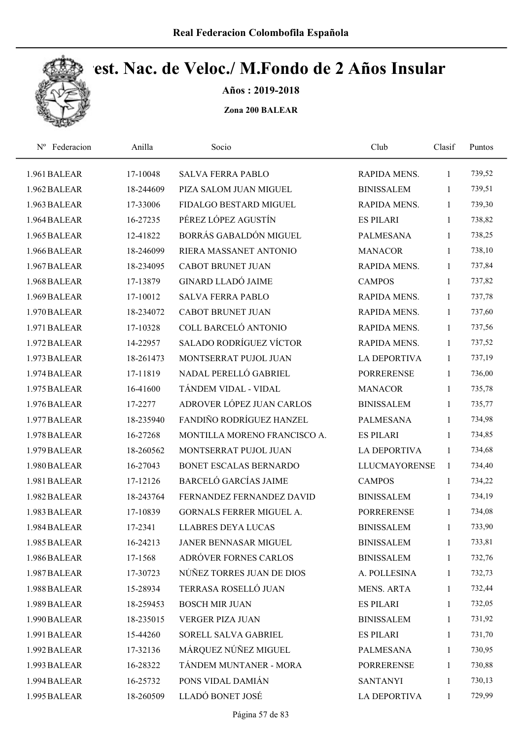Real Federacion Colombofila Española

# Cest. Nac. de Veloc./ M.Fondo de 2 Años Insular

**Años : 2019-2018**

**Zona 200 BALEAR**

| Nº | Federacion | Anilla | Socio | Club | Clasif | Puntos |
|---|---|---|---|---|---|---|
| 1.961 | BALEAR | 17-10048 | SALVA FERRA PABLO | RAPIDA MENS. | 1 | 739,52 |
| 1.962 | BALEAR | 18-244609 | PIZA SALOM JUAN MIGUEL | BINISSALEM | 1 | 739,51 |
| 1.963 | BALEAR | 17-33006 | FIDALGO BESTARD MIGUEL | RAPIDA MENS. | 1 | 739,30 |
| 1.964 | BALEAR | 16-27235 | PÉREZ LÓPEZ AGUSTÍN | ES PILARI | 1 | 738,82 |
| 1.965 | BALEAR | 12-41822 | BORRÁS GABALDÓN MIGUEL | PALMESANA | 1 | 738,25 |
| 1.966 | BALEAR | 18-246099 | RIERA MASSANET ANTONIO | MANACOR | 1 | 738,10 |
| 1.967 | BALEAR | 18-234095 | CABOT BRUNET JUAN | RAPIDA MENS. | 1 | 737,84 |
| 1.968 | BALEAR | 17-13879 | GINARD LLADÓ JAIME | CAMPOS | 1 | 737,82 |
| 1.969 | BALEAR | 17-10012 | SALVA FERRA PABLO | RAPIDA MENS. | 1 | 737,78 |
| 1.970 | BALEAR | 18-234072 | CABOT BRUNET JUAN | RAPIDA MENS. | 1 | 737,60 |
| 1.971 | BALEAR | 17-10328 | COLL BARCELÓ ANTONIO | RAPIDA MENS. | 1 | 737,56 |
| 1.972 | BALEAR | 14-22957 | SALADO RODRÍGUEZ VÍCTOR | RAPIDA MENS. | 1 | 737,52 |
| 1.973 | BALEAR | 18-261473 | MONTSERRAT PUJOL JUAN | LA DEPORTIVA | 1 | 737,19 |
| 1.974 | BALEAR | 17-11819 | NADAL PERELLÓ GABRIEL | PORRERENSE | 1 | 736,00 |
| 1.975 | BALEAR | 16-41600 | TÁNDEM VIDAL - VIDAL | MANACOR | 1 | 735,78 |
| 1.976 | BALEAR | 17-2277 | ADROVER LÓPEZ JUAN CARLOS | BINISSALEM | 1 | 735,77 |
| 1.977 | BALEAR | 18-235940 | FANDIÑO RODRÍGUEZ HANZEL | PALMESANA | 1 | 734,98 |
| 1.978 | BALEAR | 16-27268 | MONTILLA MORENO FRANCISCO A. | ES PILARI | 1 | 734,85 |
| 1.979 | BALEAR | 18-260562 | MONTSERRAT PUJOL JUAN | LA DEPORTIVA | 1 | 734,68 |
| 1.980 | BALEAR | 16-27043 | BONET ESCALAS BERNARDO | LLUCMAYORENSE | 1 | 734,40 |
| 1.981 | BALEAR | 17-12126 | BARCELÓ GARCÍAS JAIME | CAMPOS | 1 | 734,22 |
| 1.982 | BALEAR | 18-243764 | FERNANDEZ FERNANDEZ DAVID | BINISSALEM | 1 | 734,19 |
| 1.983 | BALEAR | 17-10839 | GORNALS FERRER MIGUEL A. | PORRERENSE | 1 | 734,08 |
| 1.984 | BALEAR | 17-2341 | LLABRES DEYA LUCAS | BINISSALEM | 1 | 733,90 |
| 1.985 | BALEAR | 16-24213 | JANER BENNASAR MIGUEL | BINISSALEM | 1 | 733,81 |
| 1.986 | BALEAR | 17-1568 | ADRÓVER FORNES CARLOS | BINISSALEM | 1 | 732,76 |
| 1.987 | BALEAR | 17-30723 | NÚÑEZ TORRES JUAN DE DIOS | A. POLLESINA | 1 | 732,73 |
| 1.988 | BALEAR | 15-28934 | TERRASA ROSELLÓ JUAN | MENS. ARTA | 1 | 732,44 |
| 1.989 | BALEAR | 18-259453 | BOSCH MIR JUAN | ES PILARI | 1 | 732,05 |
| 1.990 | BALEAR | 18-235015 | VERGER PIZA JUAN | BINISSALEM | 1 | 731,92 |
| 1.991 | BALEAR | 15-44260 | SORELL SALVA GABRIEL | ES PILARI | 1 | 731,70 |
| 1.992 | BALEAR | 17-32136 | MÁRQUEZ NÚÑEZ MIGUEL | PALMESANA | 1 | 730,95 |
| 1.993 | BALEAR | 16-28322 | TÁNDEM MUNTANER - MORA | PORRERENSE | 1 | 730,88 |
| 1.994 | BALEAR | 16-25732 | PONS VIDAL DAMIÁN | SANTANYI | 1 | 730,13 |
| 1.995 | BALEAR | 18-260509 | LLADÓ BONET JOSÉ | LA DEPORTIVA | 1 | 729,99 |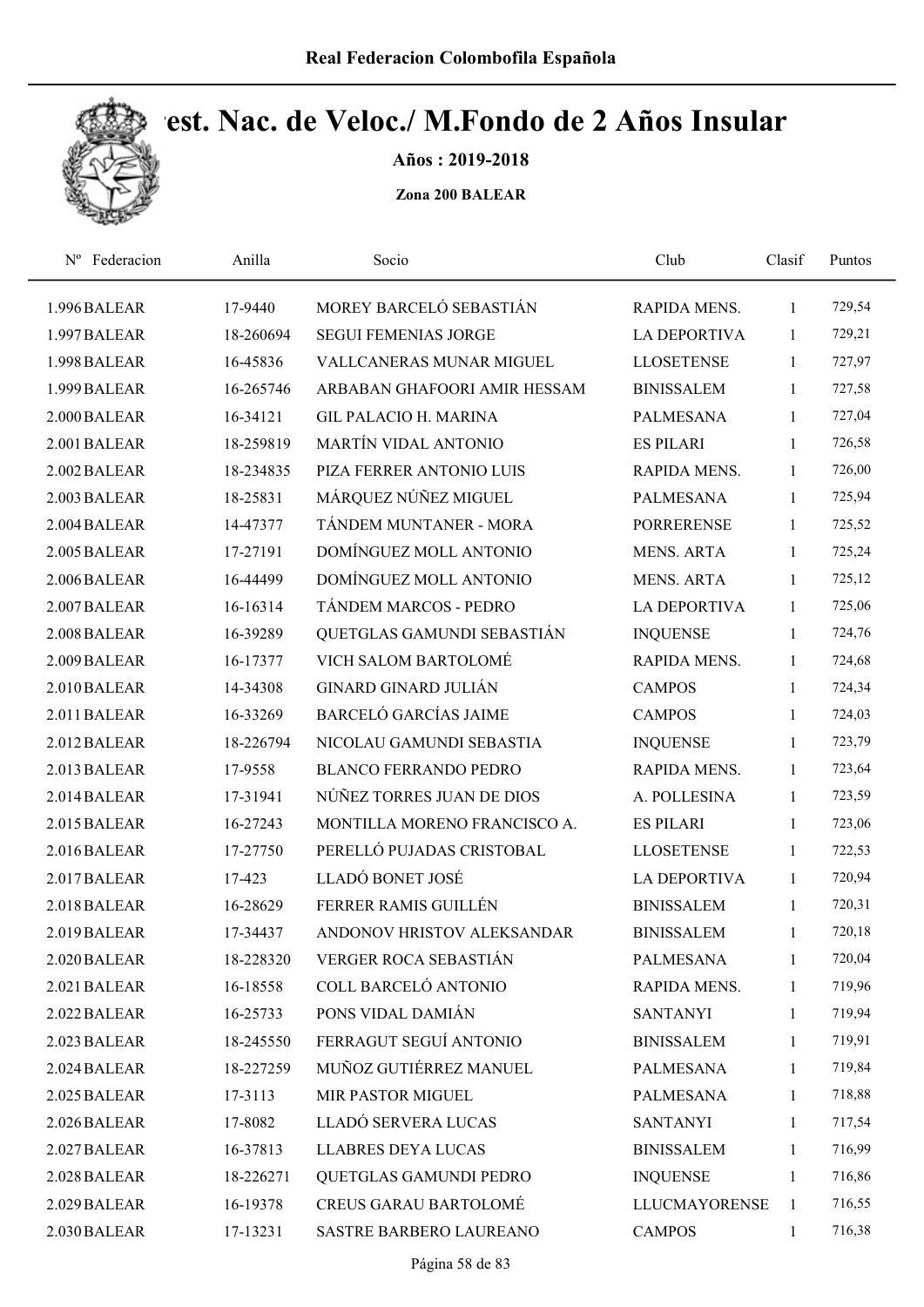# Real Federacion Colombofila Española

## Camp. Nac. de Veloc./ M.Fondo de 2 Años Insular

**Años : 2019-2018**

**Zona 200 BALEAR**

| Nº Federacion | Anilla | Socio | Club | Clasif | Puntos |
|---|---|---|---|---|---|
| 1.996 BALEAR | 17-9440 | MOREY BARCELÓ SEBASTIÁN | RAPIDA MENS. | 1 | 729,54 |
| 1.997 BALEAR | 18-260694 | SEGUI FEMENIAS JORGE | LA DEPORTIVA | 1 | 729,21 |
| 1.998 BALEAR | 16-45836 | VALLCANERAS MUNAR MIGUEL | LLOSETENSE | 1 | 727,97 |
| 1.999 BALEAR | 16-265746 | ARBABAN GHAFOORI AMIR HESSAM | BINISSALEM | 1 | 727,58 |
| 2.000 BALEAR | 16-34121 | GIL PALACIO H. MARINA | PALMESANA | 1 | 727,04 |
| 2.001 BALEAR | 18-259819 | MARTÍN VIDAL ANTONIO | ES PILARI | 1 | 726,58 |
| 2.002 BALEAR | 18-234835 | PIZA FERRER ANTONIO LUIS | RAPIDA MENS. | 1 | 726,00 |
| 2.003 BALEAR | 18-25831 | MÁRQUEZ NÚÑEZ MIGUEL | PALMESANA | 1 | 725,94 |
| 2.004 BALEAR | 14-47377 | TÁNDEM MUNTANER - MORA | PORRERENSE | 1 | 725,52 |
| 2.005 BALEAR | 17-27191 | DOMÍNGUEZ MOLL ANTONIO | MENS. ARTA | 1 | 725,24 |
| 2.006 BALEAR | 16-44499 | DOMÍNGUEZ MOLL ANTONIO | MENS. ARTA | 1 | 725,12 |
| 2.007 BALEAR | 16-16314 | TÁNDEM MARCOS - PEDRO | LA DEPORTIVA | 1 | 725,06 |
| 2.008 BALEAR | 16-39289 | QUETGLAS GAMUNDI SEBASTIÁN | INQUENSE | 1 | 724,76 |
| 2.009 BALEAR | 16-17377 | VICH SALOM BARTOLOMÉ | RAPIDA MENS. | 1 | 724,68 |
| 2.010 BALEAR | 14-34308 | GINARD GINARD JULIÁN | CAMPOS | 1 | 724,34 |
| 2.011 BALEAR | 16-33269 | BARCELÓ GARCÍAS JAIME | CAMPOS | 1 | 724,03 |
| 2.012 BALEAR | 18-226794 | NICOLAU GAMUNDI SEBASTIA | INQUENSE | 1 | 723,79 |
| 2.013 BALEAR | 17-9558 | BLANCO FERRANDO PEDRO | RAPIDA MENS. | 1 | 723,64 |
| 2.014 BALEAR | 17-31941 | NÚÑEZ TORRES JUAN DE DIOS | A. POLLESINA | 1 | 723,59 |
| 2.015 BALEAR | 16-27243 | MONTILLA MORENO FRANCISCO A. | ES PILARI | 1 | 723,06 |
| 2.016 BALEAR | 17-27750 | PERELLÓ PUJADAS CRISTOBAL | LLOSETENSE | 1 | 722,53 |
| 2.017 BALEAR | 17-423 | LLADÓ BONET JOSÉ | LA DEPORTIVA | 1 | 720,94 |
| 2.018 BALEAR | 16-28629 | FERRER RAMIS GUILLÉN | BINISSALEM | 1 | 720,31 |
| 2.019 BALEAR | 17-34437 | ANDONOV HRISTOV ALEKSANDAR | BINISSALEM | 1 | 720,18 |
| 2.020 BALEAR | 18-228320 | VERGER ROCA SEBASTIÁN | PALMESANA | 1 | 720,04 |
| 2.021 BALEAR | 16-18558 | COLL BARCELÓ ANTONIO | RAPIDA MENS. | 1 | 719,96 |
| 2.022 BALEAR | 16-25733 | PONS VIDAL DAMIÁN | SANTANYI | 1 | 719,94 |
| 2.023 BALEAR | 18-245550 | FERRAGUT SEGUÍ ANTONIO | BINISSALEM | 1 | 719,91 |
| 2.024 BALEAR | 18-227259 | MUÑOZ GUTIÉRREZ MANUEL | PALMESANA | 1 | 719,84 |
| 2.025 BALEAR | 17-3113 | MIR PASTOR MIGUEL | PALMESANA | 1 | 718,88 |
| 2.026 BALEAR | 17-8082 | LLADÓ SERVERA LUCAS | SANTANYI | 1 | 717,54 |
| 2.027 BALEAR | 16-37813 | LLABRES DEYA LUCAS | BINISSALEM | 1 | 716,99 |
| 2.028 BALEAR | 18-226271 | QUETGLAS GAMUNDI PEDRO | INQUENSE | 1 | 716,86 |
| 2.029 BALEAR | 16-19378 | CREUS GARAU BARTOLOMÉ | LLUCMAYORENSE | 1 | 716,55 |
| 2.030 BALEAR | 17-13231 | SASTRE BARBERO LAUREANO | CAMPOS | 1 | 716,38 |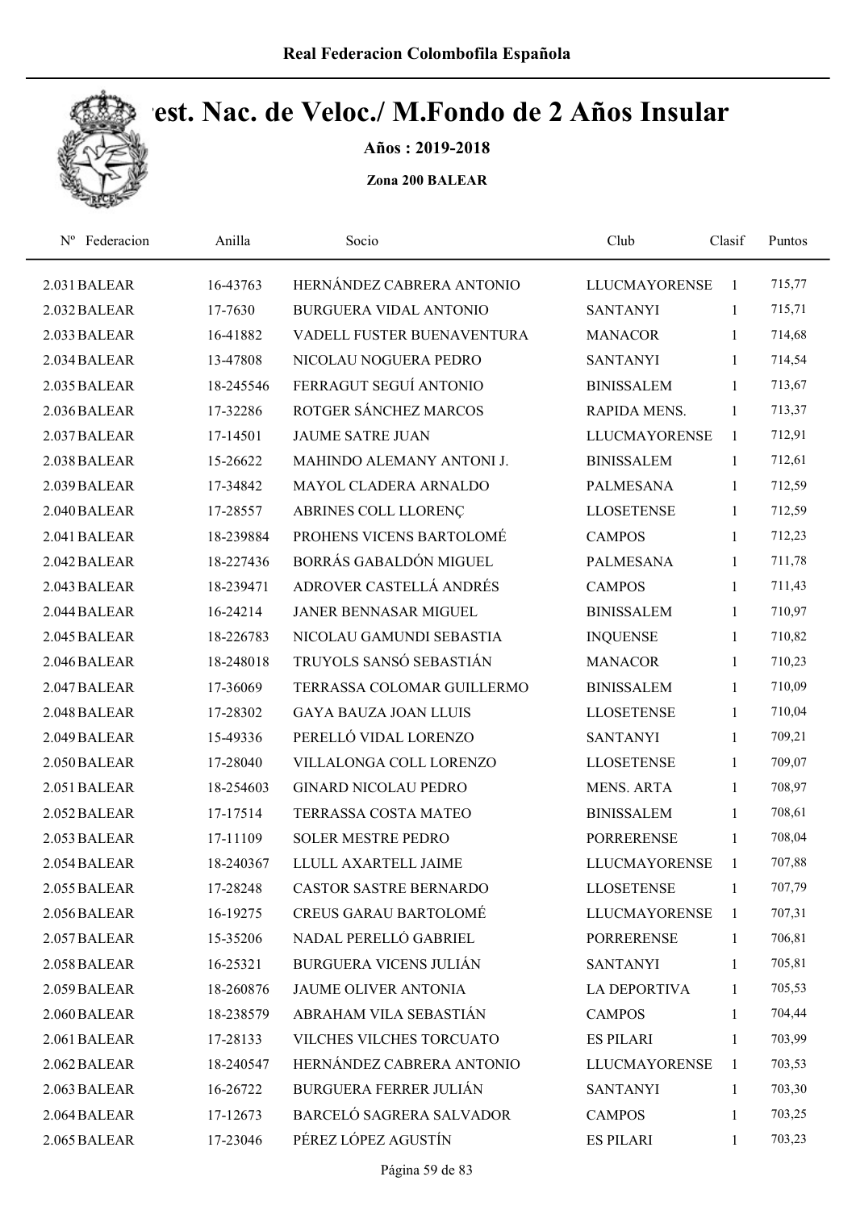# Real Federacion Colombofila Española

# Camp. Nac. de Veloc./ M.Fondo de 2 Años Insular

**Años : 2019-2018**

**Zona 200 BALEAR**

| Nº Federacion | Anilla | Socio | Club | Clasif | Puntos |
|---|---|---|---|---|---|
| 2.031 BALEAR | 16-43763 | HERNÁNDEZ CABRERA ANTONIO | LLUCMAYORENSE | 1 | 715,77 |
| 2.032 BALEAR | 17-7630 | BURGUERA VIDAL ANTONIO | SANTANYI | 1 | 715,71 |
| 2.033 BALEAR | 16-41882 | VADELL FUSTER BUENAVENTURA | MANACOR | 1 | 714,68 |
| 2.034 BALEAR | 13-47808 | NICOLAU NOGUERA PEDRO | SANTANYI | 1 | 714,54 |
| 2.035 BALEAR | 18-245546 | FERRAGUT SEGUÍ ANTONIO | BINISSALEM | 1 | 713,67 |
| 2.036 BALEAR | 17-32286 | ROTGER SÁNCHEZ MARCOS | RAPIDA MENS. | 1 | 713,37 |
| 2.037 BALEAR | 17-14501 | JAUME SATRE JUAN | LLUCMAYORENSE | 1 | 712,91 |
| 2.038 BALEAR | 15-26622 | MAHINDO ALEMANY ANTONI J. | BINISSALEM | 1 | 712,61 |
| 2.039 BALEAR | 17-34842 | MAYOL CLADERA ARNALDO | PALMESANA | 1 | 712,59 |
| 2.040 BALEAR | 17-28557 | ABRINES COLL LLORENÇ | LLOSETENSE | 1 | 712,59 |
| 2.041 BALEAR | 18-239884 | PROHENS VICENS BARTOLOMÉ | CAMPOS | 1 | 712,23 |
| 2.042 BALEAR | 18-227436 | BORRÁS GABALDÓN MIGUEL | PALMESANA | 1 | 711,78 |
| 2.043 BALEAR | 18-239471 | ADROVER CASTELLÁ ANDRÉS | CAMPOS | 1 | 711,43 |
| 2.044 BALEAR | 16-24214 | JANER BENNASAR MIGUEL | BINISSALEM | 1 | 710,97 |
| 2.045 BALEAR | 18-226783 | NICOLAU GAMUNDI SEBASTIA | INQUENSE | 1 | 710,82 |
| 2.046 BALEAR | 18-248018 | TRUYOLS SANSÓ SEBASTIÁN | MANACOR | 1 | 710,23 |
| 2.047 BALEAR | 17-36069 | TERRASSA COLOMAR GUILLERMO | BINISSALEM | 1 | 710,09 |
| 2.048 BALEAR | 17-28302 | GAYA BAUZA JOAN LLUIS | LLOSETENSE | 1 | 710,04 |
| 2.049 BALEAR | 15-49336 | PERELLÓ VIDAL LORENZO | SANTANYI | 1 | 709,21 |
| 2.050 BALEAR | 17-28040 | VILLALONGA COLL LORENZO | LLOSETENSE | 1 | 709,07 |
| 2.051 BALEAR | 18-254603 | GINARD NICOLAU PEDRO | MENS. ARTA | 1 | 708,97 |
| 2.052 BALEAR | 17-17514 | TERRASSA COSTA MATEO | BINISSALEM | 1 | 708,61 |
| 2.053 BALEAR | 17-11109 | SOLER MESTRE PEDRO | PORRERENSE | 1 | 708,04 |
| 2.054 BALEAR | 18-240367 | LLULL AXARTELL JAIME | LLUCMAYORENSE | 1 | 707,88 |
| 2.055 BALEAR | 17-28248 | CASTOR SASTRE BERNARDO | LLOSETENSE | 1 | 707,79 |
| 2.056 BALEAR | 16-19275 | CREUS GARAU BARTOLOMÉ | LLUCMAYORENSE | 1 | 707,31 |
| 2.057 BALEAR | 15-35206 | NADAL PERELLÓ GABRIEL | PORRERENSE | 1 | 706,81 |
| 2.058 BALEAR | 16-25321 | BURGUERA VICENS JULIÁN | SANTANYI | 1 | 705,81 |
| 2.059 BALEAR | 18-260876 | JAUME OLIVER ANTONIA | LA DEPORTIVA | 1 | 705,53 |
| 2.060 BALEAR | 18-238579 | ABRAHAM VILA SEBASTIÁN | CAMPOS | 1 | 704,44 |
| 2.061 BALEAR | 17-28133 | VILCHES VILCHES TORCUATO | ES PILARI | 1 | 703,99 |
| 2.062 BALEAR | 18-240547 | HERNÁNDEZ CABRERA ANTONIO | LLUCMAYORENSE | 1 | 703,53 |
| 2.063 BALEAR | 16-26722 | BURGUERA FERRER JULIÁN | SANTANYI | 1 | 703,30 |
| 2.064 BALEAR | 17-12673 | BARCELÓ SAGRERA SALVADOR | CAMPOS | 1 | 703,25 |
| 2.065 BALEAR | 17-23046 | PÉREZ LÓPEZ AGUSTÍN | ES PILARI | 1 | 703,23 |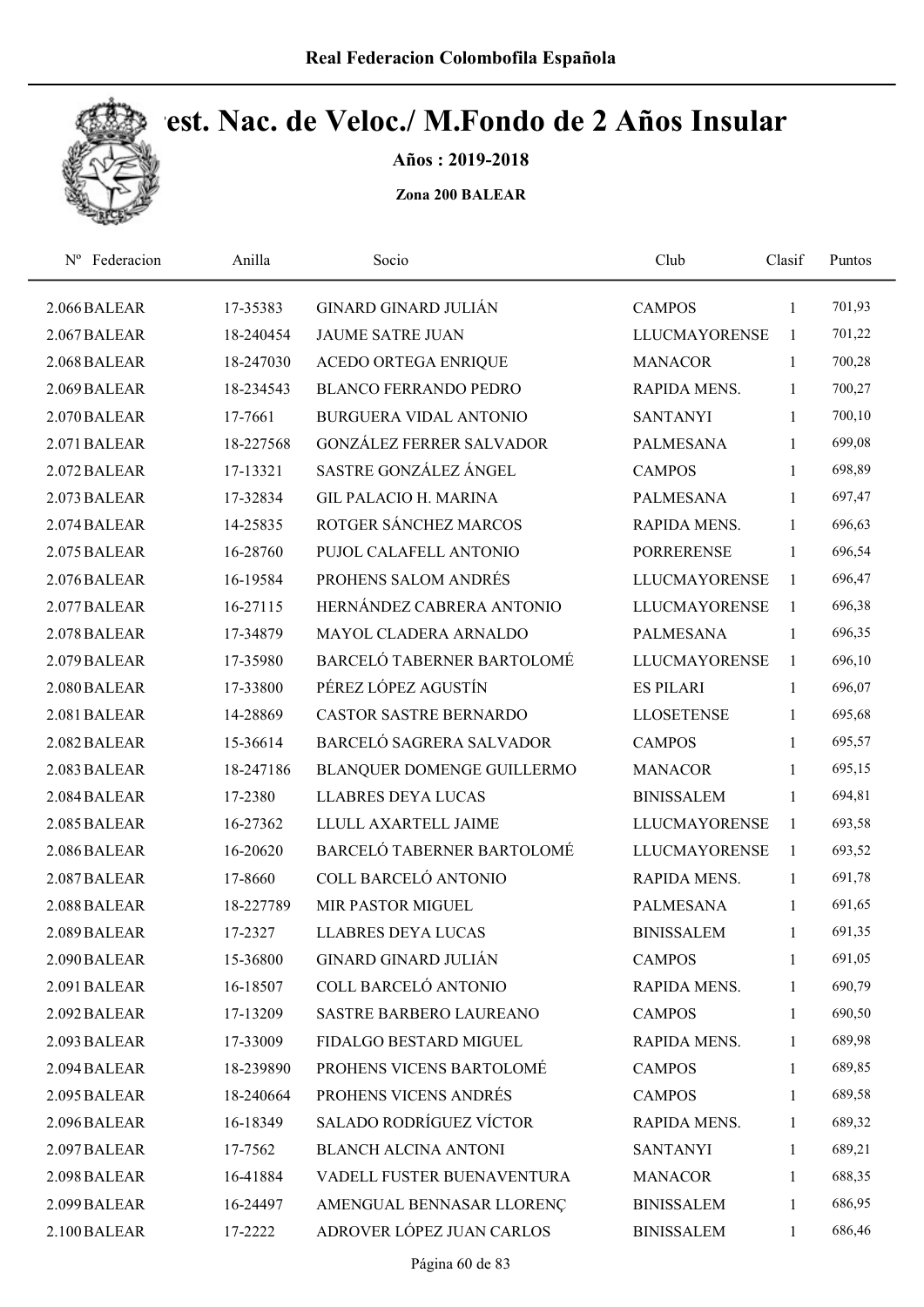Real Federacion Colombofila Española

# Camp. Nac. de Veloc./ M.Fondo de 2 Años Insular

**Años : 2019-2018**

**Zona 200 BALEAR**

| Nº | Federacion | Anilla | Socio | Club | Clasif | Puntos |
|---|---|---|---|---|---|---|
| 2.066 | BALEAR | 17-35383 | GINARD GINARD JULIÁN | CAMPOS | 1 | 701,93 |
| 2.067 | BALEAR | 18-240454 | JAUME SATRE JUAN | LLUCMAYORENSE | 1 | 701,22 |
| 2.068 | BALEAR | 18-247030 | ACEDO ORTEGA ENRIQUE | MANACOR | 1 | 700,28 |
| 2.069 | BALEAR | 18-234543 | BLANCO FERRANDO PEDRO | RAPIDA MENS. | 1 | 700,27 |
| 2.070 | BALEAR | 17-7661 | BURGUERA VIDAL ANTONIO | SANTANYI | 1 | 700,10 |
| 2.071 | BALEAR | 18-227568 | GONZÁLEZ FERRER SALVADOR | PALMESANA | 1 | 699,08 |
| 2.072 | BALEAR | 17-13321 | SASTRE GONZÁLEZ ÁNGEL | CAMPOS | 1 | 698,89 |
| 2.073 | BALEAR | 17-32834 | GIL PALACIO H. MARINA | PALMESANA | 1 | 697,47 |
| 2.074 | BALEAR | 14-25835 | ROTGER SÁNCHEZ MARCOS | RAPIDA MENS. | 1 | 696,63 |
| 2.075 | BALEAR | 16-28760 | PUJOL CALAFELL ANTONIO | PORRERENSE | 1 | 696,54 |
| 2.076 | BALEAR | 16-19584 | PROHENS SALOM ANDRÉS | LLUCMAYORENSE | 1 | 696,47 |
| 2.077 | BALEAR | 16-27115 | HERNÁNDEZ CABRERA ANTONIO | LLUCMAYORENSE | 1 | 696,38 |
| 2.078 | BALEAR | 17-34879 | MAYOL CLADERA ARNALDO | PALMESANA | 1 | 696,35 |
| 2.079 | BALEAR | 17-35980 | BARCELÓ TABERNER BARTOLOMÉ | LLUCMAYORENSE | 1 | 696,10 |
| 2.080 | BALEAR | 17-33800 | PÉREZ LÓPEZ AGUSTÍN | ES PILARI | 1 | 696,07 |
| 2.081 | BALEAR | 14-28869 | CASTOR SASTRE BERNARDO | LLOSETENSE | 1 | 695,68 |
| 2.082 | BALEAR | 15-36614 | BARCELÓ SAGRERA SALVADOR | CAMPOS | 1 | 695,57 |
| 2.083 | BALEAR | 18-247186 | BLANQUER DOMENGE GUILLERMO | MANACOR | 1 | 695,15 |
| 2.084 | BALEAR | 17-2380 | LLABRES DEYA LUCAS | BINISSALEM | 1 | 694,81 |
| 2.085 | BALEAR | 16-27362 | LLULL AXARTELL JAIME | LLUCMAYORENSE | 1 | 693,58 |
| 2.086 | BALEAR | 16-20620 | BARCELÓ TABERNER BARTOLOMÉ | LLUCMAYORENSE | 1 | 693,52 |
| 2.087 | BALEAR | 17-8660 | COLL BARCELÓ ANTONIO | RAPIDA MENS. | 1 | 691,78 |
| 2.088 | BALEAR | 18-227789 | MIR PASTOR MIGUEL | PALMESANA | 1 | 691,65 |
| 2.089 | BALEAR | 17-2327 | LLABRES DEYA LUCAS | BINISSALEM | 1 | 691,35 |
| 2.090 | BALEAR | 15-36800 | GINARD GINARD JULIÁN | CAMPOS | 1 | 691,05 |
| 2.091 | BALEAR | 16-18507 | COLL BARCELÓ ANTONIO | RAPIDA MENS. | 1 | 690,79 |
| 2.092 | BALEAR | 17-13209 | SASTRE BARBERO LAUREANO | CAMPOS | 1 | 690,50 |
| 2.093 | BALEAR | 17-33009 | FIDALGO BESTARD MIGUEL | RAPIDA MENS. | 1 | 689,98 |
| 2.094 | BALEAR | 18-239890 | PROHENS VICENS BARTOLOMÉ | CAMPOS | 1 | 689,85 |
| 2.095 | BALEAR | 18-240664 | PROHENS VICENS ANDRÉS | CAMPOS | 1 | 689,58 |
| 2.096 | BALEAR | 16-18349 | SALADO RODRÍGUEZ VÍCTOR | RAPIDA MENS. | 1 | 689,32 |
| 2.097 | BALEAR | 17-7562 | BLANCH ALCINA ANTONI | SANTANYI | 1 | 689,21 |
| 2.098 | BALEAR | 16-41884 | VADELL FUSTER BUENAVENTURA | MANACOR | 1 | 688,35 |
| 2.099 | BALEAR | 16-24497 | AMENGUAL BENNASAR LLORENÇ | BINISSALEM | 1 | 686,95 |
| 2.100 | BALEAR | 17-2222 | ADROVER LÓPEZ JUAN CARLOS | BINISSALEM | 1 | 686,46 |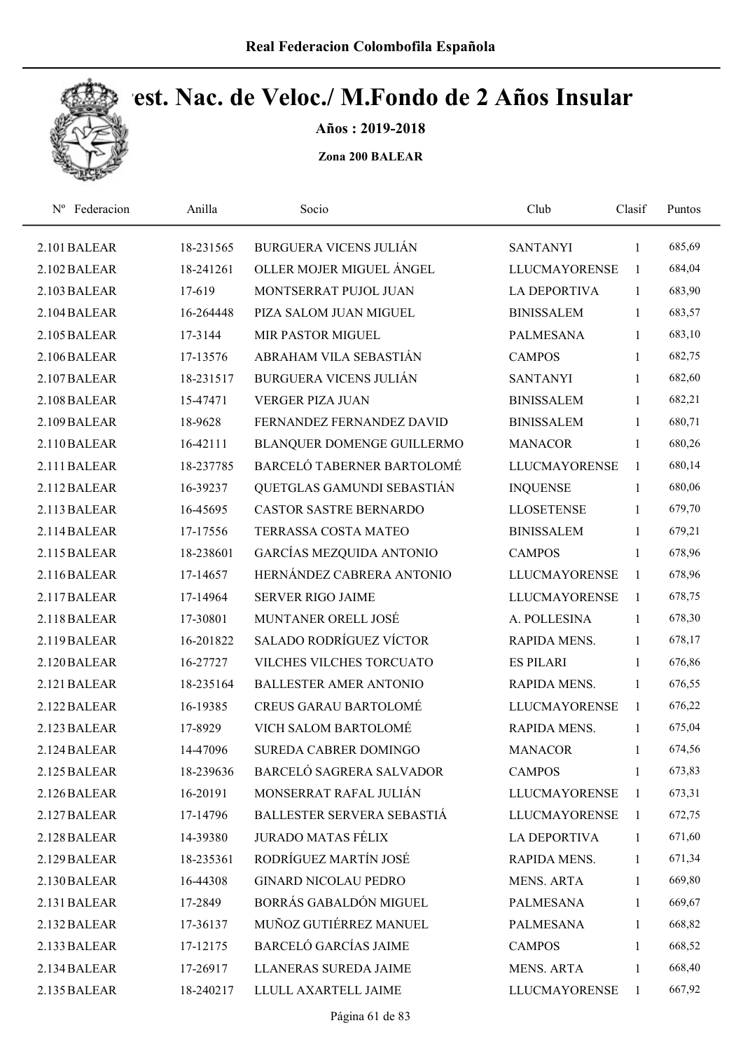# Camp. Nac. de Veloc./ M.Fondo de 2 Años Insular

**Años : 2019-2018**

**Zona 200 BALEAR**

| Nº | Federacion | Anilla | Socio | Club | Clasif | Puntos |
|---|---|---|---|---|---|---|
| 2.101 | BALEAR | 18-231565 | BURGUERA VICENS JULIÁN | SANTANYI | 1 | 685,69 |
| 2.102 | BALEAR | 18-241261 | OLLER MOJER MIGUEL ÁNGEL | LLUCMAYORENSE | 1 | 684,04 |
| 2.103 | BALEAR | 17-619 | MONTSERRAT PUJOL JUAN | LA DEPORTIVA | 1 | 683,90 |
| 2.104 | BALEAR | 16-264448 | PIZA SALOM JUAN MIGUEL | BINISSALEM | 1 | 683,57 |
| 2.105 | BALEAR | 17-3144 | MIR PASTOR MIGUEL | PALMESANA | 1 | 683,10 |
| 2.106 | BALEAR | 17-13576 | ABRAHAM VILA SEBASTIÁN | CAMPOS | 1 | 682,75 |
| 2.107 | BALEAR | 18-231517 | BURGUERA VICENS JULIÁN | SANTANYI | 1 | 682,60 |
| 2.108 | BALEAR | 15-47471 | VERGER PIZA JUAN | BINISSALEM | 1 | 682,21 |
| 2.109 | BALEAR | 18-9628 | FERNANDEZ FERNANDEZ DAVID | BINISSALEM | 1 | 680,71 |
| 2.110 | BALEAR | 16-42111 | BLANQUER DOMENGE GUILLERMO | MANACOR | 1 | 680,26 |
| 2.111 | BALEAR | 18-237785 | BARCELÓ TABERNER BARTOLOMÉ | LLUCMAYORENSE | 1 | 680,14 |
| 2.112 | BALEAR | 16-39237 | QUETGLAS GAMUNDI SEBASTIÁN | INQUENSE | 1 | 680,06 |
| 2.113 | BALEAR | 16-45695 | CASTOR SASTRE BERNARDO | LLOSETENSE | 1 | 679,70 |
| 2.114 | BALEAR | 17-17556 | TERRASSA COSTA MATEO | BINISSALEM | 1 | 679,21 |
| 2.115 | BALEAR | 18-238601 | GARCÍAS MEZQUIDA ANTONIO | CAMPOS | 1 | 678,96 |
| 2.116 | BALEAR | 17-14657 | HERNÁNDEZ CABRERA ANTONIO | LLUCMAYORENSE | 1 | 678,96 |
| 2.117 | BALEAR | 17-14964 | SERVER RIGO JAIME | LLUCMAYORENSE | 1 | 678,75 |
| 2.118 | BALEAR | 17-30801 | MUNTANER ORELL JOSÉ | A. POLLESINA | 1 | 678,30 |
| 2.119 | BALEAR | 16-201822 | SALADO RODRÍGUEZ VÍCTOR | RAPIDA MENS. | 1 | 678,17 |
| 2.120 | BALEAR | 16-27727 | VILCHES VILCHES TORCUATO | ES PILARI | 1 | 676,86 |
| 2.121 | BALEAR | 18-235164 | BALLESTER AMER ANTONIO | RAPIDA MENS. | 1 | 676,55 |
| 2.122 | BALEAR | 16-19385 | CREUS GARAU BARTOLOMÉ | LLUCMAYORENSE | 1 | 676,22 |
| 2.123 | BALEAR | 17-8929 | VICH SALOM BARTOLOMÉ | RAPIDA MENS. | 1 | 675,04 |
| 2.124 | BALEAR | 14-47096 | SUREDA CABRER DOMINGO | MANACOR | 1 | 674,56 |
| 2.125 | BALEAR | 18-239636 | BARCELÓ SAGRERA SALVADOR | CAMPOS | 1 | 673,83 |
| 2.126 | BALEAR | 16-20191 | MONSERRAT RAFAL JULIÁN | LLUCMAYORENSE | 1 | 673,31 |
| 2.127 | BALEAR | 17-14796 | BALLESTER SERVERA SEBASTIÁ | LLUCMAYORENSE | 1 | 672,75 |
| 2.128 | BALEAR | 14-39380 | JURADO MATAS FÉLIX | LA DEPORTIVA | 1 | 671,60 |
| 2.129 | BALEAR | 18-235361 | RODRÍGUEZ MARTÍN JOSÉ | RAPIDA MENS. | 1 | 671,34 |
| 2.130 | BALEAR | 16-44308 | GINARD NICOLAU PEDRO | MENS. ARTA | 1 | 669,80 |
| 2.131 | BALEAR | 17-2849 | BORRÁS GABALDÓN MIGUEL | PALMESANA | 1 | 669,67 |
| 2.132 | BALEAR | 17-36137 | MUÑOZ GUTIÉRREZ MANUEL | PALMESANA | 1 | 668,82 |
| 2.133 | BALEAR | 17-12175 | BARCELÓ GARCÍAS JAIME | CAMPOS | 1 | 668,52 |
| 2.134 | BALEAR | 17-26917 | LLANERAS SUREDA JAIME | MENS. ARTA | 1 | 668,40 |
| 2.135 | BALEAR | 18-240217 | LLULL AXARTELL JAIME | LLUCMAYORENSE | 1 | 667,92 |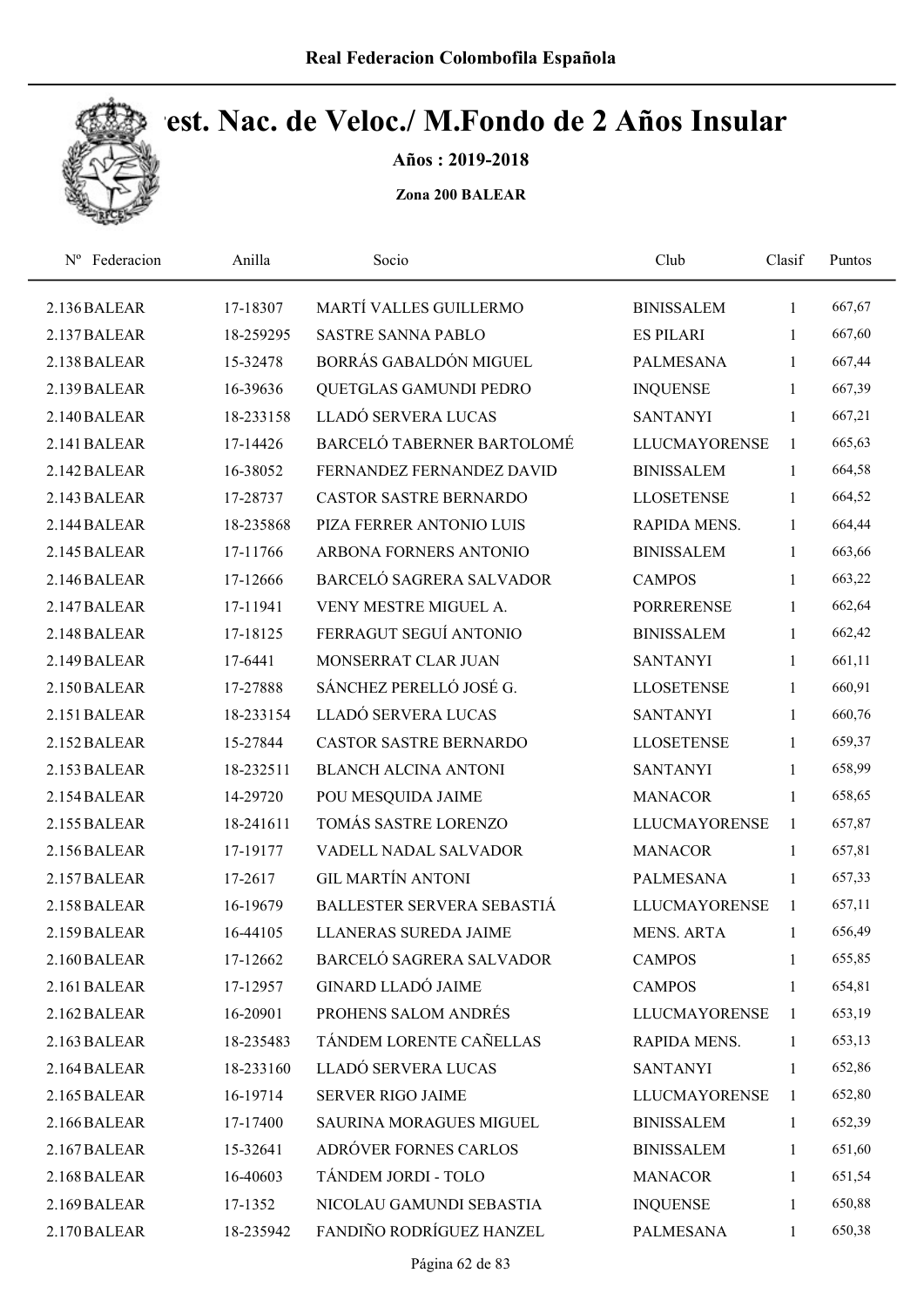# Real Federacion Colombofila Española

## Cest. Nac. de Veloc./ M.Fondo de 2 Años Insular

**Años : 2019-2018**

**Zona 200 BALEAR**

| Nº | Federacion | Anilla | Socio | Club | Clasif | Puntos |
|---|---|---|---|---|---|---|
| 2.136 | BALEAR | 17-18307 | MARTÍ VALLES GUILLERMO | BINISSALEM | 1 | 667,67 |
| 2.137 | BALEAR | 18-259295 | SASTRE SANNA PABLO | ES PILARI | 1 | 667,60 |
| 2.138 | BALEAR | 15-32478 | BORRÁS GABALDÓN MIGUEL | PALMESANA | 1 | 667,44 |
| 2.139 | BALEAR | 16-39636 | QUETGLAS GAMUNDI PEDRO | INQUENSE | 1 | 667,39 |
| 2.140 | BALEAR | 18-233158 | LLADÓ SERVERA LUCAS | SANTANYI | 1 | 667,21 |
| 2.141 | BALEAR | 17-14426 | BARCELÓ TABERNER BARTOLOMÉ | LLUCMAYORENSE | 1 | 665,63 |
| 2.142 | BALEAR | 16-38052 | FERNANDEZ FERNANDEZ DAVID | BINISSALEM | 1 | 664,58 |
| 2.143 | BALEAR | 17-28737 | CASTOR SASTRE BERNARDO | LLOSETENSE | 1 | 664,52 |
| 2.144 | BALEAR | 18-235868 | PIZA FERRER ANTONIO LUIS | RAPIDA MENS. | 1 | 664,44 |
| 2.145 | BALEAR | 17-11766 | ARBONA FORNERS ANTONIO | BINISSALEM | 1 | 663,66 |
| 2.146 | BALEAR | 17-12666 | BARCELÓ SAGRERA SALVADOR | CAMPOS | 1 | 663,22 |
| 2.147 | BALEAR | 17-11941 | VENY MESTRE MIGUEL A. | PORRERENSE | 1 | 662,64 |
| 2.148 | BALEAR | 17-18125 | FERRAGUT SEGUÍ ANTONIO | BINISSALEM | 1 | 662,42 |
| 2.149 | BALEAR | 17-6441 | MONSERRAT CLAR JUAN | SANTANYI | 1 | 661,11 |
| 2.150 | BALEAR | 17-27888 | SÁNCHEZ PERELLÓ JOSÉ G. | LLOSETENSE | 1 | 660,91 |
| 2.151 | BALEAR | 18-233154 | LLADÓ SERVERA LUCAS | SANTANYI | 1 | 660,76 |
| 2.152 | BALEAR | 15-27844 | CASTOR SASTRE BERNARDO | LLOSETENSE | 1 | 659,37 |
| 2.153 | BALEAR | 18-232511 | BLANCH ALCINA ANTONI | SANTANYI | 1 | 658,99 |
| 2.154 | BALEAR | 14-29720 | POU MESQUIDA JAIME | MANACOR | 1 | 658,65 |
| 2.155 | BALEAR | 18-241611 | TOMÁS SASTRE LORENZO | LLUCMAYORENSE | 1 | 657,87 |
| 2.156 | BALEAR | 17-19177 | VADELL NADAL SALVADOR | MANACOR | 1 | 657,81 |
| 2.157 | BALEAR | 17-2617 | GIL MARTÍN ANTONI | PALMESANA | 1 | 657,33 |
| 2.158 | BALEAR | 16-19679 | BALLESTER SERVERA SEBASTIÁ | LLUCMAYORENSE | 1 | 657,11 |
| 2.159 | BALEAR | 16-44105 | LLANERAS SUREDA JAIME | MENS. ARTA | 1 | 656,49 |
| 2.160 | BALEAR | 17-12662 | BARCELÓ SAGRERA SALVADOR | CAMPOS | 1 | 655,85 |
| 2.161 | BALEAR | 17-12957 | GINARD LLADÓ JAIME | CAMPOS | 1 | 654,81 |
| 2.162 | BALEAR | 16-20901 | PROHENS SALOM ANDRÉS | LLUCMAYORENSE | 1 | 653,19 |
| 2.163 | BALEAR | 18-235483 | TÁNDEM LORENTE CAÑELLAS | RAPIDA MENS. | 1 | 653,13 |
| 2.164 | BALEAR | 18-233160 | LLADÓ SERVERA LUCAS | SANTANYI | 1 | 652,86 |
| 2.165 | BALEAR | 16-19714 | SERVER RIGO JAIME | LLUCMAYORENSE | 1 | 652,80 |
| 2.166 | BALEAR | 17-17400 | SAURINA MORAGUES MIGUEL | BINISSALEM | 1 | 652,39 |
| 2.167 | BALEAR | 15-32641 | ADRÓVER FORNES CARLOS | BINISSALEM | 1 | 651,60 |
| 2.168 | BALEAR | 16-40603 | TÁNDEM JORDI - TOLO | MANACOR | 1 | 651,54 |
| 2.169 | BALEAR | 17-1352 | NICOLAU GAMUNDI SEBASTIA | INQUENSE | 1 | 650,88 |
| 2.170 | BALEAR | 18-235942 | FANDIÑO RODRÍGUEZ HANZEL | PALMESANA | 1 | 650,38 |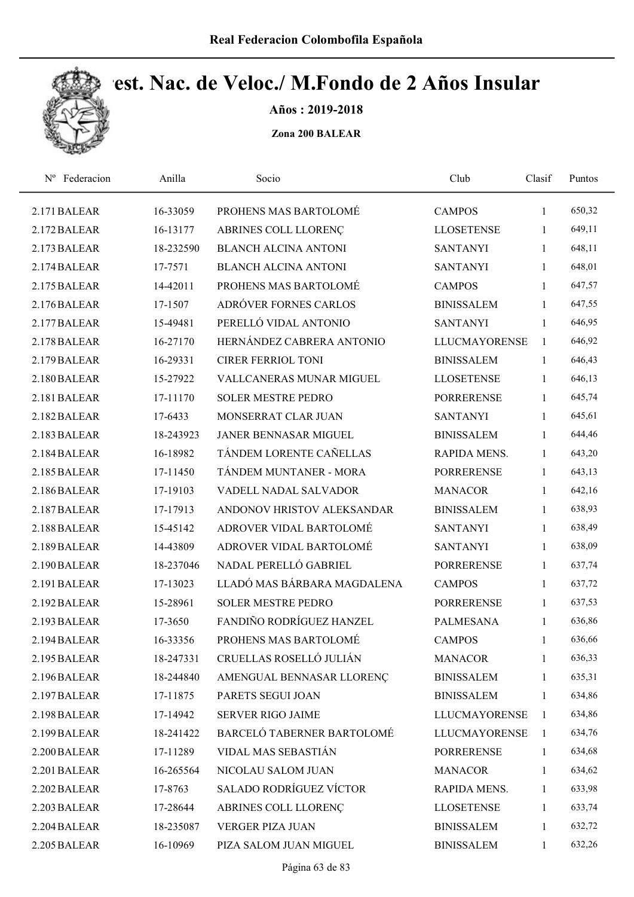# Real Federacion Colombofila Española

## Cest. Nac. de Veloc./ M.Fondo de 2 Años Insular

**Años : 2019-2018**

**Zona 200 BALEAR**

| Nº | Federacion | Anilla | Socio | Club | Clasif | Puntos |
|---|---|---|---|---|---|---|
| 2.171 | BALEAR | 16-33059 | PROHENS MAS BARTOLOMÉ | CAMPOS | 1 | 650,32 |
| 2.172 | BALEAR | 16-13177 | ABRINES COLL LLORENÇ | LLOSETENSE | 1 | 649,11 |
| 2.173 | BALEAR | 18-232590 | BLANCH ALCINA ANTONI | SANTANYI | 1 | 648,11 |
| 2.174 | BALEAR | 17-7571 | BLANCH ALCINA ANTONI | SANTANYI | 1 | 648,01 |
| 2.175 | BALEAR | 14-42011 | PROHENS MAS BARTOLOMÉ | CAMPOS | 1 | 647,57 |
| 2.176 | BALEAR | 17-1507 | ADRÓVER FORNES CARLOS | BINISSALEM | 1 | 647,55 |
| 2.177 | BALEAR | 15-49481 | PERELLÓ VIDAL ANTONIO | SANTANYI | 1 | 646,95 |
| 2.178 | BALEAR | 16-27170 | HERNÁNDEZ CABRERA ANTONIO | LLUCMAYORENSE | 1 | 646,92 |
| 2.179 | BALEAR | 16-29331 | CIRER FERRIOL TONI | BINISSALEM | 1 | 646,43 |
| 2.180 | BALEAR | 15-27922 | VALLCANERAS MUNAR MIGUEL | LLOSETENSE | 1 | 646,13 |
| 2.181 | BALEAR | 17-11170 | SOLER MESTRE PEDRO | PORRERENSE | 1 | 645,74 |
| 2.182 | BALEAR | 17-6433 | MONSERRAT CLAR JUAN | SANTANYI | 1 | 645,61 |
| 2.183 | BALEAR | 18-243923 | JANER BENNASAR MIGUEL | BINISSALEM | 1 | 644,46 |
| 2.184 | BALEAR | 16-18982 | TÁNDEM LORENTE CAÑELLAS | RAPIDA MENS. | 1 | 643,20 |
| 2.185 | BALEAR | 17-11450 | TÁNDEM MUNTANER - MORA | PORRERENSE | 1 | 643,13 |
| 2.186 | BALEAR | 17-19103 | VADELL NADAL SALVADOR | MANACOR | 1 | 642,16 |
| 2.187 | BALEAR | 17-17913 | ANDONOV HRISTOV ALEKSANDAR | BINISSALEM | 1 | 638,93 |
| 2.188 | BALEAR | 15-45142 | ADROVER VIDAL BARTOLOMÉ | SANTANYI | 1 | 638,49 |
| 2.189 | BALEAR | 14-43809 | ADROVER VIDAL BARTOLOMÉ | SANTANYI | 1 | 638,09 |
| 2.190 | BALEAR | 18-237046 | NADAL PERELLÓ GABRIEL | PORRERENSE | 1 | 637,74 |
| 2.191 | BALEAR | 17-13023 | LLADÓ MAS BÁRBARA MAGDALENA | CAMPOS | 1 | 637,72 |
| 2.192 | BALEAR | 15-28961 | SOLER MESTRE PEDRO | PORRERENSE | 1 | 637,53 |
| 2.193 | BALEAR | 17-3650 | FANDIÑO RODRÍGUEZ HANZEL | PALMESANA | 1 | 636,86 |
| 2.194 | BALEAR | 16-33356 | PROHENS MAS BARTOLOMÉ | CAMPOS | 1 | 636,66 |
| 2.195 | BALEAR | 18-247331 | CRUELLAS ROSELLÓ JULIÁN | MANACOR | 1 | 636,33 |
| 2.196 | BALEAR | 18-244840 | AMENGUAL BENNASAR LLORENÇ | BINISSALEM | 1 | 635,31 |
| 2.197 | BALEAR | 17-11875 | PARETS SEGUI JOAN | BINISSALEM | 1 | 634,86 |
| 2.198 | BALEAR | 17-14942 | SERVER RIGO JAIME | LLUCMAYORENSE | 1 | 634,86 |
| 2.199 | BALEAR | 18-241422 | BARCELÓ TABERNER BARTOLOMÉ | LLUCMAYORENSE | 1 | 634,76 |
| 2.200 | BALEAR | 17-11289 | VIDAL MAS SEBASTIÁN | PORRERENSE | 1 | 634,68 |
| 2.201 | BALEAR | 16-265564 | NICOLAU SALOM JUAN | MANACOR | 1 | 634,62 |
| 2.202 | BALEAR | 17-8763 | SALADO RODRÍGUEZ VÍCTOR | RAPIDA MENS. | 1 | 633,98 |
| 2.203 | BALEAR | 17-28644 | ABRINES COLL LLORENÇ | LLOSETENSE | 1 | 633,74 |
| 2.204 | BALEAR | 18-235087 | VERGER PIZA JUAN | BINISSALEM | 1 | 632,72 |
| 2.205 | BALEAR | 16-10969 | PIZA SALOM JUAN MIGUEL | BINISSALEM | 1 | 632,26 |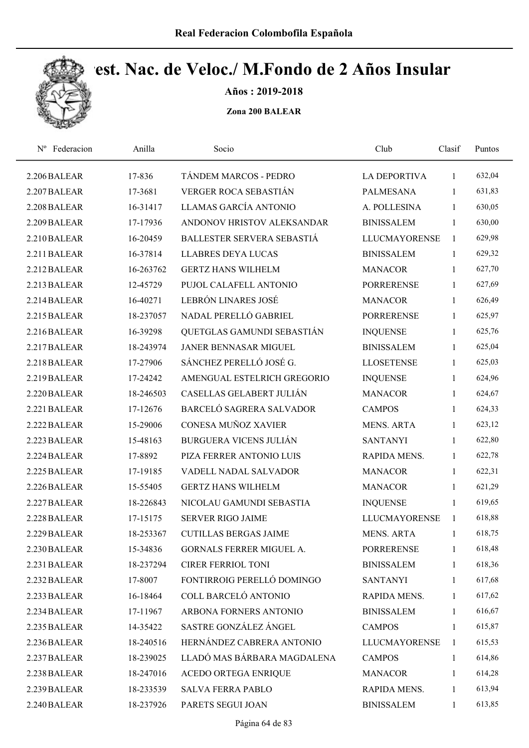# Real Federacion Colombofila Española

## Est. Nac. de Veloc./ M.Fondo de 2 Años Insular

**Años : 2019-2018**

**Zona 200 BALEAR**

| Nº Federacion | Anilla | Socio | Club | Clasif | Puntos |
|---|---|---|---|---|---|
| 2.206 BALEAR | 17-836 | TÁNDEM MARCOS - PEDRO | LA DEPORTIVA | 1 | 632,04 |
| 2.207 BALEAR | 17-3681 | VERGER ROCA SEBASTIÁN | PALMESANA | 1 | 631,83 |
| 2.208 BALEAR | 16-31417 | LLAMAS GARCÍA ANTONIO | A. POLLESINA | 1 | 630,05 |
| 2.209 BALEAR | 17-17936 | ANDONOV HRISTOV ALEKSANDAR | BINISSALEM | 1 | 630,00 |
| 2.210 BALEAR | 16-20459 | BALLESTER SERVERA SEBASTIÁ | LLUCMAYORENSE | 1 | 629,98 |
| 2.211 BALEAR | 16-37814 | LLABRES DEYA LUCAS | BINISSALEM | 1 | 629,32 |
| 2.212 BALEAR | 16-263762 | GERTZ HANS WILHELM | MANACOR | 1 | 627,70 |
| 2.213 BALEAR | 12-45729 | PUJOL CALAFELL ANTONIO | PORRERENSE | 1 | 627,69 |
| 2.214 BALEAR | 16-40271 | LEBRÓN LINARES JOSÉ | MANACOR | 1 | 626,49 |
| 2.215 BALEAR | 18-237057 | NADAL PERELLÓ GABRIEL | PORRERENSE | 1 | 625,97 |
| 2.216 BALEAR | 16-39298 | QUETGLAS GAMUNDI SEBASTIÁN | INQUENSE | 1 | 625,76 |
| 2.217 BALEAR | 18-243974 | JANER BENNASAR MIGUEL | BINISSALEM | 1 | 625,04 |
| 2.218 BALEAR | 17-27906 | SÁNCHEZ PERELLÓ JOSÉ G. | LLOSETENSE | 1 | 625,03 |
| 2.219 BALEAR | 17-24242 | AMENGUAL ESTELRICH GREGORIO | INQUENSE | 1 | 624,96 |
| 2.220 BALEAR | 18-246503 | CASELLAS GELABERT JULIÁN | MANACOR | 1 | 624,67 |
| 2.221 BALEAR | 17-12676 | BARCELÓ SAGRERA SALVADOR | CAMPOS | 1 | 624,33 |
| 2.222 BALEAR | 15-29006 | CONESA MUÑOZ XAVIER | MENS. ARTA | 1 | 623,12 |
| 2.223 BALEAR | 15-48163 | BURGUERA VICENS JULIÁN | SANTANYI | 1 | 622,80 |
| 2.224 BALEAR | 17-8892 | PIZA FERRER ANTONIO LUIS | RAPIDA MENS. | 1 | 622,78 |
| 2.225 BALEAR | 17-19185 | VADELL NADAL SALVADOR | MANACOR | 1 | 622,31 |
| 2.226 BALEAR | 15-55405 | GERTZ HANS WILHELM | MANACOR | 1 | 621,29 |
| 2.227 BALEAR | 18-226843 | NICOLAU GAMUNDI SEBASTIA | INQUENSE | 1 | 619,65 |
| 2.228 BALEAR | 17-15175 | SERVER RIGO JAIME | LLUCMAYORENSE | 1 | 618,88 |
| 2.229 BALEAR | 18-253367 | CUTILLAS BERGAS JAIME | MENS. ARTA | 1 | 618,75 |
| 2.230 BALEAR | 15-34836 | GORNALS FERRER MIGUEL A. | PORRERENSE | 1 | 618,48 |
| 2.231 BALEAR | 18-237294 | CIRER FERRIOL TONI | BINISSALEM | 1 | 618,36 |
| 2.232 BALEAR | 17-8007 | FONTIRROIG PERELLÓ DOMINGO | SANTANYI | 1 | 617,68 |
| 2.233 BALEAR | 16-18464 | COLL BARCELÓ ANTONIO | RAPIDA MENS. | 1 | 617,62 |
| 2.234 BALEAR | 17-11967 | ARBONA FORNERS ANTONIO | BINISSALEM | 1 | 616,67 |
| 2.235 BALEAR | 14-35422 | SASTRE GONZÁLEZ ÁNGEL | CAMPOS | 1 | 615,87 |
| 2.236 BALEAR | 18-240516 | HERNÁNDEZ CABRERA ANTONIO | LLUCMAYORENSE | 1 | 615,53 |
| 2.237 BALEAR | 18-239025 | LLADÓ MAS BÁRBARA MAGDALENA | CAMPOS | 1 | 614,86 |
| 2.238 BALEAR | 18-247016 | ACEDO ORTEGA ENRIQUE | MANACOR | 1 | 614,28 |
| 2.239 BALEAR | 18-233539 | SALVA FERRA PABLO | RAPIDA MENS. | 1 | 613,94 |
| 2.240 BALEAR | 18-237926 | PARETS SEGUI JOAN | BINISSALEM | 1 | 613,85 |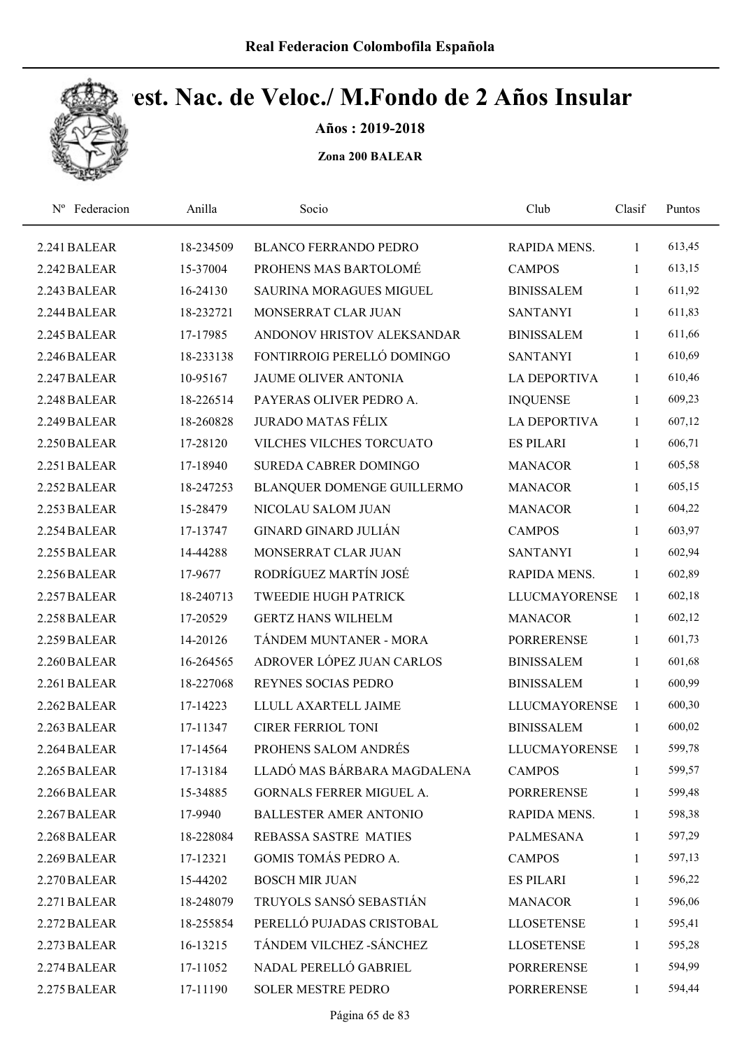# Real Federacion Colombofila Española

## Cest. Nac. de Veloc./ M.Fondo de 2 Años Insular

**Años : 2019-2018**

**Zona 200 BALEAR**

| Nº Federacion | Anilla | Socio | Club | Clasif | Puntos |
|---|---|---|---|---|---|
| 2.241 BALEAR | 18-234509 | BLANCO FERRANDO PEDRO | RAPIDA MENS. | 1 | 613,45 |
| 2.242 BALEAR | 15-37004 | PROHENS MAS BARTOLOMÉ | CAMPOS | 1 | 613,15 |
| 2.243 BALEAR | 16-24130 | SAURINA MORAGUES MIGUEL | BINISSALEM | 1 | 611,92 |
| 2.244 BALEAR | 18-232721 | MONSERRAT CLAR JUAN | SANTANYI | 1 | 611,83 |
| 2.245 BALEAR | 17-17985 | ANDONOV HRISTOV ALEKSANDAR | BINISSALEM | 1 | 611,66 |
| 2.246 BALEAR | 18-233138 | FONTIRROIG PERELLÓ DOMINGO | SANTANYI | 1 | 610,69 |
| 2.247 BALEAR | 10-95167 | JAUME OLIVER ANTONIA | LA DEPORTIVA | 1 | 610,46 |
| 2.248 BALEAR | 18-226514 | PAYERAS OLIVER PEDRO A. | INQUENSE | 1 | 609,23 |
| 2.249 BALEAR | 18-260828 | JURADO MATAS FÉLIX | LA DEPORTIVA | 1 | 607,12 |
| 2.250 BALEAR | 17-28120 | VILCHES VILCHES TORCUATO | ES PILARI | 1 | 606,71 |
| 2.251 BALEAR | 17-18940 | SUREDA CABRER DOMINGO | MANACOR | 1 | 605,58 |
| 2.252 BALEAR | 18-247253 | BLANQUER DOMENGE GUILLERMO | MANACOR | 1 | 605,15 |
| 2.253 BALEAR | 15-28479 | NICOLAU SALOM JUAN | MANACOR | 1 | 604,22 |
| 2.254 BALEAR | 17-13747 | GINARD GINARD JULIÁN | CAMPOS | 1 | 603,97 |
| 2.255 BALEAR | 14-44288 | MONSERRAT CLAR JUAN | SANTANYI | 1 | 602,94 |
| 2.256 BALEAR | 17-9677 | RODRÍGUEZ MARTÍN JOSÉ | RAPIDA MENS. | 1 | 602,89 |
| 2.257 BALEAR | 18-240713 | TWEEDIE HUGH PATRICK | LLUCMAYORENSE | 1 | 602,18 |
| 2.258 BALEAR | 17-20529 | GERTZ HANS WILHELM | MANACOR | 1 | 602,12 |
| 2.259 BALEAR | 14-20126 | TÁNDEM MUNTANER - MORA | PORRERENSE | 1 | 601,73 |
| 2.260 BALEAR | 16-264565 | ADROVER LÓPEZ JUAN CARLOS | BINISSALEM | 1 | 601,68 |
| 2.261 BALEAR | 18-227068 | REYNES SOCIAS PEDRO | BINISSALEM | 1 | 600,99 |
| 2.262 BALEAR | 17-14223 | LLULL AXARTELL JAIME | LLUCMAYORENSE | 1 | 600,30 |
| 2.263 BALEAR | 17-11347 | CIRER FERRIOL TONI | BINISSALEM | 1 | 600,02 |
| 2.264 BALEAR | 17-14564 | PROHENS SALOM ANDRÉS | LLUCMAYORENSE | 1 | 599,78 |
| 2.265 BALEAR | 17-13184 | LLADÓ MAS BÁRBARA MAGDALENA | CAMPOS | 1 | 599,57 |
| 2.266 BALEAR | 15-34885 | GORNALS FERRER MIGUEL A. | PORRERENSE | 1 | 599,48 |
| 2.267 BALEAR | 17-9940 | BALLESTER AMER ANTONIO | RAPIDA MENS. | 1 | 598,38 |
| 2.268 BALEAR | 18-228084 | REBASSA SASTRE MATIES | PALMESANA | 1 | 597,29 |
| 2.269 BALEAR | 17-12321 | GOMIS TOMÁS PEDRO A. | CAMPOS | 1 | 597,13 |
| 2.270 BALEAR | 15-44202 | BOSCH MIR JUAN | ES PILARI | 1 | 596,22 |
| 2.271 BALEAR | 18-248079 | TRUYOLS SANSÓ SEBASTIÁN | MANACOR | 1 | 596,06 |
| 2.272 BALEAR | 18-255854 | PERELLÓ PUJADAS CRISTOBAL | LLOSETENSE | 1 | 595,41 |
| 2.273 BALEAR | 16-13215 | TÁNDEM VILCHEZ -SÁNCHEZ | LLOSETENSE | 1 | 595,28 |
| 2.274 BALEAR | 17-11052 | NADAL PERELLÓ GABRIEL | PORRERENSE | 1 | 594,99 |
| 2.275 BALEAR | 17-11190 | SOLER MESTRE PEDRO | PORRERENSE | 1 | 594,44 |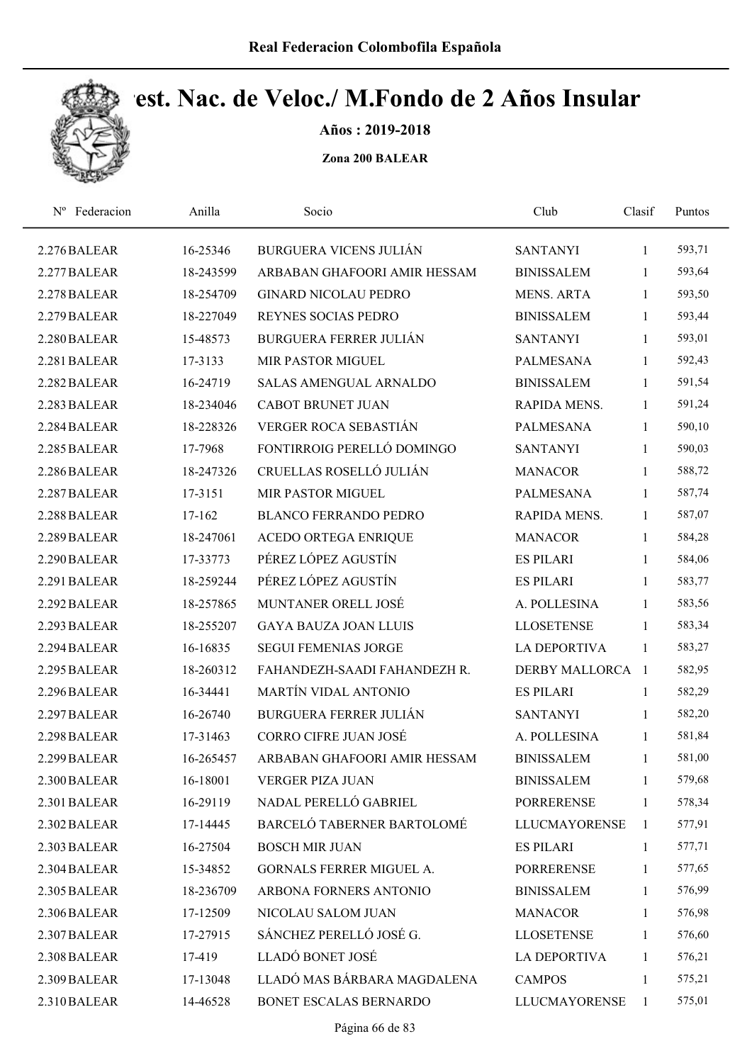# Real Federacion Colombofila Española

## Camp. Nac. de Veloc./ M.Fondo de 2 Años Insular

**Años : 2019-2018**

**Zona 200 BALEAR**

| Nº Federacion | Anilla | Socio | Club | Clasif | Puntos |
|---|---|---|---|---|---|
| 2.276 BALEAR | 16-25346 | BURGUERA VICENS JULIÁN | SANTANYI | 1 | 593,71 |
| 2.277 BALEAR | 18-243599 | ARBABAN GHAFOORI AMIR HESSAM | BINISSALEM | 1 | 593,64 |
| 2.278 BALEAR | 18-254709 | GINARD NICOLAU PEDRO | MENS. ARTA | 1 | 593,50 |
| 2.279 BALEAR | 18-227049 | REYNES SOCIAS PEDRO | BINISSALEM | 1 | 593,44 |
| 2.280 BALEAR | 15-48573 | BURGUERA FERRER JULIÁN | SANTANYI | 1 | 593,01 |
| 2.281 BALEAR | 17-3133 | MIR PASTOR MIGUEL | PALMESANA | 1 | 592,43 |
| 2.282 BALEAR | 16-24719 | SALAS AMENGUAL ARNALDO | BINISSALEM | 1 | 591,54 |
| 2.283 BALEAR | 18-234046 | CABOT BRUNET JUAN | RAPIDA MENS. | 1 | 591,24 |
| 2.284 BALEAR | 18-228326 | VERGER ROCA SEBASTIÁN | PALMESANA | 1 | 590,10 |
| 2.285 BALEAR | 17-7968 | FONTIRROIG PERELLÓ DOMINGO | SANTANYI | 1 | 590,03 |
| 2.286 BALEAR | 18-247326 | CRUELLAS ROSELLÓ JULIÁN | MANACOR | 1 | 588,72 |
| 2.287 BALEAR | 17-3151 | MIR PASTOR MIGUEL | PALMESANA | 1 | 587,74 |
| 2.288 BALEAR | 17-162 | BLANCO FERRANDO PEDRO | RAPIDA MENS. | 1 | 587,07 |
| 2.289 BALEAR | 18-247061 | ACEDO ORTEGA ENRIQUE | MANACOR | 1 | 584,28 |
| 2.290 BALEAR | 17-33773 | PÉREZ LÓPEZ AGUSTÍN | ES PILARI | 1 | 584,06 |
| 2.291 BALEAR | 18-259244 | PÉREZ LÓPEZ AGUSTÍN | ES PILARI | 1 | 583,77 |
| 2.292 BALEAR | 18-257865 | MUNTANER ORELL JOSÉ | A. POLLESINA | 1 | 583,56 |
| 2.293 BALEAR | 18-255207 | GAYA BAUZA JOAN LLUIS | LLOSETENSE | 1 | 583,34 |
| 2.294 BALEAR | 16-16835 | SEGUI FEMENIAS JORGE | LA DEPORTIVA | 1 | 583,27 |
| 2.295 BALEAR | 18-260312 | FAHANDEZH-SAADI FAHANDEZH R. | DERBY MALLORCA | 1 | 582,95 |
| 2.296 BALEAR | 16-34441 | MARTÍN VIDAL ANTONIO | ES PILARI | 1 | 582,29 |
| 2.297 BALEAR | 16-26740 | BURGUERA FERRER JULIÁN | SANTANYI | 1 | 582,20 |
| 2.298 BALEAR | 17-31463 | CORRO CIFRE JUAN JOSÉ | A. POLLESINA | 1 | 581,84 |
| 2.299 BALEAR | 16-265457 | ARBABAN GHAFOORI AMIR HESSAM | BINISSALEM | 1 | 581,00 |
| 2.300 BALEAR | 16-18001 | VERGER PIZA JUAN | BINISSALEM | 1 | 579,68 |
| 2.301 BALEAR | 16-29119 | NADAL PERELLÓ GABRIEL | PORRERENSE | 1 | 578,34 |
| 2.302 BALEAR | 17-14445 | BARCELÓ TABERNER BARTOLOMÉ | LLUCMAYORENSE | 1 | 577,91 |
| 2.303 BALEAR | 16-27504 | BOSCH MIR JUAN | ES PILARI | 1 | 577,71 |
| 2.304 BALEAR | 15-34852 | GORNALS FERRER MIGUEL A. | PORRERENSE | 1 | 577,65 |
| 2.305 BALEAR | 18-236709 | ARBONA FORNERS ANTONIO | BINISSALEM | 1 | 576,99 |
| 2.306 BALEAR | 17-12509 | NICOLAU SALOM JUAN | MANACOR | 1 | 576,98 |
| 2.307 BALEAR | 17-27915 | SÁNCHEZ PERELLÓ JOSÉ G. | LLOSETENSE | 1 | 576,60 |
| 2.308 BALEAR | 17-419 | LLADÓ BONET JOSÉ | LA DEPORTIVA | 1 | 576,21 |
| 2.309 BALEAR | 17-13048 | LLADÓ MAS BÁRBARA MAGDALENA | CAMPOS | 1 | 575,21 |
| 2.310 BALEAR | 14-46528 | BONET ESCALAS BERNARDO | LLUCMAYORENSE | 1 | 575,01 |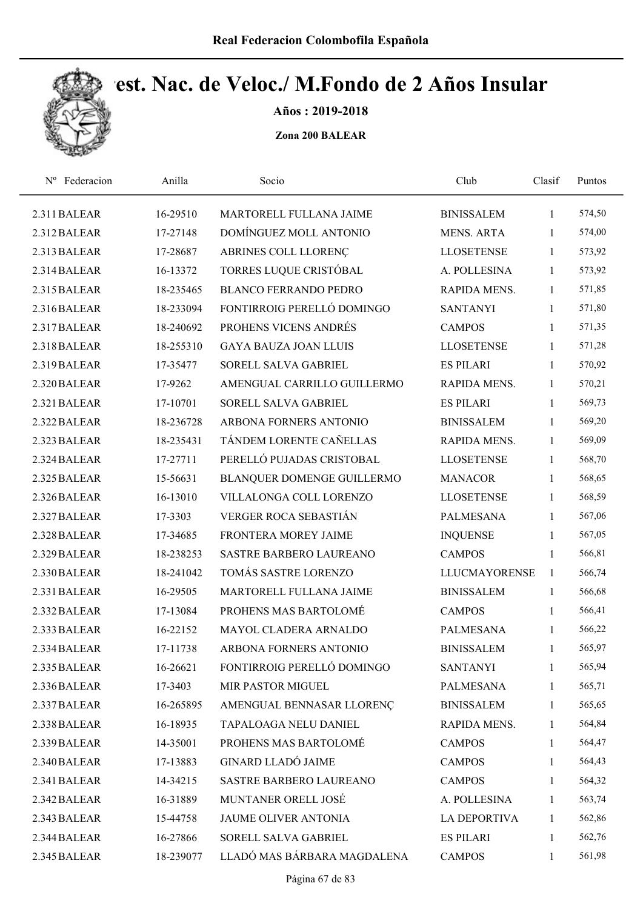Real Federacion Colombofila Española

# Cest. Nac. de Veloc./ M.Fondo de 2 Años Insular

**Años : 2019-2018**

**Zona 200 BALEAR**

| Nº Federacion | Anilla | Socio | Club | Clasif | Puntos |
|---|---|---|---|---|---|
| 2.311 BALEAR | 16-29510 | MARTORELL FULLANA JAIME | BINISSALEM | 1 | 574,50 |
| 2.312 BALEAR | 17-27148 | DOMÍNGUEZ MOLL ANTONIO | MENS. ARTA | 1 | 574,00 |
| 2.313 BALEAR | 17-28687 | ABRINES COLL LLORENÇ | LLOSETENSE | 1 | 573,92 |
| 2.314 BALEAR | 16-13372 | TORRES LUQUE CRISTÓBAL | A. POLLESINA | 1 | 573,92 |
| 2.315 BALEAR | 18-235465 | BLANCO FERRANDO PEDRO | RAPIDA MENS. | 1 | 571,85 |
| 2.316 BALEAR | 18-233094 | FONTIRROIG PERELLÓ DOMINGO | SANTANYI | 1 | 571,80 |
| 2.317 BALEAR | 18-240692 | PROHENS VICENS ANDRÉS | CAMPOS | 1 | 571,35 |
| 2.318 BALEAR | 18-255310 | GAYA BAUZA JOAN LLUIS | LLOSETENSE | 1 | 571,28 |
| 2.319 BALEAR | 17-35477 | SORELL SALVA GABRIEL | ES PILARI | 1 | 570,92 |
| 2.320 BALEAR | 17-9262 | AMENGUAL CARRILLO GUILLERMO | RAPIDA MENS. | 1 | 570,21 |
| 2.321 BALEAR | 17-10701 | SORELL SALVA GABRIEL | ES PILARI | 1 | 569,73 |
| 2.322 BALEAR | 18-236728 | ARBONA FORNERS ANTONIO | BINISSALEM | 1 | 569,20 |
| 2.323 BALEAR | 18-235431 | TÁNDEM LORENTE CAÑELLAS | RAPIDA MENS. | 1 | 569,09 |
| 2.324 BALEAR | 17-27711 | PERELLÓ PUJADAS CRISTOBAL | LLOSETENSE | 1 | 568,70 |
| 2.325 BALEAR | 15-56631 | BLANQUER DOMENGE GUILLERMO | MANACOR | 1 | 568,65 |
| 2.326 BALEAR | 16-13010 | VILLALONGA COLL LORENZO | LLOSETENSE | 1 | 568,59 |
| 2.327 BALEAR | 17-3303 | VERGER ROCA SEBASTIÁN | PALMESANA | 1 | 567,06 |
| 2.328 BALEAR | 17-34685 | FRONTERA MOREY JAIME | INQUENSE | 1 | 567,05 |
| 2.329 BALEAR | 18-238253 | SASTRE BARBERO LAUREANO | CAMPOS | 1 | 566,81 |
| 2.330 BALEAR | 18-241042 | TOMÁS SASTRE LORENZO | LLUCMAYORENSE | 1 | 566,74 |
| 2.331 BALEAR | 16-29505 | MARTORELL FULLANA JAIME | BINISSALEM | 1 | 566,68 |
| 2.332 BALEAR | 17-13084 | PROHENS MAS BARTOLOMÉ | CAMPOS | 1 | 566,41 |
| 2.333 BALEAR | 16-22152 | MAYOL CLADERA ARNALDO | PALMESANA | 1 | 566,22 |
| 2.334 BALEAR | 17-11738 | ARBONA FORNERS ANTONIO | BINISSALEM | 1 | 565,97 |
| 2.335 BALEAR | 16-26621 | FONTIRROIG PERELLÓ DOMINGO | SANTANYI | 1 | 565,94 |
| 2.336 BALEAR | 17-3403 | MIR PASTOR MIGUEL | PALMESANA | 1 | 565,71 |
| 2.337 BALEAR | 16-265895 | AMENGUAL BENNASAR LLORENÇ | BINISSALEM | 1 | 565,65 |
| 2.338 BALEAR | 16-18935 | TAPALOAGA NELU DANIEL | RAPIDA MENS. | 1 | 564,84 |
| 2.339 BALEAR | 14-35001 | PROHENS MAS BARTOLOMÉ | CAMPOS | 1 | 564,47 |
| 2.340 BALEAR | 17-13883 | GINARD LLADÓ JAIME | CAMPOS | 1 | 564,43 |
| 2.341 BALEAR | 14-34215 | SASTRE BARBERO LAUREANO | CAMPOS | 1 | 564,32 |
| 2.342 BALEAR | 16-31889 | MUNTANER ORELL JOSÉ | A. POLLESINA | 1 | 563,74 |
| 2.343 BALEAR | 15-44758 | JAUME OLIVER ANTONIA | LA DEPORTIVA | 1 | 562,86 |
| 2.344 BALEAR | 16-27866 | SORELL SALVA GABRIEL | ES PILARI | 1 | 562,76 |
| 2.345 BALEAR | 18-239077 | LLADÓ MAS BÁRBARA MAGDALENA | CAMPOS | 1 | 561,98 |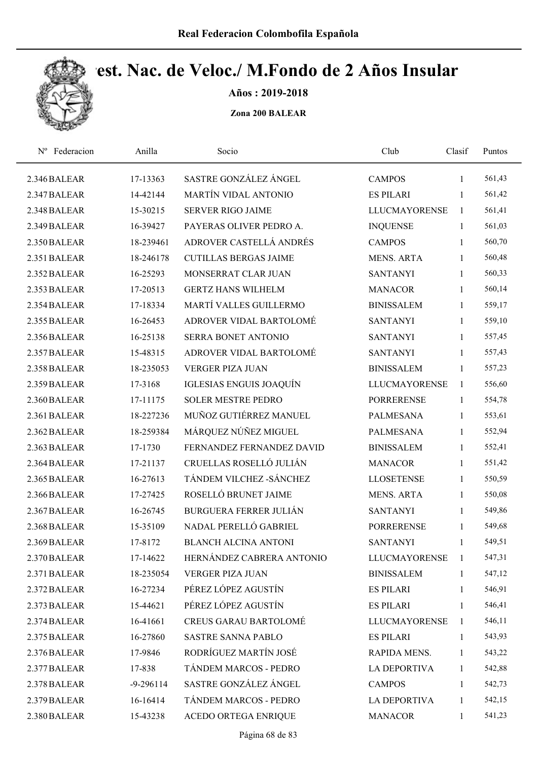# Real Federacion Colombofila Española

## Cest. Nac. de Veloc./ M.Fondo de 2 Años Insular

**Años : 2019-2018**

**Zona 200 BALEAR**

| Nº | Federacion | Anilla | Socio | Club | Clasif | Puntos |
|---|---|---|---|---|---|---|
| 2.346 | BALEAR | 17-13363 | SASTRE GONZÁLEZ ÁNGEL | CAMPOS | 1 | 561,43 |
| 2.347 | BALEAR | 14-42144 | MARTÍN VIDAL ANTONIO | ES PILARI | 1 | 561,42 |
| 2.348 | BALEAR | 15-30215 | SERVER RIGO JAIME | LLUCMAYORENSE | 1 | 561,41 |
| 2.349 | BALEAR | 16-39427 | PAYERAS OLIVER PEDRO A. | INQUENSE | 1 | 561,03 |
| 2.350 | BALEAR | 18-239461 | ADROVER CASTELLÁ ANDRÉS | CAMPOS | 1 | 560,70 |
| 2.351 | BALEAR | 18-246178 | CUTILLAS BERGAS JAIME | MENS. ARTA | 1 | 560,48 |
| 2.352 | BALEAR | 16-25293 | MONSERRAT CLAR JUAN | SANTANYI | 1 | 560,33 |
| 2.353 | BALEAR | 17-20513 | GERTZ HANS WILHELM | MANACOR | 1 | 560,14 |
| 2.354 | BALEAR | 17-18334 | MARTÍ VALLES GUILLERMO | BINISSALEM | 1 | 559,17 |
| 2.355 | BALEAR | 16-26453 | ADROVER VIDAL BARTOLOMÉ | SANTANYI | 1 | 559,10 |
| 2.356 | BALEAR | 16-25138 | SERRA BONET ANTONIO | SANTANYI | 1 | 557,45 |
| 2.357 | BALEAR | 15-48315 | ADROVER VIDAL BARTOLOMÉ | SANTANYI | 1 | 557,43 |
| 2.358 | BALEAR | 18-235053 | VERGER PIZA JUAN | BINISSALEM | 1 | 557,23 |
| 2.359 | BALEAR | 17-3168 | IGLESIAS ENGUIS JOAQUÍN | LLUCMAYORENSE | 1 | 556,60 |
| 2.360 | BALEAR | 17-11175 | SOLER MESTRE PEDRO | PORRERENSE | 1 | 554,78 |
| 2.361 | BALEAR | 18-227236 | MUÑOZ GUTIÉRREZ MANUEL | PALMESANA | 1 | 553,61 |
| 2.362 | BALEAR | 18-259384 | MÁRQUEZ NÚÑEZ MIGUEL | PALMESANA | 1 | 552,94 |
| 2.363 | BALEAR | 17-1730 | FERNANDEZ FERNANDEZ DAVID | BINISSALEM | 1 | 552,41 |
| 2.364 | BALEAR | 17-21137 | CRUELLAS ROSELLÓ JULIÁN | MANACOR | 1 | 551,42 |
| 2.365 | BALEAR | 16-27613 | TÁNDEM VILCHEZ -SÁNCHEZ | LLOSETENSE | 1 | 550,59 |
| 2.366 | BALEAR | 17-27425 | ROSELLÓ BRUNET JAIME | MENS. ARTA | 1 | 550,08 |
| 2.367 | BALEAR | 16-26745 | BURGUERA FERRER JULIÁN | SANTANYI | 1 | 549,86 |
| 2.368 | BALEAR | 15-35109 | NADAL PERELLÓ GABRIEL | PORRERENSE | 1 | 549,68 |
| 2.369 | BALEAR | 17-8172 | BLANCH ALCINA ANTONI | SANTANYI | 1 | 549,51 |
| 2.370 | BALEAR | 17-14622 | HERNÁNDEZ CABRERA ANTONIO | LLUCMAYORENSE | 1 | 547,31 |
| 2.371 | BALEAR | 18-235054 | VERGER PIZA JUAN | BINISSALEM | 1 | 547,12 |
| 2.372 | BALEAR | 16-27234 | PÉREZ LÓPEZ AGUSTÍN | ES PILARI | 1 | 546,91 |
| 2.373 | BALEAR | 15-44621 | PÉREZ LÓPEZ AGUSTÍN | ES PILARI | 1 | 546,41 |
| 2.374 | BALEAR | 16-41661 | CREUS GARAU BARTOLOMÉ | LLUCMAYORENSE | 1 | 546,11 |
| 2.375 | BALEAR | 16-27860 | SASTRE SANNA PABLO | ES PILARI | 1 | 543,93 |
| 2.376 | BALEAR | 17-9846 | RODRÍGUEZ MARTÍN JOSÉ | RAPIDA MENS. | 1 | 543,22 |
| 2.377 | BALEAR | 17-838 | TÁNDEM MARCOS - PEDRO | LA DEPORTIVA | 1 | 542,88 |
| 2.378 | BALEAR | -9-296114 | SASTRE GONZÁLEZ ÁNGEL | CAMPOS | 1 | 542,73 |
| 2.379 | BALEAR | 16-16414 | TÁNDEM MARCOS - PEDRO | LA DEPORTIVA | 1 | 542,15 |
| 2.380 | BALEAR | 15-43238 | ACEDO ORTEGA ENRIQUE | MANACOR | 1 | 541,23 |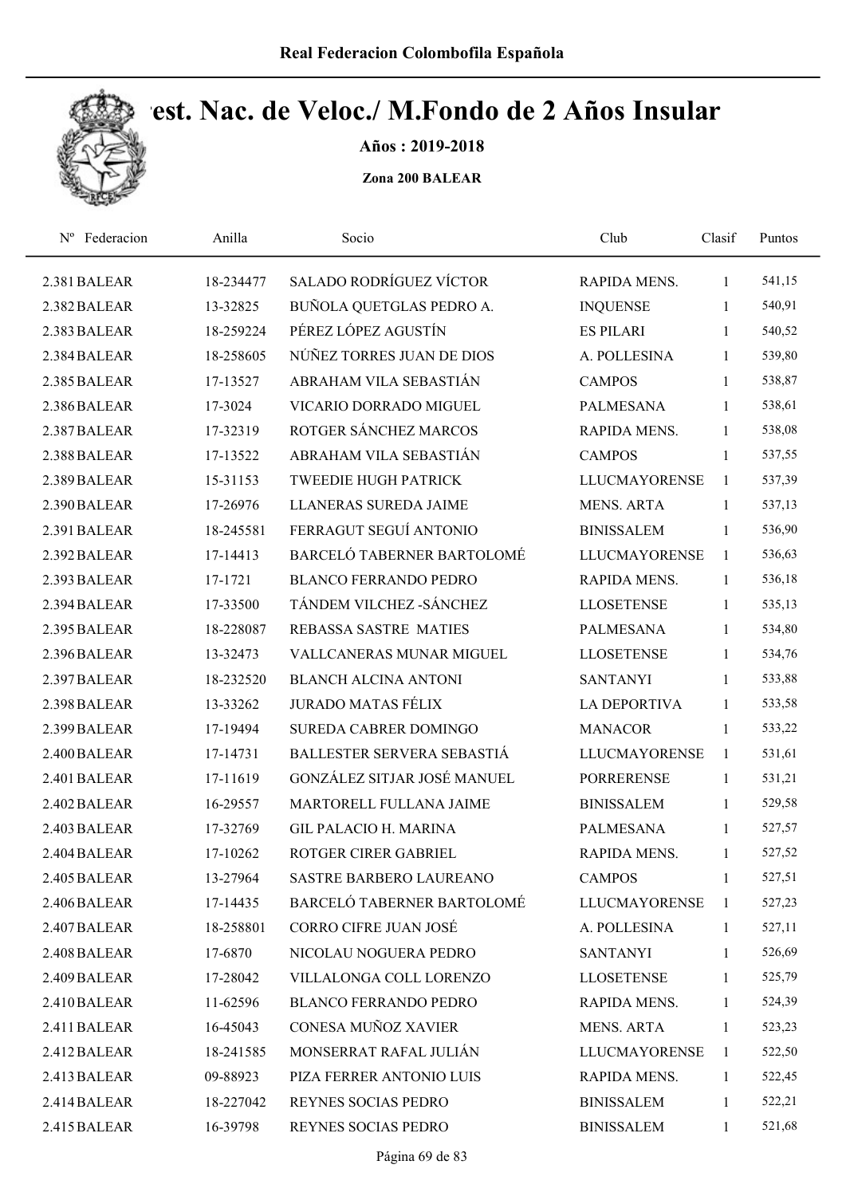Real Federacion Colombofila Española

# Camp. Est. Nac. de Veloc./ M.Fondo de 2 Años Insular

**Años : 2019-2018**

**Zona 200 BALEAR**

| Nº | Federacion | Anilla | Socio | Club | Clasif | Puntos |
|---|---|---|---|---|---|---|
| 2.381 | BALEAR | 18-234477 | SALADO RODRÍGUEZ VÍCTOR | RAPIDA MENS. | 1 | 541,15 |
| 2.382 | BALEAR | 13-32825 | BUÑOLA QUETGLAS PEDRO A. | INQUENSE | 1 | 540,91 |
| 2.383 | BALEAR | 18-259224 | PÉREZ LÓPEZ AGUSTÍN | ES PILARI | 1 | 540,52 |
| 2.384 | BALEAR | 18-258605 | NÚÑEZ TORRES JUAN DE DIOS | A. POLLESINA | 1 | 539,80 |
| 2.385 | BALEAR | 17-13527 | ABRAHAM VILA SEBASTIÁN | CAMPOS | 1 | 538,87 |
| 2.386 | BALEAR | 17-3024 | VICARIO DORRADO MIGUEL | PALMESANA | 1 | 538,61 |
| 2.387 | BALEAR | 17-32319 | ROTGER SÁNCHEZ MARCOS | RAPIDA MENS. | 1 | 538,08 |
| 2.388 | BALEAR | 17-13522 | ABRAHAM VILA SEBASTIÁN | CAMPOS | 1 | 537,55 |
| 2.389 | BALEAR | 15-31153 | TWEEDIE HUGH PATRICK | LLUCMAYORENSE | 1 | 537,39 |
| 2.390 | BALEAR | 17-26976 | LLANERAS SUREDA JAIME | MENS. ARTA | 1 | 537,13 |
| 2.391 | BALEAR | 18-245581 | FERRAGUT SEGUÍ ANTONIO | BINISSALEM | 1 | 536,90 |
| 2.392 | BALEAR | 17-14413 | BARCELÓ TABERNER BARTOLOMÉ | LLUCMAYORENSE | 1 | 536,63 |
| 2.393 | BALEAR | 17-1721 | BLANCO FERRANDO PEDRO | RAPIDA MENS. | 1 | 536,18 |
| 2.394 | BALEAR | 17-33500 | TÁNDEM VILCHEZ -SÁNCHEZ | LLOSETENSE | 1 | 535,13 |
| 2.395 | BALEAR | 18-228087 | REBASSA SASTRE MATIES | PALMESANA | 1 | 534,80 |
| 2.396 | BALEAR | 13-32473 | VALLCANERAS MUNAR MIGUEL | LLOSETENSE | 1 | 534,76 |
| 2.397 | BALEAR | 18-232520 | BLANCH ALCINA ANTONI | SANTANYI | 1 | 533,88 |
| 2.398 | BALEAR | 13-33262 | JURADO MATAS FÉLIX | LA DEPORTIVA | 1 | 533,58 |
| 2.399 | BALEAR | 17-19494 | SUREDA CABRER DOMINGO | MANACOR | 1 | 533,22 |
| 2.400 | BALEAR | 17-14731 | BALLESTER SERVERA SEBASTIÁ | LLUCMAYORENSE | 1 | 531,61 |
| 2.401 | BALEAR | 17-11619 | GONZÁLEZ SITJAR JOSÉ MANUEL | PORRERENSE | 1 | 531,21 |
| 2.402 | BALEAR | 16-29557 | MARTORELL FULLANA JAIME | BINISSALEM | 1 | 529,58 |
| 2.403 | BALEAR | 17-32769 | GIL PALACIO H. MARINA | PALMESANA | 1 | 527,57 |
| 2.404 | BALEAR | 17-10262 | ROTGER CIRER GABRIEL | RAPIDA MENS. | 1 | 527,52 |
| 2.405 | BALEAR | 13-27964 | SASTRE BARBERO LAUREANO | CAMPOS | 1 | 527,51 |
| 2.406 | BALEAR | 17-14435 | BARCELÓ TABERNER BARTOLOMÉ | LLUCMAYORENSE | 1 | 527,23 |
| 2.407 | BALEAR | 18-258801 | CORRO CIFRE JUAN JOSÉ | A. POLLESINA | 1 | 527,11 |
| 2.408 | BALEAR | 17-6870 | NICOLAU NOGUERA PEDRO | SANTANYI | 1 | 526,69 |
| 2.409 | BALEAR | 17-28042 | VILLALONGA COLL LORENZO | LLOSETENSE | 1 | 525,79 |
| 2.410 | BALEAR | 11-62596 | BLANCO FERRANDO PEDRO | RAPIDA MENS. | 1 | 524,39 |
| 2.411 | BALEAR | 16-45043 | CONESA MUÑOZ XAVIER | MENS. ARTA | 1 | 523,23 |
| 2.412 | BALEAR | 18-241585 | MONSERRAT RAFAL JULIÁN | LLUCMAYORENSE | 1 | 522,50 |
| 2.413 | BALEAR | 09-88923 | PIZA FERRER ANTONIO LUIS | RAPIDA MENS. | 1 | 522,45 |
| 2.414 | BALEAR | 18-227042 | REYNES SOCIAS PEDRO | BINISSALEM | 1 | 522,21 |
| 2.415 | BALEAR | 16-39798 | REYNES SOCIAS PEDRO | BINISSALEM | 1 | 521,68 |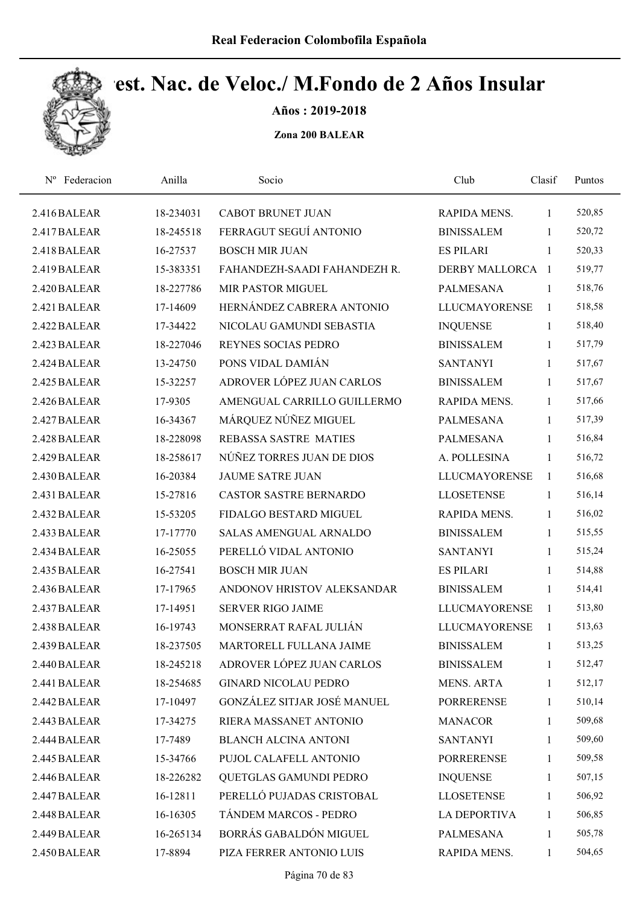Real Federacion Colombofila Española

# Est. Nac. de Veloc./ M.Fondo de 2 Años Insular

**Años : 2019-2018**

**Zona 200 BALEAR**

| Nº Federacion | Anilla | Socio | Club | Clasif | Puntos |
|---|---|---|---|---|---|
| 2.416 BALEAR | 18-234031 | CABOT BRUNET JUAN | RAPIDA MENS. | 1 | 520,85 |
| 2.417 BALEAR | 18-245518 | FERRAGUT SEGUÍ ANTONIO | BINISSALEM | 1 | 520,72 |
| 2.418 BALEAR | 16-27537 | BOSCH MIR JUAN | ES PILARI | 1 | 520,33 |
| 2.419 BALEAR | 15-383351 | FAHANDEZH-SAADI FAHANDEZH R. | DERBY MALLORCA | 1 | 519,77 |
| 2.420 BALEAR | 18-227786 | MIR PASTOR MIGUEL | PALMESANA | 1 | 518,76 |
| 2.421 BALEAR | 17-14609 | HERNÁNDEZ CABRERA ANTONIO | LLUCMAYORENSE | 1 | 518,58 |
| 2.422 BALEAR | 17-34422 | NICOLAU GAMUNDI SEBASTIA | INQUENSE | 1 | 518,40 |
| 2.423 BALEAR | 18-227046 | REYNES SOCIAS PEDRO | BINISSALEM | 1 | 517,79 |
| 2.424 BALEAR | 13-24750 | PONS VIDAL DAMIÁN | SANTANYI | 1 | 517,67 |
| 2.425 BALEAR | 15-32257 | ADROVER LÓPEZ JUAN CARLOS | BINISSALEM | 1 | 517,67 |
| 2.426 BALEAR | 17-9305 | AMENGUAL CARRILLO GUILLERMO | RAPIDA MENS. | 1 | 517,66 |
| 2.427 BALEAR | 16-34367 | MÁRQUEZ NÚÑEZ MIGUEL | PALMESANA | 1 | 517,39 |
| 2.428 BALEAR | 18-228098 | REBASSA SASTRE MATIES | PALMESANA | 1 | 516,84 |
| 2.429 BALEAR | 18-258617 | NÚÑEZ TORRES JUAN DE DIOS | A. POLLESINA | 1 | 516,72 |
| 2.430 BALEAR | 16-20384 | JAUME SATRE JUAN | LLUCMAYORENSE | 1 | 516,68 |
| 2.431 BALEAR | 15-27816 | CASTOR SASTRE BERNARDO | LLOSETENSE | 1 | 516,14 |
| 2.432 BALEAR | 15-53205 | FIDALGO BESTARD MIGUEL | RAPIDA MENS. | 1 | 516,02 |
| 2.433 BALEAR | 17-17770 | SALAS AMENGUAL ARNALDO | BINISSALEM | 1 | 515,55 |
| 2.434 BALEAR | 16-25055 | PERELLÓ VIDAL ANTONIO | SANTANYI | 1 | 515,24 |
| 2.435 BALEAR | 16-27541 | BOSCH MIR JUAN | ES PILARI | 1 | 514,88 |
| 2.436 BALEAR | 17-17965 | ANDONOV HRISTOV ALEKSANDAR | BINISSALEM | 1 | 514,41 |
| 2.437 BALEAR | 17-14951 | SERVER RIGO JAIME | LLUCMAYORENSE | 1 | 513,80 |
| 2.438 BALEAR | 16-19743 | MONSERRAT RAFAL JULIÁN | LLUCMAYORENSE | 1 | 513,63 |
| 2.439 BALEAR | 18-237505 | MARTORELL FULLANA JAIME | BINISSALEM | 1 | 513,25 |
| 2.440 BALEAR | 18-245218 | ADROVER LÓPEZ JUAN CARLOS | BINISSALEM | 1 | 512,47 |
| 2.441 BALEAR | 18-254685 | GINARD NICOLAU PEDRO | MENS. ARTA | 1 | 512,17 |
| 2.442 BALEAR | 17-10497 | GONZÁLEZ SITJAR JOSÉ MANUEL | PORRERENSE | 1 | 510,14 |
| 2.443 BALEAR | 17-34275 | RIERA MASSANET ANTONIO | MANACOR | 1 | 509,68 |
| 2.444 BALEAR | 17-7489 | BLANCH ALCINA ANTONI | SANTANYI | 1 | 509,60 |
| 2.445 BALEAR | 15-34766 | PUJOL CALAFELL ANTONIO | PORRERENSE | 1 | 509,58 |
| 2.446 BALEAR | 18-226282 | QUETGLAS GAMUNDI PEDRO | INQUENSE | 1 | 507,15 |
| 2.447 BALEAR | 16-12811 | PERELLÓ PUJADAS CRISTOBAL | LLOSETENSE | 1 | 506,92 |
| 2.448 BALEAR | 16-16305 | TÁNDEM MARCOS - PEDRO | LA DEPORTIVA | 1 | 506,85 |
| 2.449 BALEAR | 16-265134 | BORRÁS GABALDÓN MIGUEL | PALMESANA | 1 | 505,78 |
| 2.450 BALEAR | 17-8894 | PIZA FERRER ANTONIO LUIS | RAPIDA MENS. | 1 | 504,65 |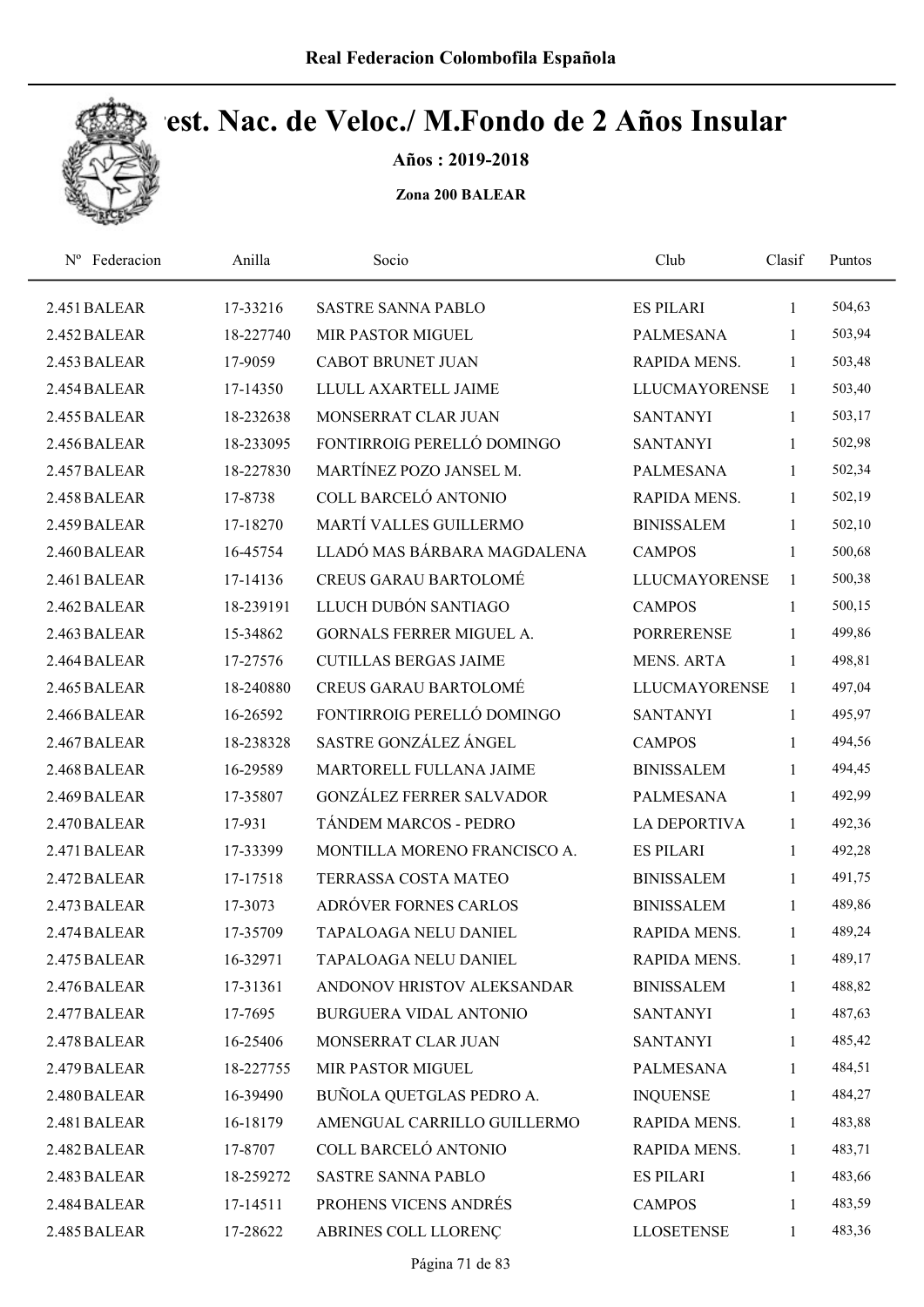# Real Federacion Colombofila Española

## Camp. Nac. de Veloc./ M.Fondo de 2 Años Insular

**Años : 2019-2018**

**Zona 200 BALEAR**

| Nº | Federacion | Anilla | Socio | Club | Clasif | Puntos |
|---|---|---|---|---|---|---|
| 2.451 | BALEAR | 17-33216 | SASTRE SANNA PABLO | ES PILARI | 1 | 504,63 |
| 2.452 | BALEAR | 18-227740 | MIR PASTOR MIGUEL | PALMESANA | 1 | 503,94 |
| 2.453 | BALEAR | 17-9059 | CABOT BRUNET JUAN | RAPIDA MENS. | 1 | 503,48 |
| 2.454 | BALEAR | 17-14350 | LLULL AXARTELL JAIME | LLUCMAYORENSE | 1 | 503,40 |
| 2.455 | BALEAR | 18-232638 | MONSERRAT CLAR JUAN | SANTANYI | 1 | 503,17 |
| 2.456 | BALEAR | 18-233095 | FONTIRROIG PERELLÓ DOMINGO | SANTANYI | 1 | 502,98 |
| 2.457 | BALEAR | 18-227830 | MARTÍNEZ POZO JANSEL M. | PALMESANA | 1 | 502,34 |
| 2.458 | BALEAR | 17-8738 | COLL BARCELÓ ANTONIO | RAPIDA MENS. | 1 | 502,19 |
| 2.459 | BALEAR | 17-18270 | MARTÍ VALLES GUILLERMO | BINISSALEM | 1 | 502,10 |
| 2.460 | BALEAR | 16-45754 | LLADÓ MAS BÁRBARA MAGDALENA | CAMPOS | 1 | 500,68 |
| 2.461 | BALEAR | 17-14136 | CREUS GARAU BARTOLOMÉ | LLUCMAYORENSE | 1 | 500,38 |
| 2.462 | BALEAR | 18-239191 | LLUCH DUBÓN SANTIAGO | CAMPOS | 1 | 500,15 |
| 2.463 | BALEAR | 15-34862 | GORNALS FERRER MIGUEL A. | PORRERENSE | 1 | 499,86 |
| 2.464 | BALEAR | 17-27576 | CUTILLAS BERGAS JAIME | MENS. ARTA | 1 | 498,81 |
| 2.465 | BALEAR | 18-240880 | CREUS GARAU BARTOLOMÉ | LLUCMAYORENSE | 1 | 497,04 |
| 2.466 | BALEAR | 16-26592 | FONTIRROIG PERELLÓ DOMINGO | SANTANYI | 1 | 495,97 |
| 2.467 | BALEAR | 18-238328 | SASTRE GONZÁLEZ ÁNGEL | CAMPOS | 1 | 494,56 |
| 2.468 | BALEAR | 16-29589 | MARTORELL FULLANA JAIME | BINISSALEM | 1 | 494,45 |
| 2.469 | BALEAR | 17-35807 | GONZÁLEZ FERRER SALVADOR | PALMESANA | 1 | 492,99 |
| 2.470 | BALEAR | 17-931 | TÁNDEM MARCOS - PEDRO | LA DEPORTIVA | 1 | 492,36 |
| 2.471 | BALEAR | 17-33399 | MONTILLA MORENO FRANCISCO A. | ES PILARI | 1 | 492,28 |
| 2.472 | BALEAR | 17-17518 | TERRASSA COSTA MATEO | BINISSALEM | 1 | 491,75 |
| 2.473 | BALEAR | 17-3073 | ADRÓVER FORNES CARLOS | BINISSALEM | 1 | 489,86 |
| 2.474 | BALEAR | 17-35709 | TAPALOAGA NELU DANIEL | RAPIDA MENS. | 1 | 489,24 |
| 2.475 | BALEAR | 16-32971 | TAPALOAGA NELU DANIEL | RAPIDA MENS. | 1 | 489,17 |
| 2.476 | BALEAR | 17-31361 | ANDONOV HRISTOV ALEKSANDAR | BINISSALEM | 1 | 488,82 |
| 2.477 | BALEAR | 17-7695 | BURGUERA VIDAL ANTONIO | SANTANYI | 1 | 487,63 |
| 2.478 | BALEAR | 16-25406 | MONSERRAT CLAR JUAN | SANTANYI | 1 | 485,42 |
| 2.479 | BALEAR | 18-227755 | MIR PASTOR MIGUEL | PALMESANA | 1 | 484,51 |
| 2.480 | BALEAR | 16-39490 | BUÑOLA QUETGLAS PEDRO A. | INQUENSE | 1 | 484,27 |
| 2.481 | BALEAR | 16-18179 | AMENGUAL CARRILLO GUILLERMO | RAPIDA MENS. | 1 | 483,88 |
| 2.482 | BALEAR | 17-8707 | COLL BARCELÓ ANTONIO | RAPIDA MENS. | 1 | 483,71 |
| 2.483 | BALEAR | 18-259272 | SASTRE SANNA PABLO | ES PILARI | 1 | 483,66 |
| 2.484 | BALEAR | 17-14511 | PROHENS VICENS ANDRÉS | CAMPOS | 1 | 483,59 |
| 2.485 | BALEAR | 17-28622 | ABRINES COLL LLORENÇ | LLOSETENSE | 1 | 483,36 |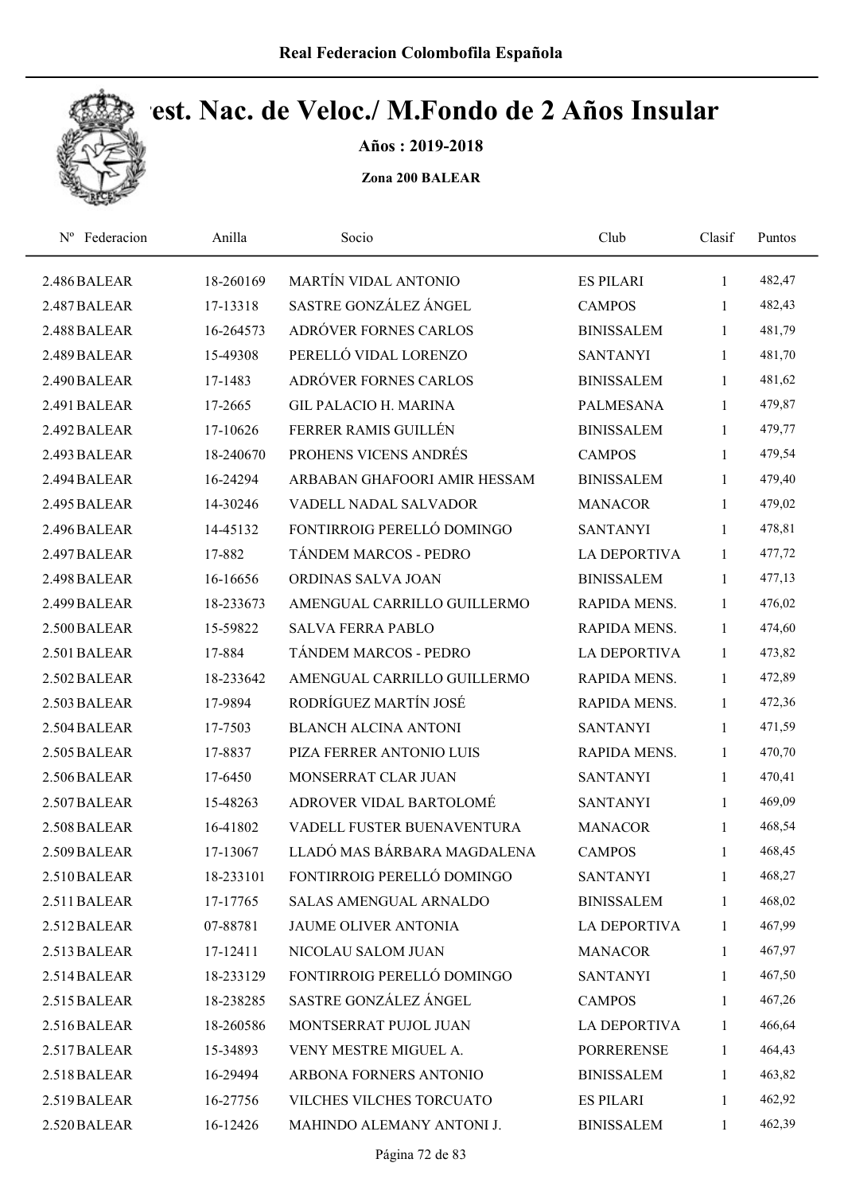# Real Federacion Colombofila Española

## Camp. Nac. de Veloc./ M.Fondo de 2 Años Insular

**Años : 2019-2018**

**Zona 200 BALEAR**

| Nº Federacion | Anilla | Socio | Club | Clasif | Puntos |
|---|---|---|---|---|---|
| 2.486 BALEAR | 18-260169 | MARTÍN VIDAL ANTONIO | ES PILARI | 1 | 482,47 |
| 2.487 BALEAR | 17-13318 | SASTRE GONZÁLEZ ÁNGEL | CAMPOS | 1 | 482,43 |
| 2.488 BALEAR | 16-264573 | ADRÓVER FORNES CARLOS | BINISSALEM | 1 | 481,79 |
| 2.489 BALEAR | 15-49308 | PERELLÓ VIDAL LORENZO | SANTANYI | 1 | 481,70 |
| 2.490 BALEAR | 17-1483 | ADRÓVER FORNES CARLOS | BINISSALEM | 1 | 481,62 |
| 2.491 BALEAR | 17-2665 | GIL PALACIO H. MARINA | PALMESANA | 1 | 479,87 |
| 2.492 BALEAR | 17-10626 | FERRER RAMIS GUILLÉN | BINISSALEM | 1 | 479,77 |
| 2.493 BALEAR | 18-240670 | PROHENS VICENS ANDRÉS | CAMPOS | 1 | 479,54 |
| 2.494 BALEAR | 16-24294 | ARBABAN GHAFOORI AMIR HESSAM | BINISSALEM | 1 | 479,40 |
| 2.495 BALEAR | 14-30246 | VADELL NADAL SALVADOR | MANACOR | 1 | 479,02 |
| 2.496 BALEAR | 14-45132 | FONTIRROIG PERELLÓ DOMINGO | SANTANYI | 1 | 478,81 |
| 2.497 BALEAR | 17-882 | TÁNDEM MARCOS - PEDRO | LA DEPORTIVA | 1 | 477,72 |
| 2.498 BALEAR | 16-16656 | ORDINAS SALVA JOAN | BINISSALEM | 1 | 477,13 |
| 2.499 BALEAR | 18-233673 | AMENGUAL CARRILLO GUILLERMO | RAPIDA MENS. | 1 | 476,02 |
| 2.500 BALEAR | 15-59822 | SALVA FERRA PABLO | RAPIDA MENS. | 1 | 474,60 |
| 2.501 BALEAR | 17-884 | TÁNDEM MARCOS - PEDRO | LA DEPORTIVA | 1 | 473,82 |
| 2.502 BALEAR | 18-233642 | AMENGUAL CARRILLO GUILLERMO | RAPIDA MENS. | 1 | 472,89 |
| 2.503 BALEAR | 17-9894 | RODRÍGUEZ MARTÍN JOSÉ | RAPIDA MENS. | 1 | 472,36 |
| 2.504 BALEAR | 17-7503 | BLANCH ALCINA ANTONI | SANTANYI | 1 | 471,59 |
| 2.505 BALEAR | 17-8837 | PIZA FERRER ANTONIO LUIS | RAPIDA MENS. | 1 | 470,70 |
| 2.506 BALEAR | 17-6450 | MONSERRAT CLAR JUAN | SANTANYI | 1 | 470,41 |
| 2.507 BALEAR | 15-48263 | ADROVER VIDAL BARTOLOMÉ | SANTANYI | 1 | 469,09 |
| 2.508 BALEAR | 16-41802 | VADELL FUSTER BUENAVENTURA | MANACOR | 1 | 468,54 |
| 2.509 BALEAR | 17-13067 | LLADÓ MAS BÁRBARA MAGDALENA | CAMPOS | 1 | 468,45 |
| 2.510 BALEAR | 18-233101 | FONTIRROIG PERELLÓ DOMINGO | SANTANYI | 1 | 468,27 |
| 2.511 BALEAR | 17-17765 | SALAS AMENGUAL ARNALDO | BINISSALEM | 1 | 468,02 |
| 2.512 BALEAR | 07-88781 | JAUME OLIVER ANTONIA | LA DEPORTIVA | 1 | 467,99 |
| 2.513 BALEAR | 17-12411 | NICOLAU SALOM JUAN | MANACOR | 1 | 467,97 |
| 2.514 BALEAR | 18-233129 | FONTIRROIG PERELLÓ DOMINGO | SANTANYI | 1 | 467,50 |
| 2.515 BALEAR | 18-238285 | SASTRE GONZÁLEZ ÁNGEL | CAMPOS | 1 | 467,26 |
| 2.516 BALEAR | 18-260586 | MONTSERRAT PUJOL JUAN | LA DEPORTIVA | 1 | 466,64 |
| 2.517 BALEAR | 15-34893 | VENY MESTRE MIGUEL A. | PORRERENSE | 1 | 464,43 |
| 2.518 BALEAR | 16-29494 | ARBONA FORNERS ANTONIO | BINISSALEM | 1 | 463,82 |
| 2.519 BALEAR | 16-27756 | VILCHES VILCHES TORCUATO | ES PILARI | 1 | 462,92 |
| 2.520 BALEAR | 16-12426 | MAHINDO ALEMANY ANTONI J. | BINISSALEM | 1 | 462,39 |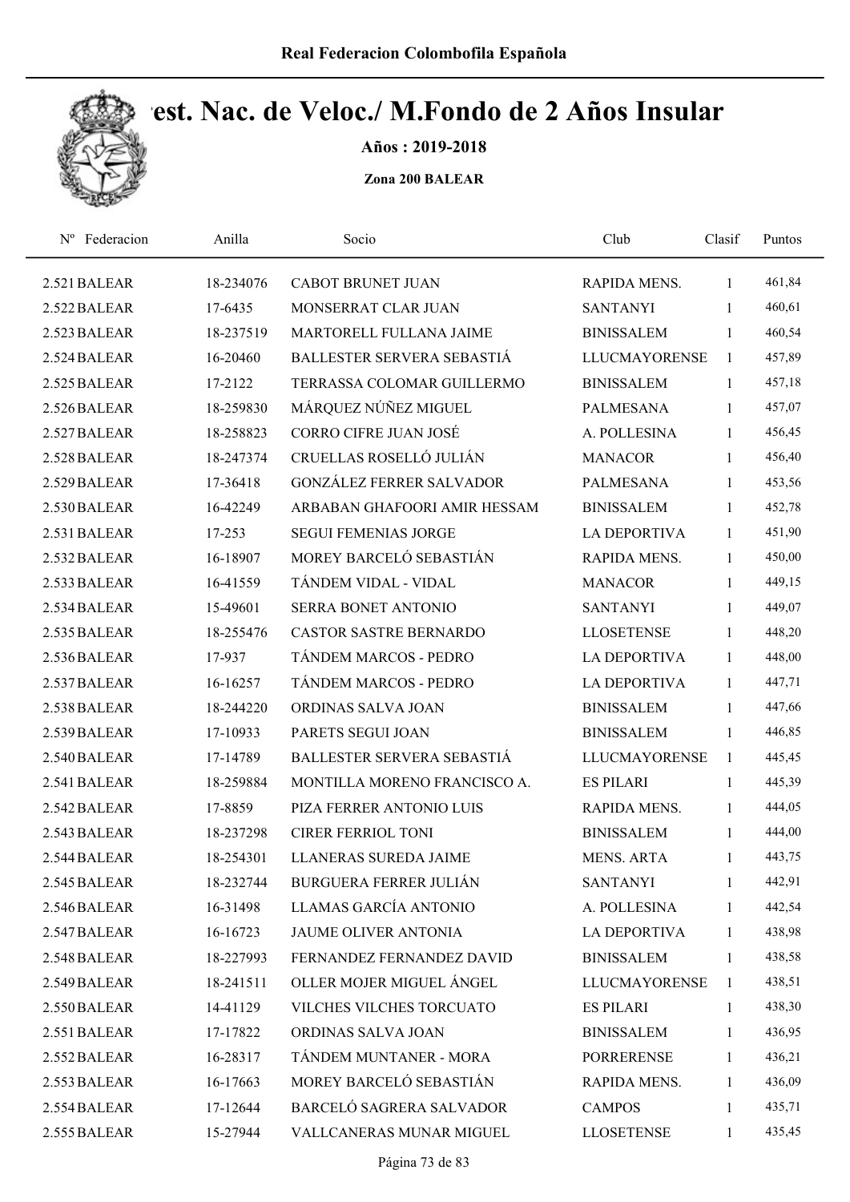# Campeonato Nac. de Veloc./ M.Fondo de 2 Años Insular

**Años : 2019-2018**

**Zona 200 BALEAR**

| Nº | Federacion | Anilla | Socio | Club | Clasif | Puntos |
|---|---|---|---|---|---|---|
| 2.521 | BALEAR | 18-234076 | CABOT BRUNET JUAN | RAPIDA MENS. | 1 | 461,84 |
| 2.522 | BALEAR | 17-6435 | MONSERRAT CLAR JUAN | SANTANYI | 1 | 460,61 |
| 2.523 | BALEAR | 18-237519 | MARTORELL FULLANA JAIME | BINISSALEM | 1 | 460,54 |
| 2.524 | BALEAR | 16-20460 | BALLESTER SERVERA SEBASTIÁ | LLUCMAYORENSE | 1 | 457,89 |
| 2.525 | BALEAR | 17-2122 | TERRASSA COLOMAR GUILLERMO | BINISSALEM | 1 | 457,18 |
| 2.526 | BALEAR | 18-259830 | MÁRQUEZ NÚÑEZ MIGUEL | PALMESANA | 1 | 457,07 |
| 2.527 | BALEAR | 18-258823 | CORRO CIFRE JUAN JOSÉ | A. POLLESINA | 1 | 456,45 |
| 2.528 | BALEAR | 18-247374 | CRUELLAS ROSELLÓ JULIÁN | MANACOR | 1 | 456,40 |
| 2.529 | BALEAR | 17-36418 | GONZÁLEZ FERRER SALVADOR | PALMESANA | 1 | 453,56 |
| 2.530 | BALEAR | 16-42249 | ARBABAN GHAFOORI AMIR HESSAM | BINISSALEM | 1 | 452,78 |
| 2.531 | BALEAR | 17-253 | SEGUI FEMENIAS JORGE | LA DEPORTIVA | 1 | 451,90 |
| 2.532 | BALEAR | 16-18907 | MOREY BARCELÓ SEBASTIÁN | RAPIDA MENS. | 1 | 450,00 |
| 2.533 | BALEAR | 16-41559 | TÁNDEM VIDAL - VIDAL | MANACOR | 1 | 449,15 |
| 2.534 | BALEAR | 15-49601 | SERRA BONET ANTONIO | SANTANYI | 1 | 449,07 |
| 2.535 | BALEAR | 18-255476 | CASTOR SASTRE BERNARDO | LLOSETENSE | 1 | 448,20 |
| 2.536 | BALEAR | 17-937 | TÁNDEM MARCOS - PEDRO | LA DEPORTIVA | 1 | 448,00 |
| 2.537 | BALEAR | 16-16257 | TÁNDEM MARCOS - PEDRO | LA DEPORTIVA | 1 | 447,71 |
| 2.538 | BALEAR | 18-244220 | ORDINAS SALVA JOAN | BINISSALEM | 1 | 447,66 |
| 2.539 | BALEAR | 17-10933 | PARETS SEGUI JOAN | BINISSALEM | 1 | 446,85 |
| 2.540 | BALEAR | 17-14789 | BALLESTER SERVERA SEBASTIÁ | LLUCMAYORENSE | 1 | 445,45 |
| 2.541 | BALEAR | 18-259884 | MONTILLA MORENO FRANCISCO A. | ES PILARI | 1 | 445,39 |
| 2.542 | BALEAR | 17-8859 | PIZA FERRER ANTONIO LUIS | RAPIDA MENS. | 1 | 444,05 |
| 2.543 | BALEAR | 18-237298 | CIRER FERRIOL TONI | BINISSALEM | 1 | 444,00 |
| 2.544 | BALEAR | 18-254301 | LLANERAS SUREDA JAIME | MENS. ARTA | 1 | 443,75 |
| 2.545 | BALEAR | 18-232744 | BURGUERA FERRER JULIÁN | SANTANYI | 1 | 442,91 |
| 2.546 | BALEAR | 16-31498 | LLAMAS GARCÍA ANTONIO | A. POLLESINA | 1 | 442,54 |
| 2.547 | BALEAR | 16-16723 | JAUME OLIVER ANTONIA | LA DEPORTIVA | 1 | 438,98 |
| 2.548 | BALEAR | 18-227993 | FERNANDEZ FERNANDEZ DAVID | BINISSALEM | 1 | 438,58 |
| 2.549 | BALEAR | 18-241511 | OLLER MOJER MIGUEL ÁNGEL | LLUCMAYORENSE | 1 | 438,51 |
| 2.550 | BALEAR | 14-41129 | VILCHES VILCHES TORCUATO | ES PILARI | 1 | 438,30 |
| 2.551 | BALEAR | 17-17822 | ORDINAS SALVA JOAN | BINISSALEM | 1 | 436,95 |
| 2.552 | BALEAR | 16-28317 | TÁNDEM MUNTANER - MORA | PORRERENSE | 1 | 436,21 |
| 2.553 | BALEAR | 16-17663 | MOREY BARCELÓ SEBASTIÁN | RAPIDA MENS. | 1 | 436,09 |
| 2.554 | BALEAR | 17-12644 | BARCELÓ SAGRERA SALVADOR | CAMPOS | 1 | 435,71 |
| 2.555 | BALEAR | 15-27944 | VALLCANERAS MUNAR MIGUEL | LLOSETENSE | 1 | 435,45 |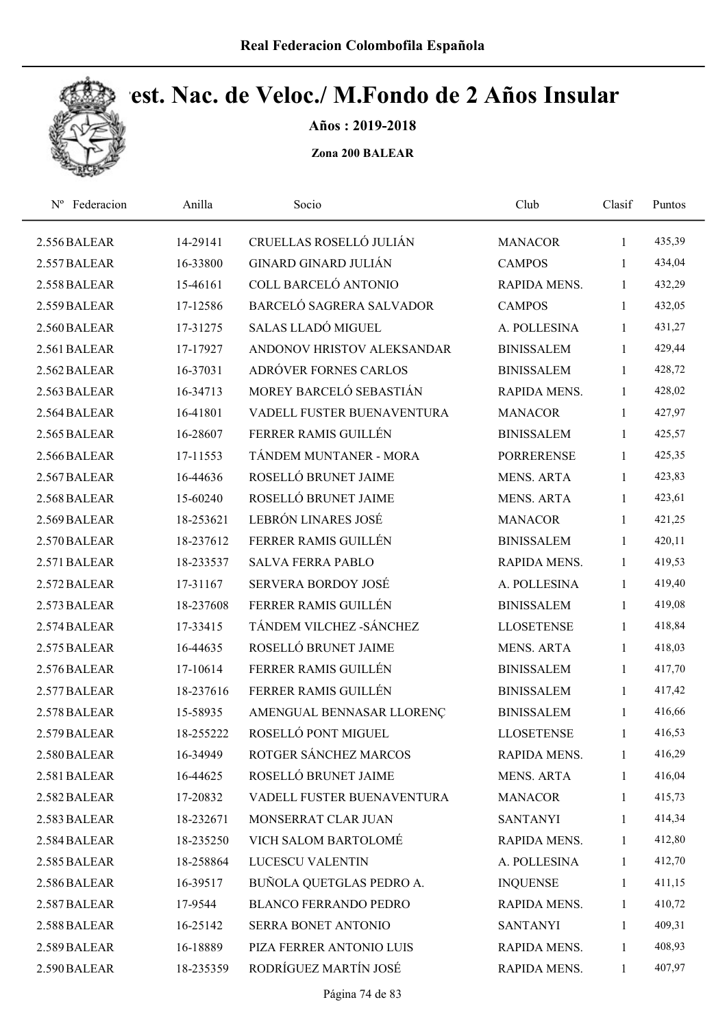# Real Federacion Colombofila Española

## Camp. Nac. de Veloc./ M.Fondo de 2 Años Insular

**Años : 2019-2018**

**Zona 200 BALEAR**

| Nº Federacion | Anilla | Socio | Club | Clasif | Puntos |
|---|---|---|---|---|---|
| 2.556 BALEAR | 14-29141 | CRUELLAS ROSELLÓ JULIÁN | MANACOR | 1 | 435,39 |
| 2.557 BALEAR | 16-33800 | GINARD GINARD JULIÁN | CAMPOS | 1 | 434,04 |
| 2.558 BALEAR | 15-46161 | COLL BARCELÓ ANTONIO | RAPIDA MENS. | 1 | 432,29 |
| 2.559 BALEAR | 17-12586 | BARCELÓ SAGRERA SALVADOR | CAMPOS | 1 | 432,05 |
| 2.560 BALEAR | 17-31275 | SALAS LLADÓ MIGUEL | A. POLLESINA | 1 | 431,27 |
| 2.561 BALEAR | 17-17927 | ANDONOV HRISTOV ALEKSANDAR | BINISSALEM | 1 | 429,44 |
| 2.562 BALEAR | 16-37031 | ADRÓVER FORNES CARLOS | BINISSALEM | 1 | 428,72 |
| 2.563 BALEAR | 16-34713 | MOREY BARCELÓ SEBASTIÁN | RAPIDA MENS. | 1 | 428,02 |
| 2.564 BALEAR | 16-41801 | VADELL FUSTER BUENAVENTURA | MANACOR | 1 | 427,97 |
| 2.565 BALEAR | 16-28607 | FERRER RAMIS GUILLÉN | BINISSALEM | 1 | 425,57 |
| 2.566 BALEAR | 17-11553 | TÁNDEM MUNTANER - MORA | PORRERENSE | 1 | 425,35 |
| 2.567 BALEAR | 16-44636 | ROSELLÓ BRUNET JAIME | MENS. ARTA | 1 | 423,83 |
| 2.568 BALEAR | 15-60240 | ROSELLÓ BRUNET JAIME | MENS. ARTA | 1 | 423,61 |
| 2.569 BALEAR | 18-253621 | LEBRÓN LINARES JOSÉ | MANACOR | 1 | 421,25 |
| 2.570 BALEAR | 18-237612 | FERRER RAMIS GUILLÉN | BINISSALEM | 1 | 420,11 |
| 2.571 BALEAR | 18-233537 | SALVA FERRA PABLO | RAPIDA MENS. | 1 | 419,53 |
| 2.572 BALEAR | 17-31167 | SERVERA BORDOY JOSÉ | A. POLLESINA | 1 | 419,40 |
| 2.573 BALEAR | 18-237608 | FERRER RAMIS GUILLÉN | BINISSALEM | 1 | 419,08 |
| 2.574 BALEAR | 17-33415 | TÁNDEM VILCHEZ -SÁNCHEZ | LLOSETENSE | 1 | 418,84 |
| 2.575 BALEAR | 16-44635 | ROSELLÓ BRUNET JAIME | MENS. ARTA | 1 | 418,03 |
| 2.576 BALEAR | 17-10614 | FERRER RAMIS GUILLÉN | BINISSALEM | 1 | 417,70 |
| 2.577 BALEAR | 18-237616 | FERRER RAMIS GUILLÉN | BINISSALEM | 1 | 417,42 |
| 2.578 BALEAR | 15-58935 | AMENGUAL BENNASAR LLORENÇ | BINISSALEM | 1 | 416,66 |
| 2.579 BALEAR | 18-255222 | ROSELLÓ PONT MIGUEL | LLOSETENSE | 1 | 416,53 |
| 2.580 BALEAR | 16-34949 | ROTGER SÁNCHEZ MARCOS | RAPIDA MENS. | 1 | 416,29 |
| 2.581 BALEAR | 16-44625 | ROSELLÓ BRUNET JAIME | MENS. ARTA | 1 | 416,04 |
| 2.582 BALEAR | 17-20832 | VADELL FUSTER BUENAVENTURA | MANACOR | 1 | 415,73 |
| 2.583 BALEAR | 18-232671 | MONSERRAT CLAR JUAN | SANTANYI | 1 | 414,34 |
| 2.584 BALEAR | 18-235250 | VICH SALOM BARTOLOMÉ | RAPIDA MENS. | 1 | 412,80 |
| 2.585 BALEAR | 18-258864 | LUCESCU VALENTIN | A. POLLESINA | 1 | 412,70 |
| 2.586 BALEAR | 16-39517 | BUÑOLA QUETGLAS PEDRO A. | INQUENSE | 1 | 411,15 |
| 2.587 BALEAR | 17-9544 | BLANCO FERRANDO PEDRO | RAPIDA MENS. | 1 | 410,72 |
| 2.588 BALEAR | 16-25142 | SERRA BONET ANTONIO | SANTANYI | 1 | 409,31 |
| 2.589 BALEAR | 16-18889 | PIZA FERRER ANTONIO LUIS | RAPIDA MENS. | 1 | 408,93 |
| 2.590 BALEAR | 18-235359 | RODRÍGUEZ MARTÍN JOSÉ | RAPIDA MENS. | 1 | 407,97 |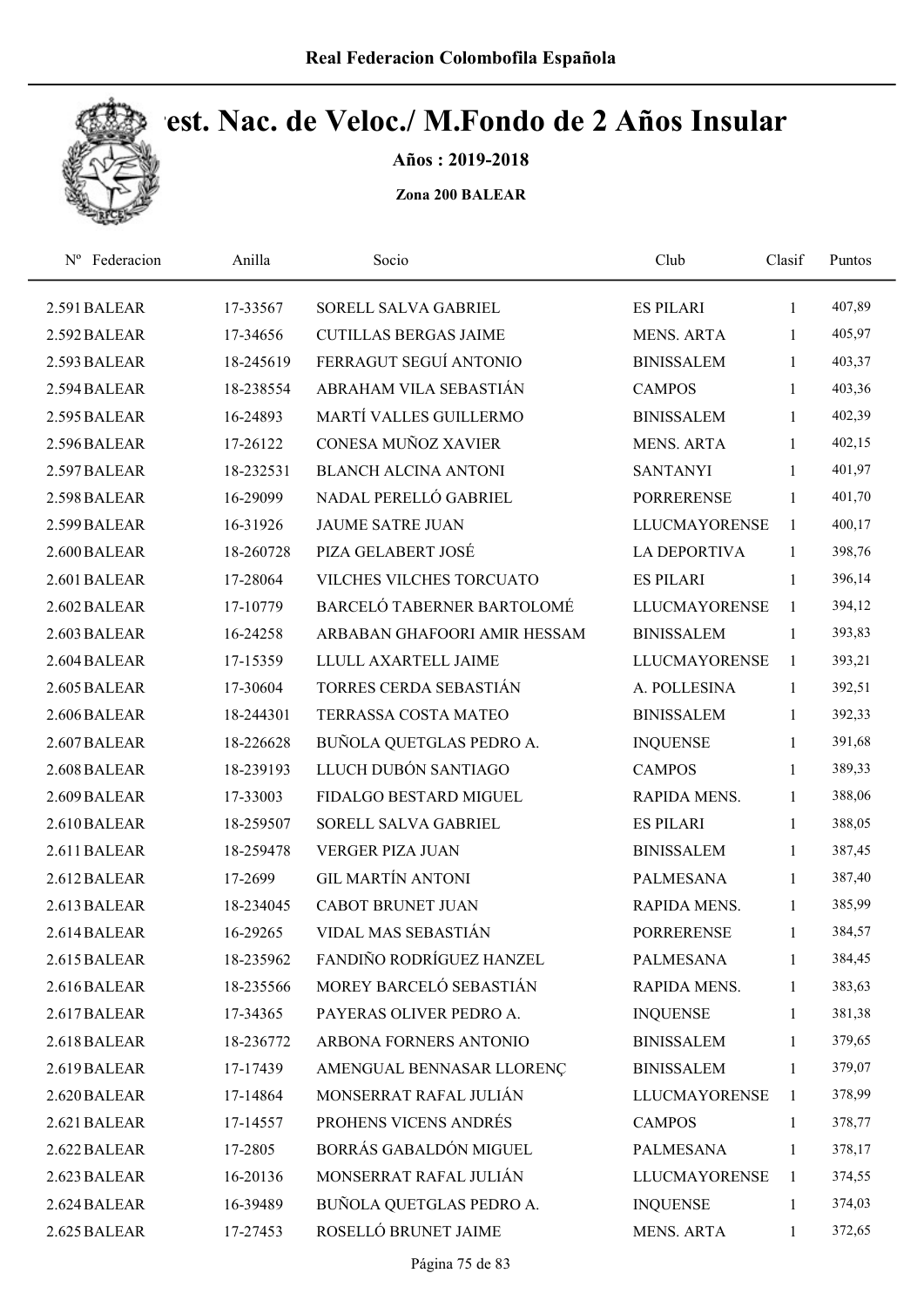Real Federacion Colombofila Española

# Camp. Nac. de Veloc./ M.Fondo de 2 Años Insular

**Años : 2019-2018**

**Zona 200 BALEAR**

| Nº Federacion | Anilla | Socio | Club | Clasif | Puntos |
|---|---|---|---|---|---|
| 2.591 BALEAR | 17-33567 | SORELL SALVA GABRIEL | ES PILARI | 1 | 407,89 |
| 2.592 BALEAR | 17-34656 | CUTILLAS BERGAS JAIME | MENS. ARTA | 1 | 405,97 |
| 2.593 BALEAR | 18-245619 | FERRAGUT SEGUÍ ANTONIO | BINISSALEM | 1 | 403,37 |
| 2.594 BALEAR | 18-238554 | ABRAHAM VILA SEBASTIÁN | CAMPOS | 1 | 403,36 |
| 2.595 BALEAR | 16-24893 | MARTÍ VALLES GUILLERMO | BINISSALEM | 1 | 402,39 |
| 2.596 BALEAR | 17-26122 | CONESA MUÑOZ XAVIER | MENS. ARTA | 1 | 402,15 |
| 2.597 BALEAR | 18-232531 | BLANCH ALCINA ANTONI | SANTANYI | 1 | 401,97 |
| 2.598 BALEAR | 16-29099 | NADAL PERELLÓ GABRIEL | PORRERENSE | 1 | 401,70 |
| 2.599 BALEAR | 16-31926 | JAUME SATRE JUAN | LLUCMAYORENSE | 1 | 400,17 |
| 2.600 BALEAR | 18-260728 | PIZA GELABERT JOSÉ | LA DEPORTIVA | 1 | 398,76 |
| 2.601 BALEAR | 17-28064 | VILCHES VILCHES TORCUATO | ES PILARI | 1 | 396,14 |
| 2.602 BALEAR | 17-10779 | BARCELÓ TABERNER BARTOLOMÉ | LLUCMAYORENSE | 1 | 394,12 |
| 2.603 BALEAR | 16-24258 | ARBABAN GHAFOORI AMIR HESSAM | BINISSALEM | 1 | 393,83 |
| 2.604 BALEAR | 17-15359 | LLULL AXARTELL JAIME | LLUCMAYORENSE | 1 | 393,21 |
| 2.605 BALEAR | 17-30604 | TORRES CERDA SEBASTIÁN | A. POLLESINA | 1 | 392,51 |
| 2.606 BALEAR | 18-244301 | TERRASSA COSTA MATEO | BINISSALEM | 1 | 392,33 |
| 2.607 BALEAR | 18-226628 | BUÑOLA QUETGLAS PEDRO A. | INQUENSE | 1 | 391,68 |
| 2.608 BALEAR | 18-239193 | LLUCH DUBÓN SANTIAGO | CAMPOS | 1 | 389,33 |
| 2.609 BALEAR | 17-33003 | FIDALGO BESTARD MIGUEL | RAPIDA MENS. | 1 | 388,06 |
| 2.610 BALEAR | 18-259507 | SORELL SALVA GABRIEL | ES PILARI | 1 | 388,05 |
| 2.611 BALEAR | 18-259478 | VERGER PIZA JUAN | BINISSALEM | 1 | 387,45 |
| 2.612 BALEAR | 17-2699 | GIL MARTÍN ANTONI | PALMESANA | 1 | 387,40 |
| 2.613 BALEAR | 18-234045 | CABOT BRUNET JUAN | RAPIDA MENS. | 1 | 385,99 |
| 2.614 BALEAR | 16-29265 | VIDAL MAS SEBASTIÁN | PORRERENSE | 1 | 384,57 |
| 2.615 BALEAR | 18-235962 | FANDIÑO RODRÍGUEZ HANZEL | PALMESANA | 1 | 384,45 |
| 2.616 BALEAR | 18-235566 | MOREY BARCELÓ SEBASTIÁN | RAPIDA MENS. | 1 | 383,63 |
| 2.617 BALEAR | 17-34365 | PAYERAS OLIVER PEDRO A. | INQUENSE | 1 | 381,38 |
| 2.618 BALEAR | 18-236772 | ARBONA FORNERS ANTONIO | BINISSALEM | 1 | 379,65 |
| 2.619 BALEAR | 17-17439 | AMENGUAL BENNASAR LLORENÇ | BINISSALEM | 1 | 379,07 |
| 2.620 BALEAR | 17-14864 | MONSERRAT RAFAL JULIÁN | LLUCMAYORENSE | 1 | 378,99 |
| 2.621 BALEAR | 17-14557 | PROHENS VICENS ANDRÉS | CAMPOS | 1 | 378,77 |
| 2.622 BALEAR | 17-2805 | BORRÁS GABALDÓN MIGUEL | PALMESANA | 1 | 378,17 |
| 2.623 BALEAR | 16-20136 | MONSERRAT RAFAL JULIÁN | LLUCMAYORENSE | 1 | 374,55 |
| 2.624 BALEAR | 16-39489 | BUÑOLA QUETGLAS PEDRO A. | INQUENSE | 1 | 374,03 |
| 2.625 BALEAR | 17-27453 | ROSELLÓ BRUNET JAIME | MENS. ARTA | 1 | 372,65 |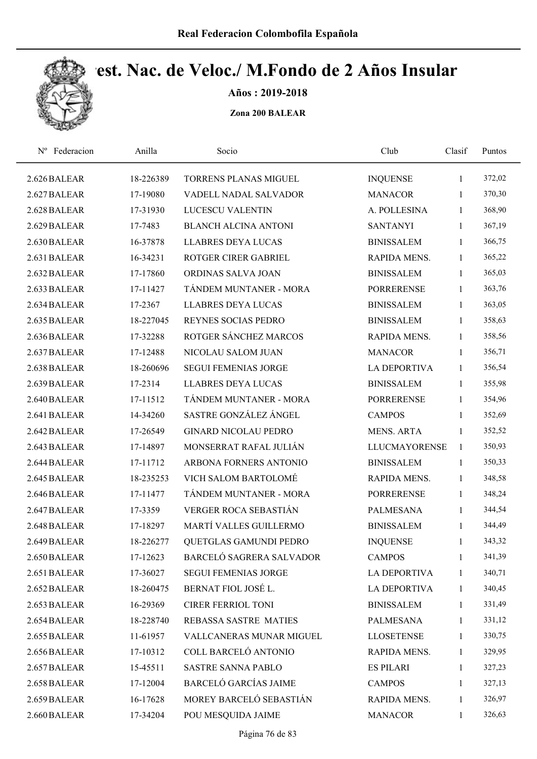Real Federacion Colombofila Española

# Camp. Nac. de Veloc./ M.Fondo de 2 Años Insular

**Años : 2019-2018**

**Zona 200 BALEAR**

| Nº | Federacion | Anilla | Socio | Club | Clasif | Puntos |
|---|---|---|---|---|---|---|
| 2.626 | BALEAR | 18-226389 | TORRENS PLANAS MIGUEL | INQUENSE | 1 | 372,02 |
| 2.627 | BALEAR | 17-19080 | VADELL NADAL SALVADOR | MANACOR | 1 | 370,30 |
| 2.628 | BALEAR | 17-31930 | LUCESCU VALENTIN | A. POLLESINA | 1 | 368,90 |
| 2.629 | BALEAR | 17-7483 | BLANCH ALCINA ANTONI | SANTANYI | 1 | 367,19 |
| 2.630 | BALEAR | 16-37878 | LLABRES DEYA LUCAS | BINISSALEM | 1 | 366,75 |
| 2.631 | BALEAR | 16-34231 | ROTGER CIRER GABRIEL | RAPIDA MENS. | 1 | 365,22 |
| 2.632 | BALEAR | 17-17860 | ORDINAS SALVA JOAN | BINISSALEM | 1 | 365,03 |
| 2.633 | BALEAR | 17-11427 | TÁNDEM MUNTANER - MORA | PORRERENSE | 1 | 363,76 |
| 2.634 | BALEAR | 17-2367 | LLABRES DEYA LUCAS | BINISSALEM | 1 | 363,05 |
| 2.635 | BALEAR | 18-227045 | REYNES SOCIAS PEDRO | BINISSALEM | 1 | 358,63 |
| 2.636 | BALEAR | 17-32288 | ROTGER SÁNCHEZ MARCOS | RAPIDA MENS. | 1 | 358,56 |
| 2.637 | BALEAR | 17-12488 | NICOLAU SALOM JUAN | MANACOR | 1 | 356,71 |
| 2.638 | BALEAR | 18-260696 | SEGUI FEMENIAS JORGE | LA DEPORTIVA | 1 | 356,54 |
| 2.639 | BALEAR | 17-2314 | LLABRES DEYA LUCAS | BINISSALEM | 1 | 355,98 |
| 2.640 | BALEAR | 17-11512 | TÁNDEM MUNTANER - MORA | PORRERENSE | 1 | 354,96 |
| 2.641 | BALEAR | 14-34260 | SASTRE GONZÁLEZ ÁNGEL | CAMPOS | 1 | 352,69 |
| 2.642 | BALEAR | 17-26549 | GINARD NICOLAU PEDRO | MENS. ARTA | 1 | 352,52 |
| 2.643 | BALEAR | 17-14897 | MONSERRAT RAFAL JULIÁN | LLUCMAYORENSE | 1 | 350,93 |
| 2.644 | BALEAR | 17-11712 | ARBONA FORNERS ANTONIO | BINISSALEM | 1 | 350,33 |
| 2.645 | BALEAR | 18-235253 | VICH SALOM BARTOLOMÉ | RAPIDA MENS. | 1 | 348,58 |
| 2.646 | BALEAR | 17-11477 | TÁNDEM MUNTANER - MORA | PORRERENSE | 1 | 348,24 |
| 2.647 | BALEAR | 17-3359 | VERGER ROCA SEBASTIÁN | PALMESANA | 1 | 344,54 |
| 2.648 | BALEAR | 17-18297 | MARTÍ VALLES GUILLERMO | BINISSALEM | 1 | 344,49 |
| 2.649 | BALEAR | 18-226277 | QUETGLAS GAMUNDI PEDRO | INQUENSE | 1 | 343,32 |
| 2.650 | BALEAR | 17-12623 | BARCELÓ SAGRERA SALVADOR | CAMPOS | 1 | 341,39 |
| 2.651 | BALEAR | 17-36027 | SEGUI FEMENIAS JORGE | LA DEPORTIVA | 1 | 340,71 |
| 2.652 | BALEAR | 18-260475 | BERNAT FIOL JOSÉ L. | LA DEPORTIVA | 1 | 340,45 |
| 2.653 | BALEAR | 16-29369 | CIRER FERRIOL TONI | BINISSALEM | 1 | 331,49 |
| 2.654 | BALEAR | 18-228740 | REBASSA SASTRE MATIES | PALMESANA | 1 | 331,12 |
| 2.655 | BALEAR | 11-61957 | VALLCANERAS MUNAR MIGUEL | LLOSETENSE | 1 | 330,75 |
| 2.656 | BALEAR | 17-10312 | COLL BARCELÓ ANTONIO | RAPIDA MENS. | 1 | 329,95 |
| 2.657 | BALEAR | 15-45511 | SASTRE SANNA PABLO | ES PILARI | 1 | 327,23 |
| 2.658 | BALEAR | 17-12004 | BARCELÓ GARCÍAS JAIME | CAMPOS | 1 | 327,13 |
| 2.659 | BALEAR | 16-17628 | MOREY BARCELÓ SEBASTIÁN | RAPIDA MENS. | 1 | 326,97 |
| 2.660 | BALEAR | 17-34204 | POU MESQUIDA JAIME | MANACOR | 1 | 326,63 |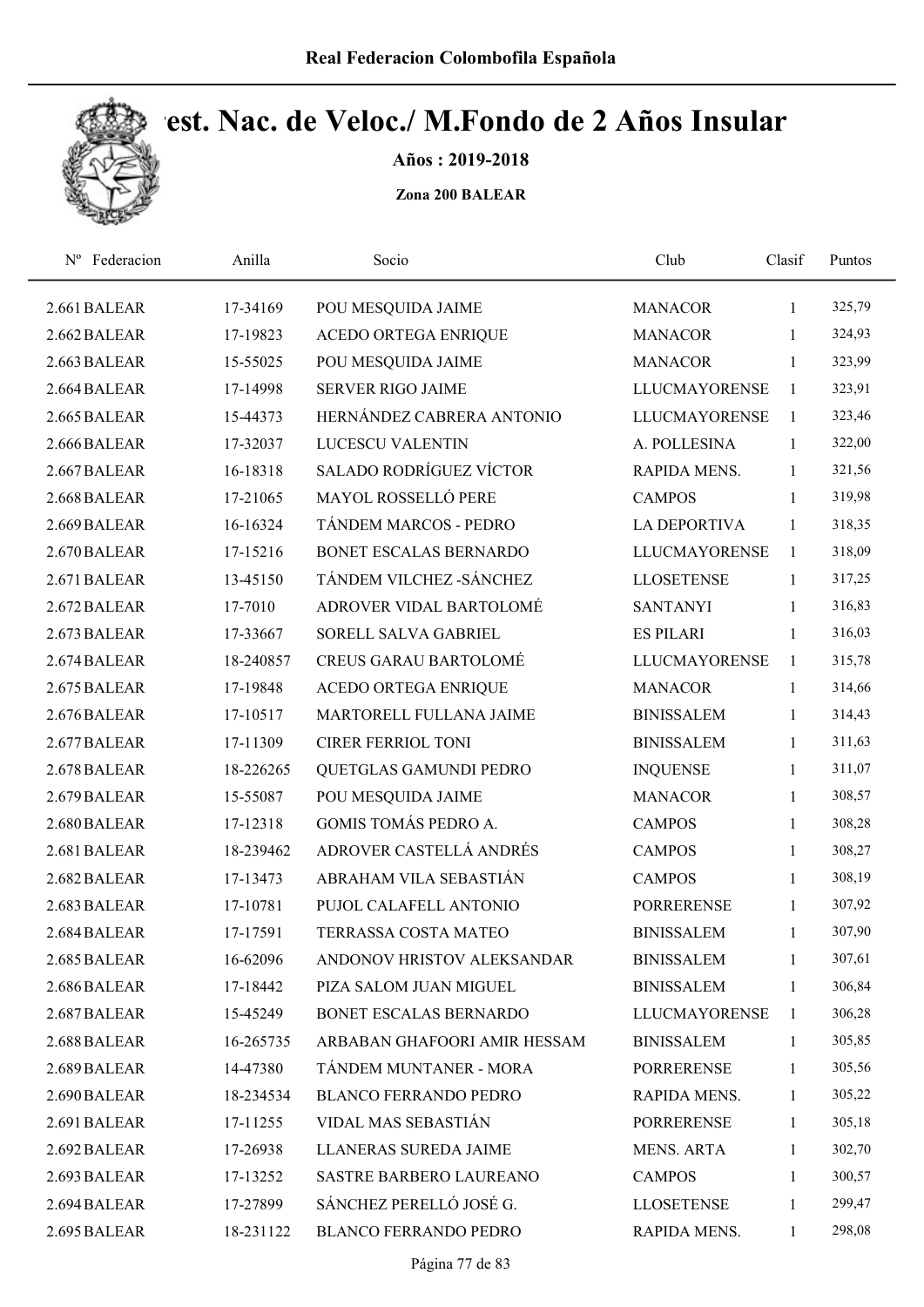# Real Federacion Colombofila Española

## Crest. Nac. de Veloc./ M.Fondo de 2 Años Insular

**Años : 2019-2018**

**Zona 200 BALEAR**

| Nº Federacion | Anilla | Socio | Club | Clasif | Puntos |
|---|---|---|---|---|---|
| 2.661 BALEAR | 17-34169 | POU MESQUIDA JAIME | MANACOR | 1 | 325,79 |
| 2.662 BALEAR | 17-19823 | ACEDO ORTEGA ENRIQUE | MANACOR | 1 | 324,93 |
| 2.663 BALEAR | 15-55025 | POU MESQUIDA JAIME | MANACOR | 1 | 323,99 |
| 2.664 BALEAR | 17-14998 | SERVER RIGO JAIME | LLUCMAYORENSE | 1 | 323,91 |
| 2.665 BALEAR | 15-44373 | HERNÁNDEZ CABRERA ANTONIO | LLUCMAYORENSE | 1 | 323,46 |
| 2.666 BALEAR | 17-32037 | LUCESCU VALENTIN | A. POLLESINA | 1 | 322,00 |
| 2.667 BALEAR | 16-18318 | SALADO RODRÍGUEZ VÍCTOR | RAPIDA MENS. | 1 | 321,56 |
| 2.668 BALEAR | 17-21065 | MAYOL ROSSELLÓ PERE | CAMPOS | 1 | 319,98 |
| 2.669 BALEAR | 16-16324 | TÁNDEM MARCOS - PEDRO | LA DEPORTIVA | 1 | 318,35 |
| 2.670 BALEAR | 17-15216 | BONET ESCALAS BERNARDO | LLUCMAYORENSE | 1 | 318,09 |
| 2.671 BALEAR | 13-45150 | TÁNDEM VILCHEZ -SÁNCHEZ | LLOSETENSE | 1 | 317,25 |
| 2.672 BALEAR | 17-7010 | ADROVER VIDAL BARTOLOMÉ | SANTANYI | 1 | 316,83 |
| 2.673 BALEAR | 17-33667 | SORELL SALVA GABRIEL | ES PILARI | 1 | 316,03 |
| 2.674 BALEAR | 18-240857 | CREUS GARAU BARTOLOMÉ | LLUCMAYORENSE | 1 | 315,78 |
| 2.675 BALEAR | 17-19848 | ACEDO ORTEGA ENRIQUE | MANACOR | 1 | 314,66 |
| 2.676 BALEAR | 17-10517 | MARTORELL FULLANA JAIME | BINISSALEM | 1 | 314,43 |
| 2.677 BALEAR | 17-11309 | CIRER FERRIOL TONI | BINISSALEM | 1 | 311,63 |
| 2.678 BALEAR | 18-226265 | QUETGLAS GAMUNDI PEDRO | INQUENSE | 1 | 311,07 |
| 2.679 BALEAR | 15-55087 | POU MESQUIDA JAIME | MANACOR | 1 | 308,57 |
| 2.680 BALEAR | 17-12318 | GOMIS TOMÁS PEDRO A. | CAMPOS | 1 | 308,28 |
| 2.681 BALEAR | 18-239462 | ADROVER CASTELLÁ ANDRÉS | CAMPOS | 1 | 308,27 |
| 2.682 BALEAR | 17-13473 | ABRAHAM VILA SEBASTIÁN | CAMPOS | 1 | 308,19 |
| 2.683 BALEAR | 17-10781 | PUJOL CALAFELL ANTONIO | PORRERENSE | 1 | 307,92 |
| 2.684 BALEAR | 17-17591 | TERRASSA COSTA MATEO | BINISSALEM | 1 | 307,90 |
| 2.685 BALEAR | 16-62096 | ANDONOV HRISTOV ALEKSANDAR | BINISSALEM | 1 | 307,61 |
| 2.686 BALEAR | 17-18442 | PIZA SALOM JUAN MIGUEL | BINISSALEM | 1 | 306,84 |
| 2.687 BALEAR | 15-45249 | BONET ESCALAS BERNARDO | LLUCMAYORENSE | 1 | 306,28 |
| 2.688 BALEAR | 16-265735 | ARBABAN GHAFOORI AMIR HESSAM | BINISSALEM | 1 | 305,85 |
| 2.689 BALEAR | 14-47380 | TÁNDEM MUNTANER - MORA | PORRERENSE | 1 | 305,56 |
| 2.690 BALEAR | 18-234534 | BLANCO FERRANDO PEDRO | RAPIDA MENS. | 1 | 305,22 |
| 2.691 BALEAR | 17-11255 | VIDAL MAS SEBASTIÁN | PORRERENSE | 1 | 305,18 |
| 2.692 BALEAR | 17-26938 | LLANERAS SUREDA JAIME | MENS. ARTA | 1 | 302,70 |
| 2.693 BALEAR | 17-13252 | SASTRE BARBERO LAUREANO | CAMPOS | 1 | 300,57 |
| 2.694 BALEAR | 17-27899 | SÁNCHEZ PERELLÓ JOSÉ G. | LLOSETENSE | 1 | 299,47 |
| 2.695 BALEAR | 18-231122 | BLANCO FERRANDO PEDRO | RAPIDA MENS. | 1 | 298,08 |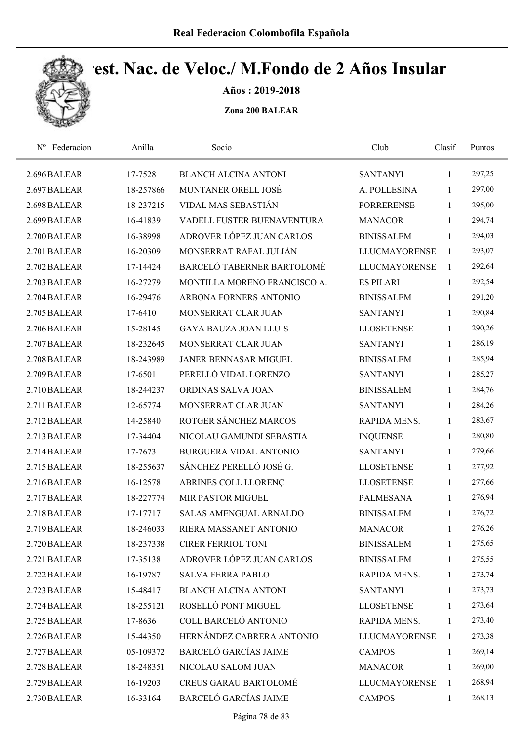# Camp. Nac. de Veloc./ M.Fondo de 2 Años Insular

**Años : 2019-2018**

**Zona 200 BALEAR**

| Nº Federacion | Anilla | Socio | Club | Clasif | Puntos |
|---|---|---|---|---|---|
| 2.696 BALEAR | 17-7528 | BLANCH ALCINA ANTONI | SANTANYI | 1 | 297,25 |
| 2.697 BALEAR | 18-257866 | MUNTANER ORELL JOSÉ | A. POLLESINA | 1 | 297,00 |
| 2.698 BALEAR | 18-237215 | VIDAL MAS SEBASTIÁN | PORRERENSE | 1 | 295,00 |
| 2.699 BALEAR | 16-41839 | VADELL FUSTER BUENAVENTURA | MANACOR | 1 | 294,74 |
| 2.700 BALEAR | 16-38998 | ADROVER LÓPEZ JUAN CARLOS | BINISSALEM | 1 | 294,03 |
| 2.701 BALEAR | 16-20309 | MONSERRAT RAFAL JULIÁN | LLUCMAYORENSE | 1 | 293,07 |
| 2.702 BALEAR | 17-14424 | BARCELÓ TABERNER BARTOLOMÉ | LLUCMAYORENSE | 1 | 292,64 |
| 2.703 BALEAR | 16-27279 | MONTILLA MORENO FRANCISCO A. | ES PILARI | 1 | 292,54 |
| 2.704 BALEAR | 16-29476 | ARBONA FORNERS ANTONIO | BINISSALEM | 1 | 291,20 |
| 2.705 BALEAR | 17-6410 | MONSERRAT CLAR JUAN | SANTANYI | 1 | 290,84 |
| 2.706 BALEAR | 15-28145 | GAYA BAUZA JOAN LLUIS | LLOSETENSE | 1 | 290,26 |
| 2.707 BALEAR | 18-232645 | MONSERRAT CLAR JUAN | SANTANYI | 1 | 286,19 |
| 2.708 BALEAR | 18-243989 | JANER BENNASAR MIGUEL | BINISSALEM | 1 | 285,94 |
| 2.709 BALEAR | 17-6501 | PERELLÓ VIDAL LORENZO | SANTANYI | 1 | 285,27 |
| 2.710 BALEAR | 18-244237 | ORDINAS SALVA JOAN | BINISSALEM | 1 | 284,76 |
| 2.711 BALEAR | 12-65774 | MONSERRAT CLAR JUAN | SANTANYI | 1 | 284,26 |
| 2.712 BALEAR | 14-25840 | ROTGER SÁNCHEZ MARCOS | RAPIDA MENS. | 1 | 283,67 |
| 2.713 BALEAR | 17-34404 | NICOLAU GAMUNDI SEBASTIA | INQUENSE | 1 | 280,80 |
| 2.714 BALEAR | 17-7673 | BURGUERA VIDAL ANTONIO | SANTANYI | 1 | 279,66 |
| 2.715 BALEAR | 18-255637 | SÁNCHEZ PERELLÓ JOSÉ G. | LLOSETENSE | 1 | 277,92 |
| 2.716 BALEAR | 16-12578 | ABRINES COLL LLORENÇ | LLOSETENSE | 1 | 277,66 |
| 2.717 BALEAR | 18-227774 | MIR PASTOR MIGUEL | PALMESANA | 1 | 276,94 |
| 2.718 BALEAR | 17-17717 | SALAS AMENGUAL ARNALDO | BINISSALEM | 1 | 276,72 |
| 2.719 BALEAR | 18-246033 | RIERA MASSANET ANTONIO | MANACOR | 1 | 276,26 |
| 2.720 BALEAR | 18-237338 | CIRER FERRIOL TONI | BINISSALEM | 1 | 275,65 |
| 2.721 BALEAR | 17-35138 | ADROVER LÓPEZ JUAN CARLOS | BINISSALEM | 1 | 275,55 |
| 2.722 BALEAR | 16-19787 | SALVA FERRA PABLO | RAPIDA MENS. | 1 | 273,74 |
| 2.723 BALEAR | 15-48417 | BLANCH ALCINA ANTONI | SANTANYI | 1 | 273,73 |
| 2.724 BALEAR | 18-255121 | ROSELLÓ PONT MIGUEL | LLOSETENSE | 1 | 273,64 |
| 2.725 BALEAR | 17-8636 | COLL BARCELÓ ANTONIO | RAPIDA MENS. | 1 | 273,40 |
| 2.726 BALEAR | 15-44350 | HERNÁNDEZ CABRERA ANTONIO | LLUCMAYORENSE | 1 | 273,38 |
| 2.727 BALEAR | 05-109372 | BARCELÓ GARCÍAS JAIME | CAMPOS | 1 | 269,14 |
| 2.728 BALEAR | 18-248351 | NICOLAU SALOM JUAN | MANACOR | 1 | 269,00 |
| 2.729 BALEAR | 16-19203 | CREUS GARAU BARTOLOMÉ | LLUCMAYORENSE | 1 | 268,94 |
| 2.730 BALEAR | 16-33164 | BARCELÓ GARCÍAS JAIME | CAMPOS | 1 | 268,13 |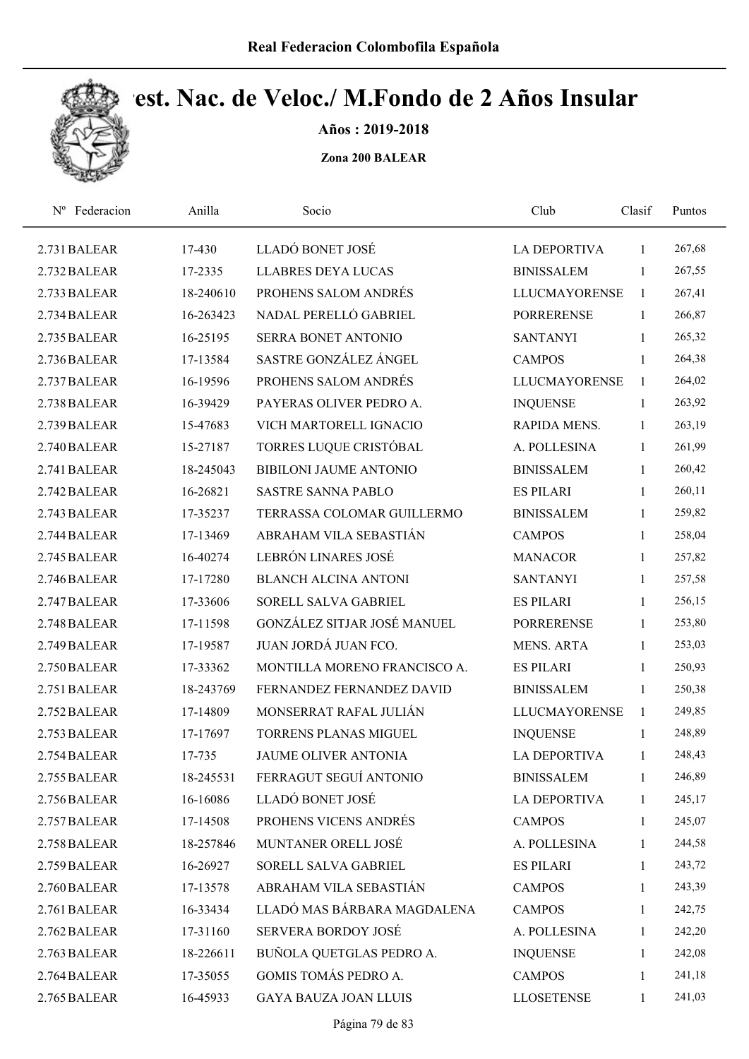# Cest. Nac. de Veloc./ M.Fondo de 2 Años Insular

**Años : 2019-2018**

**Zona 200 BALEAR**

| Nº Federacion | Anilla | Socio | Club | Clasif | Puntos |
|---|---|---|---|---|---|
| 2.731 BALEAR | 17-430 | LLADÓ BONET JOSÉ | LA DEPORTIVA | 1 | 267,68 |
| 2.732 BALEAR | 17-2335 | LLABRES DEYA LUCAS | BINISSALEM | 1 | 267,55 |
| 2.733 BALEAR | 18-240610 | PROHENS SALOM ANDRÉS | LLUCMAYORENSE | 1 | 267,41 |
| 2.734 BALEAR | 16-263423 | NADAL PERELLÓ GABRIEL | PORRERENSE | 1 | 266,87 |
| 2.735 BALEAR | 16-25195 | SERRA BONET ANTONIO | SANTANYI | 1 | 265,32 |
| 2.736 BALEAR | 17-13584 | SASTRE GONZÁLEZ ÁNGEL | CAMPOS | 1 | 264,38 |
| 2.737 BALEAR | 16-19596 | PROHENS SALOM ANDRÉS | LLUCMAYORENSE | 1 | 264,02 |
| 2.738 BALEAR | 16-39429 | PAYERAS OLIVER PEDRO A. | INQUENSE | 1 | 263,92 |
| 2.739 BALEAR | 15-47683 | VICH MARTORELL IGNACIO | RAPIDA MENS. | 1 | 263,19 |
| 2.740 BALEAR | 15-27187 | TORRES LUQUE CRISTÓBAL | A. POLLESINA | 1 | 261,99 |
| 2.741 BALEAR | 18-245043 | BIBILONI JAUME ANTONIO | BINISSALEM | 1 | 260,42 |
| 2.742 BALEAR | 16-26821 | SASTRE SANNA PABLO | ES PILARI | 1 | 260,11 |
| 2.743 BALEAR | 17-35237 | TERRASSA COLOMAR GUILLERMO | BINISSALEM | 1 | 259,82 |
| 2.744 BALEAR | 17-13469 | ABRAHAM VILA SEBASTIÁN | CAMPOS | 1 | 258,04 |
| 2.745 BALEAR | 16-40274 | LEBRÓN LINARES JOSÉ | MANACOR | 1 | 257,82 |
| 2.746 BALEAR | 17-17280 | BLANCH ALCINA ANTONI | SANTANYI | 1 | 257,58 |
| 2.747 BALEAR | 17-33606 | SORELL SALVA GABRIEL | ES PILARI | 1 | 256,15 |
| 2.748 BALEAR | 17-11598 | GONZÁLEZ SITJAR JOSÉ MANUEL | PORRERENSE | 1 | 253,80 |
| 2.749 BALEAR | 17-19587 | JUAN JORDÁ JUAN FCO. | MENS. ARTA | 1 | 253,03 |
| 2.750 BALEAR | 17-33362 | MONTILLA MORENO FRANCISCO A. | ES PILARI | 1 | 250,93 |
| 2.751 BALEAR | 18-243769 | FERNANDEZ FERNANDEZ DAVID | BINISSALEM | 1 | 250,38 |
| 2.752 BALEAR | 17-14809 | MONSERRAT RAFAL JULIÁN | LLUCMAYORENSE | 1 | 249,85 |
| 2.753 BALEAR | 17-17697 | TORRENS PLANAS MIGUEL | INQUENSE | 1 | 248,89 |
| 2.754 BALEAR | 17-735 | JAUME OLIVER ANTONIA | LA DEPORTIVA | 1 | 248,43 |
| 2.755 BALEAR | 18-245531 | FERRAGUT SEGUÍ ANTONIO | BINISSALEM | 1 | 246,89 |
| 2.756 BALEAR | 16-16086 | LLADÓ BONET JOSÉ | LA DEPORTIVA | 1 | 245,17 |
| 2.757 BALEAR | 17-14508 | PROHENS VICENS ANDRÉS | CAMPOS | 1 | 245,07 |
| 2.758 BALEAR | 18-257846 | MUNTANER ORELL JOSÉ | A. POLLESINA | 1 | 244,58 |
| 2.759 BALEAR | 16-26927 | SORELL SALVA GABRIEL | ES PILARI | 1 | 243,72 |
| 2.760 BALEAR | 17-13578 | ABRAHAM VILA SEBASTIÁN | CAMPOS | 1 | 243,39 |
| 2.761 BALEAR | 16-33434 | LLADÓ MAS BÁRBARA MAGDALENA | CAMPOS | 1 | 242,75 |
| 2.762 BALEAR | 17-31160 | SERVERA BORDOY JOSÉ | A. POLLESINA | 1 | 242,20 |
| 2.763 BALEAR | 18-226611 | BUÑOLA QUETGLAS PEDRO A. | INQUENSE | 1 | 242,08 |
| 2.764 BALEAR | 17-35055 | GOMIS TOMÁS PEDRO A. | CAMPOS | 1 | 241,18 |
| 2.765 BALEAR | 16-45933 | GAYA BAUZA JOAN LLUIS | LLOSETENSE | 1 | 241,03 |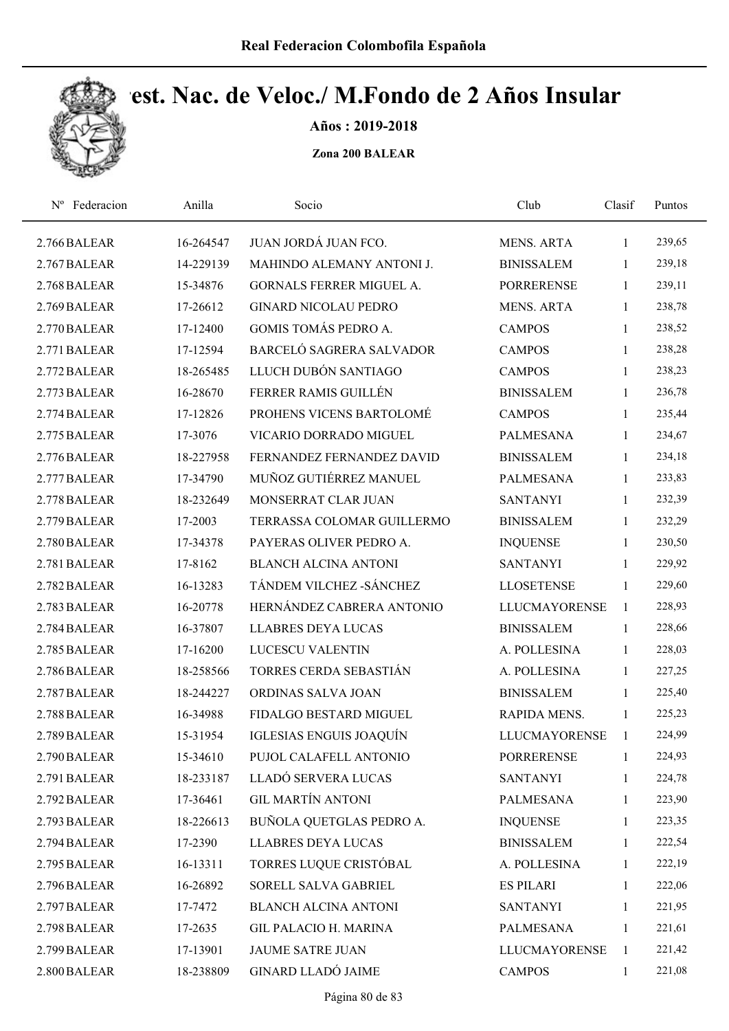# Real Federacion Colombofila Española

## Best. Nac. de Veloc./ M.Fondo de 2 Años Insular

**Años : 2019-2018**

**Zona 200 BALEAR**

| Nº | Federacion | Anilla | Socio | Club | Clasif | Puntos |
|---|---|---|---|---|---|---|
| 2.766 | BALEAR | 16-264547 | JUAN JORDÁ JUAN FCO. | MENS. ARTA | 1 | 239,65 |
| 2.767 | BALEAR | 14-229139 | MAHINDO ALEMANY ANTONI J. | BINISSALEM | 1 | 239,18 |
| 2.768 | BALEAR | 15-34876 | GORNALS FERRER MIGUEL A. | PORRERENSE | 1 | 239,11 |
| 2.769 | BALEAR | 17-26612 | GINARD NICOLAU PEDRO | MENS. ARTA | 1 | 238,78 |
| 2.770 | BALEAR | 17-12400 | GOMIS TOMÁS PEDRO A. | CAMPOS | 1 | 238,52 |
| 2.771 | BALEAR | 17-12594 | BARCELÓ SAGRERA SALVADOR | CAMPOS | 1 | 238,28 |
| 2.772 | BALEAR | 18-265485 | LLUCH DUBÓN SANTIAGO | CAMPOS | 1 | 238,23 |
| 2.773 | BALEAR | 16-28670 | FERRER RAMIS GUILLÉN | BINISSALEM | 1 | 236,78 |
| 2.774 | BALEAR | 17-12826 | PROHENS VICENS BARTOLOMÉ | CAMPOS | 1 | 235,44 |
| 2.775 | BALEAR | 17-3076 | VICARIO DORRADO MIGUEL | PALMESANA | 1 | 234,67 |
| 2.776 | BALEAR | 18-227958 | FERNANDEZ FERNANDEZ DAVID | BINISSALEM | 1 | 234,18 |
| 2.777 | BALEAR | 17-34790 | MUÑOZ GUTIÉRREZ MANUEL | PALMESANA | 1 | 233,83 |
| 2.778 | BALEAR | 18-232649 | MONSERRAT CLAR JUAN | SANTANYI | 1 | 232,39 |
| 2.779 | BALEAR | 17-2003 | TERRASSA COLOMAR GUILLERMO | BINISSALEM | 1 | 232,29 |
| 2.780 | BALEAR | 17-34378 | PAYERAS OLIVER PEDRO A. | INQUENSE | 1 | 230,50 |
| 2.781 | BALEAR | 17-8162 | BLANCH ALCINA ANTONI | SANTANYI | 1 | 229,92 |
| 2.782 | BALEAR | 16-13283 | TÁNDEM VILCHEZ -SÁNCHEZ | LLOSETENSE | 1 | 229,60 |
| 2.783 | BALEAR | 16-20778 | HERNÁNDEZ CABRERA ANTONIO | LLUCMAYORENSE | 1 | 228,93 |
| 2.784 | BALEAR | 16-37807 | LLABRES DEYA LUCAS | BINISSALEM | 1 | 228,66 |
| 2.785 | BALEAR | 17-16200 | LUCESCU VALENTIN | A. POLLESINA | 1 | 228,03 |
| 2.786 | BALEAR | 18-258566 | TORRES CERDA SEBASTIÁN | A. POLLESINA | 1 | 227,25 |
| 2.787 | BALEAR | 18-244227 | ORDINAS SALVA JOAN | BINISSALEM | 1 | 225,40 |
| 2.788 | BALEAR | 16-34988 | FIDALGO BESTARD MIGUEL | RAPIDA MENS. | 1 | 225,23 |
| 2.789 | BALEAR | 15-31954 | IGLESIAS ENGUIS JOAQUÍN | LLUCMAYORENSE | 1 | 224,99 |
| 2.790 | BALEAR | 15-34610 | PUJOL CALAFELL ANTONIO | PORRERENSE | 1 | 224,93 |
| 2.791 | BALEAR | 18-233187 | LLADÓ SERVERA LUCAS | SANTANYI | 1 | 224,78 |
| 2.792 | BALEAR | 17-36461 | GIL MARTÍN ANTONI | PALMESANA | 1 | 223,90 |
| 2.793 | BALEAR | 18-226613 | BUÑOLA QUETGLAS PEDRO A. | INQUENSE | 1 | 223,35 |
| 2.794 | BALEAR | 17-2390 | LLABRES DEYA LUCAS | BINISSALEM | 1 | 222,54 |
| 2.795 | BALEAR | 16-13311 | TORRES LUQUE CRISTÓBAL | A. POLLESINA | 1 | 222,19 |
| 2.796 | BALEAR | 16-26892 | SORELL SALVA GABRIEL | ES PILARI | 1 | 222,06 |
| 2.797 | BALEAR | 17-7472 | BLANCH ALCINA ANTONI | SANTANYI | 1 | 221,95 |
| 2.798 | BALEAR | 17-2635 | GIL PALACIO H. MARINA | PALMESANA | 1 | 221,61 |
| 2.799 | BALEAR | 17-13901 | JAUME SATRE JUAN | LLUCMAYORENSE | 1 | 221,42 |
| 2.800 | BALEAR | 18-238809 | GINARD LLADÓ JAIME | CAMPOS | 1 | 221,08 |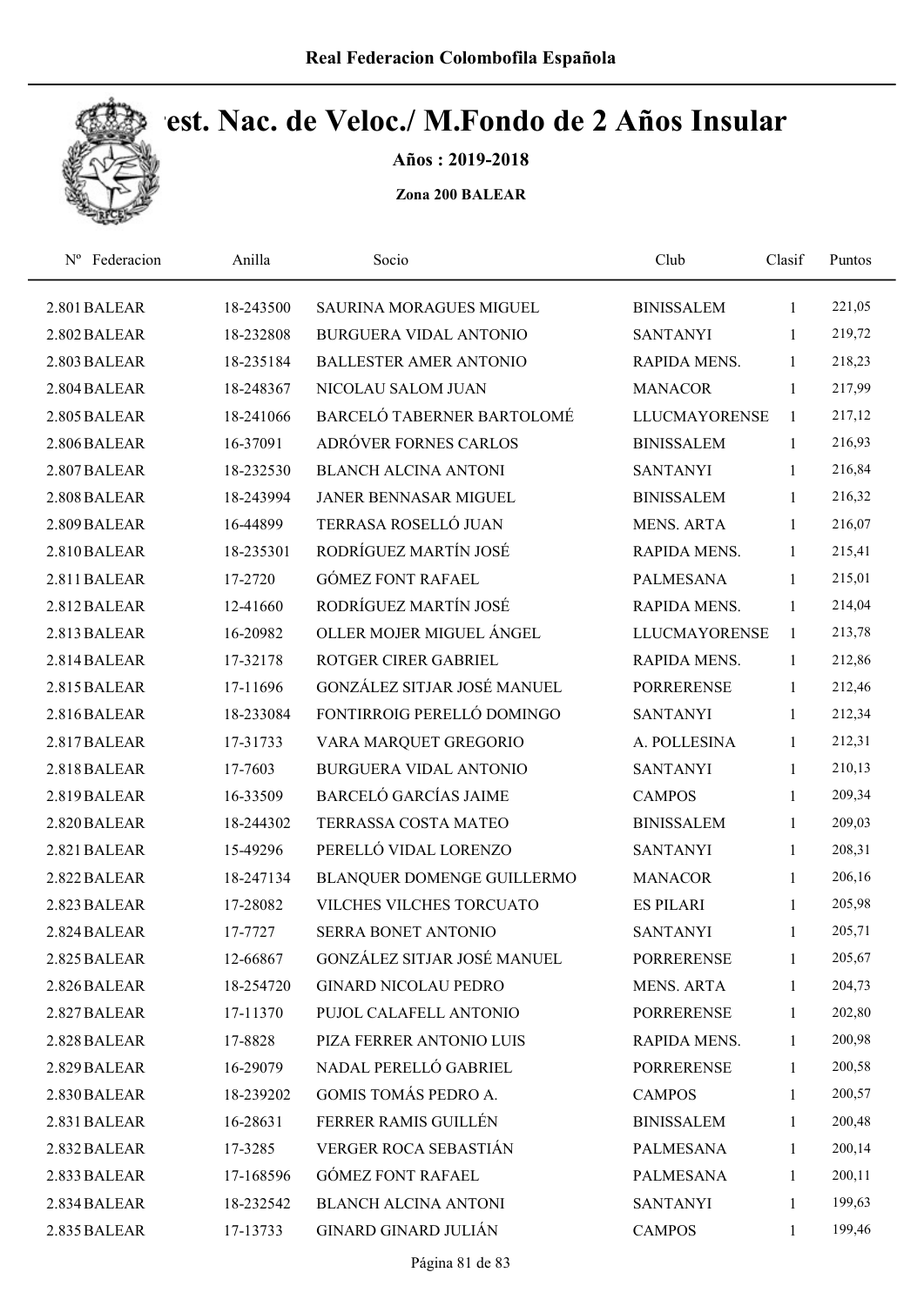Real Federacion Colombofila Española

# Camp. Nac. de Veloc./ M.Fondo de 2 Años Insular

**Años : 2019-2018**

**Zona 200 BALEAR**

| Nº | Federacion | Anilla | Socio | Club | Clasif | Puntos |
|---|---|---|---|---|---|---|
| 2.801 | BALEAR | 18-243500 | SAURINA MORAGUES MIGUEL | BINISSALEM | 1 | 221,05 |
| 2.802 | BALEAR | 18-232808 | BURGUERA VIDAL ANTONIO | SANTANYI | 1 | 219,72 |
| 2.803 | BALEAR | 18-235184 | BALLESTER AMER ANTONIO | RAPIDA MENS. | 1 | 218,23 |
| 2.804 | BALEAR | 18-248367 | NICOLAU SALOM JUAN | MANACOR | 1 | 217,99 |
| 2.805 | BALEAR | 18-241066 | BARCELÓ TABERNER BARTOLOMÉ | LLUCMAYORENSE | 1 | 217,12 |
| 2.806 | BALEAR | 16-37091 | ADRÓVER FORNES CARLOS | BINISSALEM | 1 | 216,93 |
| 2.807 | BALEAR | 18-232530 | BLANCH ALCINA ANTONI | SANTANYI | 1 | 216,84 |
| 2.808 | BALEAR | 18-243994 | JANER BENNASAR MIGUEL | BINISSALEM | 1 | 216,32 |
| 2.809 | BALEAR | 16-44899 | TERRASA ROSELLÓ JUAN | MENS. ARTA | 1 | 216,07 |
| 2.810 | BALEAR | 18-235301 | RODRÍGUEZ MARTÍN JOSÉ | RAPIDA MENS. | 1 | 215,41 |
| 2.811 | BALEAR | 17-2720 | GÓMEZ FONT RAFAEL | PALMESANA | 1 | 215,01 |
| 2.812 | BALEAR | 12-41660 | RODRÍGUEZ MARTÍN JOSÉ | RAPIDA MENS. | 1 | 214,04 |
| 2.813 | BALEAR | 16-20982 | OLLER MOJER MIGUEL ÁNGEL | LLUCMAYORENSE | 1 | 213,78 |
| 2.814 | BALEAR | 17-32178 | ROTGER CIRER GABRIEL | RAPIDA MENS. | 1 | 212,86 |
| 2.815 | BALEAR | 17-11696 | GONZÁLEZ SITJAR JOSÉ MANUEL | PORRERENSE | 1 | 212,46 |
| 2.816 | BALEAR | 18-233084 | FONTIRROIG PERELLÓ DOMINGO | SANTANYI | 1 | 212,34 |
| 2.817 | BALEAR | 17-31733 | VARA MARQUET GREGORIO | A. POLLESINA | 1 | 212,31 |
| 2.818 | BALEAR | 17-7603 | BURGUERA VIDAL ANTONIO | SANTANYI | 1 | 210,13 |
| 2.819 | BALEAR | 16-33509 | BARCELÓ GARCÍAS JAIME | CAMPOS | 1 | 209,34 |
| 2.820 | BALEAR | 18-244302 | TERRASSA COSTA MATEO | BINISSALEM | 1 | 209,03 |
| 2.821 | BALEAR | 15-49296 | PERELLÓ VIDAL LORENZO | SANTANYI | 1 | 208,31 |
| 2.822 | BALEAR | 18-247134 | BLANQUER DOMENGE GUILLERMO | MANACOR | 1 | 206,16 |
| 2.823 | BALEAR | 17-28082 | VILCHES VILCHES TORCUATO | ES PILARI | 1 | 205,98 |
| 2.824 | BALEAR | 17-7727 | SERRA BONET ANTONIO | SANTANYI | 1 | 205,71 |
| 2.825 | BALEAR | 12-66867 | GONZÁLEZ SITJAR JOSÉ MANUEL | PORRERENSE | 1 | 205,67 |
| 2.826 | BALEAR | 18-254720 | GINARD NICOLAU PEDRO | MENS. ARTA | 1 | 204,73 |
| 2.827 | BALEAR | 17-11370 | PUJOL CALAFELL ANTONIO | PORRERENSE | 1 | 202,80 |
| 2.828 | BALEAR | 17-8828 | PIZA FERRER ANTONIO LUIS | RAPIDA MENS. | 1 | 200,98 |
| 2.829 | BALEAR | 16-29079 | NADAL PERELLÓ GABRIEL | PORRERENSE | 1 | 200,58 |
| 2.830 | BALEAR | 18-239202 | GOMIS TOMÁS PEDRO A. | CAMPOS | 1 | 200,57 |
| 2.831 | BALEAR | 16-28631 | FERRER RAMIS GUILLÉN | BINISSALEM | 1 | 200,48 |
| 2.832 | BALEAR | 17-3285 | VERGER ROCA SEBASTIÁN | PALMESANA | 1 | 200,14 |
| 2.833 | BALEAR | 17-168596 | GÓMEZ FONT RAFAEL | PALMESANA | 1 | 200,11 |
| 2.834 | BALEAR | 18-232542 | BLANCH ALCINA ANTONI | SANTANYI | 1 | 199,63 |
| 2.835 | BALEAR | 17-13733 | GINARD GINARD JULIÁN | CAMPOS | 1 | 199,46 |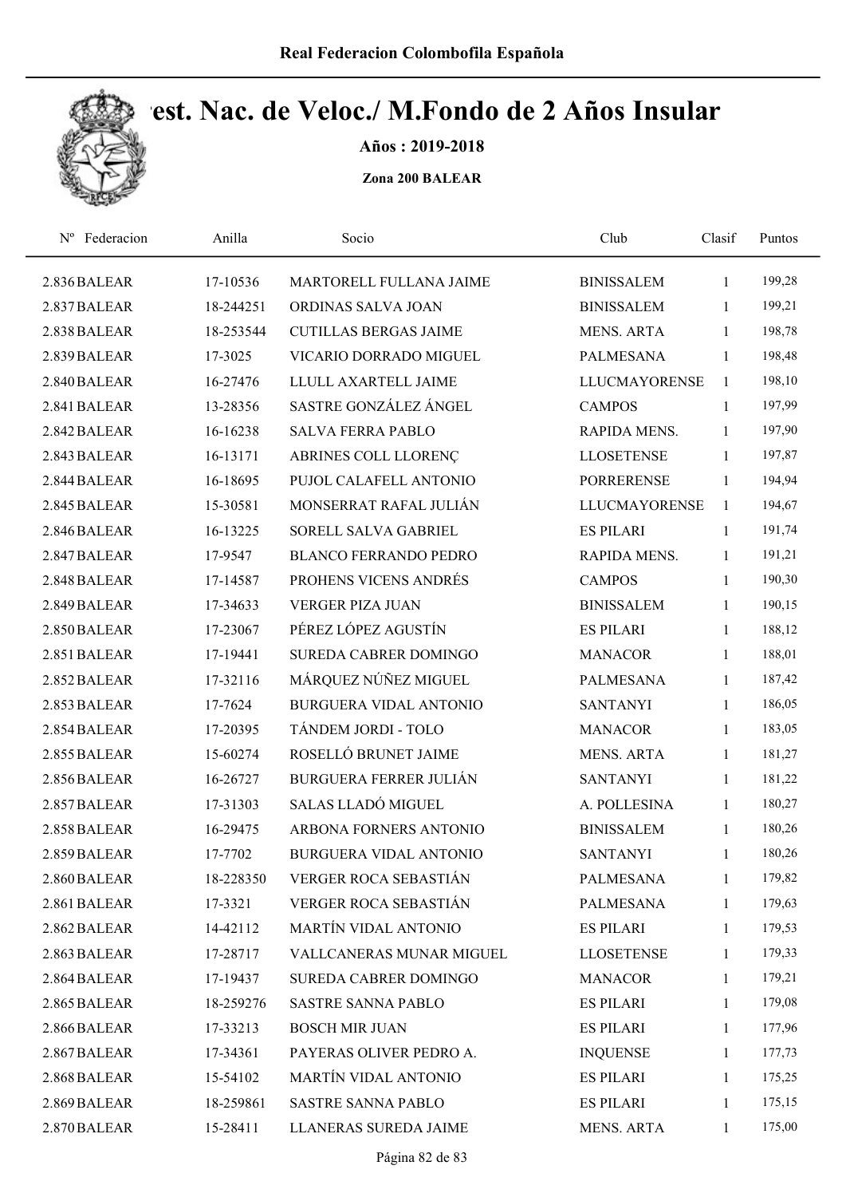Real Federacion Colombofila Española

# Est. Nac. de Veloc./ M.Fondo de 2 Años Insular

**Años : 2019-2018**

**Zona 200 BALEAR**

| Nº | Federacion | Anilla | Socio | Club | Clasif | Puntos |
|---|---|---|---|---|---|---|
| 2.836 | BALEAR | 17-10536 | MARTORELL FULLANA JAIME | BINISSALEM | 1 | 199,28 |
| 2.837 | BALEAR | 18-244251 | ORDINAS SALVA JOAN | BINISSALEM | 1 | 199,21 |
| 2.838 | BALEAR | 18-253544 | CUTILLAS BERGAS JAIME | MENS. ARTA | 1 | 198,78 |
| 2.839 | BALEAR | 17-3025 | VICARIO DORRADO MIGUEL | PALMESANA | 1 | 198,48 |
| 2.840 | BALEAR | 16-27476 | LLULL AXARTELL JAIME | LLUCMAYORENSE | 1 | 198,10 |
| 2.841 | BALEAR | 13-28356 | SASTRE GONZÁLEZ ÁNGEL | CAMPOS | 1 | 197,99 |
| 2.842 | BALEAR | 16-16238 | SALVA FERRA PABLO | RAPIDA MENS. | 1 | 197,90 |
| 2.843 | BALEAR | 16-13171 | ABRINES COLL LLORENÇ | LLOSETENSE | 1 | 197,87 |
| 2.844 | BALEAR | 16-18695 | PUJOL CALAFELL ANTONIO | PORRERENSE | 1 | 194,94 |
| 2.845 | BALEAR | 15-30581 | MONSERRAT RAFAL JULIÁN | LLUCMAYORENSE | 1 | 194,67 |
| 2.846 | BALEAR | 16-13225 | SORELL SALVA GABRIEL | ES PILARI | 1 | 191,74 |
| 2.847 | BALEAR | 17-9547 | BLANCO FERRANDO PEDRO | RAPIDA MENS. | 1 | 191,21 |
| 2.848 | BALEAR | 17-14587 | PROHENS VICENS ANDRÉS | CAMPOS | 1 | 190,30 |
| 2.849 | BALEAR | 17-34633 | VERGER PIZA JUAN | BINISSALEM | 1 | 190,15 |
| 2.850 | BALEAR | 17-23067 | PÉREZ LÓPEZ AGUSTÍN | ES PILARI | 1 | 188,12 |
| 2.851 | BALEAR | 17-19441 | SUREDA CABRER DOMINGO | MANACOR | 1 | 188,01 |
| 2.852 | BALEAR | 17-32116 | MÁRQUEZ NÚÑEZ MIGUEL | PALMESANA | 1 | 187,42 |
| 2.853 | BALEAR | 17-7624 | BURGUERA VIDAL ANTONIO | SANTANYI | 1 | 186,05 |
| 2.854 | BALEAR | 17-20395 | TÁNDEM JORDI - TOLO | MANACOR | 1 | 183,05 |
| 2.855 | BALEAR | 15-60274 | ROSELLÓ BRUNET JAIME | MENS. ARTA | 1 | 181,27 |
| 2.856 | BALEAR | 16-26727 | BURGUERA FERRER JULIÁN | SANTANYI | 1 | 181,22 |
| 2.857 | BALEAR | 17-31303 | SALAS LLADÓ MIGUEL | A. POLLESINA | 1 | 180,27 |
| 2.858 | BALEAR | 16-29475 | ARBONA FORNERS ANTONIO | BINISSALEM | 1 | 180,26 |
| 2.859 | BALEAR | 17-7702 | BURGUERA VIDAL ANTONIO | SANTANYI | 1 | 180,26 |
| 2.860 | BALEAR | 18-228350 | VERGER ROCA SEBASTIÁN | PALMESANA | 1 | 179,82 |
| 2.861 | BALEAR | 17-3321 | VERGER ROCA SEBASTIÁN | PALMESANA | 1 | 179,63 |
| 2.862 | BALEAR | 14-42112 | MARTÍN VIDAL ANTONIO | ES PILARI | 1 | 179,53 |
| 2.863 | BALEAR | 17-28717 | VALLCANERAS MUNAR MIGUEL | LLOSETENSE | 1 | 179,33 |
| 2.864 | BALEAR | 17-19437 | SUREDA CABRER DOMINGO | MANACOR | 1 | 179,21 |
| 2.865 | BALEAR | 18-259276 | SASTRE SANNA PABLO | ES PILARI | 1 | 179,08 |
| 2.866 | BALEAR | 17-33213 | BOSCH MIR JUAN | ES PILARI | 1 | 177,96 |
| 2.867 | BALEAR | 17-34361 | PAYERAS OLIVER PEDRO A. | INQUENSE | 1 | 177,73 |
| 2.868 | BALEAR | 15-54102 | MARTÍN VIDAL ANTONIO | ES PILARI | 1 | 175,25 |
| 2.869 | BALEAR | 18-259861 | SASTRE SANNA PABLO | ES PILARI | 1 | 175,15 |
| 2.870 | BALEAR | 15-28411 | LLANERAS SUREDA JAIME | MENS. ARTA | 1 | 175,00 |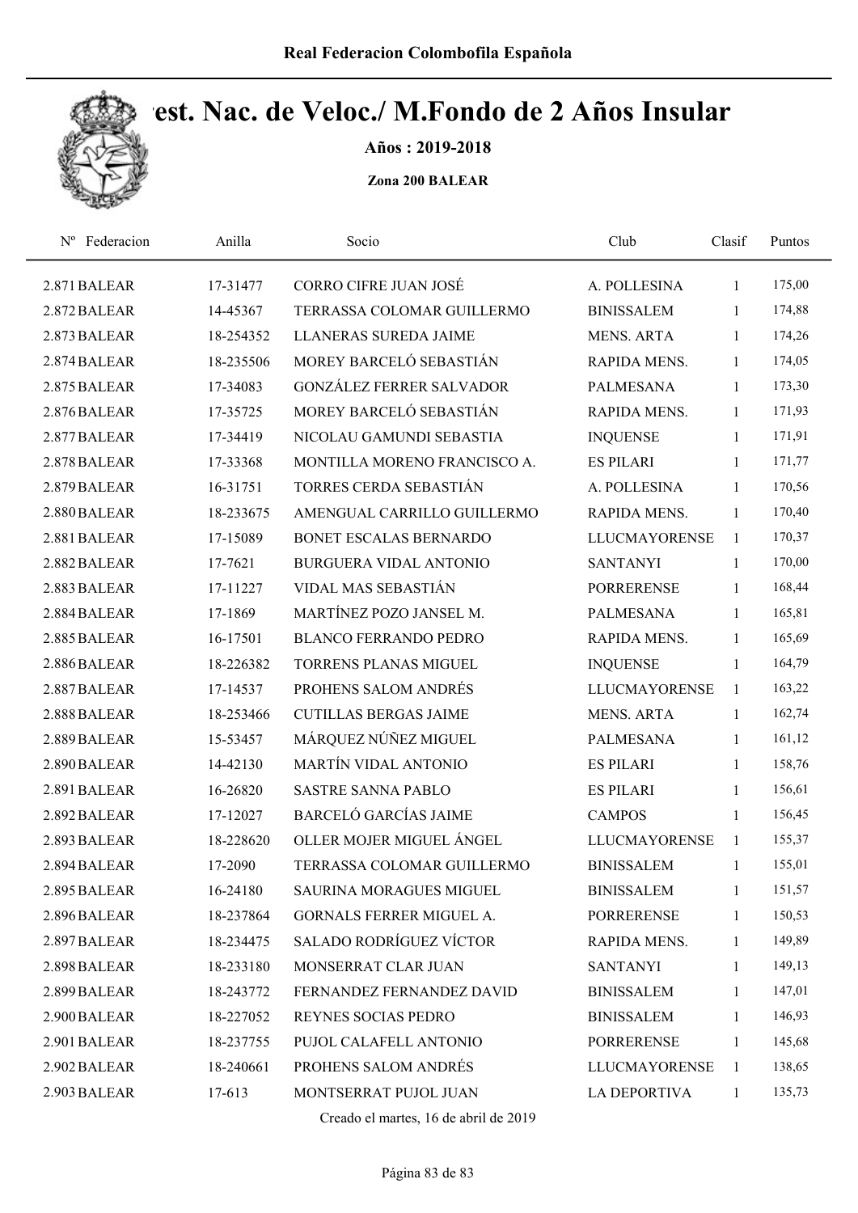# Real Federacion Colombofila Española

## Camp. Nac. de Veloc./ M.Fondo de 2 Años Insular

**Años : 2019-2018**

**Zona 200 BALEAR**

| Nº Federacion | Anilla | Socio | Club | Clasif | Puntos |
|---|---|---|---|---|---|
| 2.871 BALEAR | 17-31477 | CORRO CIFRE JUAN JOSÉ | A. POLLESINA | 1 | 175,00 |
| 2.872 BALEAR | 14-45367 | TERRASSA COLOMAR GUILLERMO | BINISSALEM | 1 | 174,88 |
| 2.873 BALEAR | 18-254352 | LLANERAS SUREDA JAIME | MENS. ARTA | 1 | 174,26 |
| 2.874 BALEAR | 18-235506 | MOREY BARCELÓ SEBASTIÁN | RAPIDA MENS. | 1 | 174,05 |
| 2.875 BALEAR | 17-34083 | GONZÁLEZ FERRER SALVADOR | PALMESANA | 1 | 173,30 |
| 2.876 BALEAR | 17-35725 | MOREY BARCELÓ SEBASTIÁN | RAPIDA MENS. | 1 | 171,93 |
| 2.877 BALEAR | 17-34419 | NICOLAU GAMUNDI SEBASTIA | INQUENSE | 1 | 171,91 |
| 2.878 BALEAR | 17-33368 | MONTILLA MORENO FRANCISCO A. | ES PILARI | 1 | 171,77 |
| 2.879 BALEAR | 16-31751 | TORRES CERDA SEBASTIÁN | A. POLLESINA | 1 | 170,56 |
| 2.880 BALEAR | 18-233675 | AMENGUAL CARRILLO GUILLERMO | RAPIDA MENS. | 1 | 170,40 |
| 2.881 BALEAR | 17-15089 | BONET ESCALAS BERNARDO | LLUCMAYORENSE | 1 | 170,37 |
| 2.882 BALEAR | 17-7621 | BURGUERA VIDAL ANTONIO | SANTANYI | 1 | 170,00 |
| 2.883 BALEAR | 17-11227 | VIDAL MAS SEBASTIÁN | PORRERENSE | 1 | 168,44 |
| 2.884 BALEAR | 17-1869 | MARTÍNEZ POZO JANSEL M. | PALMESANA | 1 | 165,81 |
| 2.885 BALEAR | 16-17501 | BLANCO FERRANDO PEDRO | RAPIDA MENS. | 1 | 165,69 |
| 2.886 BALEAR | 18-226382 | TORRENS PLANAS MIGUEL | INQUENSE | 1 | 164,79 |
| 2.887 BALEAR | 17-14537 | PROHENS SALOM ANDRÉS | LLUCMAYORENSE | 1 | 163,22 |
| 2.888 BALEAR | 18-253466 | CUTILLAS BERGAS JAIME | MENS. ARTA | 1 | 162,74 |
| 2.889 BALEAR | 15-53457 | MÁRQUEZ NÚÑEZ MIGUEL | PALMESANA | 1 | 161,12 |
| 2.890 BALEAR | 14-42130 | MARTÍN VIDAL ANTONIO | ES PILARI | 1 | 158,76 |
| 2.891 BALEAR | 16-26820 | SASTRE SANNA PABLO | ES PILARI | 1 | 156,61 |
| 2.892 BALEAR | 17-12027 | BARCELÓ GARCÍAS JAIME | CAMPOS | 1 | 156,45 |
| 2.893 BALEAR | 18-228620 | OLLER MOJER MIGUEL ÁNGEL | LLUCMAYORENSE | 1 | 155,37 |
| 2.894 BALEAR | 17-2090 | TERRASSA COLOMAR GUILLERMO | BINISSALEM | 1 | 155,01 |
| 2.895 BALEAR | 16-24180 | SAURINA MORAGUES MIGUEL | BINISSALEM | 1 | 151,57 |
| 2.896 BALEAR | 18-237864 | GORNALS FERRER MIGUEL A. | PORRERENSE | 1 | 150,53 |
| 2.897 BALEAR | 18-234475 | SALADO RODRÍGUEZ VÍCTOR | RAPIDA MENS. | 1 | 149,89 |
| 2.898 BALEAR | 18-233180 | MONSERRAT CLAR JUAN | SANTANYI | 1 | 149,13 |
| 2.899 BALEAR | 18-243772 | FERNANDEZ FERNANDEZ DAVID | BINISSALEM | 1 | 147,01 |
| 2.900 BALEAR | 18-227052 | REYNES SOCIAS PEDRO | BINISSALEM | 1 | 146,93 |
| 2.901 BALEAR | 18-237755 | PUJOL CALAFELL ANTONIO | PORRERENSE | 1 | 145,68 |
| 2.902 BALEAR | 18-240661 | PROHENS SALOM ANDRÉS | LLUCMAYORENSE | 1 | 138,65 |
| 2.903 BALEAR | 17-613 | MONTSERRAT PUJOL JUAN | LA DEPORTIVA | 1 | 135,73 |

Creado el martes, 16 de abril de 2019